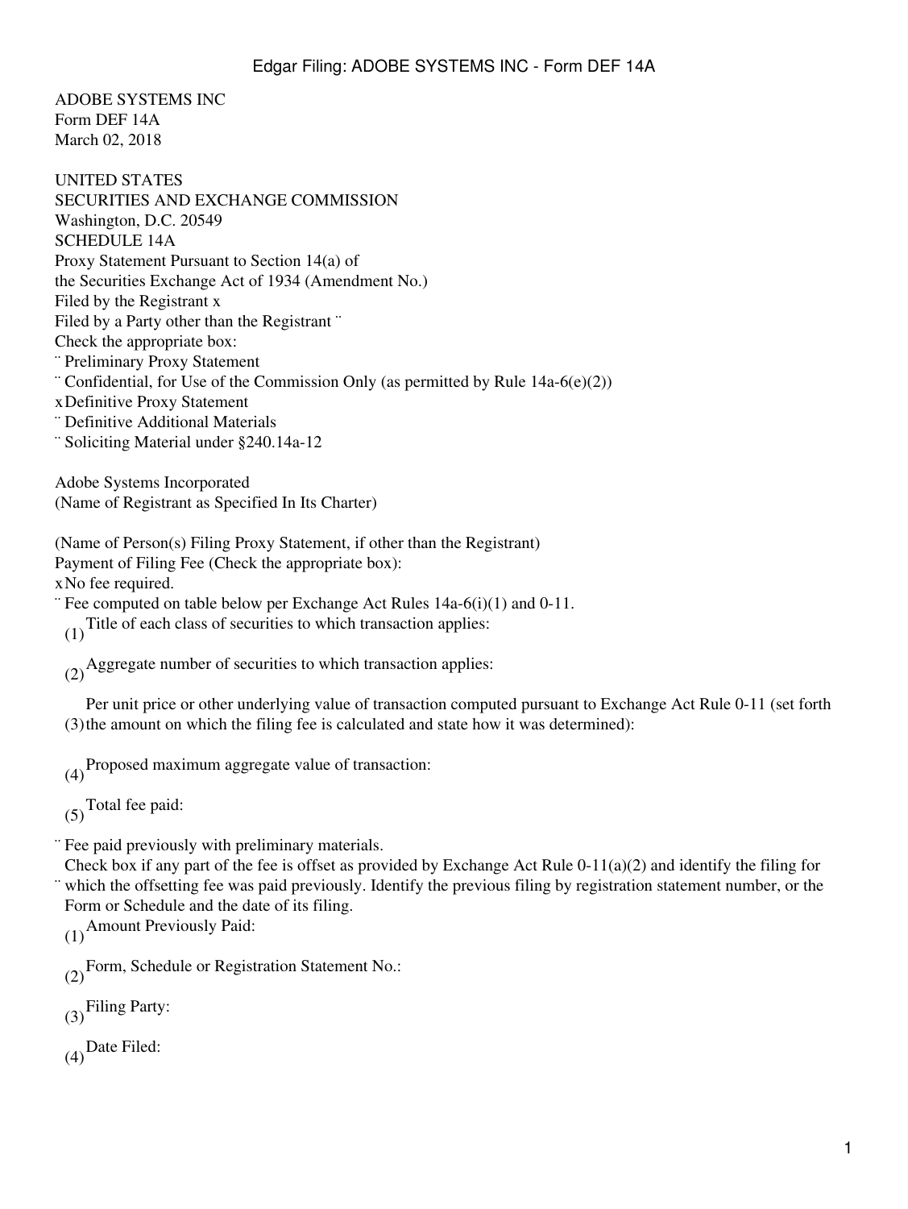ADOBE SYSTEMS INC
Form DEF 14A
March 02, 2018

UNITED STATES
SECURITIES AND EXCHANGE COMMISSION
Washington, D.C. 20549
SCHEDULE 14A
Proxy Statement Pursuant to Section 14(a) of
the Securities Exchange Act of 1934 (Amendment No.)
Filed by the Registrant x
Filed by a Party other than the Registrant ¨
Check the appropriate box:
¨ Preliminary Proxy Statement
¨ Confidential, for Use of the Commission Only (as permitted by Rule 14a-6(e)(2))
x Definitive Proxy Statement
¨ Definitive Additional Materials
¨ Soliciting Material under §240.14a-12

Adobe Systems Incorporated
(Name of Registrant as Specified In Its Charter)

(Name of Person(s) Filing Proxy Statement, if other than the Registrant)
Payment of Filing Fee (Check the appropriate box):
x No fee required.
¨ Fee computed on table below per Exchange Act Rules 14a-6(i)(1) and 0-11.
(1) Title of each class of securities to which transaction applies:

(2) Aggregate number of securities to which transaction applies:

(3) Per unit price or other underlying value of transaction computed pursuant to Exchange Act Rule 0-11 (set forth the amount on which the filing fee is calculated and state how it was determined):

(4) Proposed maximum aggregate value of transaction:

(5) Total fee paid:

¨ Fee paid previously with preliminary materials.
¨ Check box if any part of the fee is offset as provided by Exchange Act Rule 0-11(a)(2) and identify the filing for which the offsetting fee was paid previously. Identify the previous filing by registration statement number, or the Form or Schedule and the date of its filing.
(1) Amount Previously Paid:

(2) Form, Schedule or Registration Statement No.:

(3) Filing Party:

(4) Date Filed: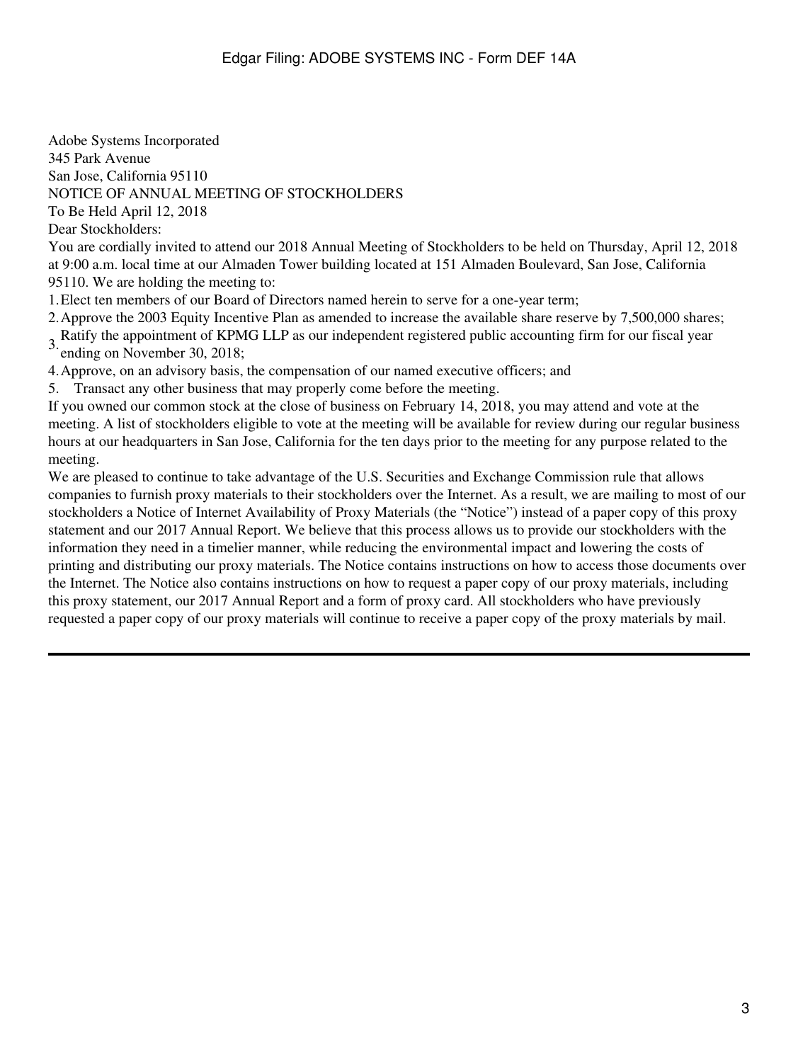Adobe Systems Incorporated
345 Park Avenue
San Jose, California 95110

NOTICE OF ANNUAL MEETING OF STOCKHOLDERS

To Be Held April 12, 2018

Dear Stockholders:

You are cordially invited to attend our 2018 Annual Meeting of Stockholders to be held on Thursday, April 12, 2018 at 9:00 a.m. local time at our Almaden Tower building located at 151 Almaden Boulevard, San Jose, California 95110. We are holding the meeting to:

1. Elect ten members of our Board of Directors named herein to serve for a one-year term;
2. Approve the 2003 Equity Incentive Plan as amended to increase the available share reserve by 7,500,000 shares;
3. Ratify the appointment of KPMG LLP as our independent registered public accounting firm for our fiscal year ending on November 30, 2018;
4. Approve, on an advisory basis, the compensation of our named executive officers; and
5. Transact any other business that may properly come before the meeting.

If you owned our common stock at the close of business on February 14, 2018, you may attend and vote at the meeting. A list of stockholders eligible to vote at the meeting will be available for review during our regular business hours at our headquarters in San Jose, California for the ten days prior to the meeting for any purpose related to the meeting.

We are pleased to continue to take advantage of the U.S. Securities and Exchange Commission rule that allows companies to furnish proxy materials to their stockholders over the Internet. As a result, we are mailing to most of our stockholders a Notice of Internet Availability of Proxy Materials (the "Notice") instead of a paper copy of this proxy statement and our 2017 Annual Report. We believe that this process allows us to provide our stockholders with the information they need in a timelier manner, while reducing the environmental impact and lowering the costs of printing and distributing our proxy materials. The Notice contains instructions on how to access those documents over the Internet. The Notice also contains instructions on how to request a paper copy of our proxy materials, including this proxy statement, our 2017 Annual Report and a form of proxy card. All stockholders who have previously requested a paper copy of our proxy materials will continue to receive a paper copy of the proxy materials by mail.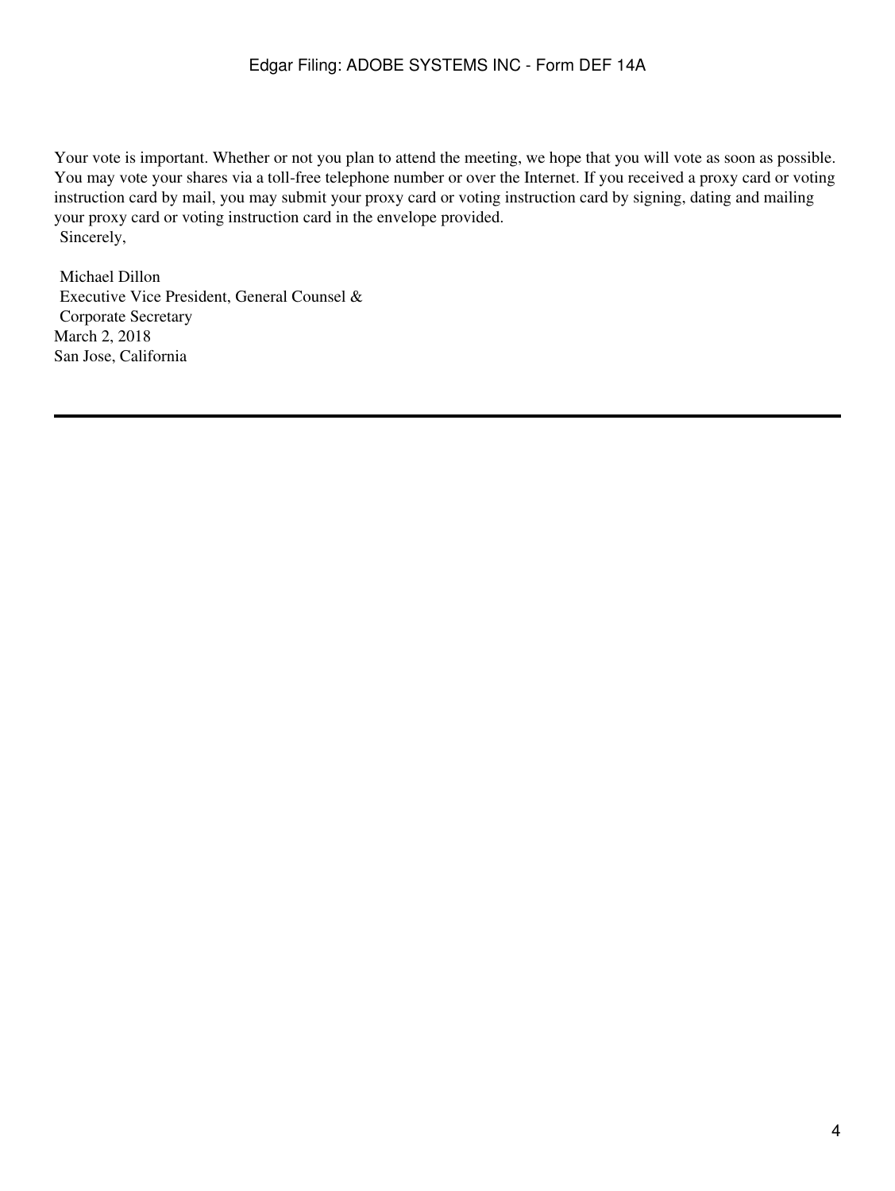Your vote is important. Whether or not you plan to attend the meeting, we hope that you will vote as soon as possible. You may vote your shares via a toll-free telephone number or over the Internet. If you received a proxy card or voting instruction card by mail, you may submit your proxy card or voting instruction card by signing, dating and mailing your proxy card or voting instruction card in the envelope provided.

Sincerely,

Michael Dillon
Executive Vice President, General Counsel &
Corporate Secretary
March 2, 2018
San Jose, California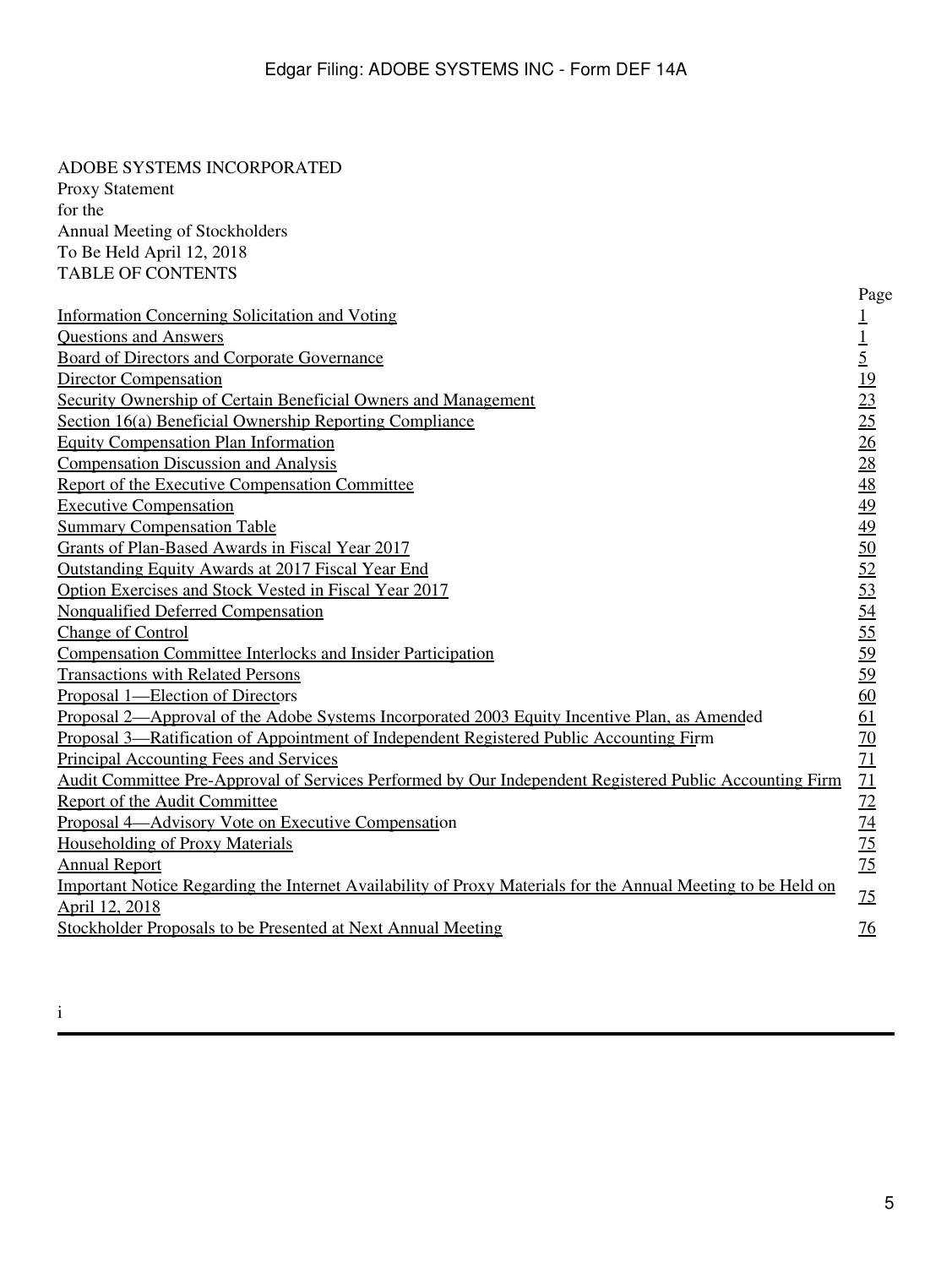ADOBE SYSTEMS INCORPORATED
Proxy Statement
for the
Annual Meeting of Stockholders
To Be Held April 12, 2018
TABLE OF CONTENTS

| | Page |
|---|---|
| Information Concerning Solicitation and Voting | 1 |
| Questions and Answers | 1 |
| Board of Directors and Corporate Governance | 5 |
| Director Compensation | 19 |
| Security Ownership of Certain Beneficial Owners and Management | 23 |
| Section 16(a) Beneficial Ownership Reporting Compliance | 25 |
| Equity Compensation Plan Information | 26 |
| Compensation Discussion and Analysis | 28 |
| Report of the Executive Compensation Committee | 48 |
| Executive Compensation | 49 |
| Summary Compensation Table | 49 |
| Grants of Plan-Based Awards in Fiscal Year 2017 | 50 |
| Outstanding Equity Awards at 2017 Fiscal Year End | 52 |
| Option Exercises and Stock Vested in Fiscal Year 2017 | 53 |
| Nonqualified Deferred Compensation | 54 |
| Change of Control | 55 |
| Compensation Committee Interlocks and Insider Participation | 59 |
| Transactions with Related Persons | 59 |
| Proposal 1—Election of Directors | 60 |
| Proposal 2—Approval of the Adobe Systems Incorporated 2003 Equity Incentive Plan, as Amended | 61 |
| Proposal 3—Ratification of Appointment of Independent Registered Public Accounting Firm | 70 |
| Principal Accounting Fees and Services | 71 |
| Audit Committee Pre-Approval of Services Performed by Our Independent Registered Public Accounting Firm | 71 |
| Report of the Audit Committee | 72 |
| Proposal 4—Advisory Vote on Executive Compensation | 74 |
| Householding of Proxy Materials | 75 |
| Annual Report | 75 |
| Important Notice Regarding the Internet Availability of Proxy Materials for the Annual Meeting to be Held on April 12, 2018 | 75 |
| Stockholder Proposals to be Presented at Next Annual Meeting | 76 |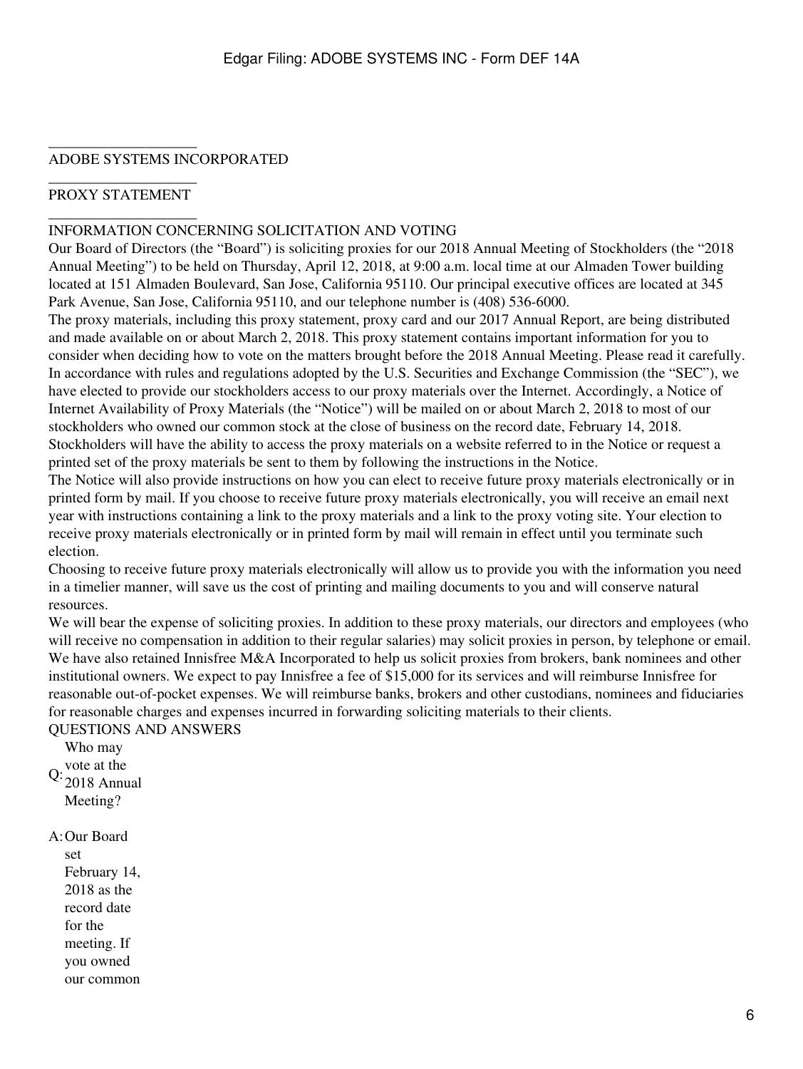ADOBE SYSTEMS INCORPORATED

PROXY STATEMENT

INFORMATION CONCERNING SOLICITATION AND VOTING

Our Board of Directors (the "Board") is soliciting proxies for our 2018 Annual Meeting of Stockholders (the "2018 Annual Meeting") to be held on Thursday, April 12, 2018, at 9:00 a.m. local time at our Almaden Tower building located at 151 Almaden Boulevard, San Jose, California 95110. Our principal executive offices are located at 345 Park Avenue, San Jose, California 95110, and our telephone number is (408) 536-6000.

The proxy materials, including this proxy statement, proxy card and our 2017 Annual Report, are being distributed and made available on or about March 2, 2018. This proxy statement contains important information for you to consider when deciding how to vote on the matters brought before the 2018 Annual Meeting. Please read it carefully.

In accordance with rules and regulations adopted by the U.S. Securities and Exchange Commission (the "SEC"), we have elected to provide our stockholders access to our proxy materials over the Internet. Accordingly, a Notice of Internet Availability of Proxy Materials (the "Notice") will be mailed on or about March 2, 2018 to most of our stockholders who owned our common stock at the close of business on the record date, February 14, 2018. Stockholders will have the ability to access the proxy materials on a website referred to in the Notice or request a printed set of the proxy materials be sent to them by following the instructions in the Notice.

The Notice will also provide instructions on how you can elect to receive future proxy materials electronically or in printed form by mail. If you choose to receive future proxy materials electronically, you will receive an email next year with instructions containing a link to the proxy materials and a link to the proxy voting site. Your election to receive proxy materials electronically or in printed form by mail will remain in effect until you terminate such election.

Choosing to receive future proxy materials electronically will allow us to provide you with the information you need in a timelier manner, will save us the cost of printing and mailing documents to you and will conserve natural resources.

We will bear the expense of soliciting proxies. In addition to these proxy materials, our directors and employees (who will receive no compensation in addition to their regular salaries) may solicit proxies in person, by telephone or email. We have also retained Innisfree M&A Incorporated to help us solicit proxies from brokers, bank nominees and other institutional owners. We expect to pay Innisfree a fee of $15,000 for its services and will reimburse Innisfree for reasonable out-of-pocket expenses. We will reimburse banks, brokers and other custodians, nominees and fiduciaries for reasonable charges and expenses incurred in forwarding soliciting materials to their clients.

QUESTIONS AND ANSWERS

Q: Who may vote at the 2018 Annual Meeting?

A: Our Board set February 14, 2018 as the record date for the meeting. If you owned our common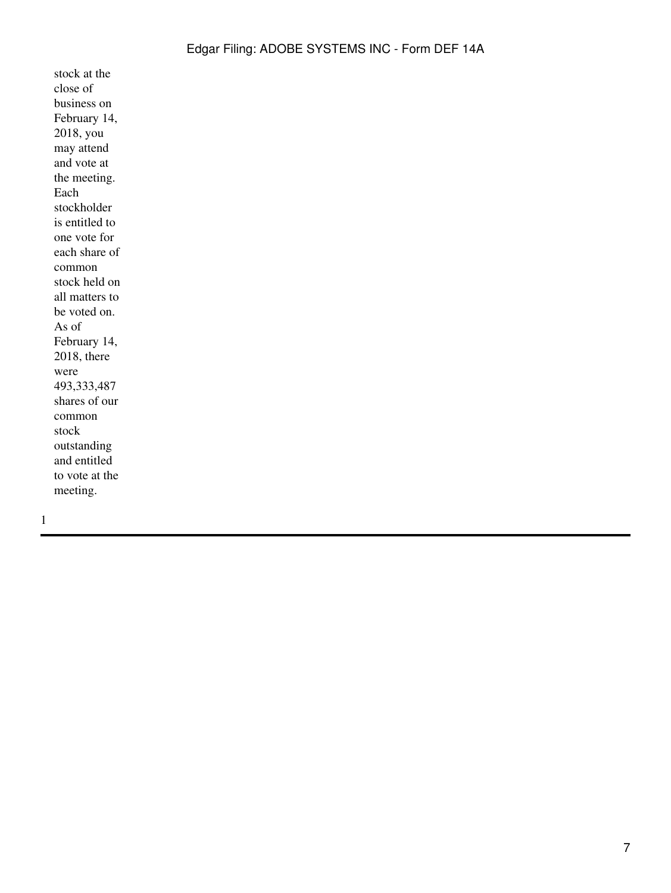stock at the close of business on February 14, 2018, you may attend and vote at the meeting. Each stockholder is entitled to one vote for each share of common stock held on all matters to be voted on. As of February 14, 2018, there were 493,333,487 shares of our common stock outstanding and entitled to vote at the meeting.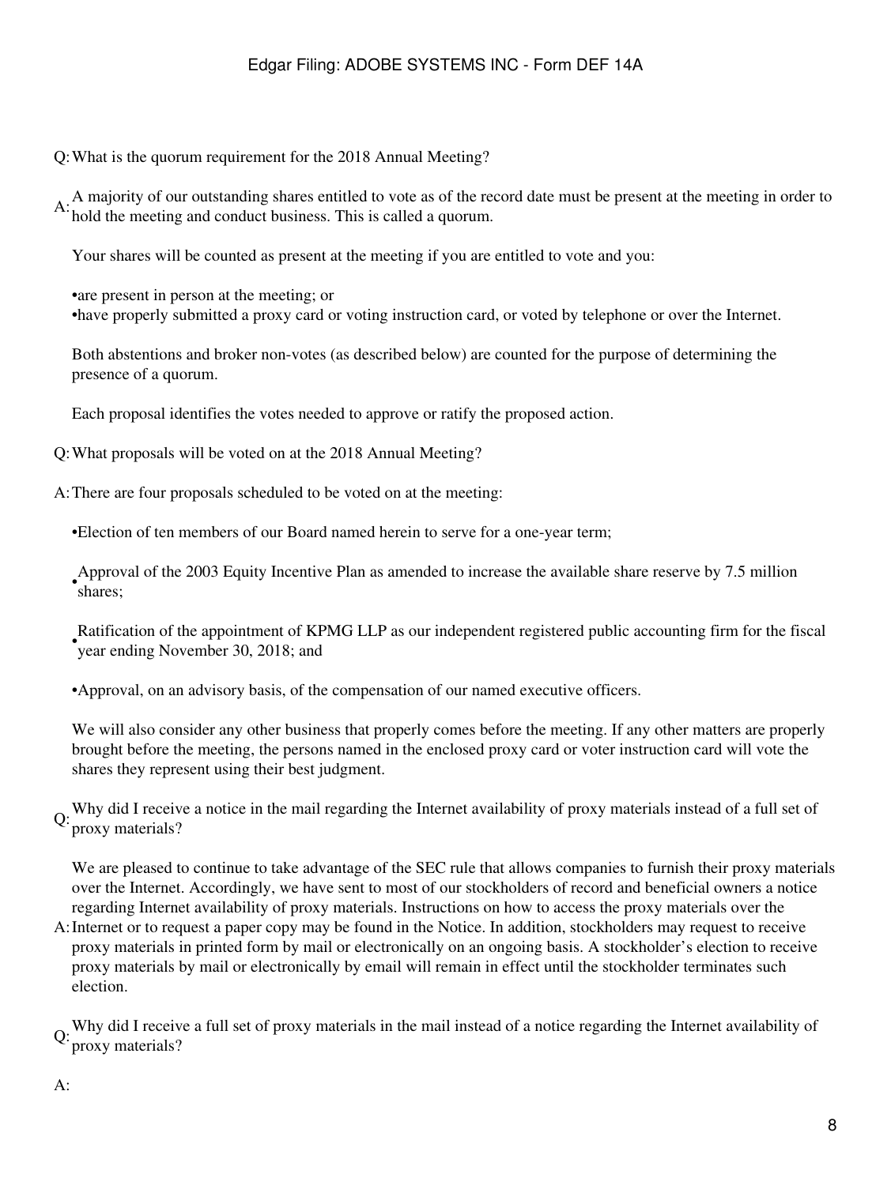Q: What is the quorum requirement for the 2018 Annual Meeting?

A: A majority of our outstanding shares entitled to vote as of the record date must be present at the meeting in order to hold the meeting and conduct business. This is called a quorum.

Your shares will be counted as present at the meeting if you are entitled to vote and you:

- are present in person at the meeting; or
- have properly submitted a proxy card or voting instruction card, or voted by telephone or over the Internet.

Both abstentions and broker non-votes (as described below) are counted for the purpose of determining the presence of a quorum.

Each proposal identifies the votes needed to approve or ratify the proposed action.

Q: What proposals will be voted on at the 2018 Annual Meeting?

A: There are four proposals scheduled to be voted on at the meeting:

- Election of ten members of our Board named herein to serve for a one-year term;
- Approval of the 2003 Equity Incentive Plan as amended to increase the available share reserve by 7.5 million shares;
- Ratification of the appointment of KPMG LLP as our independent registered public accounting firm for the fiscal year ending November 30, 2018; and
- Approval, on an advisory basis, of the compensation of our named executive officers.

We will also consider any other business that properly comes before the meeting. If any other matters are properly brought before the meeting, the persons named in the enclosed proxy card or voter instruction card will vote the shares they represent using their best judgment.

Q: Why did I receive a notice in the mail regarding the Internet availability of proxy materials instead of a full set of proxy materials?

A: We are pleased to continue to take advantage of the SEC rule that allows companies to furnish their proxy materials over the Internet. Accordingly, we have sent to most of our stockholders of record and beneficial owners a notice regarding Internet availability of proxy materials. Instructions on how to access the proxy materials over the Internet or to request a paper copy may be found in the Notice. In addition, stockholders may request to receive proxy materials in printed form by mail or electronically on an ongoing basis. A stockholder's election to receive proxy materials by mail or electronically by email will remain in effect until the stockholder terminates such election.

Q: Why did I receive a full set of proxy materials in the mail instead of a notice regarding the Internet availability of proxy materials?

A: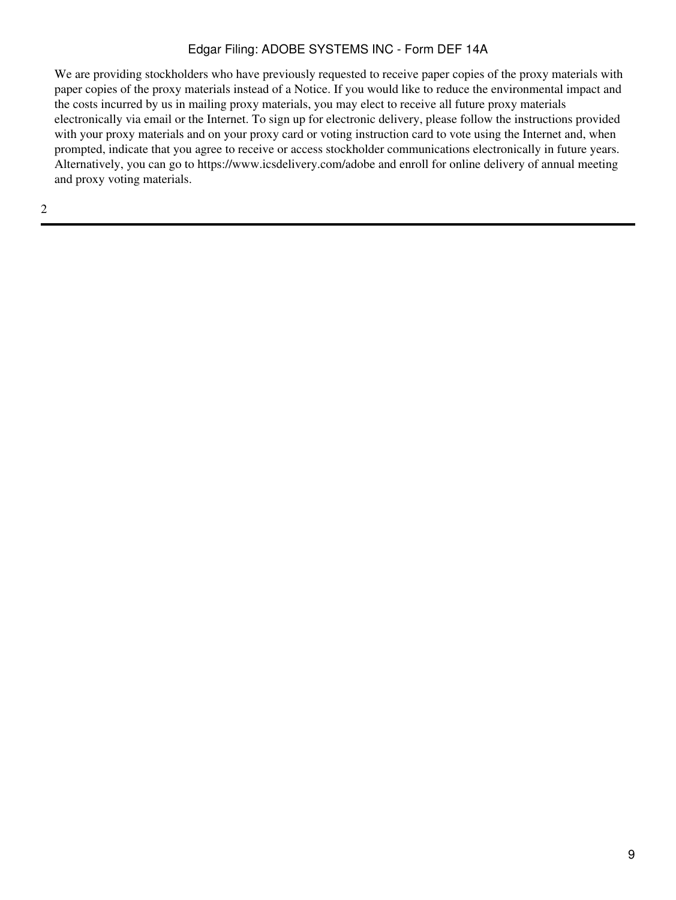We are providing stockholders who have previously requested to receive paper copies of the proxy materials with paper copies of the proxy materials instead of a Notice. If you would like to reduce the environmental impact and the costs incurred by us in mailing proxy materials, you may elect to receive all future proxy materials electronically via email or the Internet. To sign up for electronic delivery, please follow the instructions provided with your proxy materials and on your proxy card or voting instruction card to vote using the Internet and, when prompted, indicate that you agree to receive or access stockholder communications electronically in future years. Alternatively, you can go to https://www.icsdelivery.com/adobe and enroll for online delivery of annual meeting and proxy voting materials.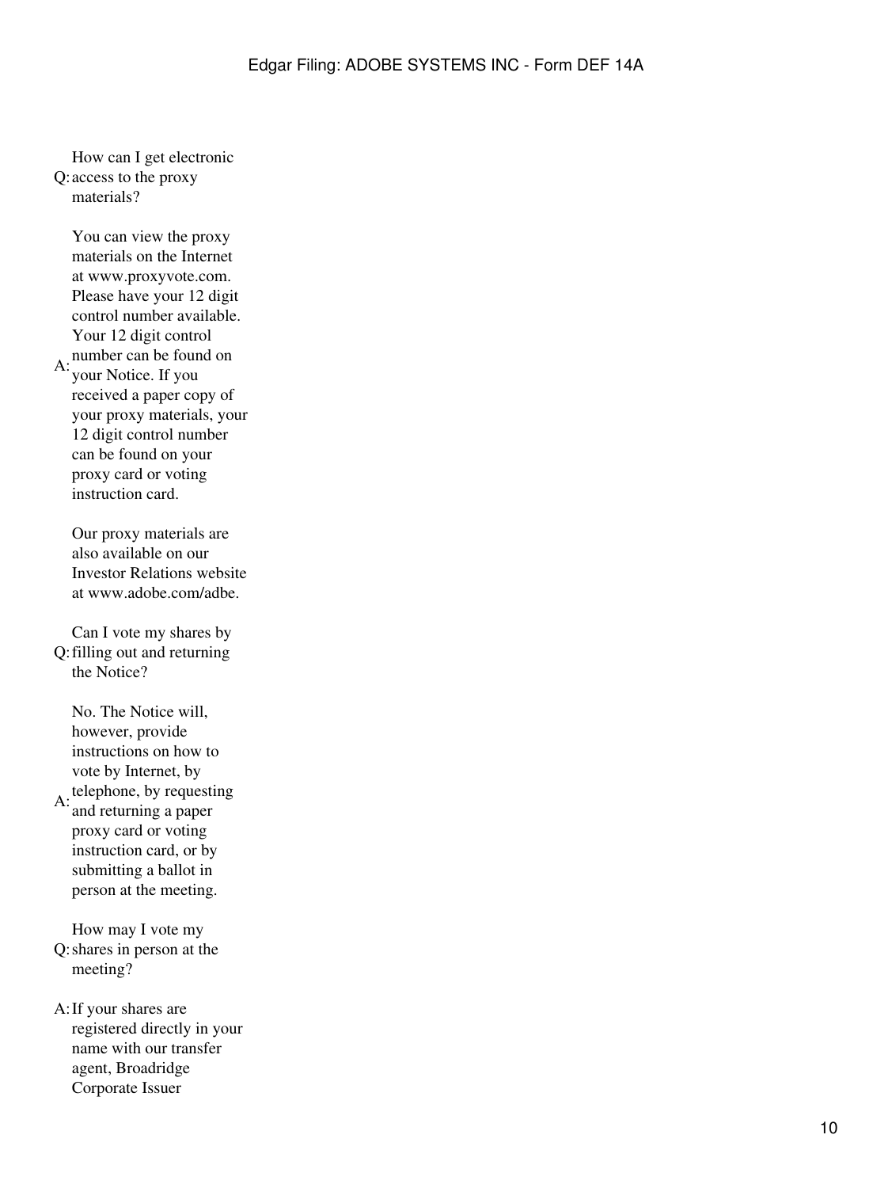Q: How can I get electronic access to the proxy materials?

A: You can view the proxy materials on the Internet at www.proxyvote.com. Please have your 12 digit control number available. Your 12 digit control number can be found on your Notice. If you received a paper copy of your proxy materials, your 12 digit control number can be found on your proxy card or voting instruction card.

Our proxy materials are also available on our Investor Relations website at www.adobe.com/adbe.

Q: Can I vote my shares by filling out and returning the Notice?

A: No. The Notice will, however, provide instructions on how to vote by Internet, by telephone, by requesting and returning a paper proxy card or voting instruction card, or by submitting a ballot in person at the meeting.

Q: How may I vote my shares in person at the meeting?

A: If your shares are registered directly in your name with our transfer agent, Broadridge Corporate Issuer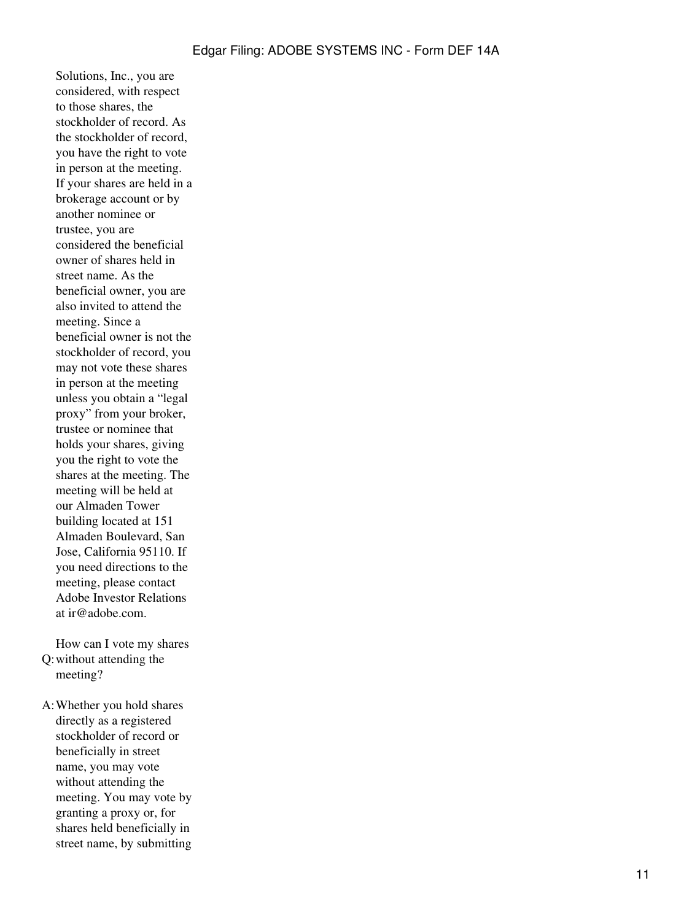Solutions, Inc., you are considered, with respect to those shares, the stockholder of record. As the stockholder of record, you have the right to vote in person at the meeting. If your shares are held in a brokerage account or by another nominee or trustee, you are considered the beneficial owner of shares held in street name. As the beneficial owner, you are also invited to attend the meeting. Since a beneficial owner is not the stockholder of record, you may not vote these shares in person at the meeting unless you obtain a "legal proxy" from your broker, trustee or nominee that holds your shares, giving you the right to vote the shares at the meeting. The meeting will be held at our Almaden Tower building located at 151 Almaden Boulevard, San Jose, California 95110. If you need directions to the meeting, please contact Adobe Investor Relations at ir@adobe.com.

Q: How can I vote my shares without attending the meeting?

A: Whether you hold shares directly as a registered stockholder of record or beneficially in street name, you may vote without attending the meeting. You may vote by granting a proxy or, for shares held beneficially in street name, by submitting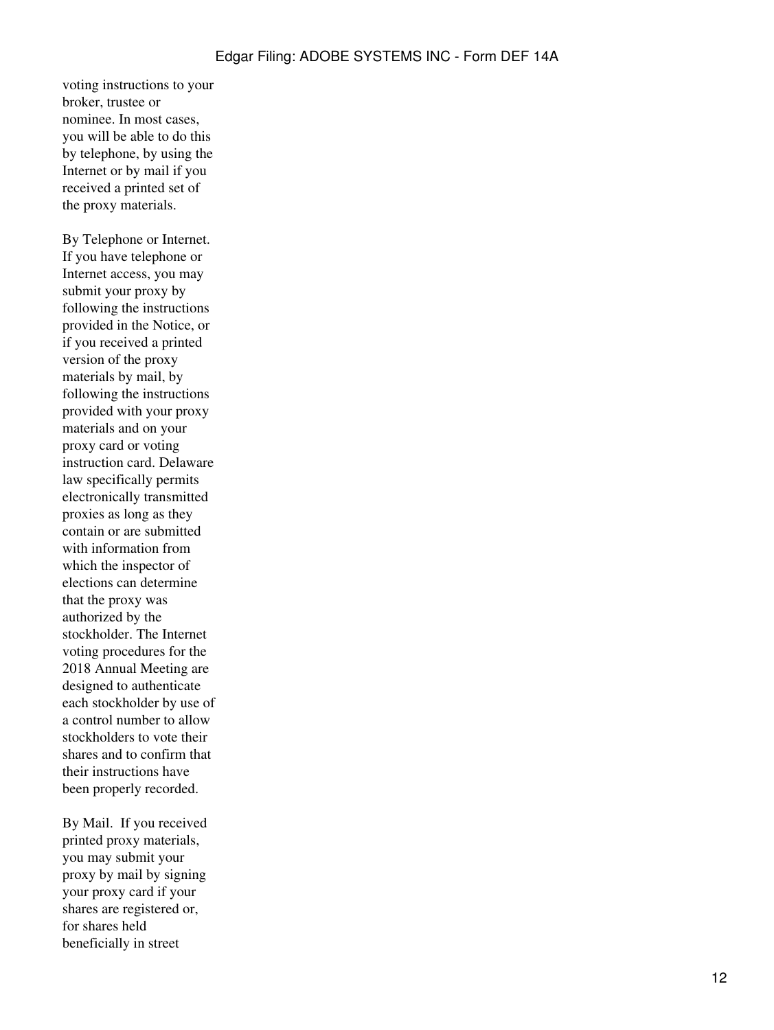voting instructions to your broker, trustee or nominee. In most cases, you will be able to do this by telephone, by using the Internet or by mail if you received a printed set of the proxy materials.

By Telephone or Internet. If you have telephone or Internet access, you may submit your proxy by following the instructions provided in the Notice, or if you received a printed version of the proxy materials by mail, by following the instructions provided with your proxy materials and on your proxy card or voting instruction card. Delaware law specifically permits electronically transmitted proxies as long as they contain or are submitted with information from which the inspector of elections can determine that the proxy was authorized by the stockholder. The Internet voting procedures for the 2018 Annual Meeting are designed to authenticate each stockholder by use of a control number to allow stockholders to vote their shares and to confirm that their instructions have been properly recorded.

By Mail. If you received printed proxy materials, you may submit your proxy by mail by signing your proxy card if your shares are registered or, for shares held beneficially in street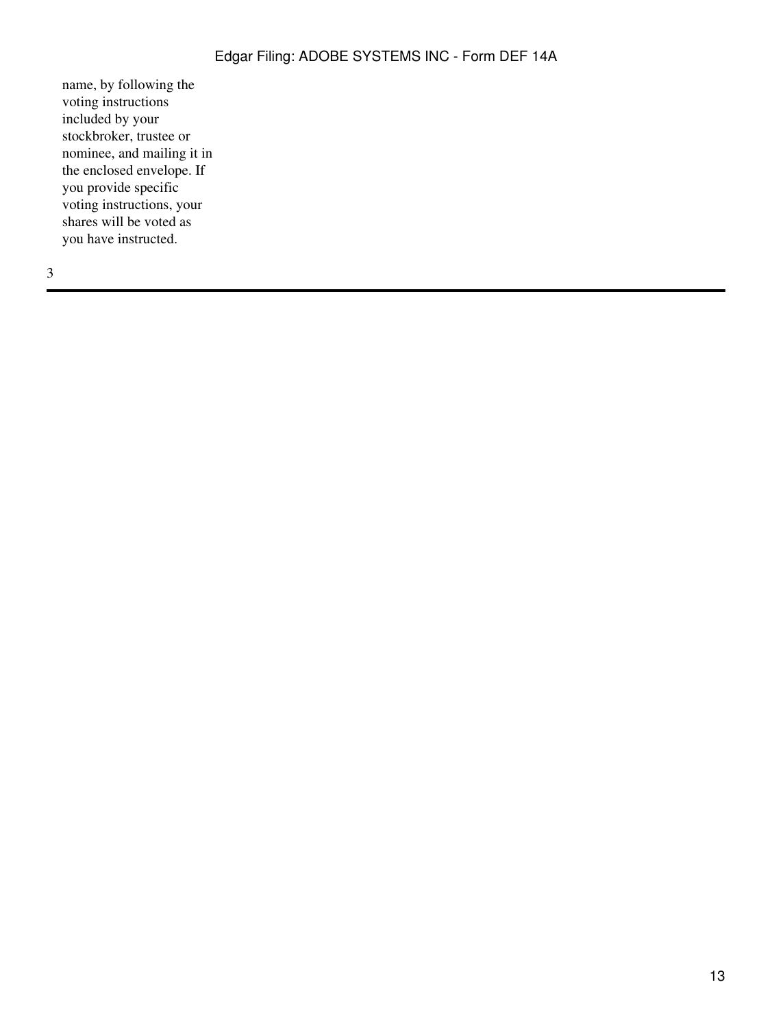name, by following the voting instructions included by your stockbroker, trustee or nominee, and mailing it in the enclosed envelope. If you provide specific voting instructions, your shares will be voted as you have instructed.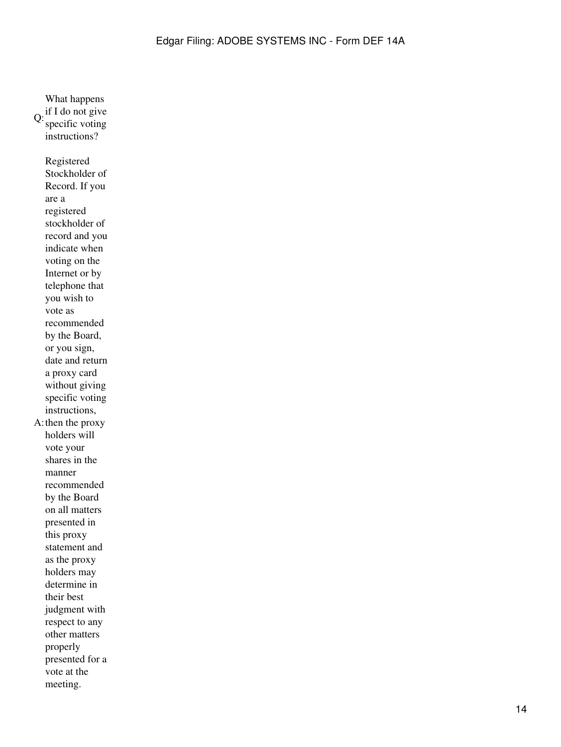Q: What happens if I do not give specific voting instructions?

A: Registered Stockholder of Record. If you are a registered stockholder of record and you indicate when voting on the Internet or by telephone that you wish to vote as recommended by the Board, or you sign, date and return a proxy card without giving specific voting instructions, then the proxy holders will vote your shares in the manner recommended by the Board on all matters presented in this proxy statement and as the proxy holders may determine in their best judgment with respect to any other matters properly presented for a vote at the meeting.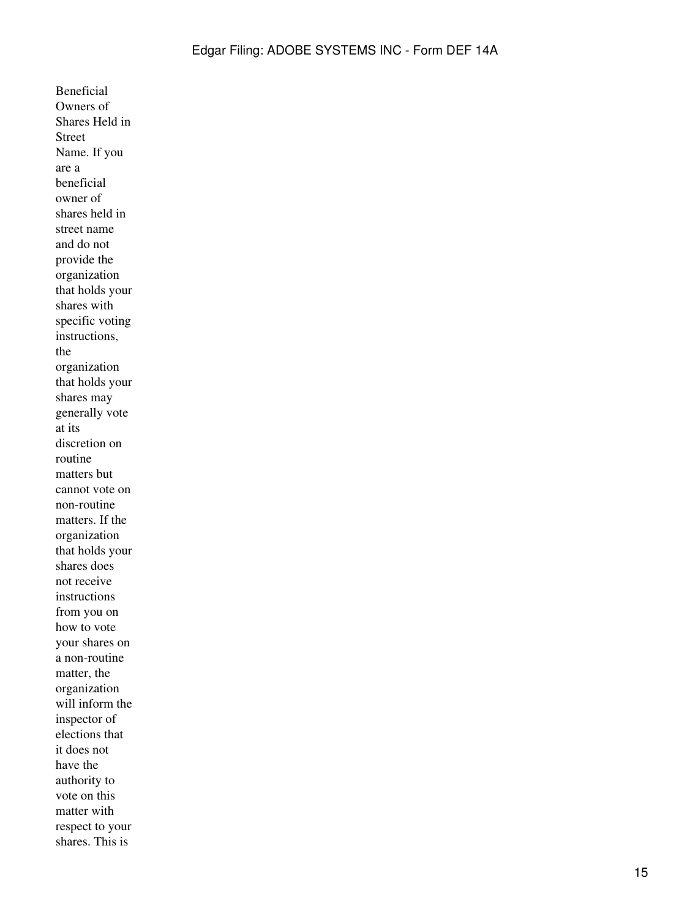Beneficial Owners of Shares Held in Street Name. If you are a beneficial owner of shares held in street name and do not provide the organization that holds your shares with specific voting instructions, the organization that holds your shares may generally vote at its discretion on routine matters but cannot vote on non-routine matters. If the organization that holds your shares does not receive instructions from you on how to vote your shares on a non-routine matter, the organization will inform the inspector of elections that it does not have the authority to vote on this matter with respect to your shares. This is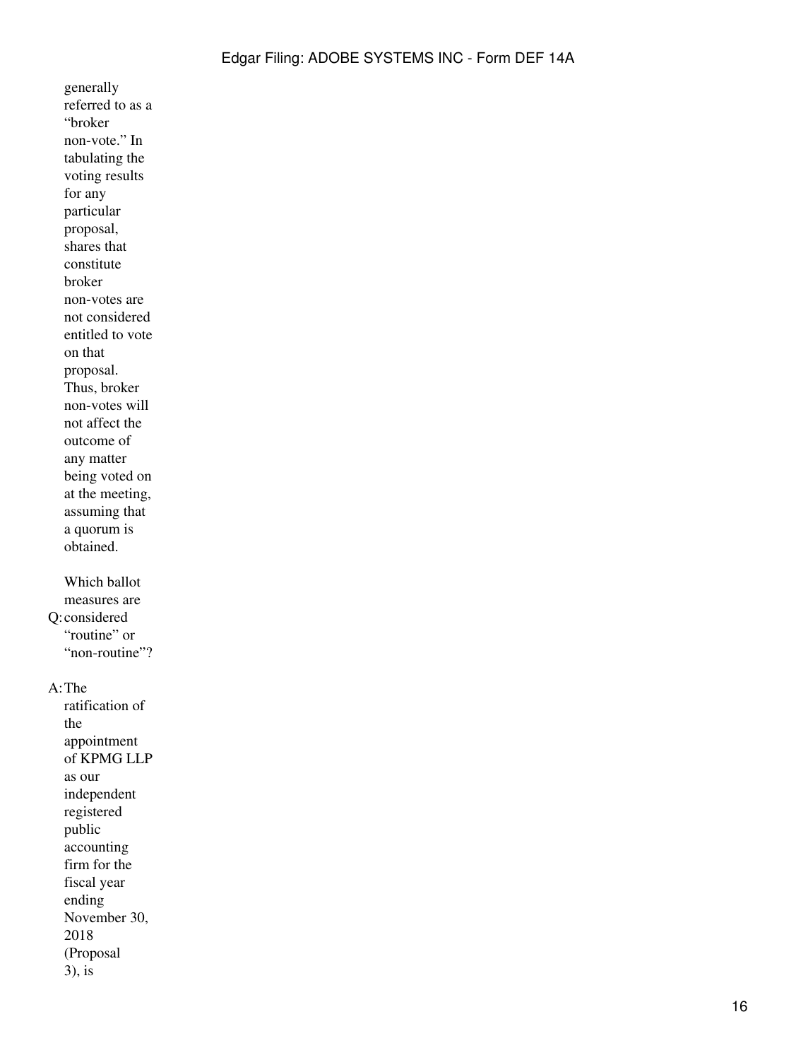generally referred to as a "broker non-vote." In tabulating the voting results for any particular proposal, shares that constitute broker non-votes are not considered entitled to vote on that proposal. Thus, broker non-votes will not affect the outcome of any matter being voted on at the meeting, assuming that a quorum is obtained.

Q: Which ballot measures are considered "routine" or "non-routine"?

A: The ratification of the appointment of KPMG LLP as our independent registered public accounting firm for the fiscal year ending November 30, 2018 (Proposal 3), is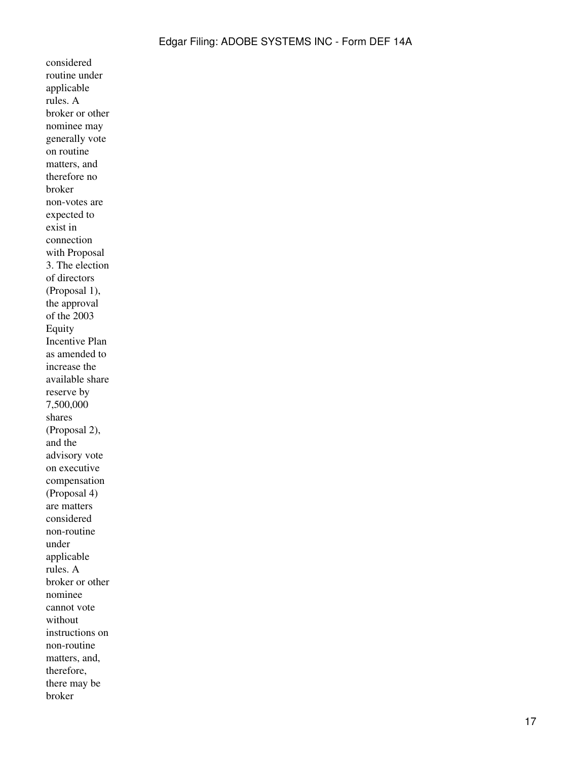considered routine under applicable rules. A broker or other nominee may generally vote on routine matters, and therefore no broker non-votes are expected to exist in connection with Proposal 3. The election of directors (Proposal 1), the approval of the 2003 Equity Incentive Plan as amended to increase the available share reserve by 7,500,000 shares (Proposal 2), and the advisory vote on executive compensation (Proposal 4) are matters considered non-routine under applicable rules. A broker or other nominee cannot vote without instructions on non-routine matters, and, therefore, there may be broker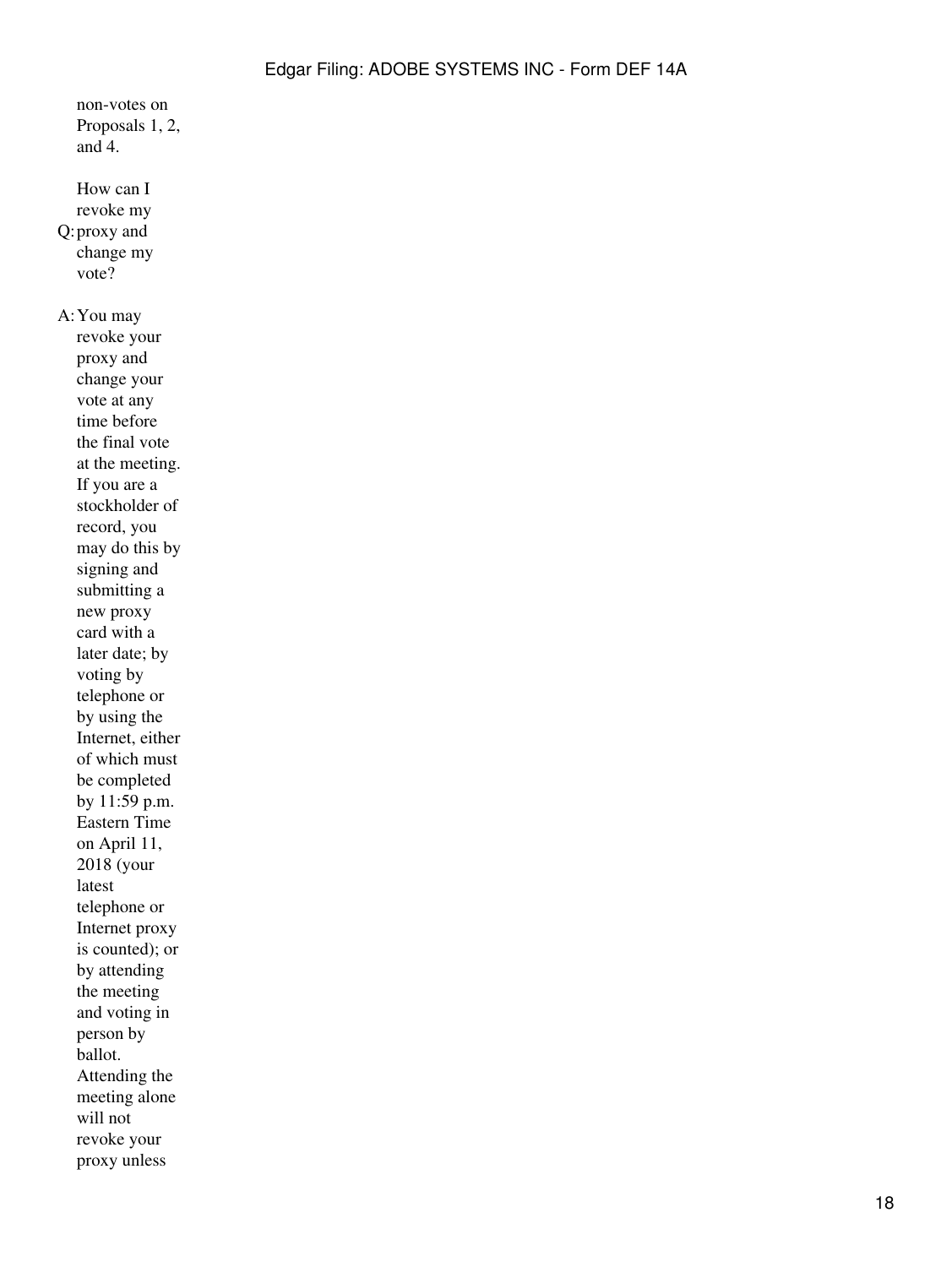non-votes on Proposals 1, 2, and 4.

Q: How can I revoke my proxy and change my vote?

A: You may revoke your proxy and change your vote at any time before the final vote at the meeting. If you are a stockholder of record, you may do this by signing and submitting a new proxy card with a later date; by voting by telephone or by using the Internet, either of which must be completed by 11:59 p.m. Eastern Time on April 11, 2018 (your latest telephone or Internet proxy is counted); or by attending the meeting and voting in person by ballot. Attending the meeting alone will not revoke your proxy unless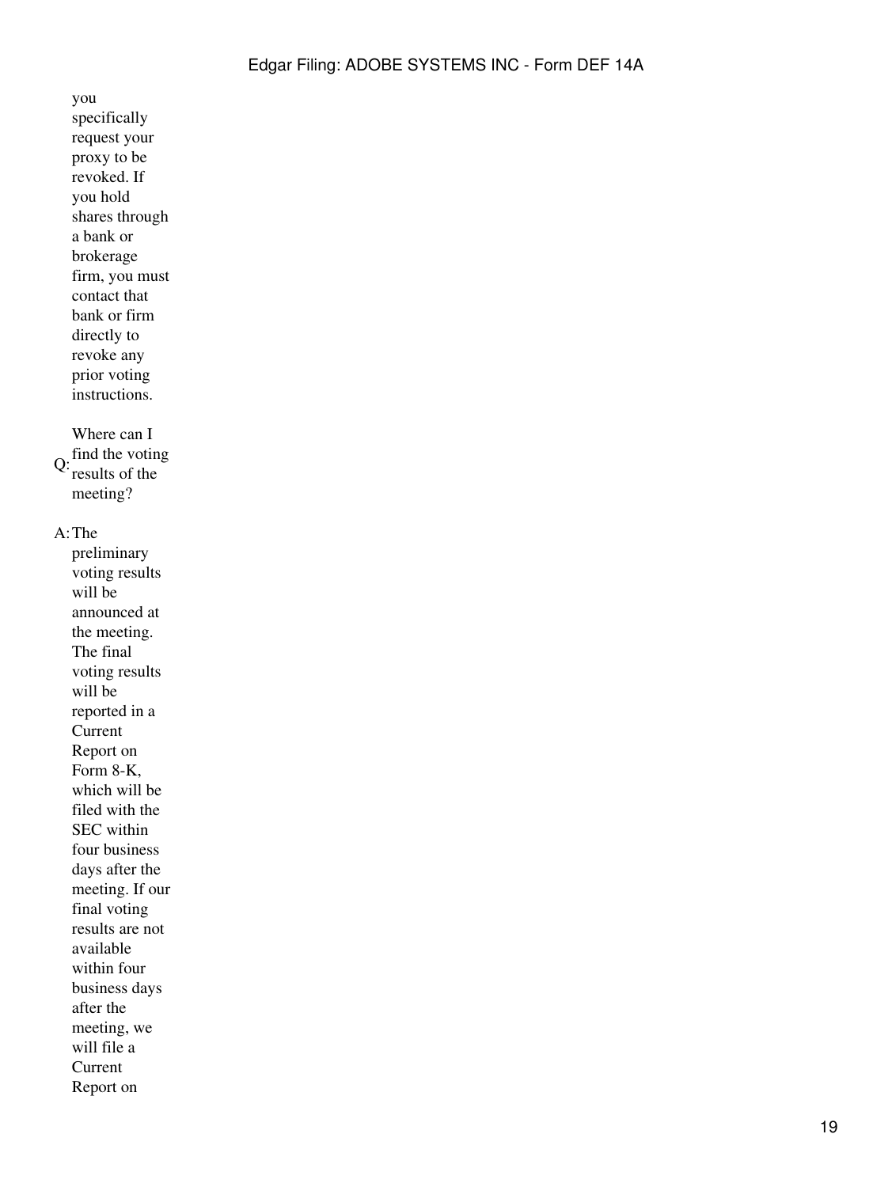you specifically request your proxy to be revoked. If you hold shares through a bank or brokerage firm, you must contact that bank or firm directly to revoke any prior voting instructions.

Q: Where can I find the voting results of the meeting?

A: The preliminary voting results will be announced at the meeting. The final voting results will be reported in a Current Report on Form 8-K, which will be filed with the SEC within four business days after the meeting. If our final voting results are not available within four business days after the meeting, we will file a Current Report on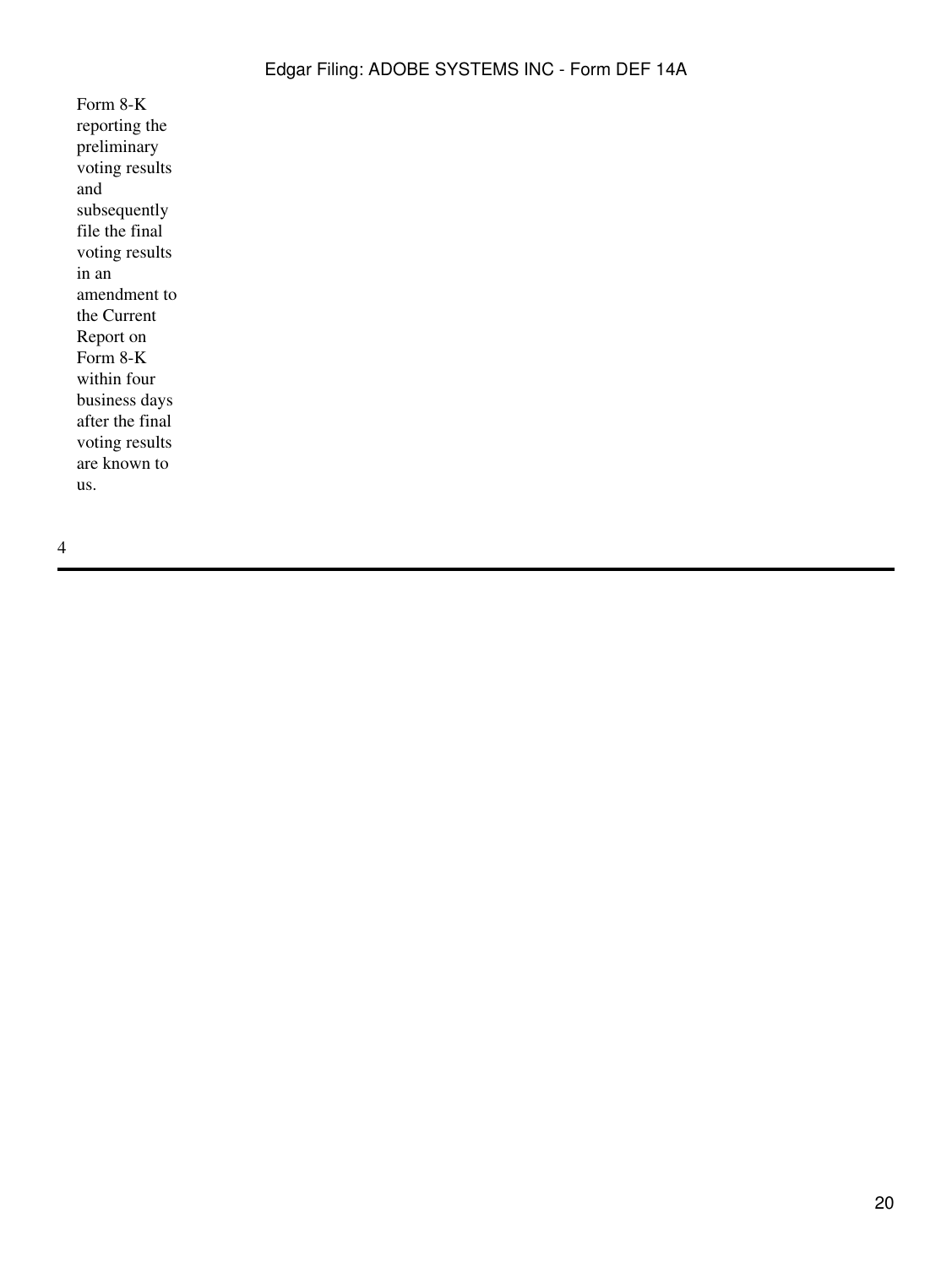Form 8-K reporting the preliminary voting results and subsequently file the final voting results in an amendment to the Current Report on Form 8-K within four business days after the final voting results are known to us.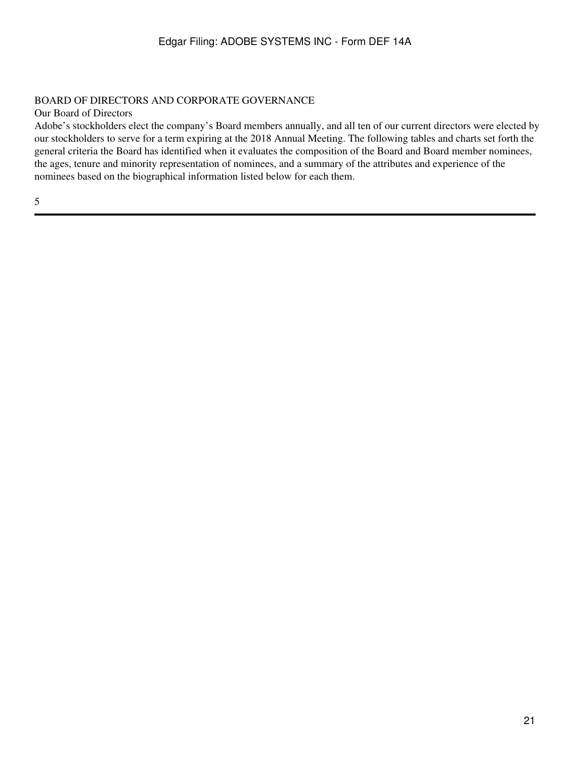## BOARD OF DIRECTORS AND CORPORATE GOVERNANCE

### Our Board of Directors

Adobe's stockholders elect the company's Board members annually, and all ten of our current directors were elected by our stockholders to serve for a term expiring at the 2018 Annual Meeting. The following tables and charts set forth the general criteria the Board has identified when it evaluates the composition of the Board and Board member nominees, the ages, tenure and minority representation of nominees, and a summary of the attributes and experience of the nominees based on the biographical information listed below for each them.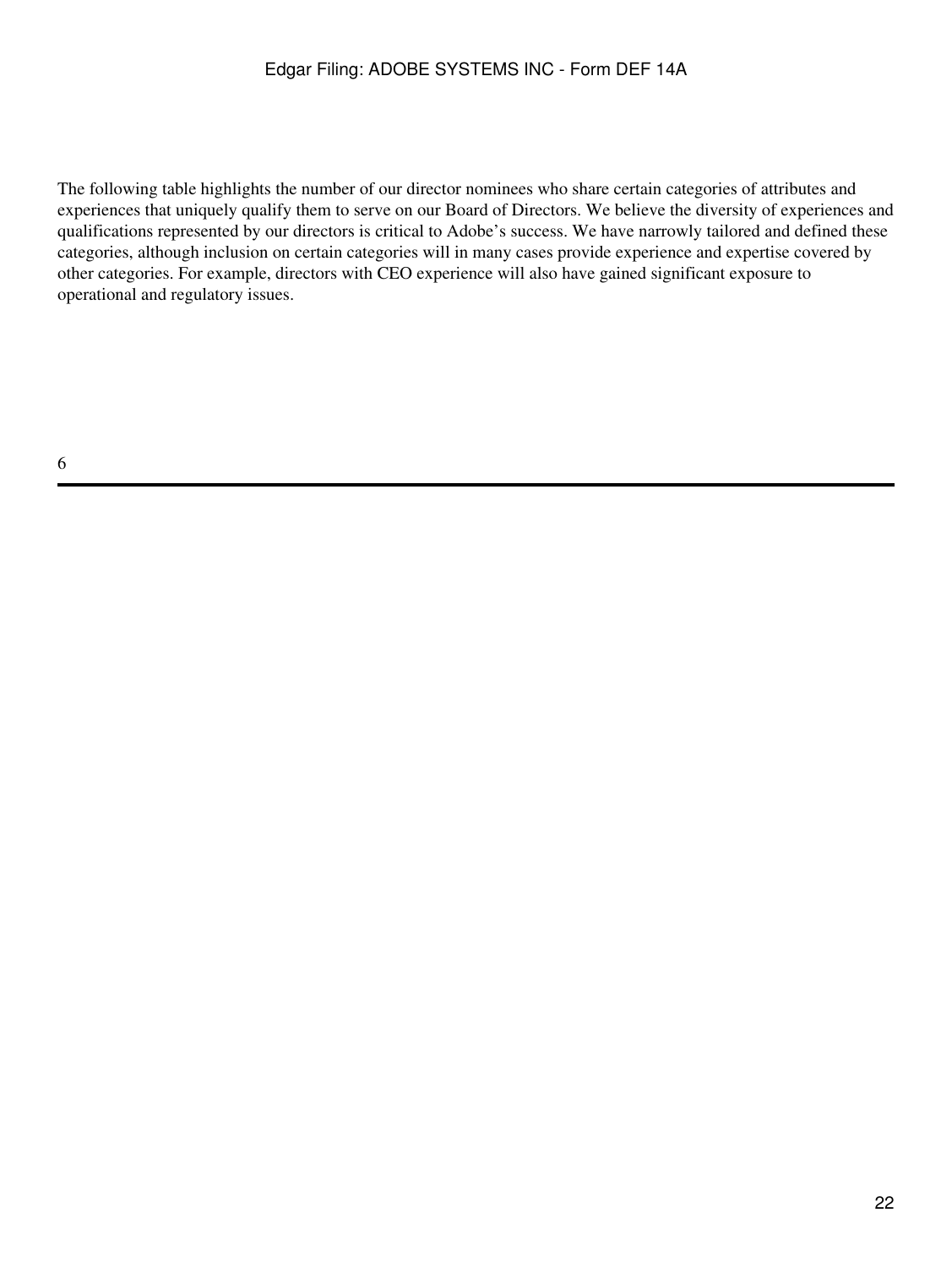The following table highlights the number of our director nominees who share certain categories of attributes and experiences that uniquely qualify them to serve on our Board of Directors. We believe the diversity of experiences and qualifications represented by our directors is critical to Adobe's success. We have narrowly tailored and defined these categories, although inclusion on certain categories will in many cases provide experience and expertise covered by other categories. For example, directors with CEO experience will also have gained significant exposure to operational and regulatory issues.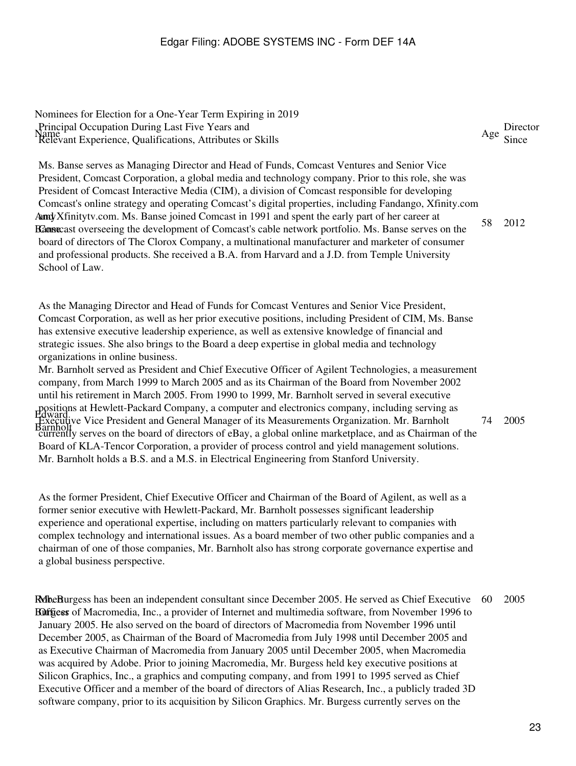Nominees for Election for a One-Year Term Expiring in 2019

| Name | Principal Occupation During Last Five Years and Relevant Experience, Qualifications, Attributes or Skills | Age | Director Since |
| --- | --- | --- | --- |
| Amy Banse | Ms. Banse serves as Managing Director and Head of Funds, Comcast Ventures and Senior Vice President, Comcast Corporation, a global media and technology company. Prior to this role, she was President of Comcast Interactive Media (CIM), a division of Comcast responsible for developing Comcast's online strategy and operating Comcast's digital properties, including Fandango, Xfinity.com and Xfinitytv.com. Ms. Banse joined Comcast in 1991 and spent the early part of her career at Comcast overseeing the development of Comcast's cable network portfolio. Ms. Banse serves on the board of directors of The Clorox Company, a multinational manufacturer and marketer of consumer and professional products. She received a B.A. from Harvard and a J.D. from Temple University School of Law.<br><br>As the Managing Director and Head of Funds for Comcast Ventures and Senior Vice President, Comcast Corporation, as well as her prior executive positions, including President of CIM, Ms. Banse has extensive executive leadership experience, as well as extensive knowledge of financial and strategic issues. She also brings to the Board a deep expertise in global media and technology organizations in online business. | 58 | 2012 |
| Edward Barnholt | Mr. Barnholt served as President and Chief Executive Officer of Agilent Technologies, a measurement company, from March 1999 to March 2005 and as its Chairman of the Board from November 2002 until his retirement in March 2005. From 1990 to 1999, Mr. Barnholt served in several executive positions at Hewlett-Packard Company, a computer and electronics company, including serving as Executive Vice President and General Manager of its Measurements Organization. Mr. Barnholt currently serves on the board of directors of eBay, a global online marketplace, and as Chairman of the Board of KLA-Tencor Corporation, a provider of process control and yield management solutions. Mr. Barnholt holds a B.S. and a M.S. in Electrical Engineering from Stanford University.<br><br>As the former President, Chief Executive Officer and Chairman of the Board of Agilent, as well as a former senior executive with Hewlett-Packard, Mr. Barnholt possesses significant leadership experience and operational expertise, including on matters particularly relevant to companies with complex technology and international issues. As a board member of two other public companies and a chairman of one of those companies, Mr. Barnholt also has strong corporate governance expertise and a global business perspective. | 74 | 2005 |
| Robert Burgess | Mr. Burgess has been an independent consultant since December 2005. He served as Chief Executive Officer of Macromedia, Inc., a provider of Internet and multimedia software, from November 1996 to January 2005. He also served on the board of directors of Macromedia from November 1996 until December 2005, as Chairman of the Board of Macromedia from July 1998 until December 2005 and as Executive Chairman of Macromedia from January 2005 until December 2005, when Macromedia was acquired by Adobe. Prior to joining Macromedia, Mr. Burgess held key executive positions at Silicon Graphics, Inc., a graphics and computing company, and from 1991 to 1995 served as Chief Executive Officer and a member of the board of directors of Alias Research, Inc., a publicly traded 3D software company, prior to its acquisition by Silicon Graphics. Mr. Burgess currently serves on the | 60 | 2005 |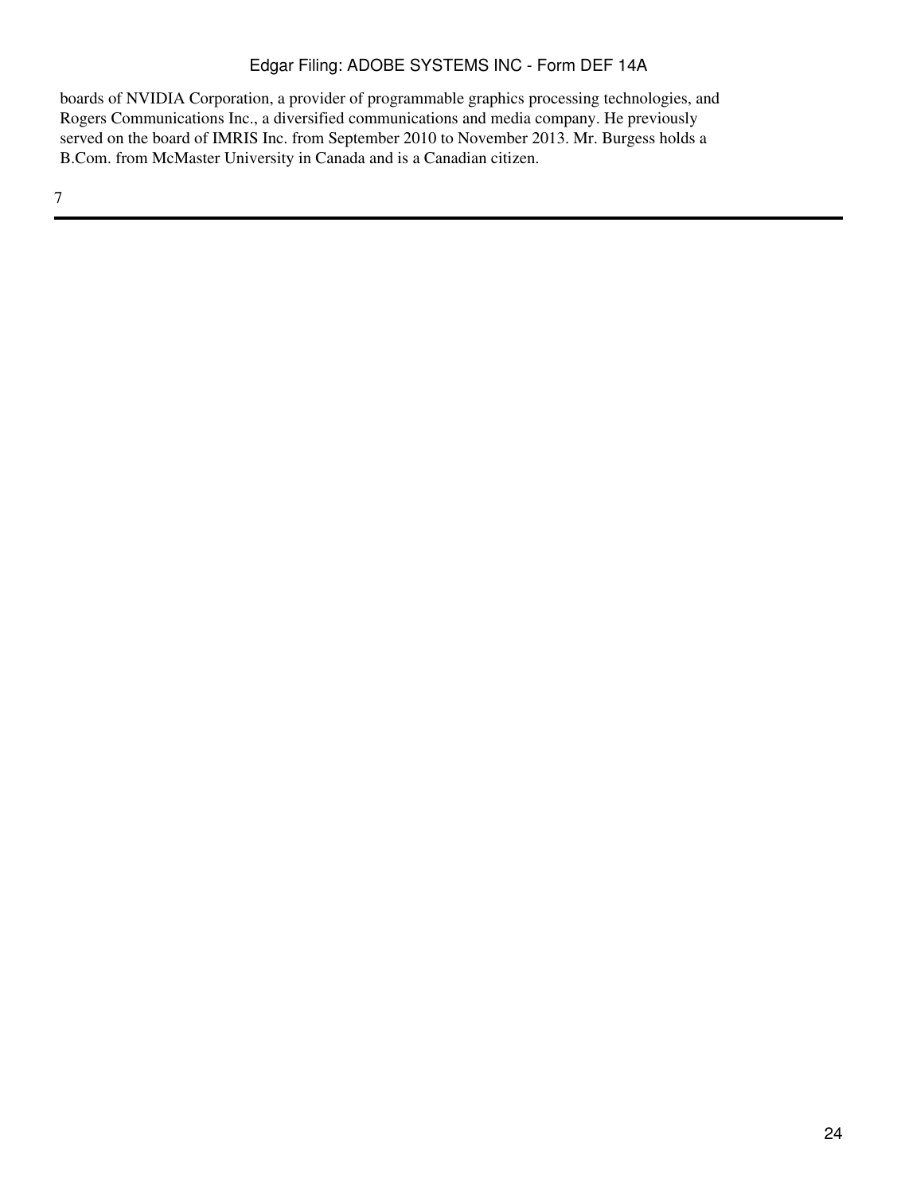boards of NVIDIA Corporation, a provider of programmable graphics processing technologies, and Rogers Communications Inc., a diversified communications and media company. He previously served on the board of IMRIS Inc. from September 2010 to November 2013. Mr. Burgess holds a B.Com. from McMaster University in Canada and is a Canadian citizen.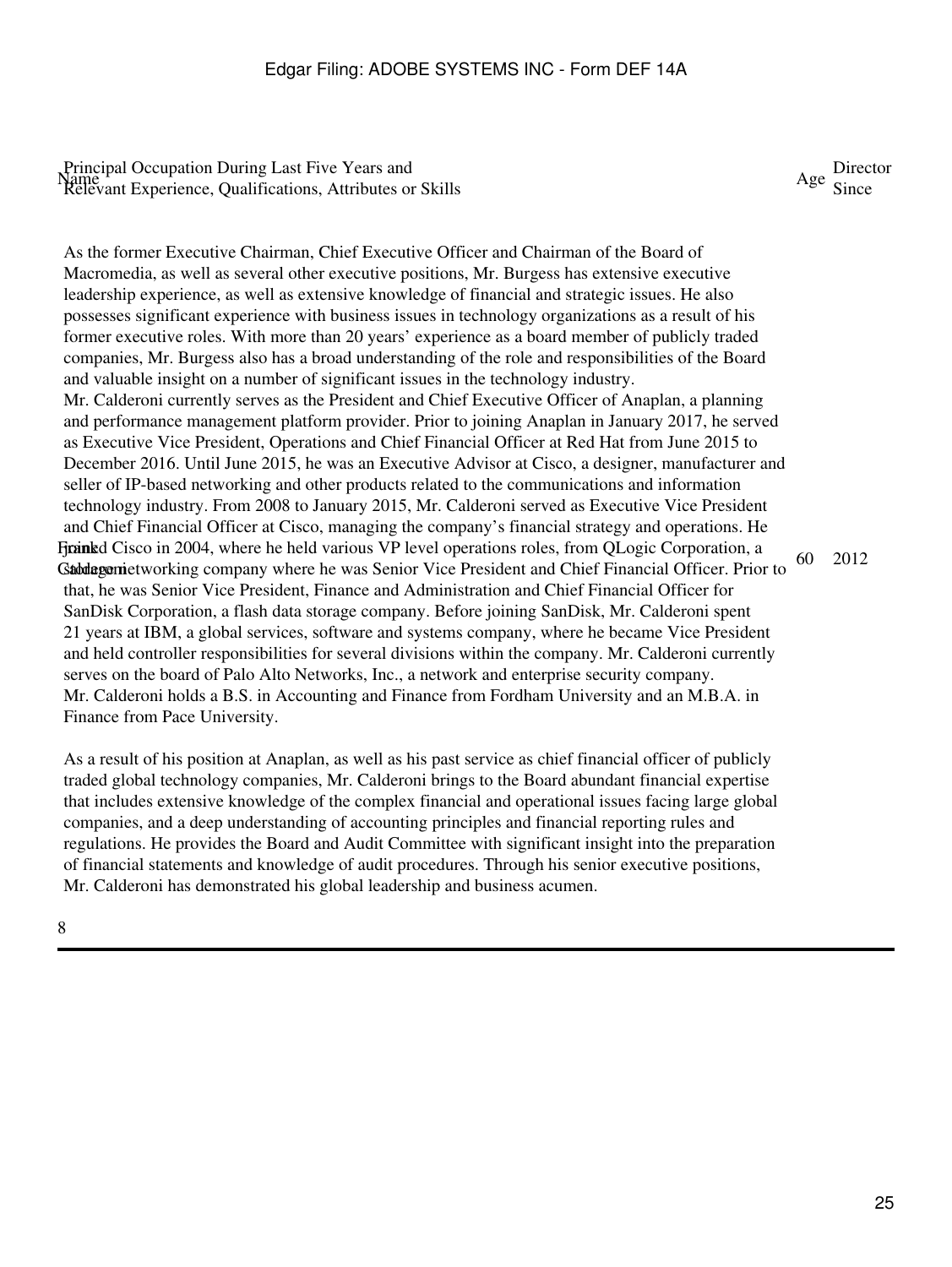| Name | Principal Occupation During Last Five Years and Relevant Experience, Qualifications, Attributes or Skills | Age | Director Since |
|---|---|---|---|
| | As the former Executive Chairman, Chief Executive Officer and Chairman of the Board of Macromedia, as well as several other executive positions, Mr. Burgess has extensive executive leadership experience, as well as extensive knowledge of financial and strategic issues. He also possesses significant experience with business issues in technology organizations as a result of his former executive roles. With more than 20 years' experience as a board member of publicly traded companies, Mr. Burgess also has a broad understanding of the role and responsibilities of the Board and valuable insight on a number of significant issues in the technology industry. | | |
| Frank Calderoni | Mr. Calderoni currently serves as the President and Chief Executive Officer of Anaplan, a planning and performance management platform provider. Prior to joining Anaplan in January 2017, he served as Executive Vice President, Operations and Chief Financial Officer at Red Hat from June 2015 to December 2016. Until June 2015, he was an Executive Advisor at Cisco, a designer, manufacturer and seller of IP-based networking and other products related to the communications and information technology industry. From 2008 to January 2015, Mr. Calderoni served as Executive Vice President and Chief Financial Officer at Cisco, managing the company's financial strategy and operations. He joined Cisco in 2004, where he held various VP level operations roles, from QLogic Corporation, a storage networking company where he was Senior Vice President and Chief Financial Officer. Prior to that, he was Senior Vice President, Finance and Administration and Chief Financial Officer for SanDisk Corporation, a flash data storage company. Before joining SanDisk, Mr. Calderoni spent 21 years at IBM, a global services, software and systems company, where he became Vice President and held controller responsibilities for several divisions within the company. Mr. Calderoni currently serves on the board of Palo Alto Networks, Inc., a network and enterprise security company. Mr. Calderoni holds a B.S. in Accounting and Finance from Fordham University and an M.B.A. in Finance from Pace University.<br><br>As a result of his position at Anaplan, as well as his past service as chief financial officer of publicly traded global technology companies, Mr. Calderoni brings to the Board abundant financial expertise that includes extensive knowledge of the complex financial and operational issues facing large global companies, and a deep understanding of accounting principles and financial reporting rules and regulations. He provides the Board and Audit Committee with significant insight into the preparation of financial statements and knowledge of audit procedures. Through his senior executive positions, Mr. Calderoni has demonstrated his global leadership and business acumen. | 60 | 2012 |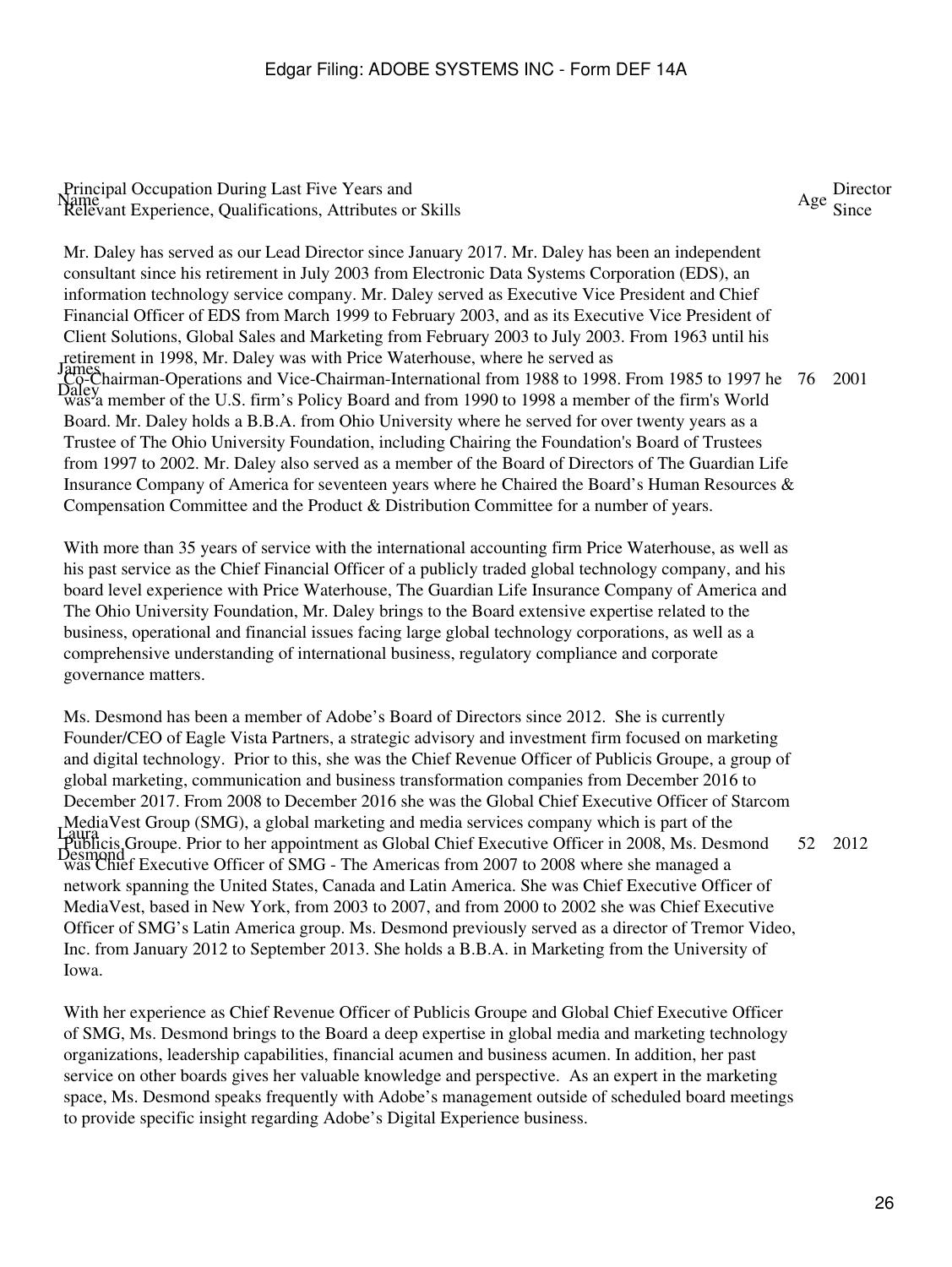| Name | Principal Occupation During Last Five Years and Relevant Experience, Qualifications, Attributes or Skills | Age | Director Since |
| --- | --- | --- | --- |
| James Daley | Mr. Daley has served as our Lead Director since January 2017. Mr. Daley has been an independent consultant since his retirement in July 2003 from Electronic Data Systems Corporation (EDS), an information technology service company. Mr. Daley served as Executive Vice President and Chief Financial Officer of EDS from March 1999 to February 2003, and as its Executive Vice President of Client Solutions, Global Sales and Marketing from February 2003 to July 2003. From 1963 until his retirement in 1998, Mr. Daley was with Price Waterhouse, where he served as Co-Chairman-Operations and Vice-Chairman-International from 1988 to 1998. From 1985 to 1997 he was a member of the U.S. firm's Policy Board and from 1990 to 1998 a member of the firm's World Board. Mr. Daley holds a B.B.A. from Ohio University where he served for over twenty years as a Trustee of The Ohio University Foundation, including Chairing the Foundation's Board of Trustees from 1997 to 2002. Mr. Daley also served as a member of the Board of Directors of The Guardian Life Insurance Company of America for seventeen years where he Chaired the Board's Human Resources & Compensation Committee and the Product & Distribution Committee for a number of years.<br><br>With more than 35 years of service with the international accounting firm Price Waterhouse, as well as his past service as the Chief Financial Officer of a publicly traded global technology company, and his board level experience with Price Waterhouse, The Guardian Life Insurance Company of America and The Ohio University Foundation, Mr. Daley brings to the Board extensive expertise related to the business, operational and financial issues facing large global technology corporations, as well as a comprehensive understanding of international business, regulatory compliance and corporate governance matters. | 76 | 2001 |
| Laura Desmond | Ms. Desmond has been a member of Adobe's Board of Directors since 2012. She is currently Founder/CEO of Eagle Vista Partners, a strategic advisory and investment firm focused on marketing and digital technology. Prior to this, she was the Chief Revenue Officer of Publicis Groupe, a group of global marketing, communication and business transformation companies from December 2016 to December 2017. From 2008 to December 2016 she was the Global Chief Executive Officer of Starcom MediaVest Group (SMG), a global marketing and media services company which is part of the Publicis Groupe. Prior to her appointment as Global Chief Executive Officer in 2008, Ms. Desmond was Chief Executive Officer of SMG - The Americas from 2007 to 2008 where she managed a network spanning the United States, Canada and Latin America. She was Chief Executive Officer of MediaVest, based in New York, from 2003 to 2007, and from 2000 to 2002 she was Chief Executive Officer of SMG's Latin America group. Ms. Desmond previously served as a director of Tremor Video, Inc. from January 2012 to September 2013. She holds a B.B.A. in Marketing from the University of Iowa.<br><br>With her experience as Chief Revenue Officer of Publicis Groupe and Global Chief Executive Officer of SMG, Ms. Desmond brings to the Board a deep expertise in global media and marketing technology organizations, leadership capabilities, financial acumen and business acumen. In addition, her past service on other boards gives her valuable knowledge and perspective. As an expert in the marketing space, Ms. Desmond speaks frequently with Adobe's management outside of scheduled board meetings to provide specific insight regarding Adobe's Digital Experience business. | 52 | 2012 |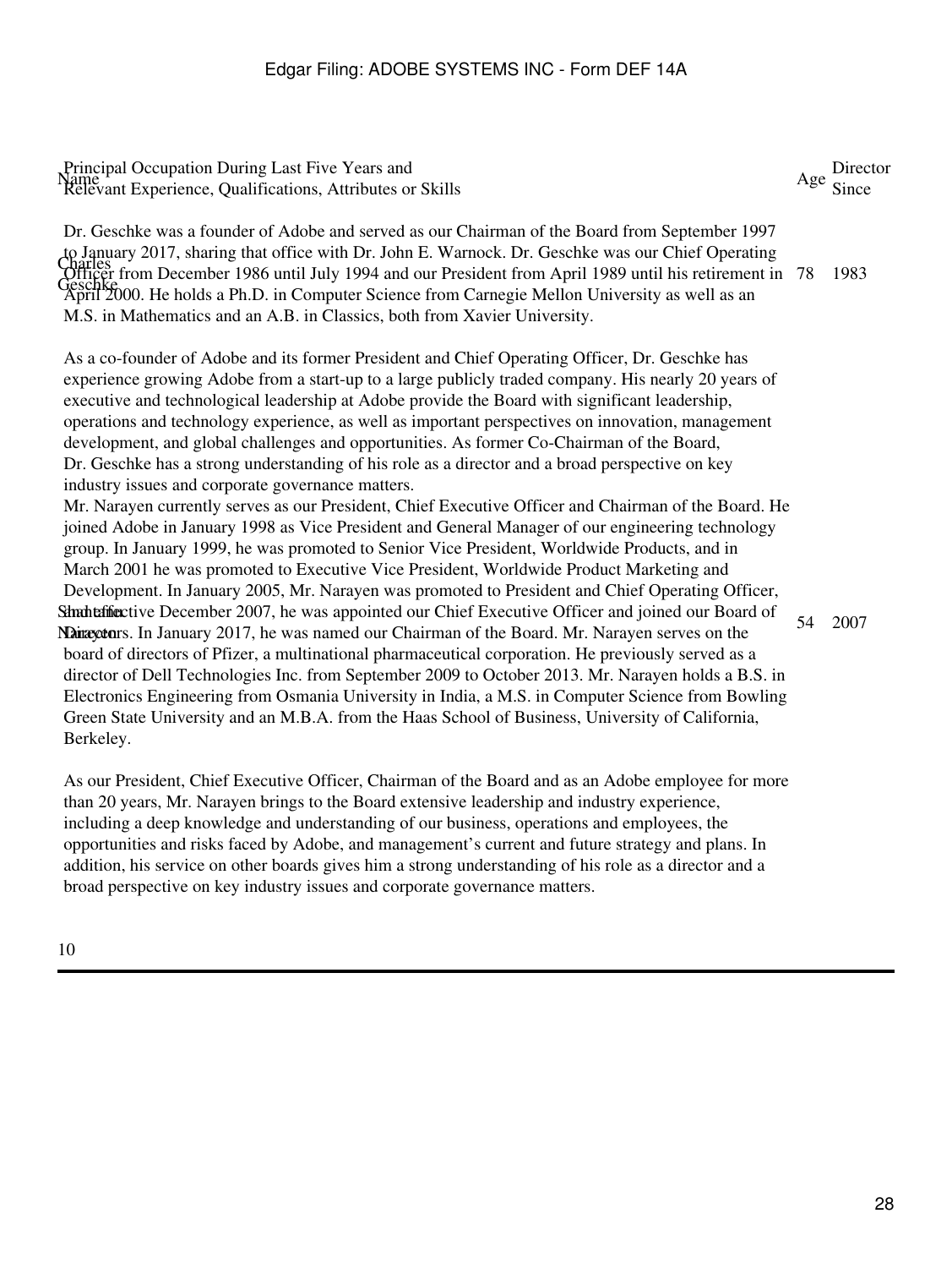| Name | Principal Occupation During Last Five Years and Relevant Experience, Qualifications, Attributes or Skills | Age | Director Since |
|---|---|---|---|
| Charles Geschke | Dr. Geschke was a founder of Adobe and served as our Chairman of the Board from September 1997 to January 2017, sharing that office with Dr. John E. Warnock. Dr. Geschke was our Chief Operating Officer from December 1986 until July 1994 and our President from April 1989 until his retirement in April 2000. He holds a Ph.D. in Computer Science from Carnegie Mellon University as well as an M.S. in Mathematics and an A.B. in Classics, both from Xavier University.<br><br>As a co-founder of Adobe and its former President and Chief Operating Officer, Dr. Geschke has experience growing Adobe from a start-up to a large publicly traded company. His nearly 20 years of executive and technological leadership at Adobe provide the Board with significant leadership, operations and technology experience, as well as important perspectives on innovation, management development, and global challenges and opportunities. As former Co-Chairman of the Board, Dr. Geschke has a strong understanding of his role as a director and a broad perspective on key industry issues and corporate governance matters. | 78 | 1983 |
| Shantanu Narayen | Mr. Narayen currently serves as our President, Chief Executive Officer and Chairman of the Board. He joined Adobe in January 1998 as Vice President and General Manager of our engineering technology group. In January 1999, he was promoted to Senior Vice President, Worldwide Products, and in March 2001 he was promoted to Executive Vice President, Worldwide Product Marketing and Development. In January 2005, Mr. Narayen was promoted to President and Chief Operating Officer, and effective December 2007, he was appointed our Chief Executive Officer and joined our Board of Directors. In January 2017, he was named our Chairman of the Board. Mr. Narayen serves on the board of directors of Pfizer, a multinational pharmaceutical corporation. He previously served as a director of Dell Technologies Inc. from September 2009 to October 2013. Mr. Narayen holds a B.S. in Electronics Engineering from Osmania University in India, a M.S. in Computer Science from Bowling Green State University and an M.B.A. from the Haas School of Business, University of California, Berkeley.<br><br>As our President, Chief Executive Officer, Chairman of the Board and as an Adobe employee for more than 20 years, Mr. Narayen brings to the Board extensive leadership and industry experience, including a deep knowledge and understanding of our business, operations and employees, the opportunities and risks faced by Adobe, and management's current and future strategy and plans. In addition, his service on other boards gives him a strong understanding of his role as a director and a broad perspective on key industry issues and corporate governance matters. | 54 | 2007 |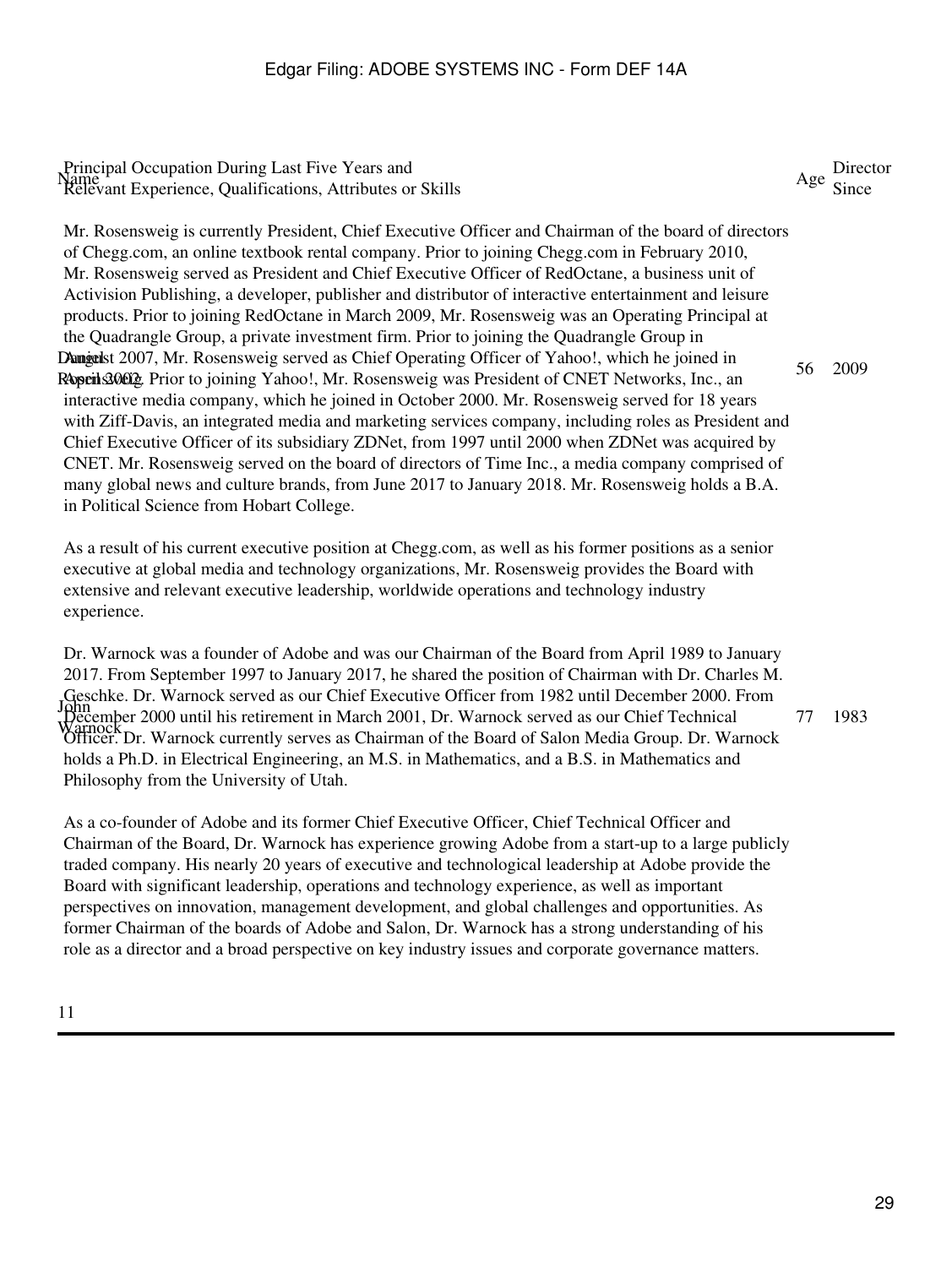| Name | Principal Occupation During Last Five Years and Relevant Experience, Qualifications, Attributes or Skills | Age | Director Since |
|---|---|---|---|
| Daniel Rosensweig | Mr. Rosensweig is currently President, Chief Executive Officer and Chairman of the board of directors of Chegg.com, an online textbook rental company. Prior to joining Chegg.com in February 2010, Mr. Rosensweig served as President and Chief Executive Officer of RedOctane, a business unit of Activision Publishing, a developer, publisher and distributor of interactive entertainment and leisure products. Prior to joining RedOctane in March 2009, Mr. Rosensweig was an Operating Principal at the Quadrangle Group, a private investment firm. Prior to joining the Quadrangle Group in August 2007, Mr. Rosensweig served as Chief Operating Officer of Yahoo!, which he joined in April 2002. Prior to joining Yahoo!, Mr. Rosensweig was President of CNET Networks, Inc., an interactive media company, which he joined in October 2000. Mr. Rosensweig served for 18 years with Ziff-Davis, an integrated media and marketing services company, including roles as President and Chief Executive Officer of its subsidiary ZDNet, from 1997 until 2000 when ZDNet was acquired by CNET. Mr. Rosensweig served on the board of directors of Time Inc., a media company comprised of many global news and culture brands, from June 2017 to January 2018. Mr. Rosensweig holds a B.A. in Political Science from Hobart College.<br><br>As a result of his current executive position at Chegg.com, as well as his former positions as a senior executive at global media and technology organizations, Mr. Rosensweig provides the Board with extensive and relevant executive leadership, worldwide operations and technology industry experience. | 56 | 2009 |
| John Warnock | Dr. Warnock was a founder of Adobe and was our Chairman of the Board from April 1989 to January 2017. From September 1997 to January 2017, he shared the position of Chairman with Dr. Charles M. Geschke. Dr. Warnock served as our Chief Executive Officer from 1982 until December 2000. From December 2000 until his retirement in March 2001, Dr. Warnock served as our Chief Technical Officer. Dr. Warnock currently serves as Chairman of the Board of Salon Media Group. Dr. Warnock holds a Ph.D. in Electrical Engineering, an M.S. in Mathematics, and a B.S. in Mathematics and Philosophy from the University of Utah.<br><br>As a co-founder of Adobe and its former Chief Executive Officer, Chief Technical Officer and Chairman of the Board, Dr. Warnock has experience growing Adobe from a start-up to a large publicly traded company. His nearly 20 years of executive and technological leadership at Adobe provide the Board with significant leadership, operations and technology experience, as well as important perspectives on innovation, management development, and global challenges and opportunities. As former Chairman of the boards of Adobe and Salon, Dr. Warnock has a strong understanding of his role as a director and a broad perspective on key industry issues and corporate governance matters. | 77 | 1983 |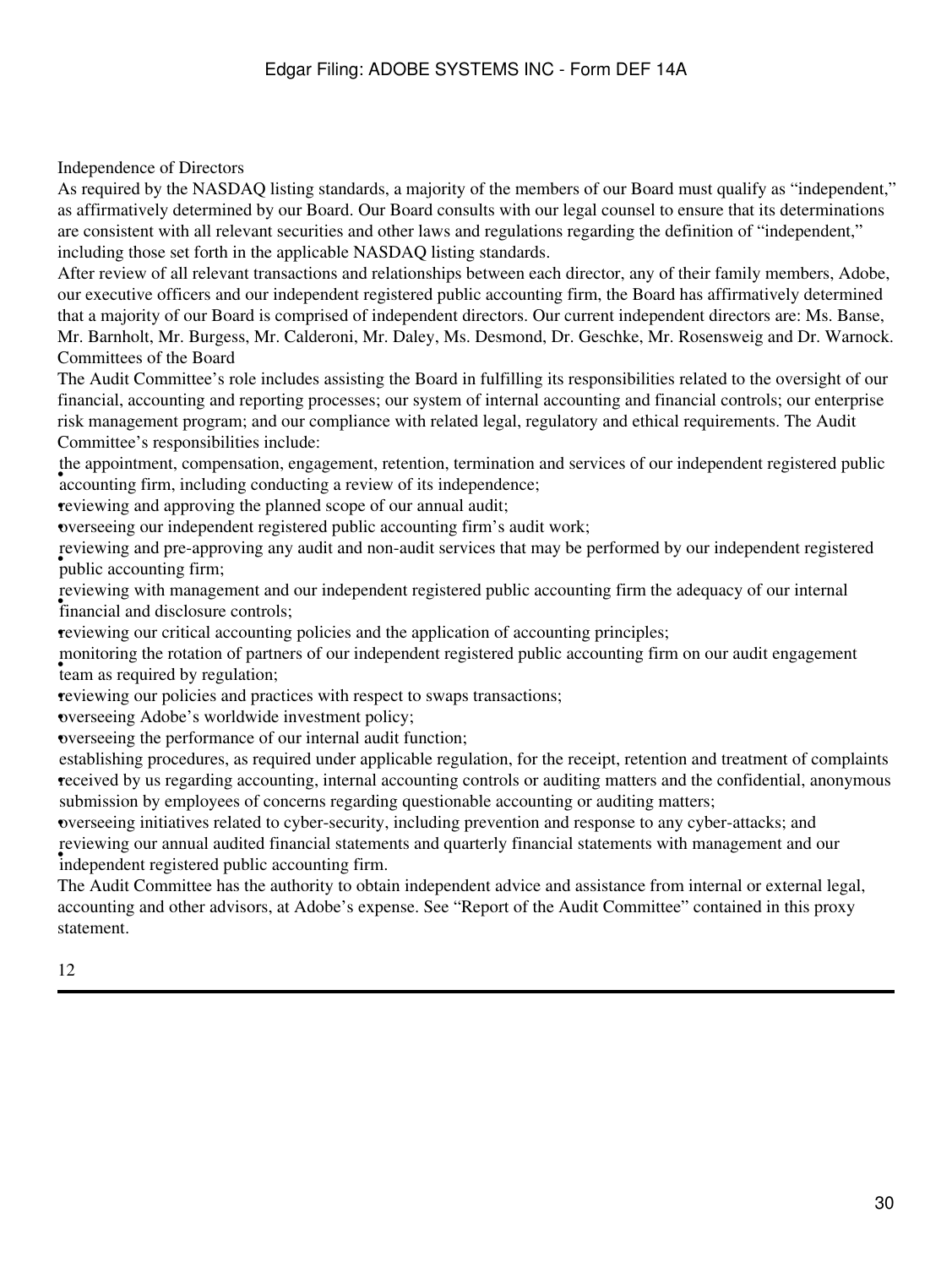### Independence of Directors

As required by the NASDAQ listing standards, a majority of the members of our Board must qualify as "independent," as affirmatively determined by our Board. Our Board consults with our legal counsel to ensure that its determinations are consistent with all relevant securities and other laws and regulations regarding the definition of "independent," including those set forth in the applicable NASDAQ listing standards.

After review of all relevant transactions and relationships between each director, any of their family members, Adobe, our executive officers and our independent registered public accounting firm, the Board has affirmatively determined that a majority of our Board is comprised of independent directors. Our current independent directors are: Ms. Banse, Mr. Barnholt, Mr. Burgess, Mr. Calderoni, Mr. Daley, Ms. Desmond, Dr. Geschke, Mr. Rosensweig and Dr. Warnock.

### Committees of the Board

The Audit Committee's role includes assisting the Board in fulfilling its responsibilities related to the oversight of our financial, accounting and reporting processes; our system of internal accounting and financial controls; our enterprise risk management program; and our compliance with related legal, regulatory and ethical requirements. The Audit Committee's responsibilities include:

- the appointment, compensation, engagement, retention, termination and services of our independent registered public accounting firm, including conducting a review of its independence;
- reviewing and approving the planned scope of our annual audit;
- overseeing our independent registered public accounting firm's audit work;
- reviewing and pre-approving any audit and non-audit services that may be performed by our independent registered public accounting firm;
- reviewing with management and our independent registered public accounting firm the adequacy of our internal financial and disclosure controls;
- reviewing our critical accounting policies and the application of accounting principles;
- monitoring the rotation of partners of our independent registered public accounting firm on our audit engagement team as required by regulation;
- reviewing our policies and practices with respect to swaps transactions;
- overseeing Adobe's worldwide investment policy;
- overseeing the performance of our internal audit function;
- establishing procedures, as required under applicable regulation, for the receipt, retention and treatment of complaints received by us regarding accounting, internal accounting controls or auditing matters and the confidential, anonymous submission by employees of concerns regarding questionable accounting or auditing matters;
- overseeing initiatives related to cyber-security, including prevention and response to any cyber-attacks; and
- reviewing our annual audited financial statements and quarterly financial statements with management and our independent registered public accounting firm.

The Audit Committee has the authority to obtain independent advice and assistance from internal or external legal, accounting and other advisors, at Adobe's expense. See "Report of the Audit Committee" contained in this proxy statement.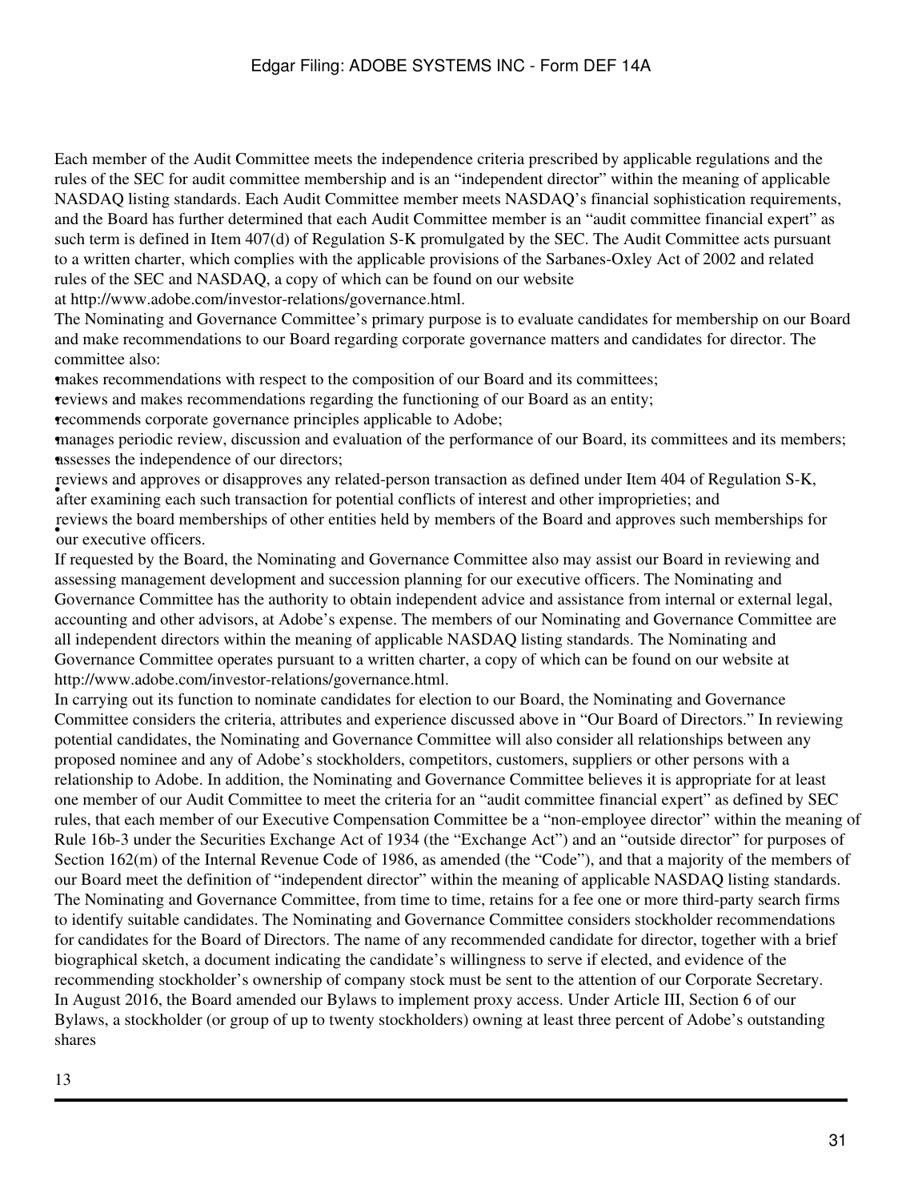Each member of the Audit Committee meets the independence criteria prescribed by applicable regulations and the rules of the SEC for audit committee membership and is an "independent director" within the meaning of applicable NASDAQ listing standards. Each Audit Committee member meets NASDAQ's financial sophistication requirements, and the Board has further determined that each Audit Committee member is an "audit committee financial expert" as such term is defined in Item 407(d) of Regulation S-K promulgated by the SEC. The Audit Committee acts pursuant to a written charter, which complies with the applicable provisions of the Sarbanes-Oxley Act of 2002 and related rules of the SEC and NASDAQ, a copy of which can be found on our website at http://www.adobe.com/investor-relations/governance.html.

The Nominating and Governance Committee's primary purpose is to evaluate candidates for membership on our Board and make recommendations to our Board regarding corporate governance matters and candidates for director. The committee also:

- makes recommendations with respect to the composition of our Board and its committees;
- reviews and makes recommendations regarding the functioning of our Board as an entity;
- recommends corporate governance principles applicable to Adobe;
- manages periodic review, discussion and evaluation of the performance of our Board, its committees and its members;
- assesses the independence of our directors;
- reviews and approves or disapproves any related-person transaction as defined under Item 404 of Regulation S-K, after examining each such transaction for potential conflicts of interest and other improprieties; and
- reviews the board memberships of other entities held by members of the Board and approves such memberships for our executive officers.

If requested by the Board, the Nominating and Governance Committee also may assist our Board in reviewing and assessing management development and succession planning for our executive officers. The Nominating and Governance Committee has the authority to obtain independent advice and assistance from internal or external legal, accounting and other advisors, at Adobe's expense. The members of our Nominating and Governance Committee are all independent directors within the meaning of applicable NASDAQ listing standards. The Nominating and Governance Committee operates pursuant to a written charter, a copy of which can be found on our website at http://www.adobe.com/investor-relations/governance.html.

In carrying out its function to nominate candidates for election to our Board, the Nominating and Governance Committee considers the criteria, attributes and experience discussed above in "Our Board of Directors." In reviewing potential candidates, the Nominating and Governance Committee will also consider all relationships between any proposed nominee and any of Adobe's stockholders, competitors, customers, suppliers or other persons with a relationship to Adobe. In addition, the Nominating and Governance Committee believes it is appropriate for at least one member of our Audit Committee to meet the criteria for an "audit committee financial expert" as defined by SEC rules, that each member of our Executive Compensation Committee be a "non-employee director" within the meaning of Rule 16b-3 under the Securities Exchange Act of 1934 (the "Exchange Act") and an "outside director" for purposes of Section 162(m) of the Internal Revenue Code of 1986, as amended (the "Code"), and that a majority of the members of our Board meet the definition of "independent director" within the meaning of applicable NASDAQ listing standards. The Nominating and Governance Committee, from time to time, retains for a fee one or more third-party search firms to identify suitable candidates. The Nominating and Governance Committee considers stockholder recommendations for candidates for the Board of Directors. The name of any recommended candidate for director, together with a brief biographical sketch, a document indicating the candidate's willingness to serve if elected, and evidence of the recommending stockholder's ownership of company stock must be sent to the attention of our Corporate Secretary.

In August 2016, the Board amended our Bylaws to implement proxy access. Under Article III, Section 6 of our Bylaws, a stockholder (or group of up to twenty stockholders) owning at least three percent of Adobe's outstanding shares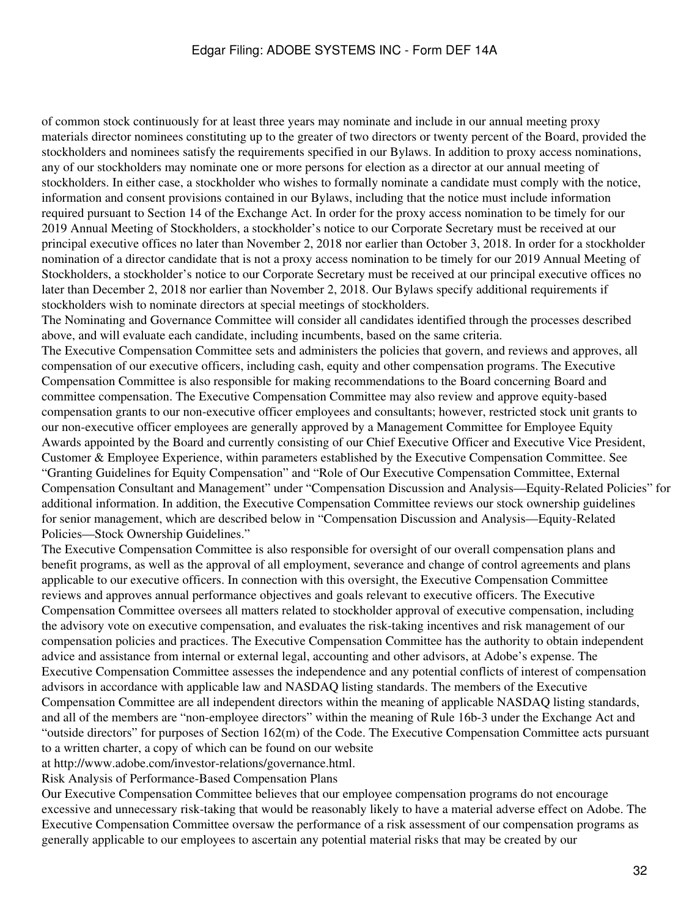of common stock continuously for at least three years may nominate and include in our annual meeting proxy materials director nominees constituting up to the greater of two directors or twenty percent of the Board, provided the stockholders and nominees satisfy the requirements specified in our Bylaws. In addition to proxy access nominations, any of our stockholders may nominate one or more persons for election as a director at our annual meeting of stockholders. In either case, a stockholder who wishes to formally nominate a candidate must comply with the notice, information and consent provisions contained in our Bylaws, including that the notice must include information required pursuant to Section 14 of the Exchange Act. In order for the proxy access nomination to be timely for our 2019 Annual Meeting of Stockholders, a stockholder's notice to our Corporate Secretary must be received at our principal executive offices no later than November 2, 2018 nor earlier than October 3, 2018. In order for a stockholder nomination of a director candidate that is not a proxy access nomination to be timely for our 2019 Annual Meeting of Stockholders, a stockholder's notice to our Corporate Secretary must be received at our principal executive offices no later than December 2, 2018 nor earlier than November 2, 2018. Our Bylaws specify additional requirements if stockholders wish to nominate directors at special meetings of stockholders.

The Nominating and Governance Committee will consider all candidates identified through the processes described above, and will evaluate each candidate, including incumbents, based on the same criteria.

The Executive Compensation Committee sets and administers the policies that govern, and reviews and approves, all compensation of our executive officers, including cash, equity and other compensation programs. The Executive Compensation Committee is also responsible for making recommendations to the Board concerning Board and committee compensation. The Executive Compensation Committee may also review and approve equity-based compensation grants to our non-executive officer employees and consultants; however, restricted stock unit grants to our non-executive officer employees are generally approved by a Management Committee for Employee Equity Awards appointed by the Board and currently consisting of our Chief Executive Officer and Executive Vice President, Customer & Employee Experience, within parameters established by the Executive Compensation Committee. See "Granting Guidelines for Equity Compensation" and "Role of Our Executive Compensation Committee, External Compensation Consultant and Management" under "Compensation Discussion and Analysis—Equity-Related Policies" for additional information. In addition, the Executive Compensation Committee reviews our stock ownership guidelines for senior management, which are described below in "Compensation Discussion and Analysis—Equity-Related Policies—Stock Ownership Guidelines."

The Executive Compensation Committee is also responsible for oversight of our overall compensation plans and benefit programs, as well as the approval of all employment, severance and change of control agreements and plans applicable to our executive officers. In connection with this oversight, the Executive Compensation Committee reviews and approves annual performance objectives and goals relevant to executive officers. The Executive Compensation Committee oversees all matters related to stockholder approval of executive compensation, including the advisory vote on executive compensation, and evaluates the risk-taking incentives and risk management of our compensation policies and practices. The Executive Compensation Committee has the authority to obtain independent advice and assistance from internal or external legal, accounting and other advisors, at Adobe's expense. The Executive Compensation Committee assesses the independence and any potential conflicts of interest of compensation advisors in accordance with applicable law and NASDAQ listing standards. The members of the Executive Compensation Committee are all independent directors within the meaning of applicable NASDAQ listing standards, and all of the members are "non-employee directors" within the meaning of Rule 16b-3 under the Exchange Act and "outside directors" for purposes of Section 162(m) of the Code. The Executive Compensation Committee acts pursuant to a written charter, a copy of which can be found on our website at http://www.adobe.com/investor-relations/governance.html.

### Risk Analysis of Performance-Based Compensation Plans

Our Executive Compensation Committee believes that our employee compensation programs do not encourage excessive and unnecessary risk-taking that would be reasonably likely to have a material adverse effect on Adobe. The Executive Compensation Committee oversaw the performance of a risk assessment of our compensation programs as generally applicable to our employees to ascertain any potential material risks that may be created by our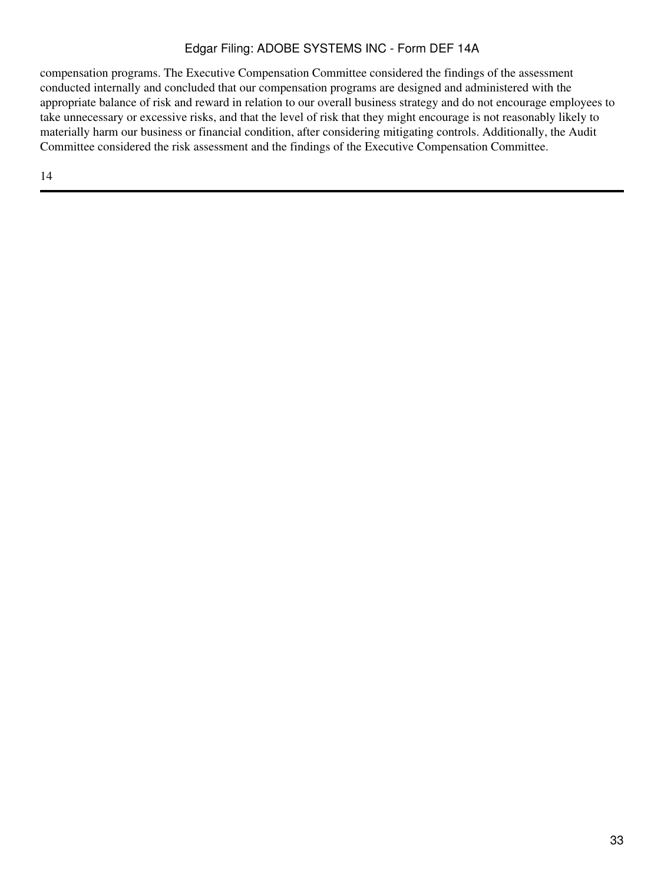compensation programs. The Executive Compensation Committee considered the findings of the assessment conducted internally and concluded that our compensation programs are designed and administered with the appropriate balance of risk and reward in relation to our overall business strategy and do not encourage employees to take unnecessary or excessive risks, and that the level of risk that they might encourage is not reasonably likely to materially harm our business or financial condition, after considering mitigating controls. Additionally, the Audit Committee considered the risk assessment and the findings of the Executive Compensation Committee.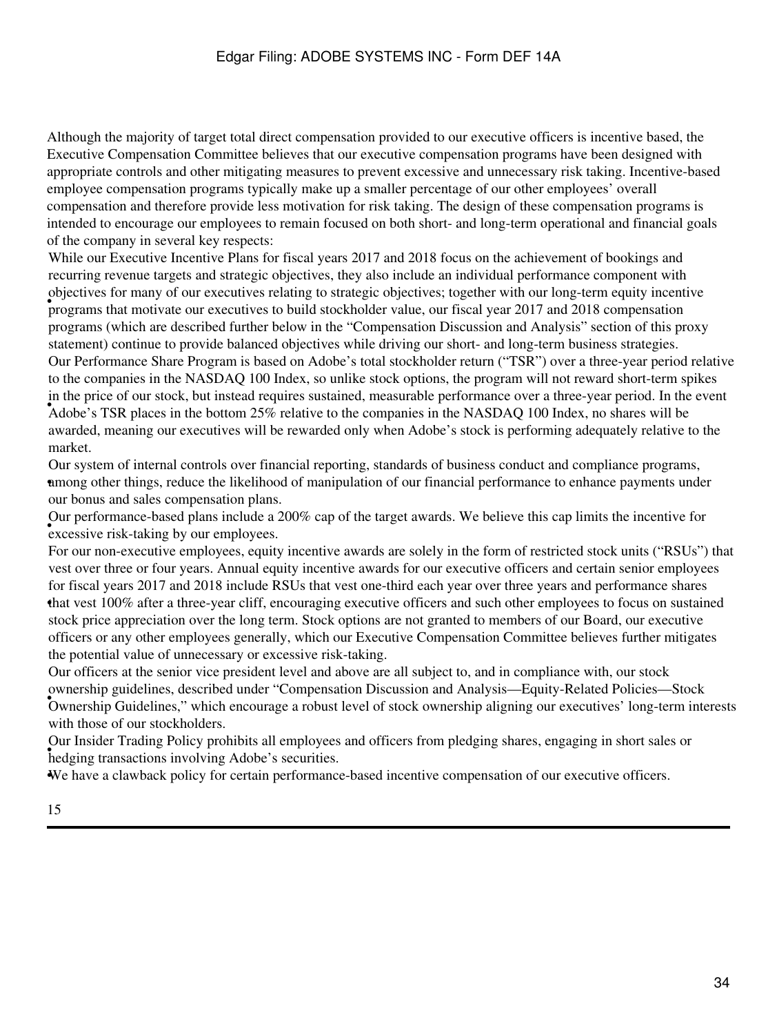Although the majority of target total direct compensation provided to our executive officers is incentive based, the Executive Compensation Committee believes that our executive compensation programs have been designed with appropriate controls and other mitigating measures to prevent excessive and unnecessary risk taking. Incentive-based employee compensation programs typically make up a smaller percentage of our other employees' overall compensation and therefore provide less motivation for risk taking. The design of these compensation programs is intended to encourage our employees to remain focused on both short- and long-term operational and financial goals of the company in several key respects:

- While our Executive Incentive Plans for fiscal years 2017 and 2018 focus on the achievement of bookings and recurring revenue targets and strategic objectives, they also include an individual performance component with objectives for many of our executives relating to strategic objectives; together with our long-term equity incentive programs that motivate our executives to build stockholder value, our fiscal year 2017 and 2018 compensation programs (which are described further below in the "Compensation Discussion and Analysis" section of this proxy statement) continue to provide balanced objectives while driving our short- and long-term business strategies.
- Our Performance Share Program is based on Adobe's total stockholder return ("TSR") over a three-year period relative to the companies in the NASDAQ 100 Index, so unlike stock options, the program will not reward short-term spikes in the price of our stock, but instead requires sustained, measurable performance over a three-year period. In the event Adobe's TSR places in the bottom 25% relative to the companies in the NASDAQ 100 Index, no shares will be awarded, meaning our executives will be rewarded only when Adobe's stock is performing adequately relative to the market.
- Our system of internal controls over financial reporting, standards of business conduct and compliance programs, among other things, reduce the likelihood of manipulation of our financial performance to enhance payments under our bonus and sales compensation plans.
- Our performance-based plans include a 200% cap of the target awards. We believe this cap limits the incentive for excessive risk-taking by our employees.
- For our non-executive employees, equity incentive awards are solely in the form of restricted stock units ("RSUs") that vest over three or four years. Annual equity incentive awards for our executive officers and certain senior employees for fiscal years 2017 and 2018 include RSUs that vest one-third each year over three years and performance shares that vest 100% after a three-year cliff, encouraging executive officers and such other employees to focus on sustained stock price appreciation over the long term. Stock options are not granted to members of our Board, our executive officers or any other employees generally, which our Executive Compensation Committee believes further mitigates the potential value of unnecessary or excessive risk-taking.
- Our officers at the senior vice president level and above are all subject to, and in compliance with, our stock ownership guidelines, described under "Compensation Discussion and Analysis—Equity-Related Policies—Stock Ownership Guidelines," which encourage a robust level of stock ownership aligning our executives' long-term interests with those of our stockholders.
- Our Insider Trading Policy prohibits all employees and officers from pledging shares, engaging in short sales or hedging transactions involving Adobe's securities.
- We have a clawback policy for certain performance-based incentive compensation of our executive officers.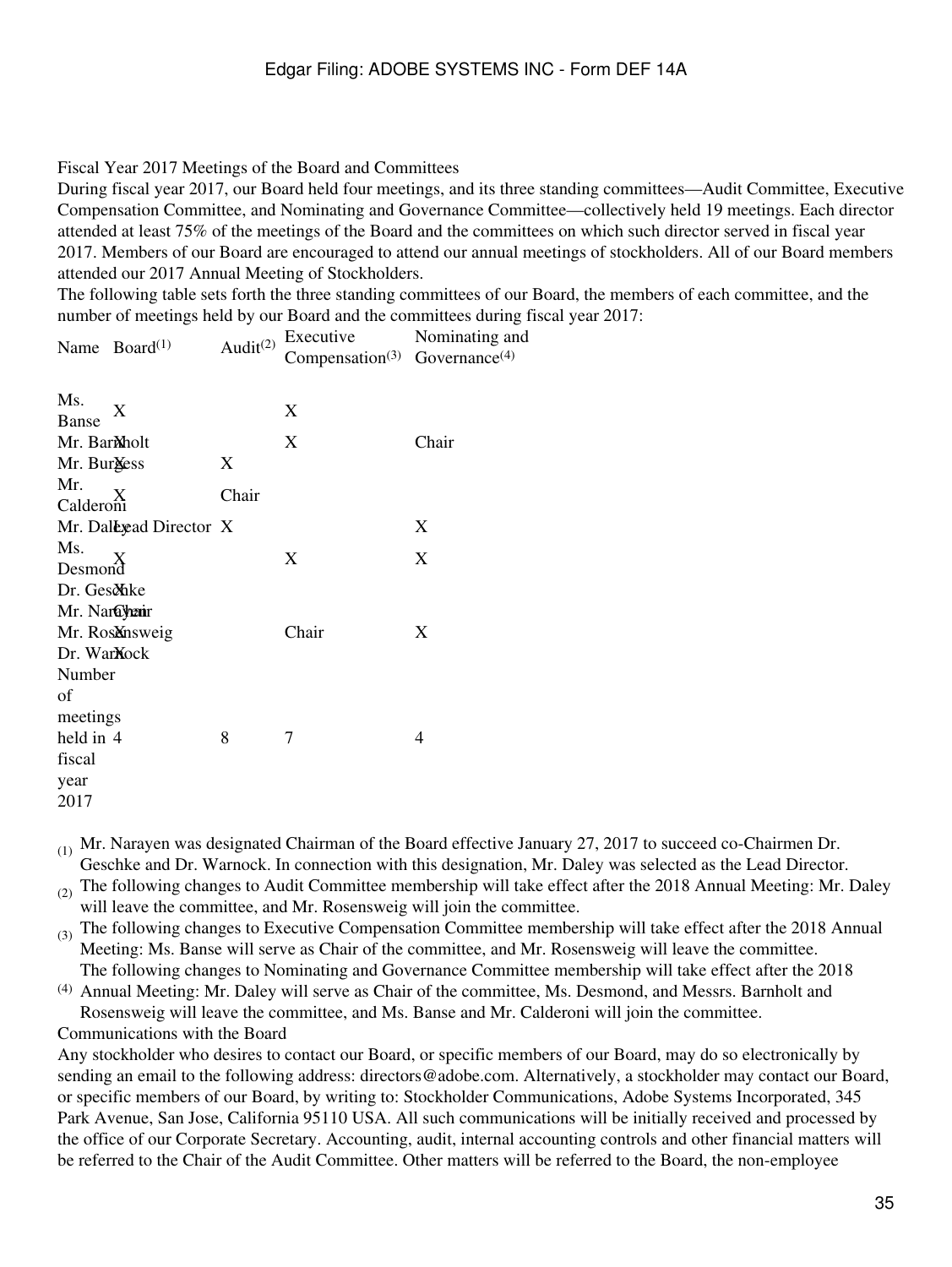Fiscal Year 2017 Meetings of the Board and Committees

During fiscal year 2017, our Board held four meetings, and its three standing committees—Audit Committee, Executive Compensation Committee, and Nominating and Governance Committee—collectively held 19 meetings. Each director attended at least 75% of the meetings of the Board and the committees on which such director served in fiscal year 2017. Members of our Board are encouraged to attend our annual meetings of stockholders. All of our Board members attended our 2017 Annual Meeting of Stockholders.

The following table sets forth the three standing committees of our Board, the members of each committee, and the number of meetings held by our Board and the committees during fiscal year 2017:

| Name | Board[(1)] | Audit[(2)] | Executive Compensation[(3)] | Nominating and Governance[(4)] |
|---|---|---|---|---|
| Ms. Banse | X | | X | |
| Mr. Barnholt | X | | X | Chair |
| Mr. Burgess | X | X | | |
| Mr. Calderoni | X | Chair | | |
| Mr. Daley | Lead Director | X | | X |
| Ms. Desmond | X | | X | X |
| Dr. Geschke | X | | | |
| Mr. Narayen | Chair | | | |
| Mr. Rosensweig | X | | Chair | X |
| Dr. Warnock | X | | | |
| Number of meetings held in fiscal year 2017 | 4 | 8 | 7 | 4 |

(1) Mr. Narayen was designated Chairman of the Board effective January 27, 2017 to succeed co-Chairmen Dr. Geschke and Dr. Warnock. In connection with this designation, Mr. Daley was selected as the Lead Director.

(2) The following changes to Audit Committee membership will take effect after the 2018 Annual Meeting: Mr. Daley will leave the committee, and Mr. Rosensweig will join the committee.

(3) The following changes to Executive Compensation Committee membership will take effect after the 2018 Annual Meeting: Ms. Banse will serve as Chair of the committee, and Mr. Rosensweig will leave the committee.

(4) The following changes to Nominating and Governance Committee membership will take effect after the 2018 Annual Meeting: Mr. Daley will serve as Chair of the committee, Ms. Desmond, and Messrs. Barnholt and Rosensweig will leave the committee, and Ms. Banse and Mr. Calderoni will join the committee.

Communications with the Board

Any stockholder who desires to contact our Board, or specific members of our Board, may do so electronically by sending an email to the following address: directors@adobe.com. Alternatively, a stockholder may contact our Board, or specific members of our Board, by writing to: Stockholder Communications, Adobe Systems Incorporated, 345 Park Avenue, San Jose, California 95110 USA. All such communications will be initially received and processed by the office of our Corporate Secretary. Accounting, audit, internal accounting controls and other financial matters will be referred to the Chair of the Audit Committee. Other matters will be referred to the Board, the non-employee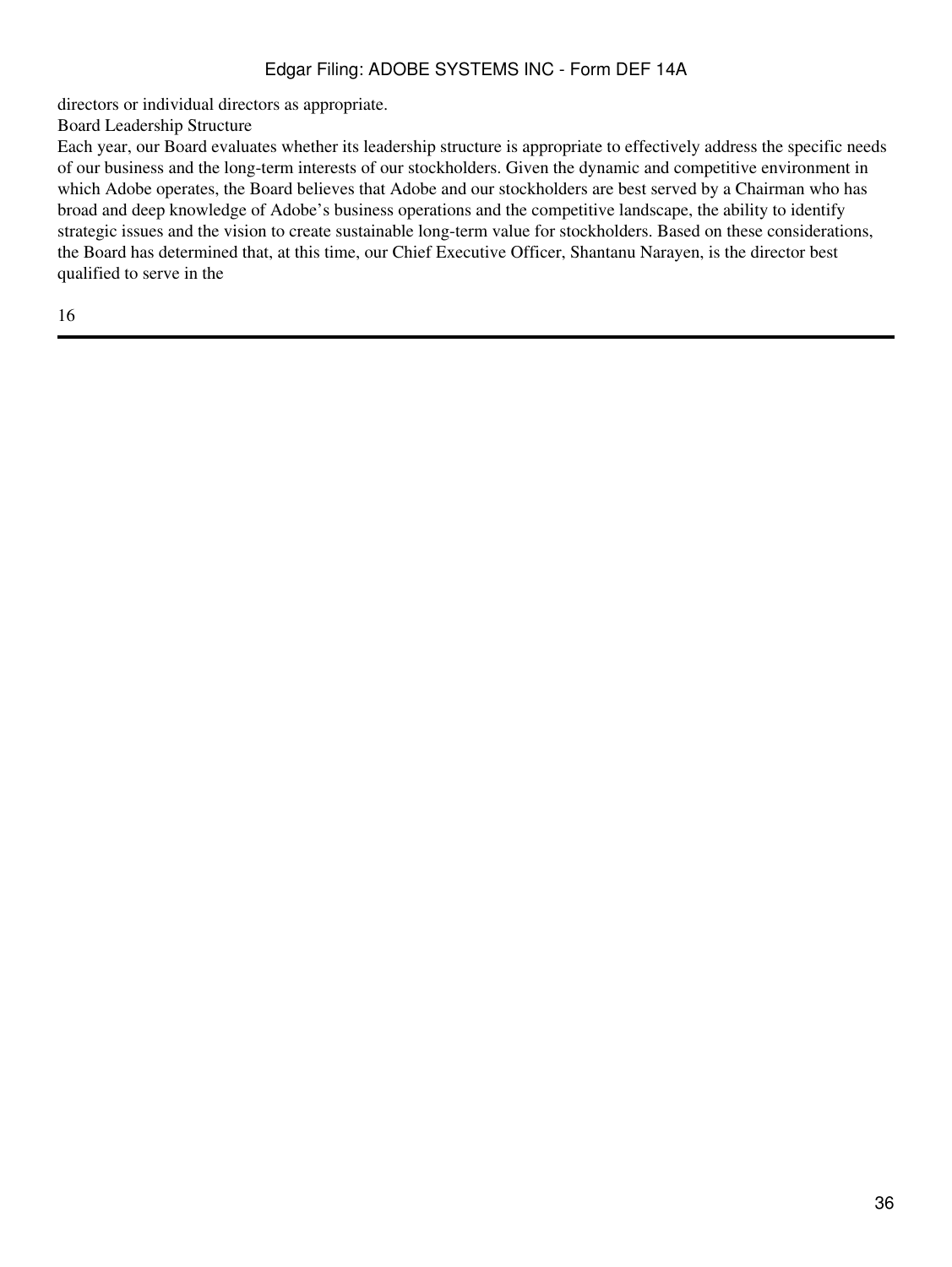directors or individual directors as appropriate.

## Board Leadership Structure

Each year, our Board evaluates whether its leadership structure is appropriate to effectively address the specific needs of our business and the long-term interests of our stockholders. Given the dynamic and competitive environment in which Adobe operates, the Board believes that Adobe and our stockholders are best served by a Chairman who has broad and deep knowledge of Adobe's business operations and the competitive landscape, the ability to identify strategic issues and the vision to create sustainable long-term value for stockholders. Based on these considerations, the Board has determined that, at this time, our Chief Executive Officer, Shantanu Narayen, is the director best qualified to serve in the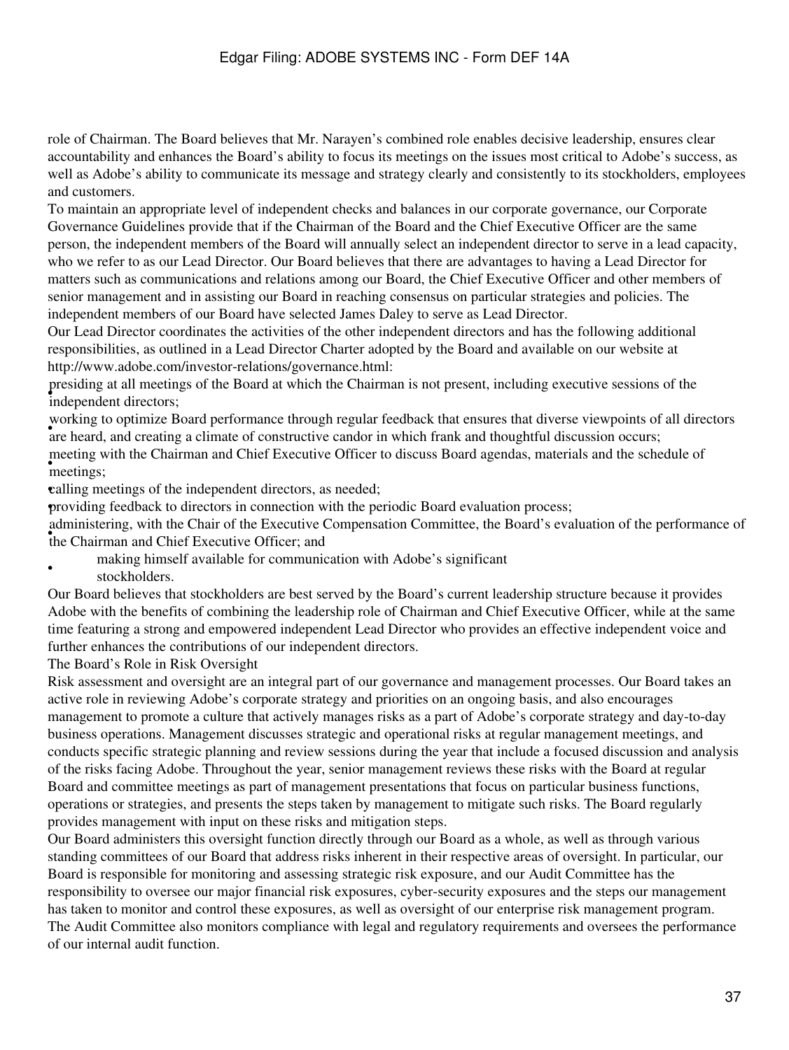role of Chairman. The Board believes that Mr. Narayen's combined role enables decisive leadership, ensures clear accountability and enhances the Board's ability to focus its meetings on the issues most critical to Adobe's success, as well as Adobe's ability to communicate its message and strategy clearly and consistently to its stockholders, employees and customers.

To maintain an appropriate level of independent checks and balances in our corporate governance, our Corporate Governance Guidelines provide that if the Chairman of the Board and the Chief Executive Officer are the same person, the independent members of the Board will annually select an independent director to serve in a lead capacity, who we refer to as our Lead Director. Our Board believes that there are advantages to having a Lead Director for matters such as communications and relations among our Board, the Chief Executive Officer and other members of senior management and in assisting our Board in reaching consensus on particular strategies and policies. The independent members of our Board have selected James Daley to serve as Lead Director.

Our Lead Director coordinates the activities of the other independent directors and has the following additional responsibilities, as outlined in a Lead Director Charter adopted by the Board and available on our website at http://www.adobe.com/investor-relations/governance.html:

- presiding at all meetings of the Board at which the Chairman is not present, including executive sessions of the independent directors;
- working to optimize Board performance through regular feedback that ensures that diverse viewpoints of all directors are heard, and creating a climate of constructive candor in which frank and thoughtful discussion occurs;
- meeting with the Chairman and Chief Executive Officer to discuss Board agendas, materials and the schedule of meetings;
- calling meetings of the independent directors, as needed;
- providing feedback to directors in connection with the periodic Board evaluation process;
- administering, with the Chair of the Executive Compensation Committee, the Board's evaluation of the performance of the Chairman and Chief Executive Officer; and
- making himself available for communication with Adobe's significant stockholders.

Our Board believes that stockholders are best served by the Board's current leadership structure because it provides Adobe with the benefits of combining the leadership role of Chairman and Chief Executive Officer, while at the same time featuring a strong and empowered independent Lead Director who provides an effective independent voice and further enhances the contributions of our independent directors.

## The Board's Role in Risk Oversight

Risk assessment and oversight are an integral part of our governance and management processes. Our Board takes an active role in reviewing Adobe's corporate strategy and priorities on an ongoing basis, and also encourages management to promote a culture that actively manages risks as a part of Adobe's corporate strategy and day-to-day business operations. Management discusses strategic and operational risks at regular management meetings, and conducts specific strategic planning and review sessions during the year that include a focused discussion and analysis of the risks facing Adobe. Throughout the year, senior management reviews these risks with the Board at regular Board and committee meetings as part of management presentations that focus on particular business functions, operations or strategies, and presents the steps taken by management to mitigate such risks. The Board regularly provides management with input on these risks and mitigation steps.

Our Board administers this oversight function directly through our Board as a whole, as well as through various standing committees of our Board that address risks inherent in their respective areas of oversight. In particular, our Board is responsible for monitoring and assessing strategic risk exposure, and our Audit Committee has the responsibility to oversee our major financial risk exposures, cyber-security exposures and the steps our management has taken to monitor and control these exposures, as well as oversight of our enterprise risk management program. The Audit Committee also monitors compliance with legal and regulatory requirements and oversees the performance of our internal audit function.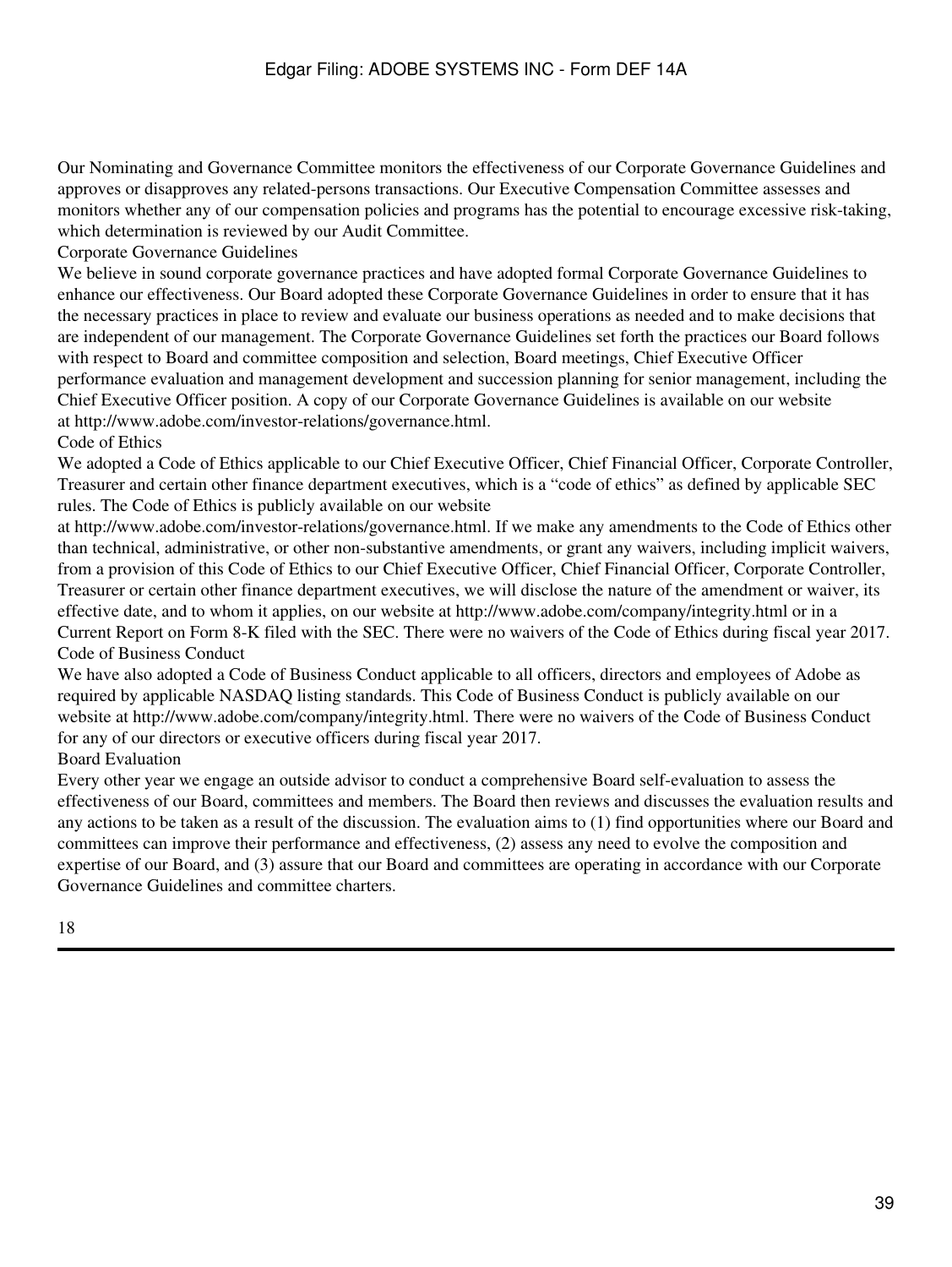Our Nominating and Governance Committee monitors the effectiveness of our Corporate Governance Guidelines and approves or disapproves any related-persons transactions. Our Executive Compensation Committee assesses and monitors whether any of our compensation policies and programs has the potential to encourage excessive risk-taking, which determination is reviewed by our Audit Committee.

## Corporate Governance Guidelines

We believe in sound corporate governance practices and have adopted formal Corporate Governance Guidelines to enhance our effectiveness. Our Board adopted these Corporate Governance Guidelines in order to ensure that it has the necessary practices in place to review and evaluate our business operations as needed and to make decisions that are independent of our management. The Corporate Governance Guidelines set forth the practices our Board follows with respect to Board and committee composition and selection, Board meetings, Chief Executive Officer performance evaluation and management development and succession planning for senior management, including the Chief Executive Officer position. A copy of our Corporate Governance Guidelines is available on our website at http://www.adobe.com/investor-relations/governance.html.

## Code of Ethics

We adopted a Code of Ethics applicable to our Chief Executive Officer, Chief Financial Officer, Corporate Controller, Treasurer and certain other finance department executives, which is a "code of ethics" as defined by applicable SEC rules. The Code of Ethics is publicly available on our website at http://www.adobe.com/investor-relations/governance.html. If we make any amendments to the Code of Ethics other than technical, administrative, or other non-substantive amendments, or grant any waivers, including implicit waivers, from a provision of this Code of Ethics to our Chief Executive Officer, Chief Financial Officer, Corporate Controller, Treasurer or certain other finance department executives, we will disclose the nature of the amendment or waiver, its effective date, and to whom it applies, on our website at http://www.adobe.com/company/integrity.html or in a Current Report on Form 8-K filed with the SEC. There were no waivers of the Code of Ethics during fiscal year 2017.

## Code of Business Conduct

We have also adopted a Code of Business Conduct applicable to all officers, directors and employees of Adobe as required by applicable NASDAQ listing standards. This Code of Business Conduct is publicly available on our website at http://www.adobe.com/company/integrity.html. There were no waivers of the Code of Business Conduct for any of our directors or executive officers during fiscal year 2017.

## Board Evaluation

Every other year we engage an outside advisor to conduct a comprehensive Board self-evaluation to assess the effectiveness of our Board, committees and members. The Board then reviews and discusses the evaluation results and any actions to be taken as a result of the discussion. The evaluation aims to (1) find opportunities where our Board and committees can improve their performance and effectiveness, (2) assess any need to evolve the composition and expertise of our Board, and (3) assure that our Board and committees are operating in accordance with our Corporate Governance Guidelines and committee charters.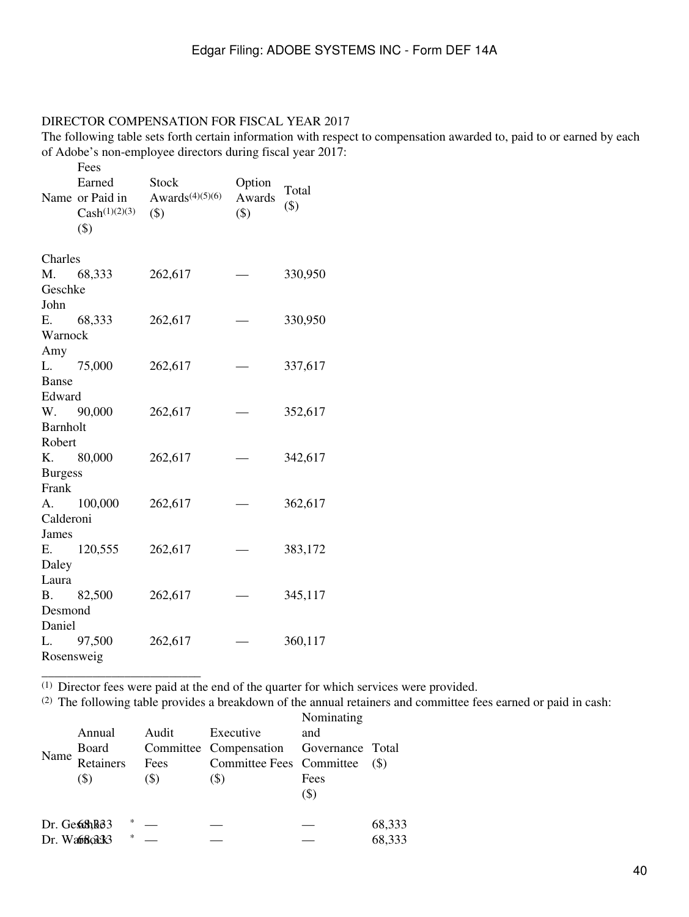DIRECTOR COMPENSATION FOR FISCAL YEAR 2017

The following table sets forth certain information with respect to compensation awarded to, paid to or earned by each of Adobe's non-employee directors during fiscal year 2017:

| Name | Fees Earned or Paid in Cash[(1)(2)(3)] ($) | Stock Awards[(4)(5)(6)] ($) | Option Awards ($) | Total ($) |
|---|---|---|---|---|
| Charles M. Geschke | 68,333 | 262,617 | — | 330,950 |
| John E. Warnock | 68,333 | 262,617 | — | 330,950 |
| Amy L. Banse | 75,000 | 262,617 | — | 337,617 |
| Edward W. Barnholt | 90,000 | 262,617 | — | 352,617 |
| Robert K. Burgess | 80,000 | 262,617 | — | 342,617 |
| Frank A. Calderoni | 100,000 | 262,617 | — | 362,617 |
| James E. Daley | 120,555 | 262,617 | — | 383,172 |
| Laura B. Desmond | 82,500 | 262,617 | — | 345,117 |
| Daniel L. Rosensweig | 97,500 | 262,617 | — | 360,117 |

_________________________

(1) Director fees were paid at the end of the quarter for which services were provided.

(2) The following table provides a breakdown of the annual retainers and committee fees earned or paid in cash:

| Name | Annual Board Retainers ($) | Audit Committee Fees ($) | Executive Compensation Committee Fees ($) | Nominating and Governance Committee Fees ($) | Total ($) |
|---|---|---|---|---|---|
| Dr. Geschke | 68,333 * | — | — | — | 68,333 |
| Dr. Warnock | 68,333 * | — | — | — | 68,333 |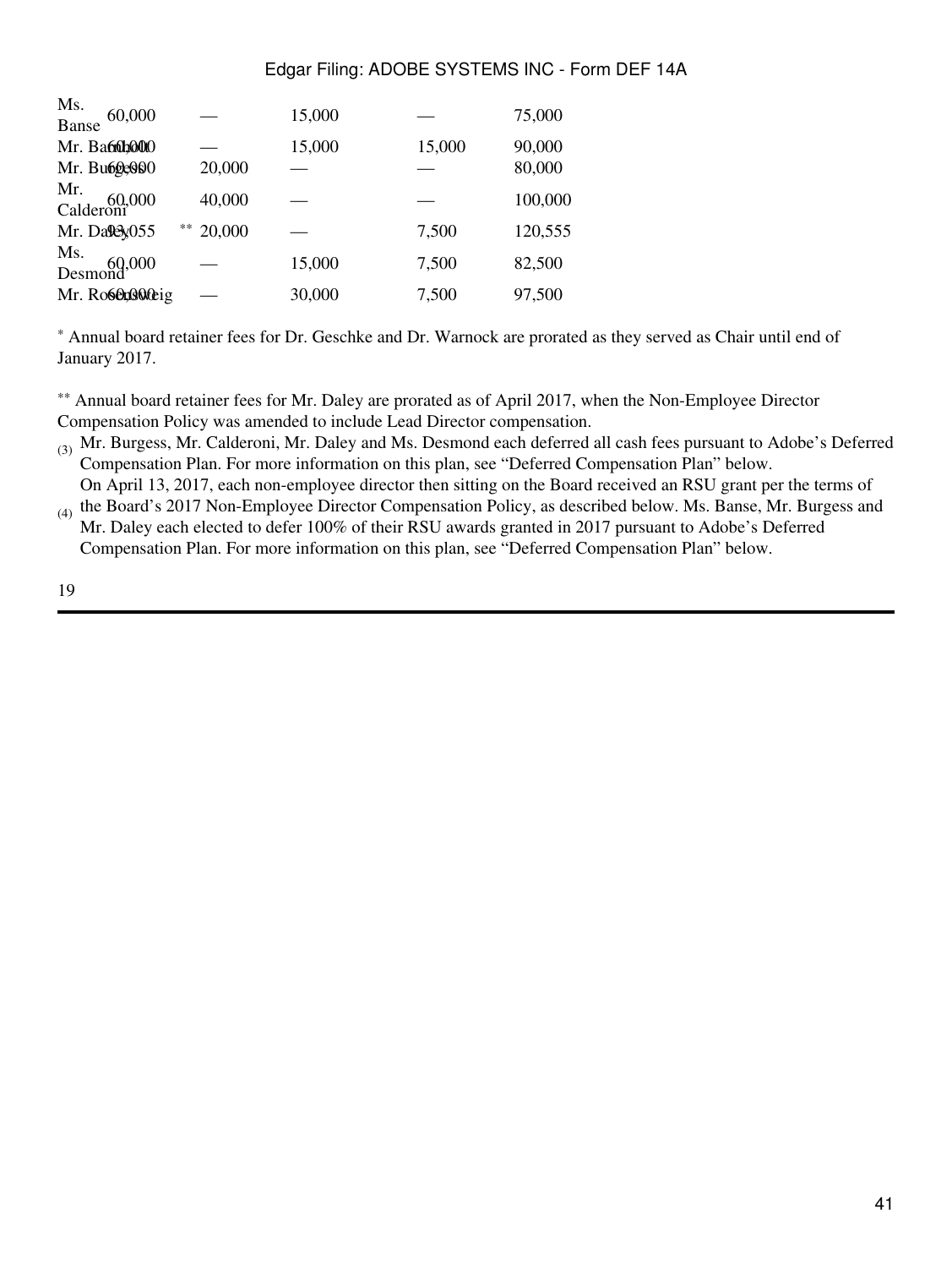| | | | | | |
|---|---|---|---|---|---|
| Ms. Banse | 60,000 | — | 15,000 | — | 75,000 |
| Mr. Barnholt | 60,000 | — | 15,000 | 15,000 | 90,000 |
| Mr. Burgess | 60,000 | 20,000 | — | — | 80,000 |
| Mr. Calderoni | 60,000 | 40,000 | — | — | 100,000 |
| Mr. Daley | 93,055 ** | 20,000 | — | 7,500 | 120,555 |
| Ms. Desmond | 60,000 | — | 15,000 | 7,500 | 82,500 |
| Mr. Rosensweig | 60,000 | — | 30,000 | 7,500 | 97,500 |

\* Annual board retainer fees for Dr. Geschke and Dr. Warnock are prorated as they served as Chair until end of January 2017.

\*\* Annual board retainer fees for Mr. Daley are prorated as of April 2017, when the Non-Employee Director Compensation Policy was amended to include Lead Director compensation.

(3) Mr. Burgess, Mr. Calderoni, Mr. Daley and Ms. Desmond each deferred all cash fees pursuant to Adobe's Deferred Compensation Plan. For more information on this plan, see "Deferred Compensation Plan" below.

(4) On April 13, 2017, each non-employee director then sitting on the Board received an RSU grant per the terms of the Board's 2017 Non-Employee Director Compensation Policy, as described below. Ms. Banse, Mr. Burgess and Mr. Daley each elected to defer 100% of their RSU awards granted in 2017 pursuant to Adobe's Deferred Compensation Plan. For more information on this plan, see "Deferred Compensation Plan" below.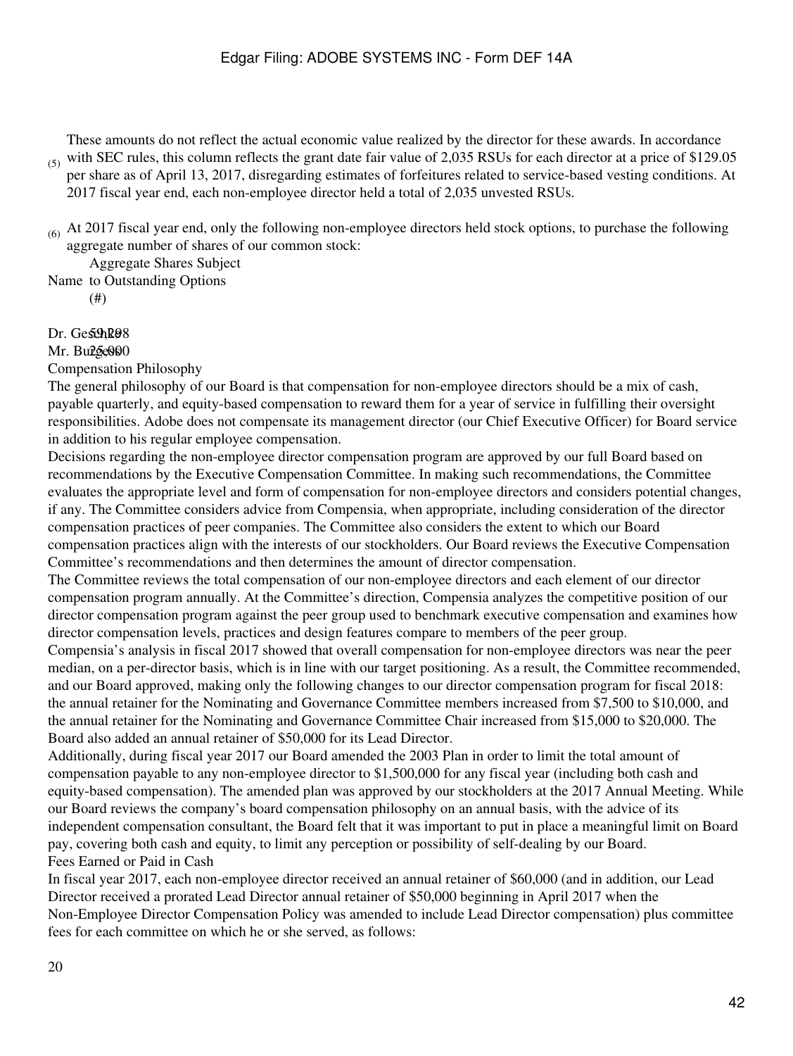(5) These amounts do not reflect the actual economic value realized by the director for these awards. In accordance with SEC rules, this column reflects the grant date fair value of 2,035 RSUs for each director at a price of $129.05 per share as of April 13, 2017, disregarding estimates of forfeitures related to service-based vesting conditions. At 2017 fiscal year end, each non-employee director held a total of 2,035 unvested RSUs.

(6) At 2017 fiscal year end, only the following non-employee directors held stock options, to purchase the following aggregate number of shares of our common stock:

| Name | Aggregate Shares Subject to Outstanding Options (#) |
| --- | --- |
| Dr. Geschke | 59,298 |
| Mr. Burgess | 25,000 |

## Compensation Philosophy

The general philosophy of our Board is that compensation for non-employee directors should be a mix of cash, payable quarterly, and equity-based compensation to reward them for a year of service in fulfilling their oversight responsibilities. Adobe does not compensate its management director (our Chief Executive Officer) for Board service in addition to his regular employee compensation.

Decisions regarding the non-employee director compensation program are approved by our full Board based on recommendations by the Executive Compensation Committee. In making such recommendations, the Committee evaluates the appropriate level and form of compensation for non-employee directors and considers potential changes, if any. The Committee considers advice from Compensia, when appropriate, including consideration of the director compensation practices of peer companies. The Committee also considers the extent to which our Board compensation practices align with the interests of our stockholders. Our Board reviews the Executive Compensation Committee's recommendations and then determines the amount of director compensation.

The Committee reviews the total compensation of our non-employee directors and each element of our director compensation program annually. At the Committee's direction, Compensia analyzes the competitive position of our director compensation program against the peer group used to benchmark executive compensation and examines how director compensation levels, practices and design features compare to members of the peer group.

Compensia's analysis in fiscal 2017 showed that overall compensation for non-employee directors was near the peer median, on a per-director basis, which is in line with our target positioning. As a result, the Committee recommended, and our Board approved, making only the following changes to our director compensation program for fiscal 2018: the annual retainer for the Nominating and Governance Committee members increased from $7,500 to $10,000, and the annual retainer for the Nominating and Governance Committee Chair increased from $15,000 to $20,000. The Board also added an annual retainer of $50,000 for its Lead Director.

Additionally, during fiscal year 2017 our Board amended the 2003 Plan in order to limit the total amount of compensation payable to any non-employee director to $1,500,000 for any fiscal year (including both cash and equity-based compensation). The amended plan was approved by our stockholders at the 2017 Annual Meeting. While our Board reviews the company's board compensation philosophy on an annual basis, with the advice of its independent compensation consultant, the Board felt that it was important to put in place a meaningful limit on Board pay, covering both cash and equity, to limit any perception or possibility of self-dealing by our Board.

## Fees Earned or Paid in Cash

In fiscal year 2017, each non-employee director received an annual retainer of $60,000 (and in addition, our Lead Director received a prorated Lead Director annual retainer of $50,000 beginning in April 2017 when the Non-Employee Director Compensation Policy was amended to include Lead Director compensation) plus committee fees for each committee on which he or she served, as follows: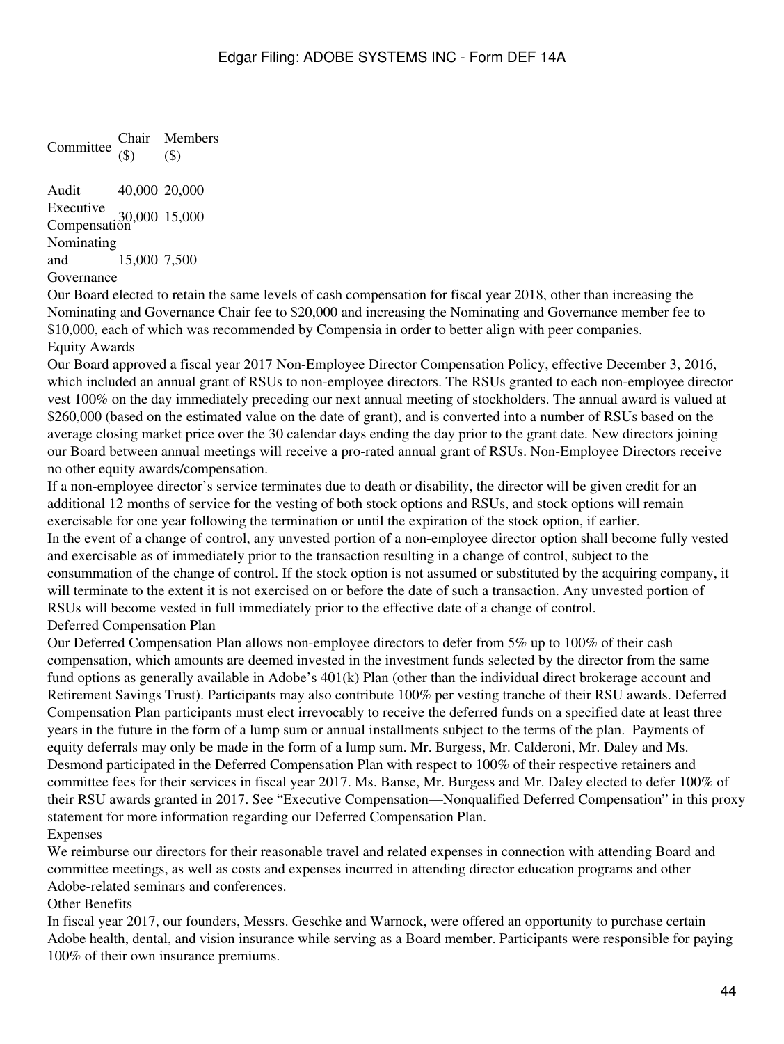| Committee | Chair ($) | Members ($) |
| --- | --- | --- |
| Audit | 40,000 | 20,000 |
| Executive Compensation | 30,000 | 15,000 |
| Nominating and Governance | 15,000 | 7,500 |

Our Board elected to retain the same levels of cash compensation for fiscal year 2018, other than increasing the Nominating and Governance Chair fee to $20,000 and increasing the Nominating and Governance member fee to $10,000, each of which was recommended by Compensia in order to better align with peer companies.

### Equity Awards

Our Board approved a fiscal year 2017 Non-Employee Director Compensation Policy, effective December 3, 2016, which included an annual grant of RSUs to non-employee directors. The RSUs granted to each non-employee director vest 100% on the day immediately preceding our next annual meeting of stockholders. The annual award is valued at $260,000 (based on the estimated value on the date of grant), and is converted into a number of RSUs based on the average closing market price over the 30 calendar days ending the day prior to the grant date. New directors joining our Board between annual meetings will receive a pro-rated annual grant of RSUs. Non-Employee Directors receive no other equity awards/compensation.

If a non-employee director's service terminates due to death or disability, the director will be given credit for an additional 12 months of service for the vesting of both stock options and RSUs, and stock options will remain exercisable for one year following the termination or until the expiration of the stock option, if earlier.

In the event of a change of control, any unvested portion of a non-employee director option shall become fully vested and exercisable as of immediately prior to the transaction resulting in a change of control, subject to the consummation of the change of control. If the stock option is not assumed or substituted by the acquiring company, it will terminate to the extent it is not exercised on or before the date of such a transaction. Any unvested portion of RSUs will become vested in full immediately prior to the effective date of a change of control.

### Deferred Compensation Plan

Our Deferred Compensation Plan allows non-employee directors to defer from 5% up to 100% of their cash compensation, which amounts are deemed invested in the investment funds selected by the director from the same fund options as generally available in Adobe's 401(k) Plan (other than the individual direct brokerage account and Retirement Savings Trust). Participants may also contribute 100% per vesting tranche of their RSU awards. Deferred Compensation Plan participants must elect irrevocably to receive the deferred funds on a specified date at least three years in the future in the form of a lump sum or annual installments subject to the terms of the plan. Payments of equity deferrals may only be made in the form of a lump sum. Mr. Burgess, Mr. Calderoni, Mr. Daley and Ms. Desmond participated in the Deferred Compensation Plan with respect to 100% of their respective retainers and committee fees for their services in fiscal year 2017. Ms. Banse, Mr. Burgess and Mr. Daley elected to defer 100% of their RSU awards granted in 2017. See "Executive Compensation—Nonqualified Deferred Compensation" in this proxy statement for more information regarding our Deferred Compensation Plan.

### Expenses

We reimburse our directors for their reasonable travel and related expenses in connection with attending Board and committee meetings, as well as costs and expenses incurred in attending director education programs and other Adobe-related seminars and conferences.

### Other Benefits

In fiscal year 2017, our founders, Messrs. Geschke and Warnock, were offered an opportunity to purchase certain Adobe health, dental, and vision insurance while serving as a Board member. Participants were responsible for paying 100% of their own insurance premiums.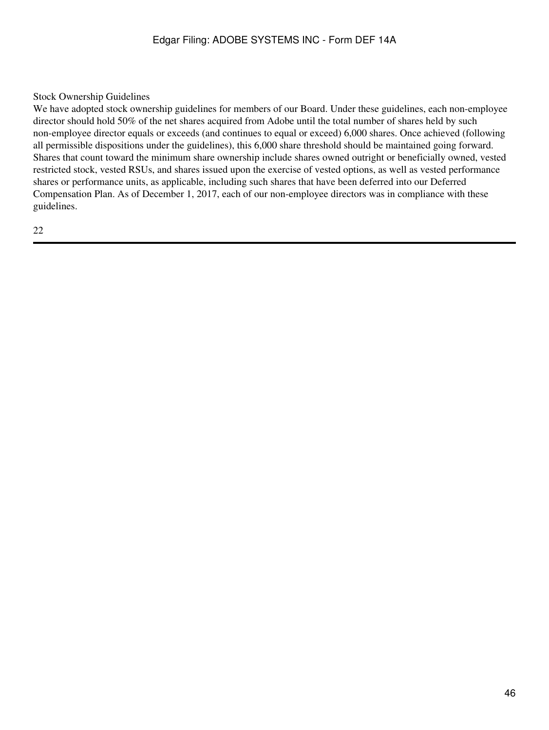### Stock Ownership Guidelines

We have adopted stock ownership guidelines for members of our Board. Under these guidelines, each non-employee director should hold 50% of the net shares acquired from Adobe until the total number of shares held by such non-employee director equals or exceeds (and continues to equal or exceed) 6,000 shares. Once achieved (following all permissible dispositions under the guidelines), this 6,000 share threshold should be maintained going forward. Shares that count toward the minimum share ownership include shares owned outright or beneficially owned, vested restricted stock, vested RSUs, and shares issued upon the exercise of vested options, as well as vested performance shares or performance units, as applicable, including such shares that have been deferred into our Deferred Compensation Plan. As of December 1, 2017, each of our non-employee directors was in compliance with these guidelines.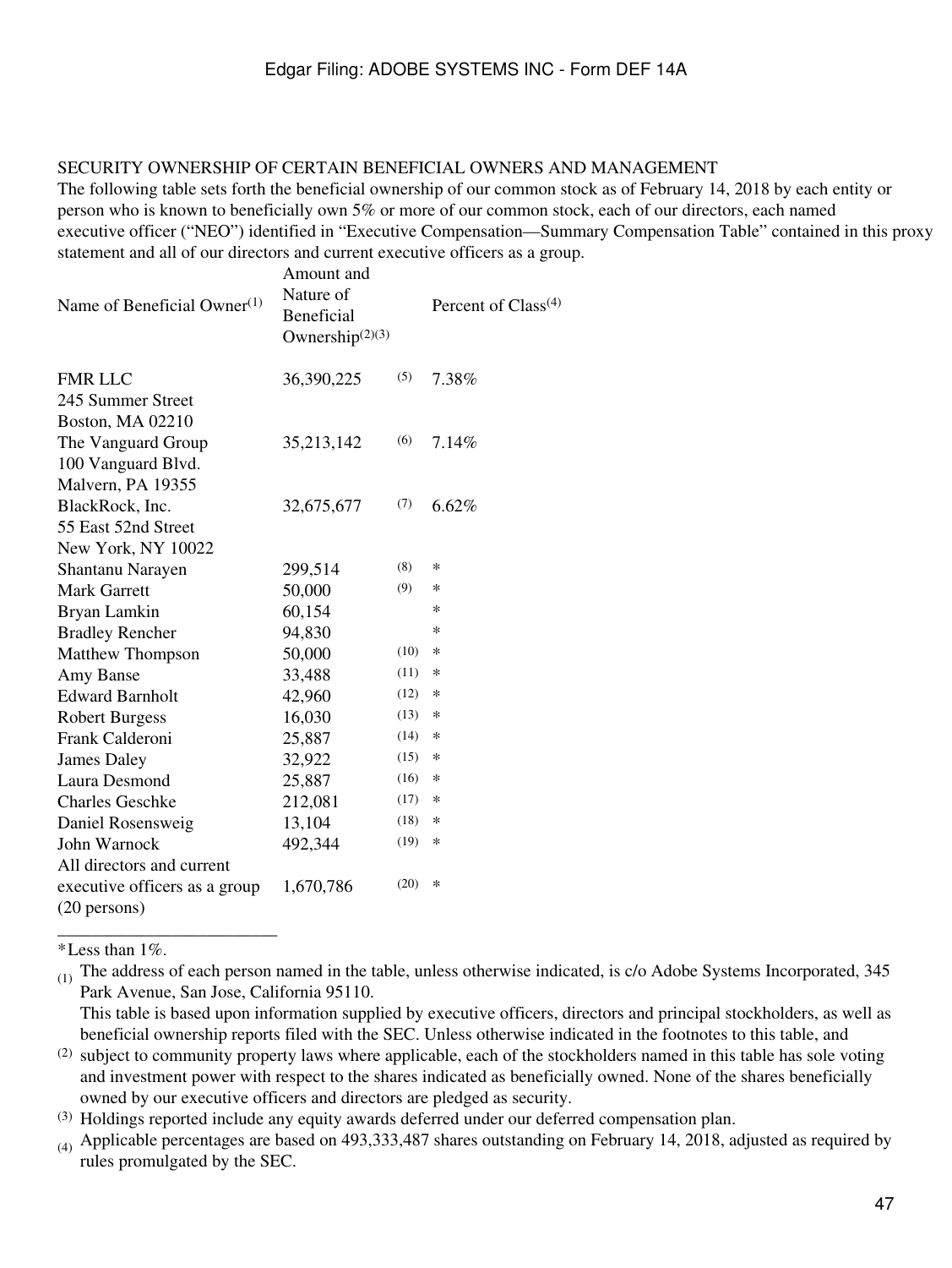SECURITY OWNERSHIP OF CERTAIN BENEFICIAL OWNERS AND MANAGEMENT

The following table sets forth the beneficial ownership of our common stock as of February 14, 2018 by each entity or person who is known to beneficially own 5% or more of our common stock, each of our directors, each named executive officer ("NEO") identified in "Executive Compensation—Summary Compensation Table" contained in this proxy statement and all of our directors and current executive officers as a group.

| Name of Beneficial Owner[1] | Amount and Nature of Beneficial Ownership[2][3] | | Percent of Class[4] |
|---|---|---|---|
| FMR LLC<br>245 Summer Street<br>Boston, MA 02210 | 36,390,225 | (5) | 7.38% |
| The Vanguard Group<br>100 Vanguard Blvd.<br>Malvern, PA 19355 | 35,213,142 | (6) | 7.14% |
| BlackRock, Inc.<br>55 East 52nd Street<br>New York, NY 10022 | 32,675,677 | (7) | 6.62% |
| Shantanu Narayen | 299,514 | (8) | * |
| Mark Garrett | 50,000 | (9) | * |
| Bryan Lamkin | 60,154 | | * |
| Bradley Rencher | 94,830 | | * |
| Matthew Thompson | 50,000 | (10) | * |
| Amy Banse | 33,488 | (11) | * |
| Edward Barnholt | 42,960 | (12) | * |
| Robert Burgess | 16,030 | (13) | * |
| Frank Calderoni | 25,887 | (14) | * |
| James Daley | 32,922 | (15) | * |
| Laura Desmond | 25,887 | (16) | * |
| Charles Geschke | 212,081 | (17) | * |
| Daniel Rosensweig | 13,104 | (18) | * |
| John Warnock | 492,344 | (19) | * |
| All directors and current executive officers as a group (20 persons) | 1,670,786 | (20) | * |

*Less than 1%.

(1) The address of each person named in the table, unless otherwise indicated, is c/o Adobe Systems Incorporated, 345 Park Avenue, San Jose, California 95110.

(2) This table is based upon information supplied by executive officers, directors and principal stockholders, as well as beneficial ownership reports filed with the SEC. Unless otherwise indicated in the footnotes to this table, and subject to community property laws where applicable, each of the stockholders named in this table has sole voting and investment power with respect to the shares indicated as beneficially owned. None of the shares beneficially owned by our executive officers and directors are pledged as security.

(3) Holdings reported include any equity awards deferred under our deferred compensation plan.

(4) Applicable percentages are based on 493,333,487 shares outstanding on February 14, 2018, adjusted as required by rules promulgated by the SEC.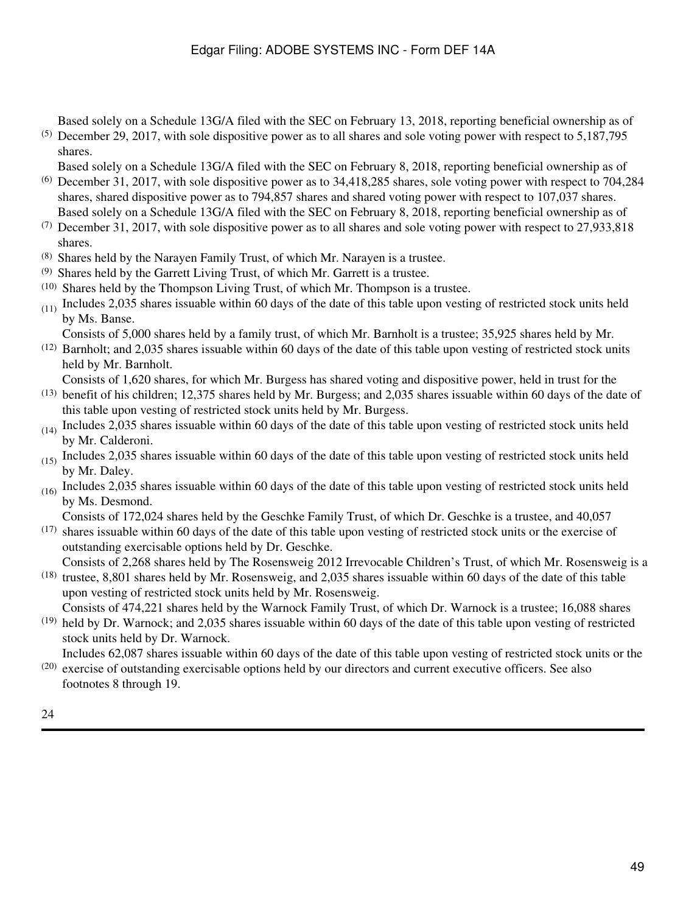(5) Based solely on a Schedule 13G/A filed with the SEC on February 13, 2018, reporting beneficial ownership as of December 29, 2017, with sole dispositive power as to all shares and sole voting power with respect to 5,187,795 shares.

(6) Based solely on a Schedule 13G/A filed with the SEC on February 8, 2018, reporting beneficial ownership as of December 31, 2017, with sole dispositive power as to 34,418,285 shares, sole voting power with respect to 704,284 shares, shared dispositive power as to 794,857 shares and shared voting power with respect to 107,037 shares.

(7) Based solely on a Schedule 13G/A filed with the SEC on February 8, 2018, reporting beneficial ownership as of December 31, 2017, with sole dispositive power as to all shares and sole voting power with respect to 27,933,818 shares.

(8) Shares held by the Narayen Family Trust, of which Mr. Narayen is a trustee.

(9) Shares held by the Garrett Living Trust, of which Mr. Garrett is a trustee.

(10) Shares held by the Thompson Living Trust, of which Mr. Thompson is a trustee.

(11) Includes 2,035 shares issuable within 60 days of the date of this table upon vesting of restricted stock units held by Ms. Banse.

(12) Consists of 5,000 shares held by a family trust, of which Mr. Barnholt is a trustee; 35,925 shares held by Mr. Barnholt; and 2,035 shares issuable within 60 days of the date of this table upon vesting of restricted stock units held by Mr. Barnholt.

(13) Consists of 1,620 shares, for which Mr. Burgess has shared voting and dispositive power, held in trust for the benefit of his children; 12,375 shares held by Mr. Burgess; and 2,035 shares issuable within 60 days of the date of this table upon vesting of restricted stock units held by Mr. Burgess.

(14) Includes 2,035 shares issuable within 60 days of the date of this table upon vesting of restricted stock units held by Mr. Calderoni.

(15) Includes 2,035 shares issuable within 60 days of the date of this table upon vesting of restricted stock units held by Mr. Daley.

(16) Includes 2,035 shares issuable within 60 days of the date of this table upon vesting of restricted stock units held by Ms. Desmond.

(17) Consists of 172,024 shares held by the Geschke Family Trust, of which Dr. Geschke is a trustee, and 40,057 shares issuable within 60 days of the date of this table upon vesting of restricted stock units or the exercise of outstanding exercisable options held by Dr. Geschke.

(18) Consists of 2,268 shares held by The Rosensweig 2012 Irrevocable Children's Trust, of which Mr. Rosensweig is a trustee, 8,801 shares held by Mr. Rosensweig, and 2,035 shares issuable within 60 days of the date of this table upon vesting of restricted stock units held by Mr. Rosensweig.

(19) Consists of 474,221 shares held by the Warnock Family Trust, of which Dr. Warnock is a trustee; 16,088 shares held by Dr. Warnock; and 2,035 shares issuable within 60 days of the date of this table upon vesting of restricted stock units held by Dr. Warnock.

(20) Includes 62,087 shares issuable within 60 days of the date of this table upon vesting of restricted stock units or the exercise of outstanding exercisable options held by our directors and current executive officers. See also footnotes 8 through 19.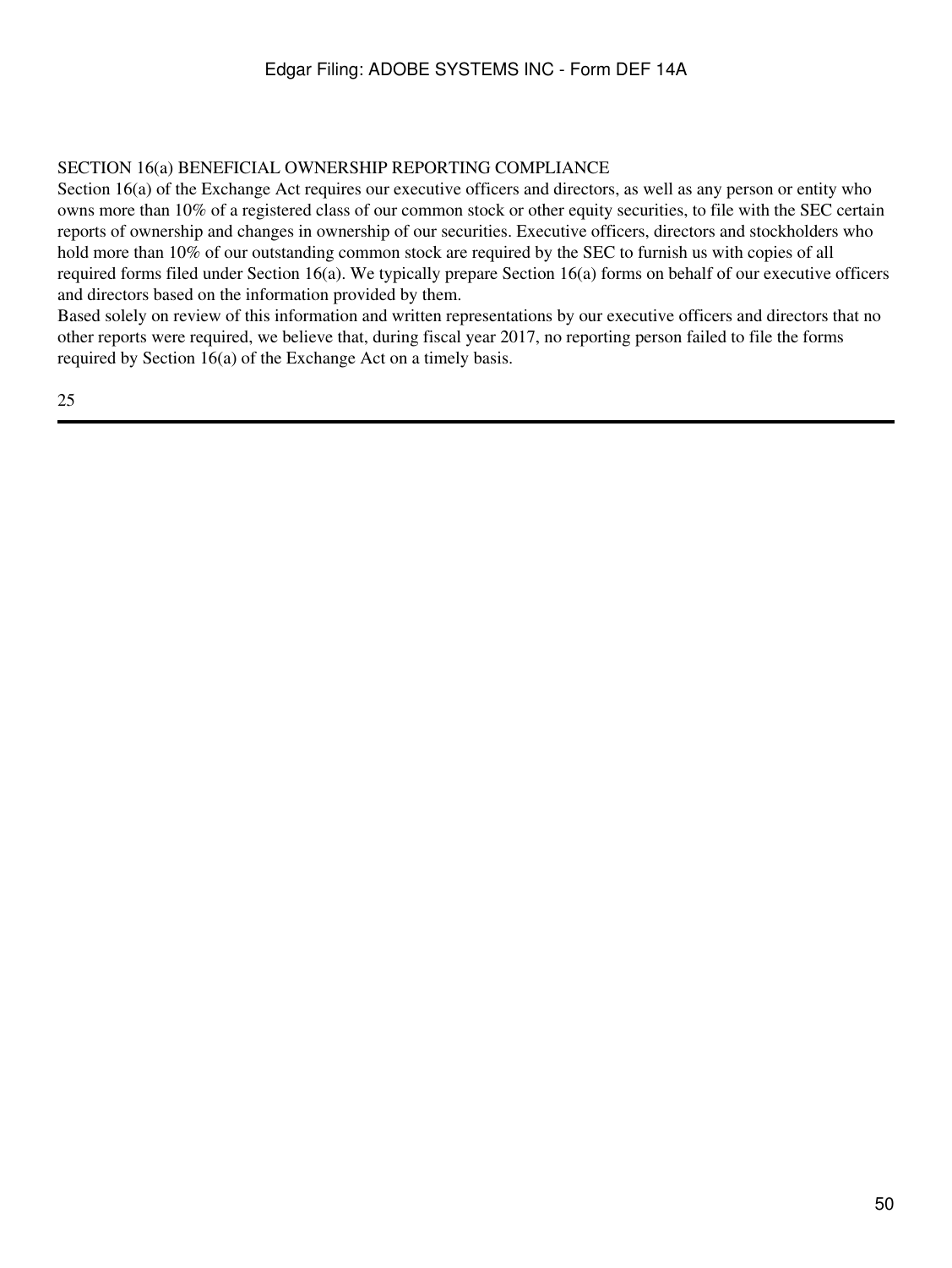## SECTION 16(a) BENEFICIAL OWNERSHIP REPORTING COMPLIANCE

Section 16(a) of the Exchange Act requires our executive officers and directors, as well as any person or entity who owns more than 10% of a registered class of our common stock or other equity securities, to file with the SEC certain reports of ownership and changes in ownership of our securities. Executive officers, directors and stockholders who hold more than 10% of our outstanding common stock are required by the SEC to furnish us with copies of all required forms filed under Section 16(a). We typically prepare Section 16(a) forms on behalf of our executive officers and directors based on the information provided by them.

Based solely on review of this information and written representations by our executive officers and directors that no other reports were required, we believe that, during fiscal year 2017, no reporting person failed to file the forms required by Section 16(a) of the Exchange Act on a timely basis.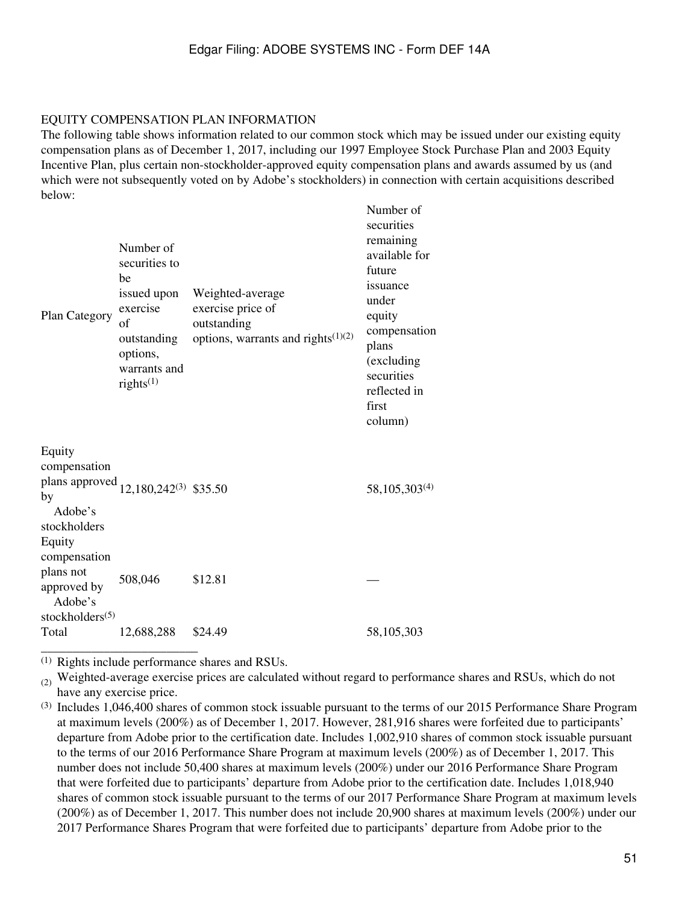EQUITY COMPENSATION PLAN INFORMATION

The following table shows information related to our common stock which may be issued under our existing equity compensation plans as of December 1, 2017, including our 1997 Employee Stock Purchase Plan and 2003 Equity Incentive Plan, plus certain non-stockholder-approved equity compensation plans and awards assumed by us (and which were not subsequently voted on by Adobe's stockholders) in connection with certain acquisitions described below:

| Plan Category | Number of securities to be issued upon exercise of outstanding options, warrants and rights[(1)] | Weighted-average exercise price of outstanding options, warrants and rights[(1)(2)] | Number of securities remaining available for future issuance under equity compensation plans (excluding securities reflected in first column) |
|---|---|---|---|
| Equity compensation plans approved by Adobe's stockholders | 12,180,242[(3)] | $35.50 | 58,105,303[(4)] |
| Equity compensation plans not approved by Adobe's stockholders[(5)] | 508,046 | $12.81 | — |
| Total | 12,688,288 | $24.49 | 58,105,303 |

(1) Rights include performance shares and RSUs.

(2) Weighted-average exercise prices are calculated without regard to performance shares and RSUs, which do not have any exercise price.

(3) Includes 1,046,400 shares of common stock issuable pursuant to the terms of our 2015 Performance Share Program at maximum levels (200%) as of December 1, 2017. However, 281,916 shares were forfeited due to participants' departure from Adobe prior to the certification date. Includes 1,002,910 shares of common stock issuable pursuant to the terms of our 2016 Performance Share Program at maximum levels (200%) as of December 1, 2017. This number does not include 50,400 shares at maximum levels (200%) under our 2016 Performance Share Program that were forfeited due to participants' departure from Adobe prior to the certification date. Includes 1,018,940 shares of common stock issuable pursuant to the terms of our 2017 Performance Share Program at maximum levels (200%) as of December 1, 2017. This number does not include 20,900 shares at maximum levels (200%) under our 2017 Performance Shares Program that were forfeited due to participants' departure from Adobe prior to the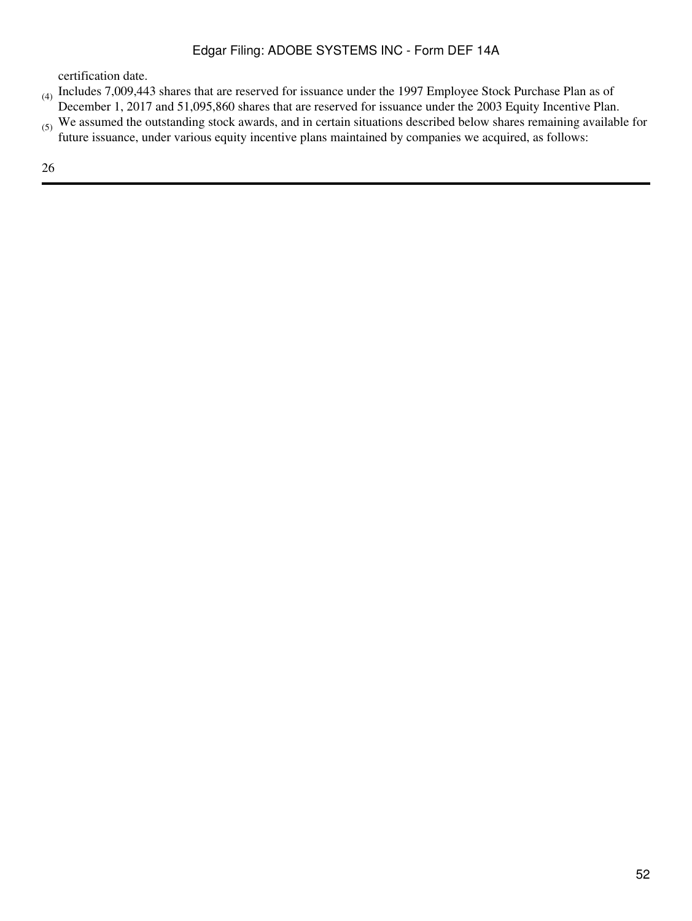certification date.

(4) Includes 7,009,443 shares that are reserved for issuance under the 1997 Employee Stock Purchase Plan as of December 1, 2017 and 51,095,860 shares that are reserved for issuance under the 2003 Equity Incentive Plan.

(5) We assumed the outstanding stock awards, and in certain situations described below shares remaining available for future issuance, under various equity incentive plans maintained by companies we acquired, as follows: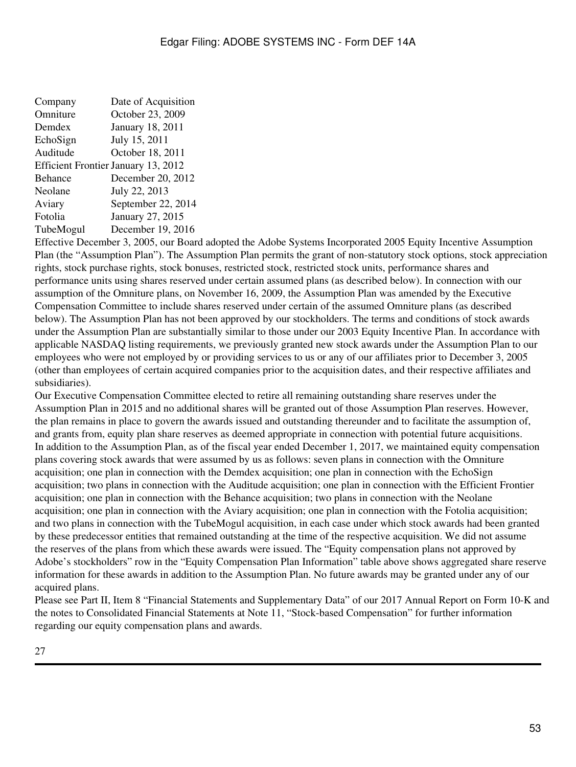| Company | Date of Acquisition |
| --- | --- |
| Omniture | October 23, 2009 |
| Demdex | January 18, 2011 |
| EchoSign | July 15, 2011 |
| Auditude | October 18, 2011 |
| Efficient Frontier | January 13, 2012 |
| Behance | December 20, 2012 |
| Neolane | July 22, 2013 |
| Aviary | September 22, 2014 |
| Fotolia | January 27, 2015 |
| TubeMogul | December 19, 2016 |

Effective December 3, 2005, our Board adopted the Adobe Systems Incorporated 2005 Equity Incentive Assumption Plan (the "Assumption Plan"). The Assumption Plan permits the grant of non-statutory stock options, stock appreciation rights, stock purchase rights, stock bonuses, restricted stock, restricted stock units, performance shares and performance units using shares reserved under certain assumed plans (as described below). In connection with our assumption of the Omniture plans, on November 16, 2009, the Assumption Plan was amended by the Executive Compensation Committee to include shares reserved under certain of the assumed Omniture plans (as described below). The Assumption Plan has not been approved by our stockholders. The terms and conditions of stock awards under the Assumption Plan are substantially similar to those under our 2003 Equity Incentive Plan. In accordance with applicable NASDAQ listing requirements, we previously granted new stock awards under the Assumption Plan to our employees who were not employed by or providing services to us or any of our affiliates prior to December 3, 2005 (other than employees of certain acquired companies prior to the acquisition dates, and their respective affiliates and subsidiaries).

Our Executive Compensation Committee elected to retire all remaining outstanding share reserves under the Assumption Plan in 2015 and no additional shares will be granted out of those Assumption Plan reserves. However, the plan remains in place to govern the awards issued and outstanding thereunder and to facilitate the assumption of, and grants from, equity plan share reserves as deemed appropriate in connection with potential future acquisitions.

In addition to the Assumption Plan, as of the fiscal year ended December 1, 2017, we maintained equity compensation plans covering stock awards that were assumed by us as follows: seven plans in connection with the Omniture acquisition; one plan in connection with the Demdex acquisition; one plan in connection with the EchoSign acquisition; two plans in connection with the Auditude acquisition; one plan in connection with the Efficient Frontier acquisition; one plan in connection with the Behance acquisition; two plans in connection with the Neolane acquisition; one plan in connection with the Aviary acquisition; one plan in connection with the Fotolia acquisition; and two plans in connection with the TubeMogul acquisition, in each case under which stock awards had been granted by these predecessor entities that remained outstanding at the time of the respective acquisition. We did not assume the reserves of the plans from which these awards were issued. The "Equity compensation plans not approved by Adobe's stockholders" row in the "Equity Compensation Plan Information" table above shows aggregated share reserve information for these awards in addition to the Assumption Plan. No future awards may be granted under any of our acquired plans.

Please see Part II, Item 8 "Financial Statements and Supplementary Data" of our 2017 Annual Report on Form 10-K and the notes to Consolidated Financial Statements at Note 11, "Stock-based Compensation" for further information regarding our equity compensation plans and awards.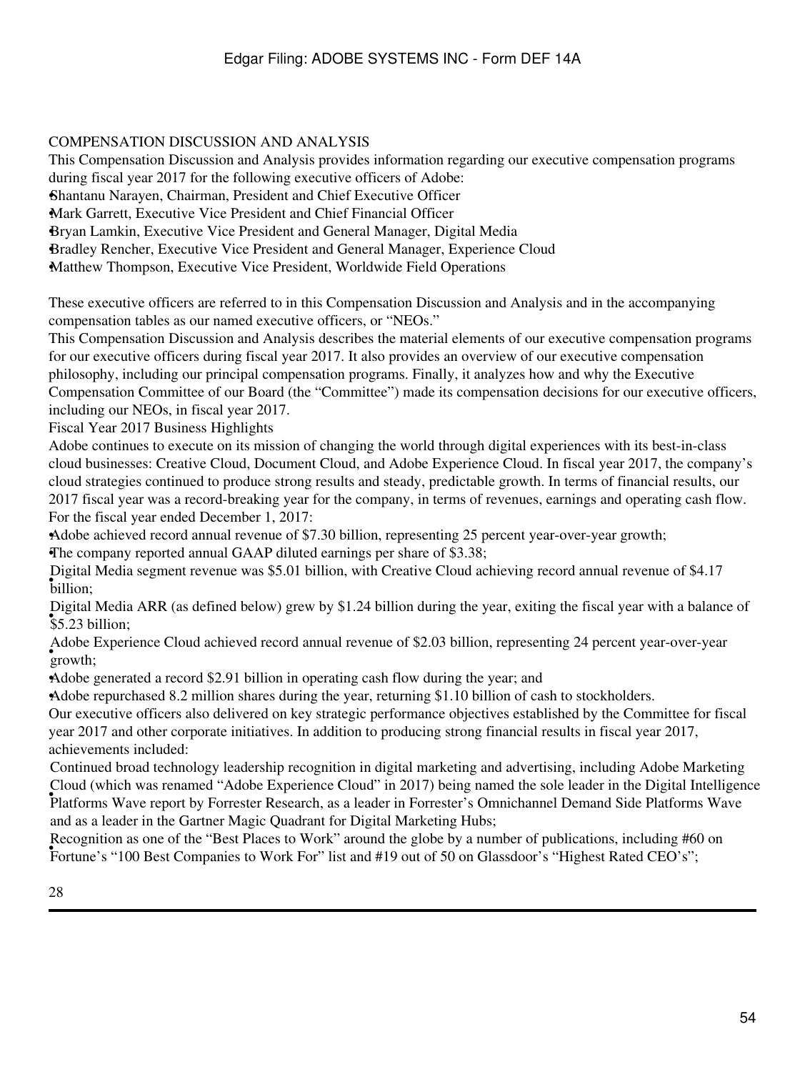## COMPENSATION DISCUSSION AND ANALYSIS

This Compensation Discussion and Analysis provides information regarding our executive compensation programs during fiscal year 2017 for the following executive officers of Adobe:

- Shantanu Narayen, Chairman, President and Chief Executive Officer
- Mark Garrett, Executive Vice President and Chief Financial Officer
- Bryan Lamkin, Executive Vice President and General Manager, Digital Media
- Bradley Rencher, Executive Vice President and General Manager, Experience Cloud
- Matthew Thompson, Executive Vice President, Worldwide Field Operations

These executive officers are referred to in this Compensation Discussion and Analysis and in the accompanying compensation tables as our named executive officers, or "NEOs."

This Compensation Discussion and Analysis describes the material elements of our executive compensation programs for our executive officers during fiscal year 2017. It also provides an overview of our executive compensation philosophy, including our principal compensation programs. Finally, it analyzes how and why the Executive Compensation Committee of our Board (the "Committee") made its compensation decisions for our executive officers, including our NEOs, in fiscal year 2017.

### Fiscal Year 2017 Business Highlights

Adobe continues to execute on its mission of changing the world through digital experiences with its best-in-class cloud businesses: Creative Cloud, Document Cloud, and Adobe Experience Cloud. In fiscal year 2017, the company's cloud strategies continued to produce strong results and steady, predictable growth. In terms of financial results, our 2017 fiscal year was a record-breaking year for the company, in terms of revenues, earnings and operating cash flow. For the fiscal year ended December 1, 2017:

- Adobe achieved record annual revenue of $7.30 billion, representing 25 percent year-over-year growth;
- The company reported annual GAAP diluted earnings per share of $3.38;
- Digital Media segment revenue was $5.01 billion, with Creative Cloud achieving record annual revenue of $4.17 billion;
- Digital Media ARR (as defined below) grew by $1.24 billion during the year, exiting the fiscal year with a balance of $5.23 billion;
- Adobe Experience Cloud achieved record annual revenue of $2.03 billion, representing 24 percent year-over-year growth;
- Adobe generated a record $2.91 billion in operating cash flow during the year; and
- Adobe repurchased 8.2 million shares during the year, returning $1.10 billion of cash to stockholders.

Our executive officers also delivered on key strategic performance objectives established by the Committee for fiscal year 2017 and other corporate initiatives. In addition to producing strong financial results in fiscal year 2017, achievements included:

- Continued broad technology leadership recognition in digital marketing and advertising, including Adobe Marketing Cloud (which was renamed "Adobe Experience Cloud" in 2017) being named the sole leader in the Digital Intelligence Platforms Wave report by Forrester Research, as a leader in Forrester's Omnichannel Demand Side Platforms Wave and as a leader in the Gartner Magic Quadrant for Digital Marketing Hubs;
- Recognition as one of the "Best Places to Work" around the globe by a number of publications, including #60 on Fortune's "100 Best Companies to Work For" list and #19 out of 50 on Glassdoor's "Highest Rated CEO's";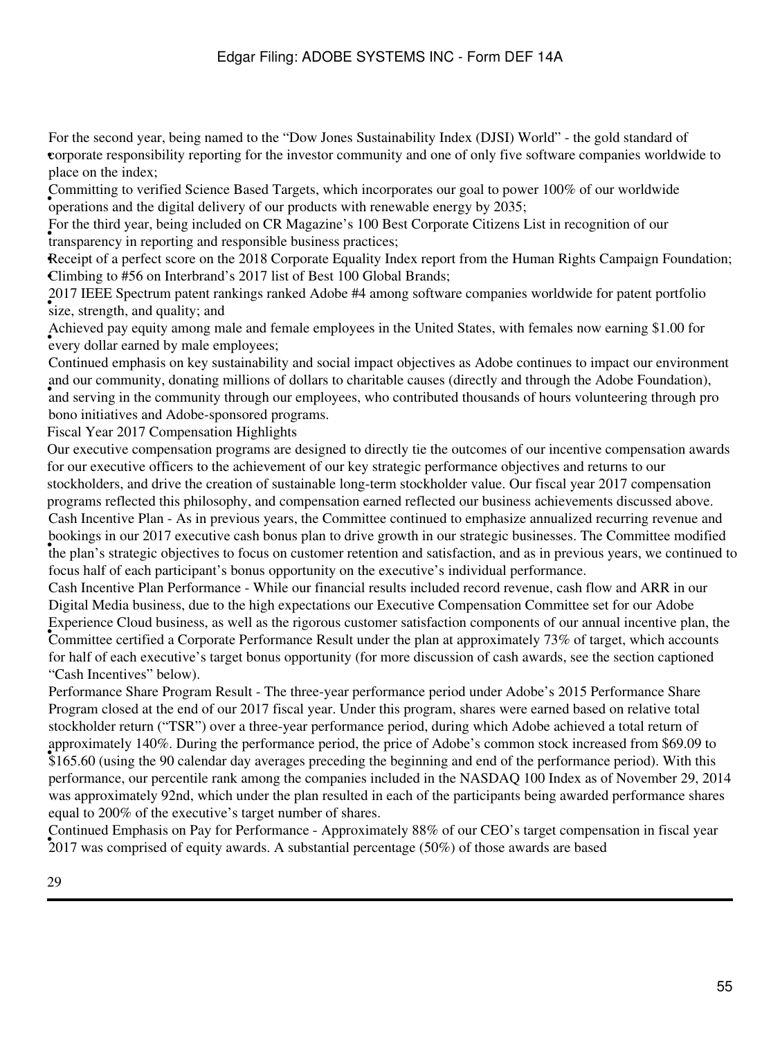- For the second year, being named to the "Dow Jones Sustainability Index (DJSI) World" - the gold standard of corporate responsibility reporting for the investor community and one of only five software companies worldwide to place on the index;
- Committing to verified Science Based Targets, which incorporates our goal to power 100% of our worldwide operations and the digital delivery of our products with renewable energy by 2035;
- For the third year, being included on CR Magazine's 100 Best Corporate Citizens List in recognition of our transparency in reporting and responsible business practices;
- Receipt of a perfect score on the 2018 Corporate Equality Index report from the Human Rights Campaign Foundation;
- Climbing to #56 on Interbrand's 2017 list of Best 100 Global Brands;
- 2017 IEEE Spectrum patent rankings ranked Adobe #4 among software companies worldwide for patent portfolio size, strength, and quality; and
- Achieved pay equity among male and female employees in the United States, with females now earning $1.00 for every dollar earned by male employees;
- Continued emphasis on key sustainability and social impact objectives as Adobe continues to impact our environment and our community, donating millions of dollars to charitable causes (directly and through the Adobe Foundation), and serving in the community through our employees, who contributed thousands of hours volunteering through pro bono initiatives and Adobe-sponsored programs.

Fiscal Year 2017 Compensation Highlights

Our executive compensation programs are designed to directly tie the outcomes of our incentive compensation awards for our executive officers to the achievement of our key strategic performance objectives and returns to our stockholders, and drive the creation of sustainable long-term stockholder value. Our fiscal year 2017 compensation programs reflected this philosophy, and compensation earned reflected our business achievements discussed above.

- Cash Incentive Plan - As in previous years, the Committee continued to emphasize annualized recurring revenue and bookings in our 2017 executive cash bonus plan to drive growth in our strategic businesses. The Committee modified the plan's strategic objectives to focus on customer retention and satisfaction, and as in previous years, we continued to focus half of each participant's bonus opportunity on the executive's individual performance.
- Cash Incentive Plan Performance - While our financial results included record revenue, cash flow and ARR in our Digital Media business, due to the high expectations our Executive Compensation Committee set for our Adobe Experience Cloud business, as well as the rigorous customer satisfaction components of our annual incentive plan, the Committee certified a Corporate Performance Result under the plan at approximately 73% of target, which accounts for half of each executive's target bonus opportunity (for more discussion of cash awards, see the section captioned "Cash Incentives" below).
- Performance Share Program Result - The three-year performance period under Adobe's 2015 Performance Share Program closed at the end of our 2017 fiscal year. Under this program, shares were earned based on relative total stockholder return ("TSR") over a three-year performance period, during which Adobe achieved a total return of approximately 140%. During the performance period, the price of Adobe's common stock increased from $69.09 to $165.60 (using the 90 calendar day averages preceding the beginning and end of the performance period). With this performance, our percentile rank among the companies included in the NASDAQ 100 Index as of November 29, 2014 was approximately 92nd, which under the plan resulted in each of the participants being awarded performance shares equal to 200% of the executive's target number of shares.
- Continued Emphasis on Pay for Performance - Approximately 88% of our CEO's target compensation in fiscal year 2017 was comprised of equity awards. A substantial percentage (50%) of those awards are based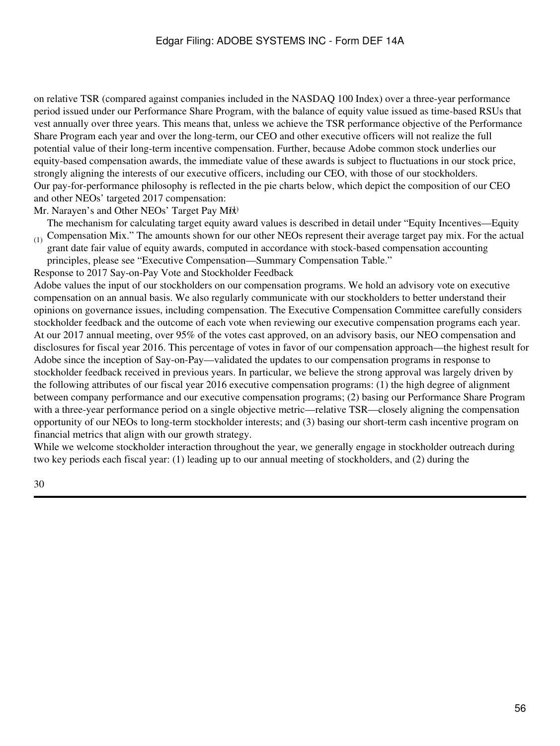on relative TSR (compared against companies included in the NASDAQ 100 Index) over a three-year performance period issued under our Performance Share Program, with the balance of equity value issued as time-based RSUs that vest annually over three years. This means that, unless we achieve the TSR performance objective of the Performance Share Program each year and over the long-term, our CEO and other executive officers will not realize the full potential value of their long-term incentive compensation. Further, because Adobe common stock underlies our equity-based compensation awards, the immediate value of these awards is subject to fluctuations in our stock price, strongly aligning the interests of our executive officers, including our CEO, with those of our stockholders.

Our pay-for-performance philosophy is reflected in the pie charts below, which depict the composition of our CEO and other NEOs' targeted 2017 compensation:

Mr. Narayen's and Other NEOs' Target Pay Mix[(1)]

(1) The mechanism for calculating target equity award values is described in detail under "Equity Incentives—Equity Compensation Mix." The amounts shown for our other NEOs represent their average target pay mix. For the actual grant date fair value of equity awards, computed in accordance with stock-based compensation accounting principles, please see "Executive Compensation—Summary Compensation Table."

## Response to 2017 Say-on-Pay Vote and Stockholder Feedback

Adobe values the input of our stockholders on our compensation programs. We hold an advisory vote on executive compensation on an annual basis. We also regularly communicate with our stockholders to better understand their opinions on governance issues, including compensation. The Executive Compensation Committee carefully considers stockholder feedback and the outcome of each vote when reviewing our executive compensation programs each year.

At our 2017 annual meeting, over 95% of the votes cast approved, on an advisory basis, our NEO compensation and disclosures for fiscal year 2016. This percentage of votes in favor of our compensation approach—the highest result for Adobe since the inception of Say-on-Pay—validated the updates to our compensation programs in response to stockholder feedback received in previous years. In particular, we believe the strong approval was largely driven by the following attributes of our fiscal year 2016 executive compensation programs: (1) the high degree of alignment between company performance and our executive compensation programs; (2) basing our Performance Share Program with a three-year performance period on a single objective metric—relative TSR—closely aligning the compensation opportunity of our NEOs to long-term stockholder interests; and (3) basing our short-term cash incentive program on financial metrics that align with our growth strategy.

While we welcome stockholder interaction throughout the year, we generally engage in stockholder outreach during two key periods each fiscal year: (1) leading up to our annual meeting of stockholders, and (2) during the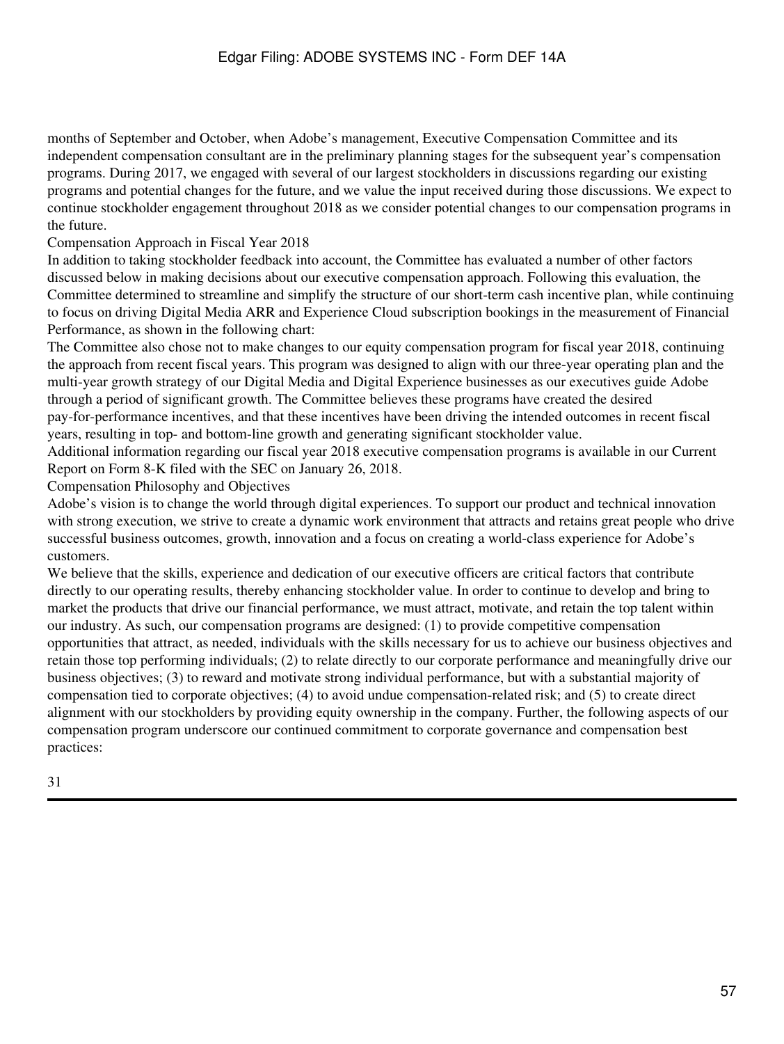months of September and October, when Adobe's management, Executive Compensation Committee and its independent compensation consultant are in the preliminary planning stages for the subsequent year's compensation programs. During 2017, we engaged with several of our largest stockholders in discussions regarding our existing programs and potential changes for the future, and we value the input received during those discussions. We expect to continue stockholder engagement throughout 2018 as we consider potential changes to our compensation programs in the future.

## Compensation Approach in Fiscal Year 2018

In addition to taking stockholder feedback into account, the Committee has evaluated a number of other factors discussed below in making decisions about our executive compensation approach. Following this evaluation, the Committee determined to streamline and simplify the structure of our short-term cash incentive plan, while continuing to focus on driving Digital Media ARR and Experience Cloud subscription bookings in the measurement of Financial Performance, as shown in the following chart:

The Committee also chose not to make changes to our equity compensation program for fiscal year 2018, continuing the approach from recent fiscal years. This program was designed to align with our three-year operating plan and the multi-year growth strategy of our Digital Media and Digital Experience businesses as our executives guide Adobe through a period of significant growth. The Committee believes these programs have created the desired pay-for-performance incentives, and that these incentives have been driving the intended outcomes in recent fiscal years, resulting in top- and bottom-line growth and generating significant stockholder value.

Additional information regarding our fiscal year 2018 executive compensation programs is available in our Current Report on Form 8-K filed with the SEC on January 26, 2018.

## Compensation Philosophy and Objectives

Adobe's vision is to change the world through digital experiences. To support our product and technical innovation with strong execution, we strive to create a dynamic work environment that attracts and retains great people who drive successful business outcomes, growth, innovation and a focus on creating a world-class experience for Adobe's customers.

We believe that the skills, experience and dedication of our executive officers are critical factors that contribute directly to our operating results, thereby enhancing stockholder value. In order to continue to develop and bring to market the products that drive our financial performance, we must attract, motivate, and retain the top talent within our industry. As such, our compensation programs are designed: (1) to provide competitive compensation opportunities that attract, as needed, individuals with the skills necessary for us to achieve our business objectives and retain those top performing individuals; (2) to relate directly to our corporate performance and meaningfully drive our business objectives; (3) to reward and motivate strong individual performance, but with a substantial majority of compensation tied to corporate objectives; (4) to avoid undue compensation-related risk; and (5) to create direct alignment with our stockholders by providing equity ownership in the company. Further, the following aspects of our compensation program underscore our continued commitment to corporate governance and compensation best practices: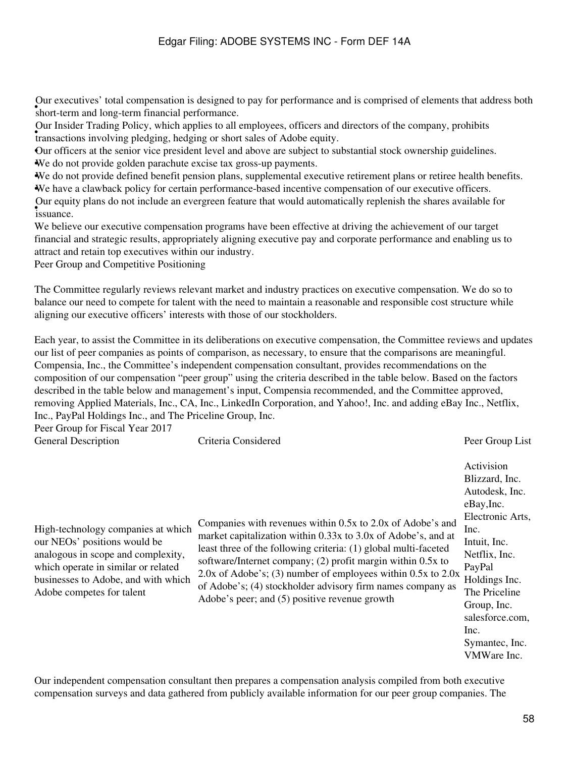- Our executives' total compensation is designed to pay for performance and is comprised of elements that address both short-term and long-term financial performance.
- Our Insider Trading Policy, which applies to all employees, officers and directors of the company, prohibits transactions involving pledging, hedging or short sales of Adobe equity.
- Our officers at the senior vice president level and above are subject to substantial stock ownership guidelines.
- We do not provide golden parachute excise tax gross-up payments.
- We do not provide defined benefit pension plans, supplemental executive retirement plans or retiree health benefits.
- We have a clawback policy for certain performance-based incentive compensation of our executive officers.
- Our equity plans do not include an evergreen feature that would automatically replenish the shares available for issuance.

We believe our executive compensation programs have been effective at driving the achievement of our target financial and strategic results, appropriately aligning executive pay and corporate performance and enabling us to attract and retain top executives within our industry.

## Peer Group and Competitive Positioning

The Committee regularly reviews relevant market and industry practices on executive compensation. We do so to balance our need to compete for talent with the need to maintain a reasonable and responsible cost structure while aligning our executive officers' interests with those of our stockholders.

Each year, to assist the Committee in its deliberations on executive compensation, the Committee reviews and updates our list of peer companies as points of comparison, as necessary, to ensure that the comparisons are meaningful. Compensia, Inc., the Committee's independent compensation consultant, provides recommendations on the composition of our compensation "peer group" using the criteria described in the table below. Based on the factors described in the table below and management's input, Compensia recommended, and the Committee approved, removing Applied Materials, Inc., CA, Inc., LinkedIn Corporation, and Yahoo!, Inc. and adding eBay Inc., Netflix, Inc., PayPal Holdings Inc., and The Priceline Group, Inc.

Peer Group for Fiscal Year 2017

| General Description | Criteria Considered | Peer Group List |
|---|---|---|
| High-technology companies at which our NEOs' positions would be analogous in scope and complexity, which operate in similar or related businesses to Adobe, and with which Adobe competes for talent | Companies with revenues within 0.5x to 2.0x of Adobe's and market capitalization within 0.33x to 3.0x of Adobe's, and at least three of the following criteria: (1) global multi-faceted software/Internet company; (2) profit margin within 0.5x to 2.0x of Adobe's; (3) number of employees within 0.5x to 2.0x of Adobe's; (4) stockholder advisory firm names company as Adobe's peer; and (5) positive revenue growth | Activision Blizzard, Inc.<br>Autodesk, Inc.<br>eBay,Inc.<br>Electronic Arts, Inc.<br>Intuit, Inc.<br>Netflix, Inc.<br>PayPal Holdings Inc.<br>The Priceline Group, Inc.<br>salesforce.com, Inc.<br>Symantec, Inc.<br>VMWare Inc. |

Our independent compensation consultant then prepares a compensation analysis compiled from both executive compensation surveys and data gathered from publicly available information for our peer group companies. The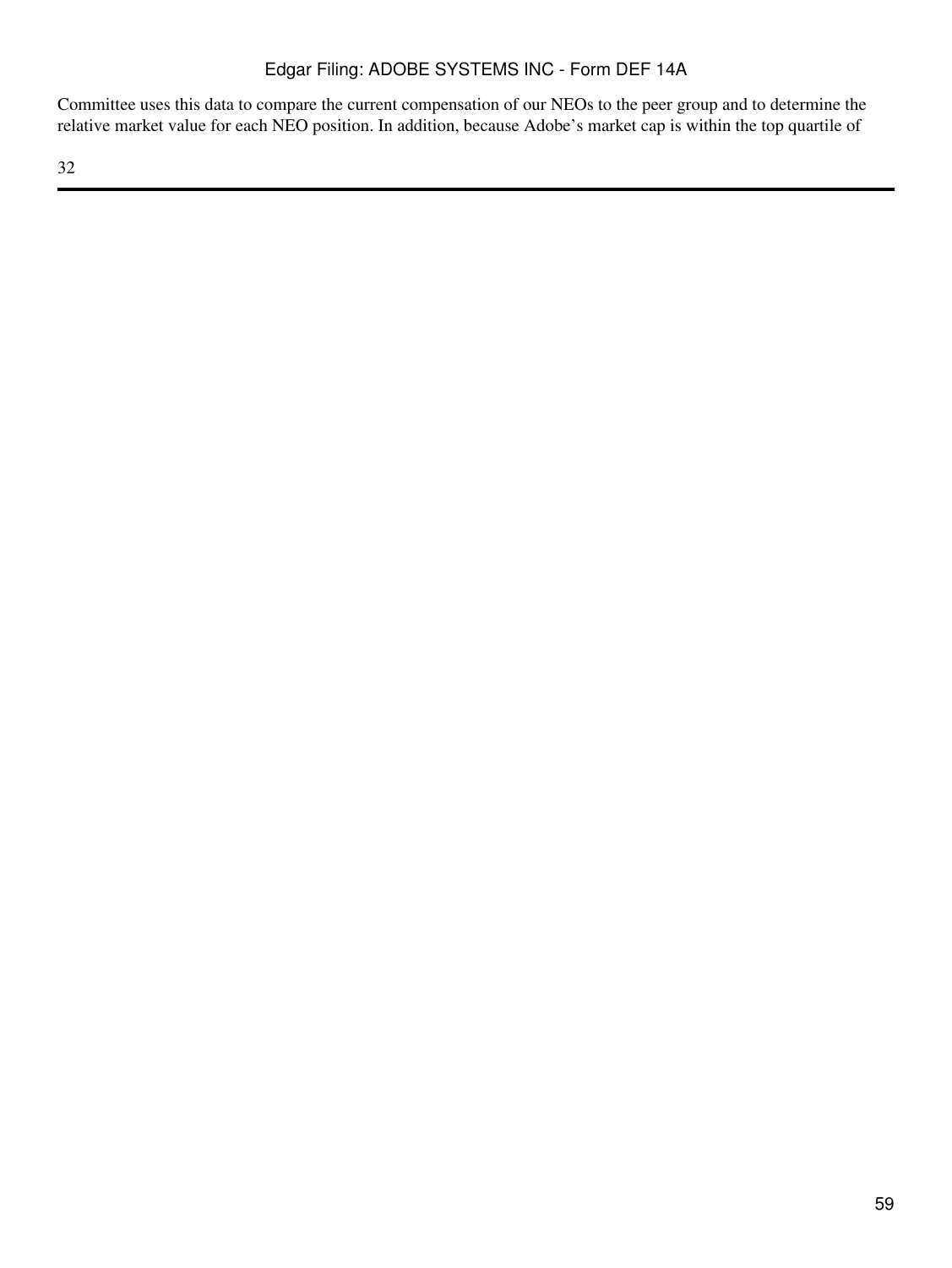Committee uses this data to compare the current compensation of our NEOs to the peer group and to determine the relative market value for each NEO position. In addition, because Adobe's market cap is within the top quartile of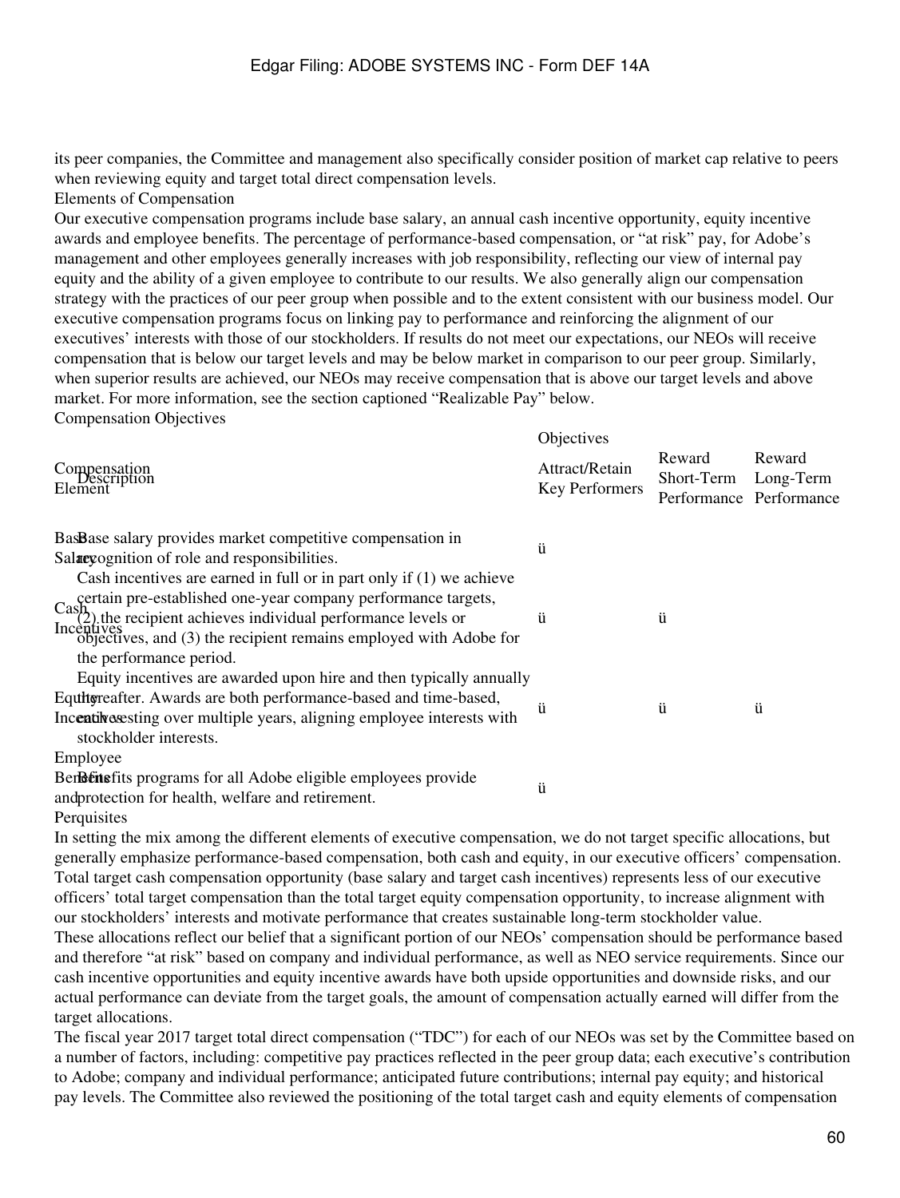its peer companies, the Committee and management also specifically consider position of market cap relative to peers when reviewing equity and target total direct compensation levels.

## Elements of Compensation

Our executive compensation programs include base salary, an annual cash incentive opportunity, equity incentive awards and employee benefits. The percentage of performance-based compensation, or "at risk" pay, for Adobe's management and other employees generally increases with job responsibility, reflecting our view of internal pay equity and the ability of a given employee to contribute to our results. We also generally align our compensation strategy with the practices of our peer group when possible and to the extent consistent with our business model. Our executive compensation programs focus on linking pay to performance and reinforcing the alignment of our executives' interests with those of our stockholders. If results do not meet our expectations, our NEOs will receive compensation that is below our target levels and may be below market in comparison to our peer group. Similarly, when superior results are achieved, our NEOs may receive compensation that is above our target levels and above market. For more information, see the section captioned "Realizable Pay" below.

## Compensation Objectives

| Compensation Element | Description | Objectives | | |
|---|---|---|---|---|
| | | Attract/Retain Key Performers | Reward Short-Term Performance | Reward Long-Term Performance |
| Base Salary | Base salary provides market competitive compensation in recognition of role and responsibilities. | ü | | |
| Cash Incentives | Cash incentives are earned in full or in part only if (1) we achieve certain pre-established one-year company performance targets, (2) the recipient achieves individual performance levels or objectives, and (3) the recipient remains employed with Adobe for the performance period. | ü | ü | |
| Equity Incentives | Equity incentives are awarded upon hire and then typically annually thereafter. Awards are both performance-based and time-based, with vesting over multiple years, aligning employee interests with stockholder interests. | ü | ü | ü |
| Employee Benefits and Perquisites | Benefits programs for all Adobe eligible employees provide protection for health, welfare and retirement. | ü | | |

In setting the mix among the different elements of executive compensation, we do not target specific allocations, but generally emphasize performance-based compensation, both cash and equity, in our executive officers' compensation. Total target cash compensation opportunity (base salary and target cash incentives) represents less of our executive officers' total target compensation than the total target equity compensation opportunity, to increase alignment with our stockholders' interests and motivate performance that creates sustainable long-term stockholder value.

These allocations reflect our belief that a significant portion of our NEOs' compensation should be performance based and therefore "at risk" based on company and individual performance, as well as NEO service requirements. Since our cash incentive opportunities and equity incentive awards have both upside opportunities and downside risks, and our actual performance can deviate from the target goals, the amount of compensation actually earned will differ from the target allocations.

The fiscal year 2017 target total direct compensation ("TDC") for each of our NEOs was set by the Committee based on a number of factors, including: competitive pay practices reflected in the peer group data; each executive's contribution to Adobe; company and individual performance; anticipated future contributions; internal pay equity; and historical pay levels. The Committee also reviewed the positioning of the total target cash and equity elements of compensation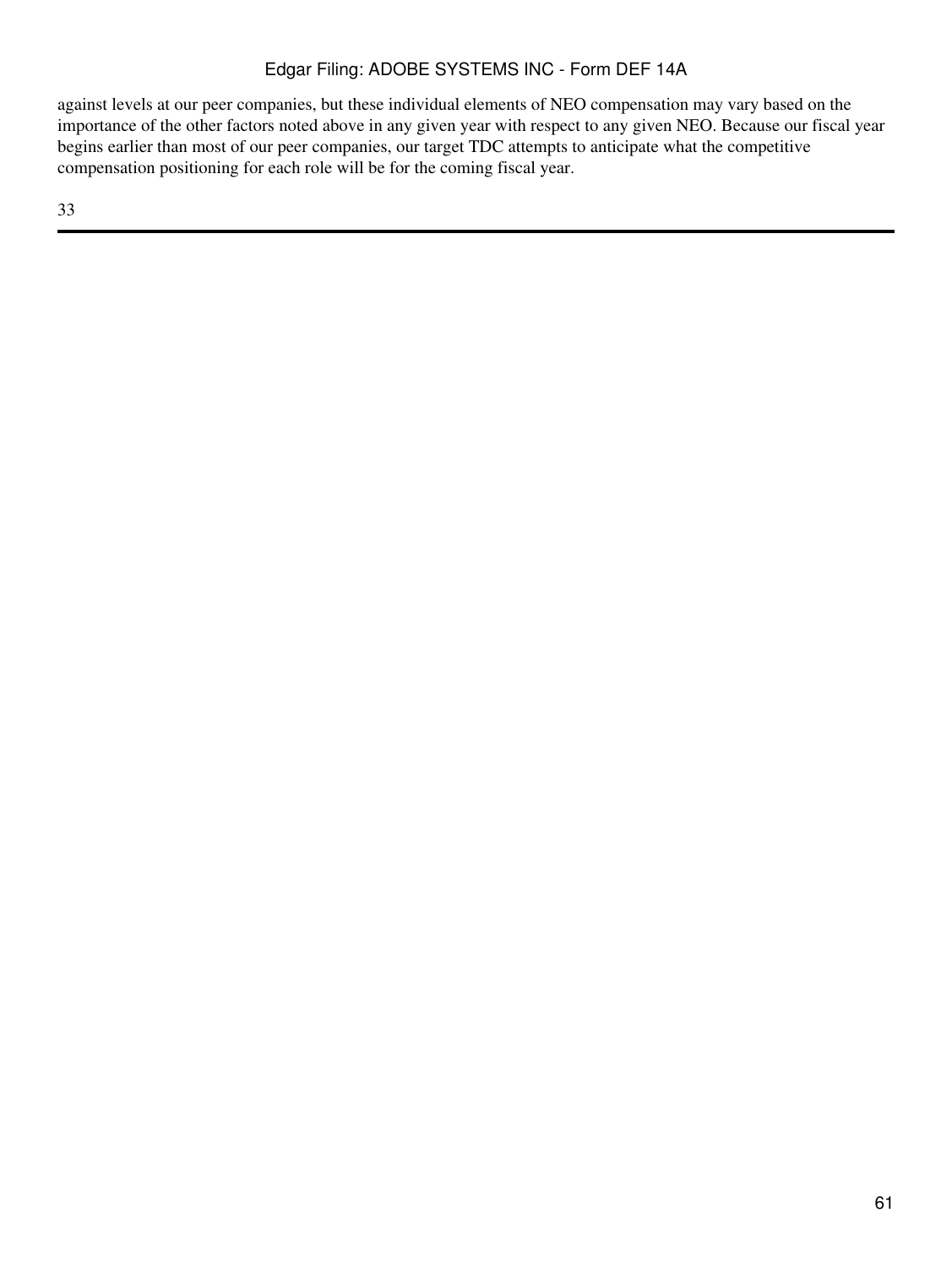against levels at our peer companies, but these individual elements of NEO compensation may vary based on the importance of the other factors noted above in any given year with respect to any given NEO. Because our fiscal year begins earlier than most of our peer companies, our target TDC attempts to anticipate what the competitive compensation positioning for each role will be for the coming fiscal year.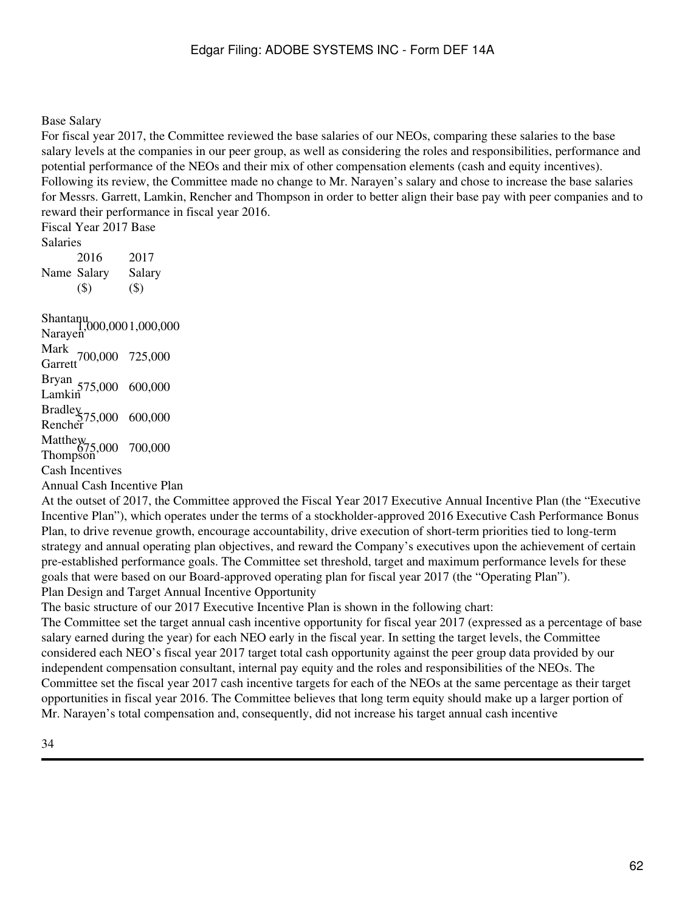### Base Salary

For fiscal year 2017, the Committee reviewed the base salaries of our NEOs, comparing these salaries to the base salary levels at the companies in our peer group, as well as considering the roles and responsibilities, performance and potential performance of the NEOs and their mix of other compensation elements (cash and equity incentives). Following its review, the Committee made no change to Mr. Narayen's salary and chose to increase the base salaries for Messrs. Garrett, Lamkin, Rencher and Thompson in order to better align their base pay with peer companies and to reward their performance in fiscal year 2016.

Fiscal Year 2017 Base Salaries

| Name | 2016 Salary ($) | 2017 Salary ($) |
|---|---|---|
| Shantanu Narayen | 1,000,000 | 1,000,000 |
| Mark Garrett | 700,000 | 725,000 |
| Bryan Lamkin | 575,000 | 600,000 |
| Bradley Rencher | 575,000 | 600,000 |
| Matthew Thompson | 675,000 | 700,000 |

### Cash Incentives

#### Annual Cash Incentive Plan

At the outset of 2017, the Committee approved the Fiscal Year 2017 Executive Annual Incentive Plan (the "Executive Incentive Plan"), which operates under the terms of a stockholder-approved 2016 Executive Cash Performance Bonus Plan, to drive revenue growth, encourage accountability, drive execution of short-term priorities tied to long-term strategy and annual operating plan objectives, and reward the Company's executives upon the achievement of certain pre-established performance goals. The Committee set threshold, target and maximum performance levels for these goals that were based on our Board-approved operating plan for fiscal year 2017 (the "Operating Plan").

#### Plan Design and Target Annual Incentive Opportunity

The basic structure of our 2017 Executive Incentive Plan is shown in the following chart:

The Committee set the target annual cash incentive opportunity for fiscal year 2017 (expressed as a percentage of base salary earned during the year) for each NEO early in the fiscal year. In setting the target levels, the Committee considered each NEO's fiscal year 2017 target total cash opportunity against the peer group data provided by our independent compensation consultant, internal pay equity and the roles and responsibilities of the NEOs. The Committee set the fiscal year 2017 cash incentive targets for each of the NEOs at the same percentage as their target opportunities in fiscal year 2016. The Committee believes that long term equity should make up a larger portion of Mr. Narayen's total compensation and, consequently, did not increase his target annual cash incentive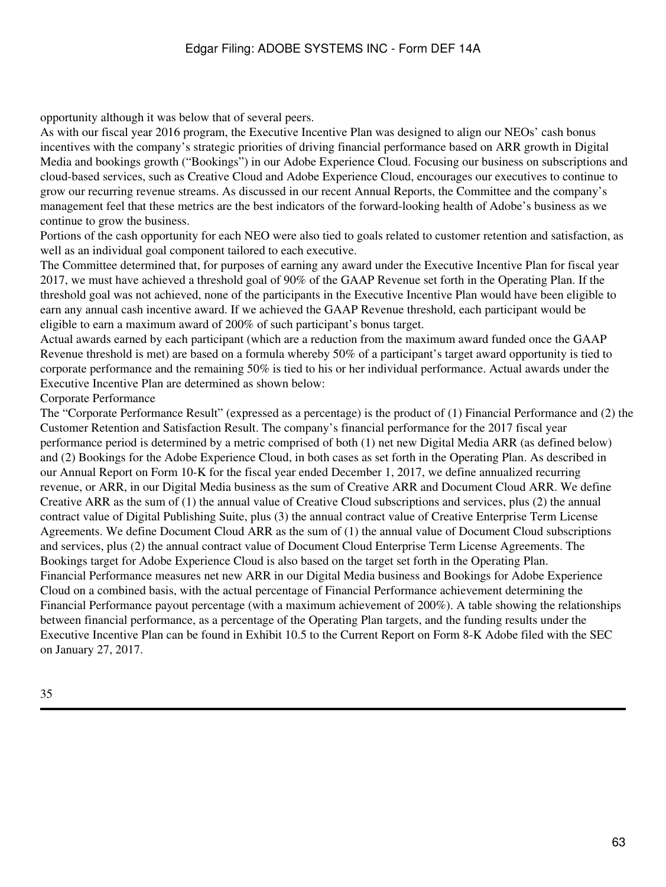opportunity although it was below that of several peers.

As with our fiscal year 2016 program, the Executive Incentive Plan was designed to align our NEOs' cash bonus incentives with the company's strategic priorities of driving financial performance based on ARR growth in Digital Media and bookings growth ("Bookings") in our Adobe Experience Cloud. Focusing our business on subscriptions and cloud-based services, such as Creative Cloud and Adobe Experience Cloud, encourages our executives to continue to grow our recurring revenue streams. As discussed in our recent Annual Reports, the Committee and the company's management feel that these metrics are the best indicators of the forward-looking health of Adobe's business as we continue to grow the business.

Portions of the cash opportunity for each NEO were also tied to goals related to customer retention and satisfaction, as well as an individual goal component tailored to each executive.

The Committee determined that, for purposes of earning any award under the Executive Incentive Plan for fiscal year 2017, we must have achieved a threshold goal of 90% of the GAAP Revenue set forth in the Operating Plan. If the threshold goal was not achieved, none of the participants in the Executive Incentive Plan would have been eligible to earn any annual cash incentive award. If we achieved the GAAP Revenue threshold, each participant would be eligible to earn a maximum award of 200% of such participant's bonus target.

Actual awards earned by each participant (which are a reduction from the maximum award funded once the GAAP Revenue threshold is met) are based on a formula whereby 50% of a participant's target award opportunity is tied to corporate performance and the remaining 50% is tied to his or her individual performance. Actual awards under the Executive Incentive Plan are determined as shown below:

Corporate Performance

The "Corporate Performance Result" (expressed as a percentage) is the product of (1) Financial Performance and (2) the Customer Retention and Satisfaction Result. The company's financial performance for the 2017 fiscal year performance period is determined by a metric comprised of both (1) net new Digital Media ARR (as defined below) and (2) Bookings for the Adobe Experience Cloud, in both cases as set forth in the Operating Plan. As described in our Annual Report on Form 10-K for the fiscal year ended December 1, 2017, we define annualized recurring revenue, or ARR, in our Digital Media business as the sum of Creative ARR and Document Cloud ARR. We define Creative ARR as the sum of (1) the annual value of Creative Cloud subscriptions and services, plus (2) the annual contract value of Digital Publishing Suite, plus (3) the annual contract value of Creative Enterprise Term License Agreements. We define Document Cloud ARR as the sum of (1) the annual value of Document Cloud subscriptions and services, plus (2) the annual contract value of Document Cloud Enterprise Term License Agreements. The Bookings target for Adobe Experience Cloud is also based on the target set forth in the Operating Plan.

Financial Performance measures net new ARR in our Digital Media business and Bookings for Adobe Experience Cloud on a combined basis, with the actual percentage of Financial Performance achievement determining the Financial Performance payout percentage (with a maximum achievement of 200%). A table showing the relationships between financial performance, as a percentage of the Operating Plan targets, and the funding results under the Executive Incentive Plan can be found in Exhibit 10.5 to the Current Report on Form 8-K Adobe filed with the SEC on January 27, 2017.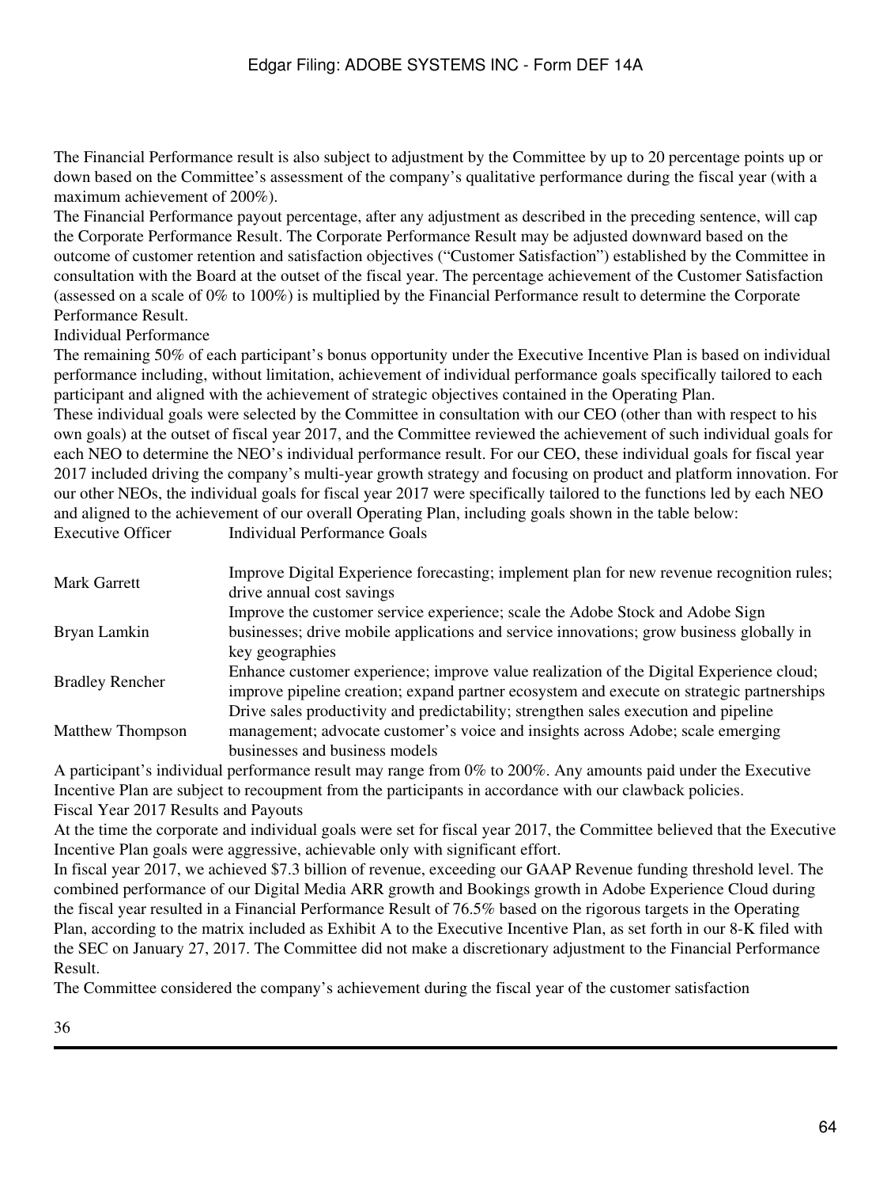The Financial Performance result is also subject to adjustment by the Committee by up to 20 percentage points up or down based on the Committee's assessment of the company's qualitative performance during the fiscal year (with a maximum achievement of 200%).

The Financial Performance payout percentage, after any adjustment as described in the preceding sentence, will cap the Corporate Performance Result. The Corporate Performance Result may be adjusted downward based on the outcome of customer retention and satisfaction objectives ("Customer Satisfaction") established by the Committee in consultation with the Board at the outset of the fiscal year. The percentage achievement of the Customer Satisfaction (assessed on a scale of 0% to 100%) is multiplied by the Financial Performance result to determine the Corporate Performance Result.

Individual Performance

The remaining 50% of each participant's bonus opportunity under the Executive Incentive Plan is based on individual performance including, without limitation, achievement of individual performance goals specifically tailored to each participant and aligned with the achievement of strategic objectives contained in the Operating Plan.

These individual goals were selected by the Committee in consultation with our CEO (other than with respect to his own goals) at the outset of fiscal year 2017, and the Committee reviewed the achievement of such individual goals for each NEO to determine the NEO's individual performance result. For our CEO, these individual goals for fiscal year 2017 included driving the company's multi-year growth strategy and focusing on product and platform innovation. For our other NEOs, the individual goals for fiscal year 2017 were specifically tailored to the functions led by each NEO and aligned to the achievement of our overall Operating Plan, including goals shown in the table below:

| Executive Officer | Individual Performance Goals |
|---|---|
| Mark Garrett | Improve Digital Experience forecasting; implement plan for new revenue recognition rules; drive annual cost savings |
| Bryan Lamkin | Improve the customer service experience; scale the Adobe Stock and Adobe Sign businesses; drive mobile applications and service innovations; grow business globally in key geographies |
| Bradley Rencher | Enhance customer experience; improve value realization of the Digital Experience cloud; improve pipeline creation; expand partner ecosystem and execute on strategic partnerships |
| Matthew Thompson | Drive sales productivity and predictability; strengthen sales execution and pipeline management; advocate customer's voice and insights across Adobe; scale emerging businesses and business models |

A participant's individual performance result may range from 0% to 200%. Any amounts paid under the Executive Incentive Plan are subject to recoupment from the participants in accordance with our clawback policies.

Fiscal Year 2017 Results and Payouts

At the time the corporate and individual goals were set for fiscal year 2017, the Committee believed that the Executive Incentive Plan goals were aggressive, achievable only with significant effort.

In fiscal year 2017, we achieved $7.3 billion of revenue, exceeding our GAAP Revenue funding threshold level. The combined performance of our Digital Media ARR growth and Bookings growth in Adobe Experience Cloud during the fiscal year resulted in a Financial Performance Result of 76.5% based on the rigorous targets in the Operating Plan, according to the matrix included as Exhibit A to the Executive Incentive Plan, as set forth in our 8-K filed with the SEC on January 27, 2017. The Committee did not make a discretionary adjustment to the Financial Performance Result.

The Committee considered the company's achievement during the fiscal year of the customer satisfaction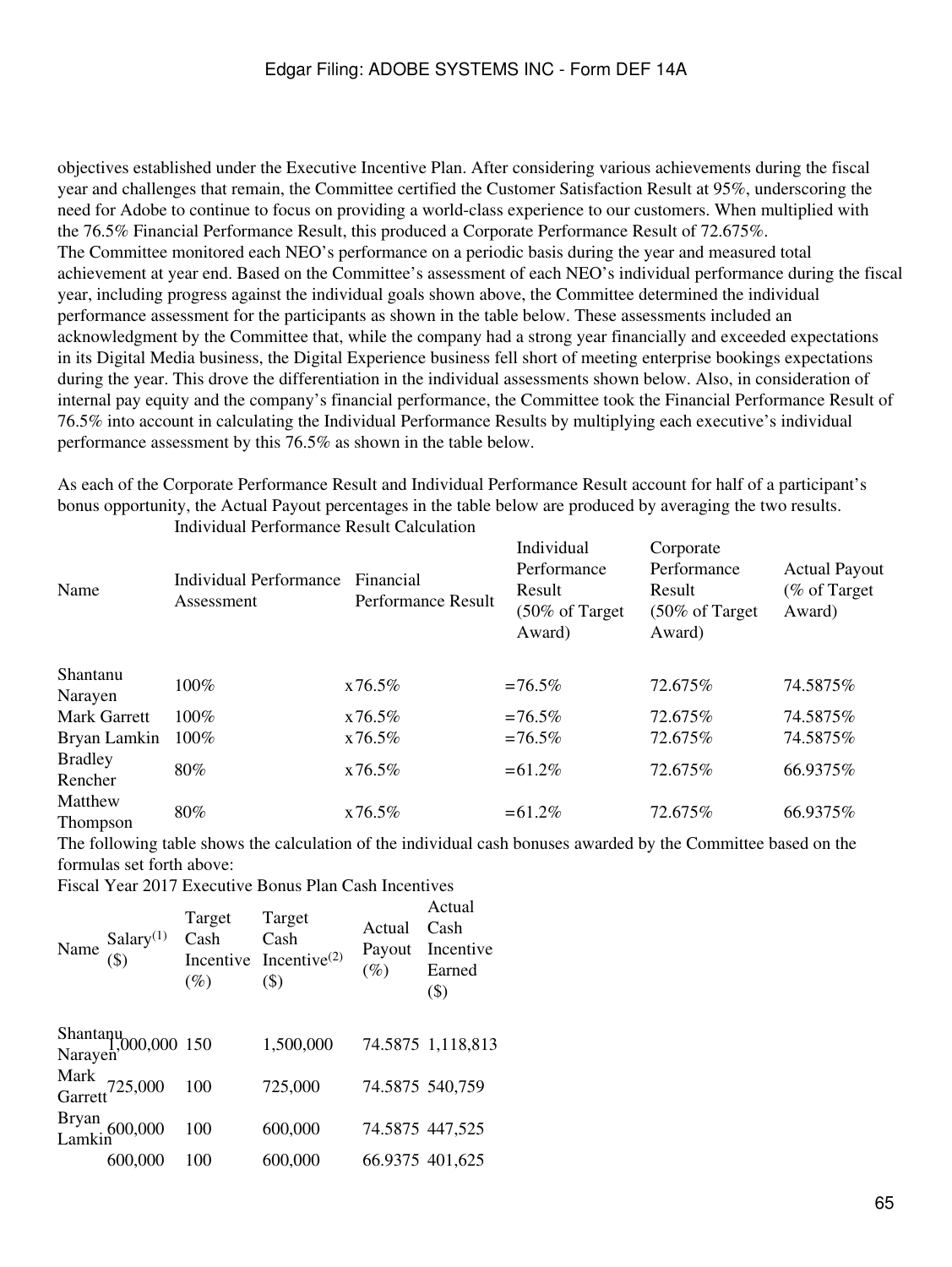objectives established under the Executive Incentive Plan. After considering various achievements during the fiscal year and challenges that remain, the Committee certified the Customer Satisfaction Result at 95%, underscoring the need for Adobe to continue to focus on providing a world-class experience to our customers. When multiplied with the 76.5% Financial Performance Result, this produced a Corporate Performance Result of 72.675%.

The Committee monitored each NEO's performance on a periodic basis during the year and measured total achievement at year end. Based on the Committee's assessment of each NEO's individual performance during the fiscal year, including progress against the individual goals shown above, the Committee determined the individual performance assessment for the participants as shown in the table below. These assessments included an acknowledgment by the Committee that, while the company had a strong year financially and exceeded expectations in its Digital Media business, the Digital Experience business fell short of meeting enterprise bookings expectations during the year. This drove the differentiation in the individual assessments shown below. Also, in consideration of internal pay equity and the company's financial performance, the Committee took the Financial Performance Result of 76.5% into account in calculating the Individual Performance Results by multiplying each executive's individual performance assessment by this 76.5% as shown in the table below.

As each of the Corporate Performance Result and Individual Performance Result account for half of a participant's bonus opportunity, the Actual Payout percentages in the table below are produced by averaging the two results.

| Name | Individual Performance Result Calculation | | | | |
|---|---|---|---|---|---|
| | Individual Performance Assessment | Financial Performance Result | Individual Performance Result (50% of Target Award) | Corporate Performance Result (50% of Target Award) | Actual Payout (% of Target Award) |
| Shantanu Narayen | 100% | x76.5% | =76.5% | 72.675% | 74.5875% |
| Mark Garrett | 100% | x76.5% | =76.5% | 72.675% | 74.5875% |
| Bryan Lamkin | 100% | x76.5% | =76.5% | 72.675% | 74.5875% |
| Bradley Rencher | 80% | x76.5% | =61.2% | 72.675% | 66.9375% |
| Matthew Thompson | 80% | x76.5% | =61.2% | 72.675% | 66.9375% |

The following table shows the calculation of the individual cash bonuses awarded by the Committee based on the formulas set forth above:

Fiscal Year 2017 Executive Bonus Plan Cash Incentives

| Name | Salary[1] ($) | Target Cash Incentive (%) | Target Cash Incentive[2] ($) | Actual Payout (%) | Actual Cash Incentive Earned ($) |
|---|---|---|---|---|---|
| Shantanu Narayen | 1,000,000 | 150 | 1,500,000 | 74.5875 | 1,118,813 |
| Mark Garrett | 725,000 | 100 | 725,000 | 74.5875 | 540,759 |
| Bryan Lamkin | 600,000 | 100 | 600,000 | 74.5875 | 447,525 |
| | 600,000 | 100 | 600,000 | 66.9375 | 401,625 |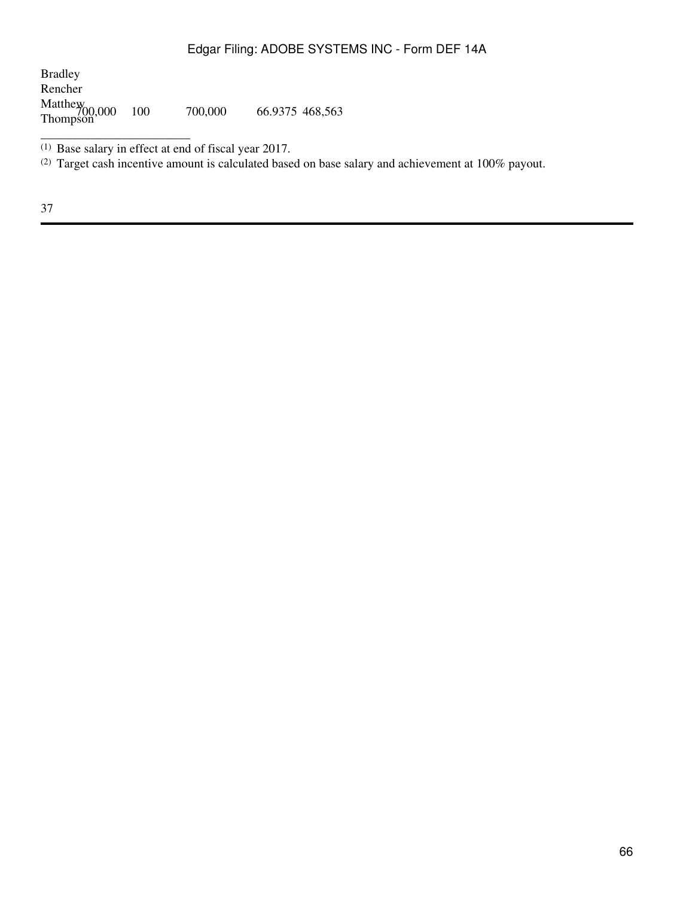| | | | | | |
|---|---|---|---|---|---|
| Bradley Rencher | | | | | |
| Matthew Thompson | 700,000 | 100 | 700,000 | 66.9375 | 468,563 |

(1) Base salary in effect at end of fiscal year 2017.

(2) Target cash incentive amount is calculated based on base salary and achievement at 100% payout.

37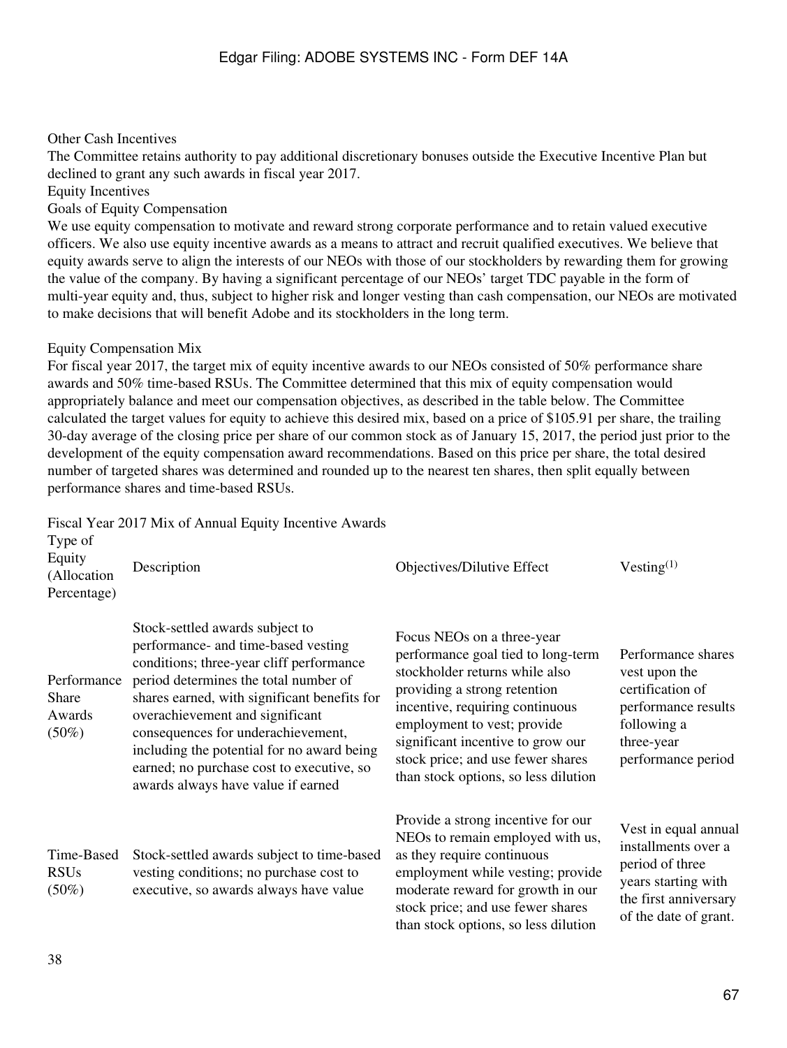Other Cash Incentives

The Committee retains authority to pay additional discretionary bonuses outside the Executive Incentive Plan but declined to grant any such awards in fiscal year 2017.

Equity Incentives

Goals of Equity Compensation

We use equity compensation to motivate and reward strong corporate performance and to retain valued executive officers. We also use equity incentive awards as a means to attract and recruit qualified executives. We believe that equity awards serve to align the interests of our NEOs with those of our stockholders by rewarding them for growing the value of the company. By having a significant percentage of our NEOs' target TDC payable in the form of multi-year equity and, thus, subject to higher risk and longer vesting than cash compensation, our NEOs are motivated to make decisions that will benefit Adobe and its stockholders in the long term.

Equity Compensation Mix

For fiscal year 2017, the target mix of equity incentive awards to our NEOs consisted of 50% performance share awards and 50% time-based RSUs. The Committee determined that this mix of equity compensation would appropriately balance and meet our compensation objectives, as described in the table below. The Committee calculated the target values for equity to achieve this desired mix, based on a price of $105.91 per share, the trailing 30-day average of the closing price per share of our common stock as of January 15, 2017, the period just prior to the development of the equity compensation award recommendations. Based on this price per share, the total desired number of targeted shares was determined and rounded up to the nearest ten shares, then split equally between performance shares and time-based RSUs.

Fiscal Year 2017 Mix of Annual Equity Incentive Awards

| Type of Equity (Allocation Percentage) | Description | Objectives/Dilutive Effect | Vesting[1] |
|---|---|---|---|
| Performance Share Awards (50%) | Stock-settled awards subject to performance- and time-based vesting conditions; three-year cliff performance period determines the total number of shares earned, with significant benefits for overachievement and significant consequences for underachievement, including the potential for no award being earned; no purchase cost to executive, so awards always have value if earned | Focus NEOs on a three-year performance goal tied to long-term stockholder returns while also providing a strong retention incentive, requiring continuous employment to vest; provide significant incentive to grow our stock price; and use fewer shares than stock options, so less dilution | Performance shares vest upon the certification of performance results following a three-year performance period |
| Time-Based RSUs (50%) | Stock-settled awards subject to time-based vesting conditions; no purchase cost to executive, so awards always have value | Provide a strong incentive for our NEOs to remain employed with us, as they require continuous employment while vesting; provide moderate reward for growth in our stock price; and use fewer shares than stock options, so less dilution | Vest in equal annual installments over a period of three years starting with the first anniversary of the date of grant. |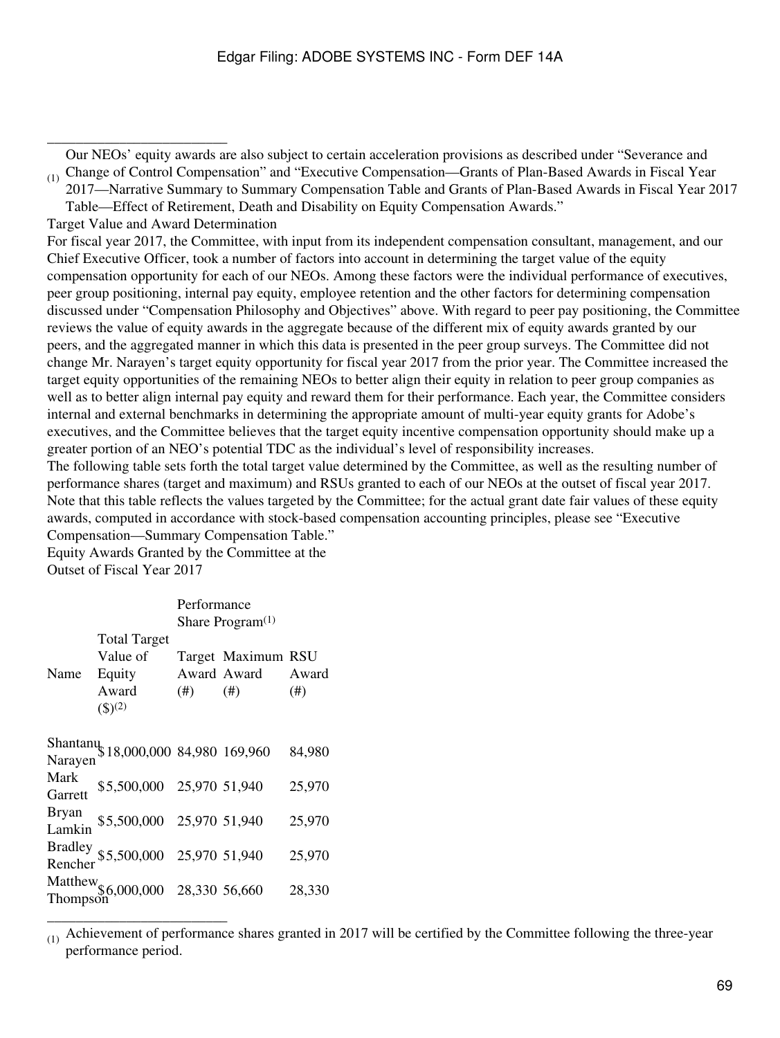(1) Our NEOs' equity awards are also subject to certain acceleration provisions as described under "Severance and Change of Control Compensation" and "Executive Compensation—Grants of Plan-Based Awards in Fiscal Year 2017—Narrative Summary to Summary Compensation Table and Grants of Plan-Based Awards in Fiscal Year 2017 Table—Effect of Retirement, Death and Disability on Equity Compensation Awards."

Target Value and Award Determination

For fiscal year 2017, the Committee, with input from its independent compensation consultant, management, and our Chief Executive Officer, took a number of factors into account in determining the target value of the equity compensation opportunity for each of our NEOs. Among these factors were the individual performance of executives, peer group positioning, internal pay equity, employee retention and the other factors for determining compensation discussed under "Compensation Philosophy and Objectives" above. With regard to peer pay positioning, the Committee reviews the value of equity awards in the aggregate because of the different mix of equity awards granted by our peers, and the aggregated manner in which this data is presented in the peer group surveys. The Committee did not change Mr. Narayen's target equity opportunity for fiscal year 2017 from the prior year. The Committee increased the target equity opportunities of the remaining NEOs to better align their equity in relation to peer group companies as well as to better align internal pay equity and reward them for their performance. Each year, the Committee considers internal and external benchmarks in determining the appropriate amount of multi-year equity grants for Adobe's executives, and the Committee believes that the target equity incentive compensation opportunity should make up a greater portion of an NEO's potential TDC as the individual's level of responsibility increases.

The following table sets forth the total target value determined by the Committee, as well as the resulting number of performance shares (target and maximum) and RSUs granted to each of our NEOs at the outset of fiscal year 2017. Note that this table reflects the values targeted by the Committee; for the actual grant date fair values of these equity awards, computed in accordance with stock-based compensation accounting principles, please see "Executive Compensation—Summary Compensation Table."

Equity Awards Granted by the Committee at the Outset of Fiscal Year 2017

| Name | Total Target Value of Equity Award ($)[2] | Performance Share Program[1] | | RSU Award (#) |
|---|---|---|---|---|
| | | Target Award (#) | Maximum Award (#) | |
| Shantanu Narayen | $18,000,000 | 84,980 | 169,960 | 84,980 |
| Mark Garrett | $5,500,000 | 25,970 | 51,940 | 25,970 |
| Bryan Lamkin | $5,500,000 | 25,970 | 51,940 | 25,970 |
| Bradley Rencher | $5,500,000 | 25,970 | 51,940 | 25,970 |
| Matthew Thompson | $6,000,000 | 28,330 | 56,660 | 28,330 |

(1) Achievement of performance shares granted in 2017 will be certified by the Committee following the three-year performance period.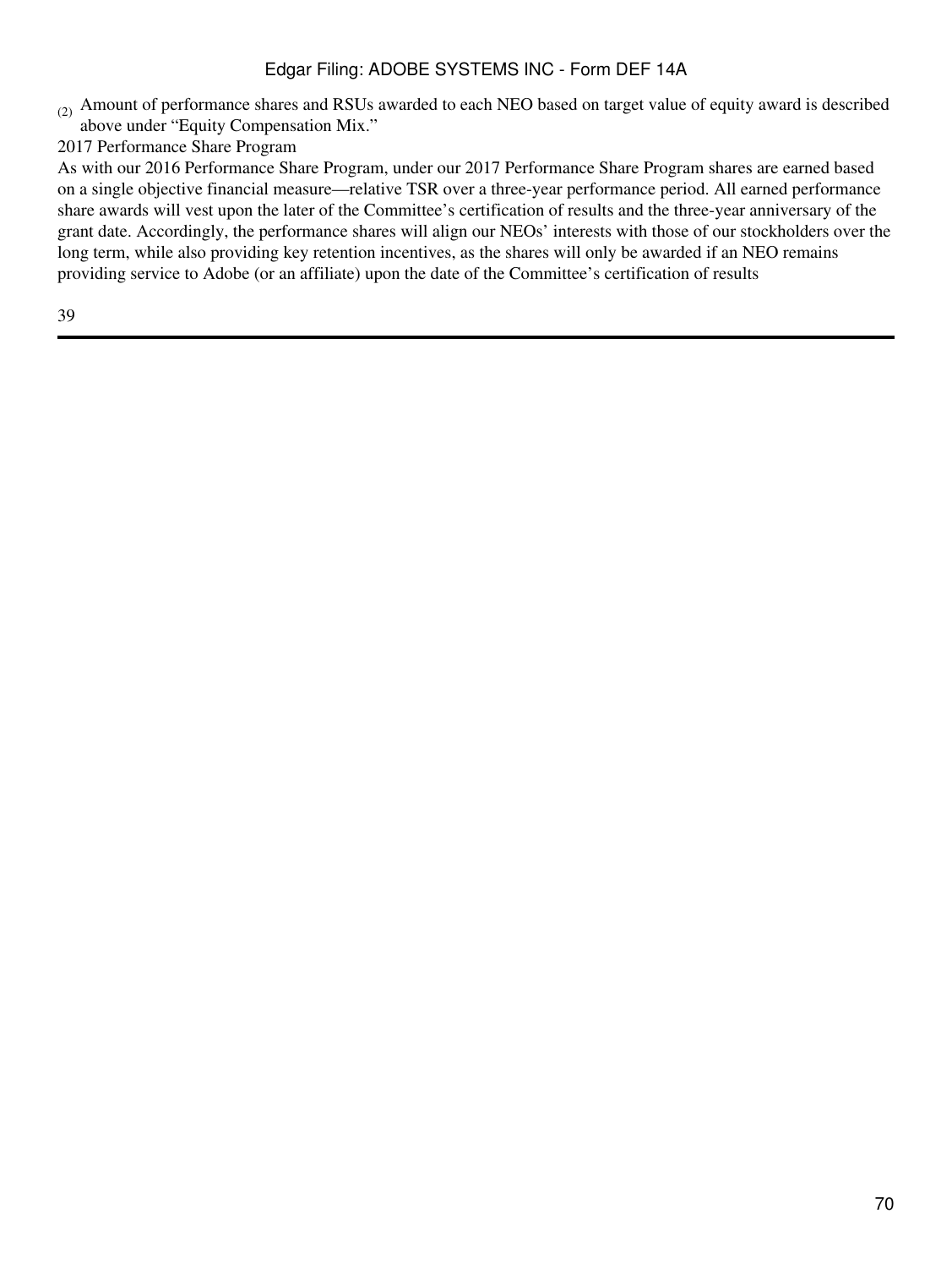(2) Amount of performance shares and RSUs awarded to each NEO based on target value of equity award is described above under "Equity Compensation Mix."

2017 Performance Share Program

As with our 2016 Performance Share Program, under our 2017 Performance Share Program shares are earned based on a single objective financial measure—relative TSR over a three-year performance period. All earned performance share awards will vest upon the later of the Committee's certification of results and the three-year anniversary of the grant date. Accordingly, the performance shares will align our NEOs' interests with those of our stockholders over the long term, while also providing key retention incentives, as the shares will only be awarded if an NEO remains providing service to Adobe (or an affiliate) upon the date of the Committee's certification of results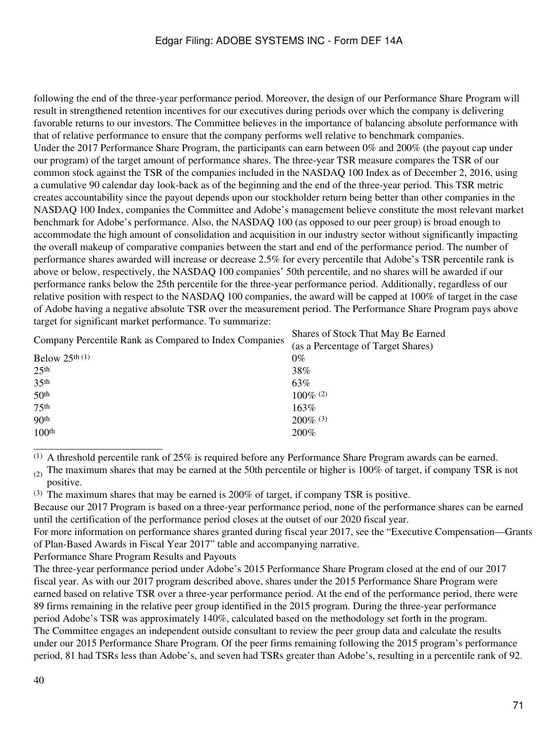following the end of the three-year performance period. Moreover, the design of our Performance Share Program will result in strengthened retention incentives for our executives during periods over which the company is delivering favorable returns to our investors. The Committee believes in the importance of balancing absolute performance with that of relative performance to ensure that the company performs well relative to benchmark companies.

Under the 2017 Performance Share Program, the participants can earn between 0% and 200% (the payout cap under our program) of the target amount of performance shares. The three-year TSR measure compares the TSR of our common stock against the TSR of the companies included in the NASDAQ 100 Index as of December 2, 2016, using a cumulative 90 calendar day look-back as of the beginning and the end of the three-year period. This TSR metric creates accountability since the payout depends upon our stockholder return being better than other companies in the NASDAQ 100 Index, companies the Committee and Adobe's management believe constitute the most relevant market benchmark for Adobe's performance. Also, the NASDAQ 100 (as opposed to our peer group) is broad enough to accommodate the high amount of consolidation and acquisition in our industry sector without significantly impacting the overall makeup of comparative companies between the start and end of the performance period. The number of performance shares awarded will increase or decrease 2.5% for every percentile that Adobe's TSR percentile rank is above or below, respectively, the NASDAQ 100 companies' 50th percentile, and no shares will be awarded if our performance ranks below the 25th percentile for the three-year performance period. Additionally, regardless of our relative position with respect to the NASDAQ 100 companies, the award will be capped at 100% of target in the case of Adobe having a negative absolute TSR over the measurement period. The Performance Share Program pays above target for significant market performance. To summarize:

| Company Percentile Rank as Compared to Index Companies | Shares of Stock That May Be Earned (as a Percentage of Target Shares) |
|---|---|
| Below 25th [(1)] | 0% |
| 25th | 38% |
| 35th | 63% |
| 50th | 100% [(2)] |
| 75th | 163% |
| 90th | 200% [(3)] |
| 100th | 200% |

[(1)] A threshold percentile rank of 25% is required before any Performance Share Program awards can be earned.

[(2)] The maximum shares that may be earned at the 50th percentile or higher is 100% of target, if company TSR is not positive.

[(3)] The maximum shares that may be earned is 200% of target, if company TSR is positive.

Because our 2017 Program is based on a three-year performance period, none of the performance shares can be earned until the certification of the performance period closes at the outset of our 2020 fiscal year.

For more information on performance shares granted during fiscal year 2017, see the "Executive Compensation—Grants of Plan-Based Awards in Fiscal Year 2017" table and accompanying narrative.

Performance Share Program Results and Payouts

The three-year performance period under Adobe's 2015 Performance Share Program closed at the end of our 2017 fiscal year. As with our 2017 program described above, shares under the 2015 Performance Share Program were earned based on relative TSR over a three-year performance period. At the end of the performance period, there were 89 firms remaining in the relative peer group identified in the 2015 program. During the three-year performance period Adobe's TSR was approximately 140%, calculated based on the methodology set forth in the program.

The Committee engages an independent outside consultant to review the peer group data and calculate the results under our 2015 Performance Share Program. Of the peer firms remaining following the 2015 program's performance period, 81 had TSRs less than Adobe's, and seven had TSRs greater than Adobe's, resulting in a percentile rank of 92.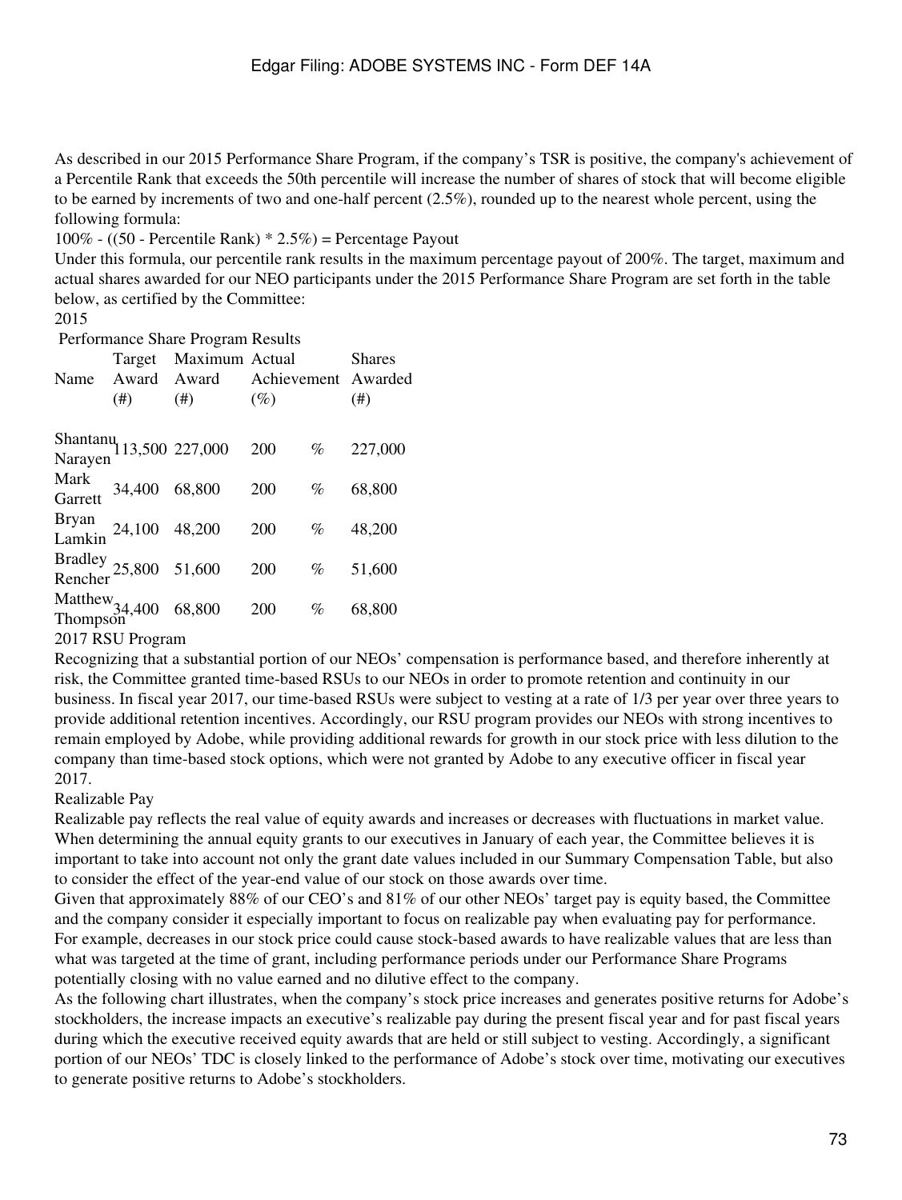As described in our 2015 Performance Share Program, if the company's TSR is positive, the company's achievement of a Percentile Rank that exceeds the 50th percentile will increase the number of shares of stock that will become eligible to be earned by increments of two and one-half percent (2.5%), rounded up to the nearest whole percent, using the following formula:

100% - ((50 - Percentile Rank) * 2.5%) = Percentage Payout

Under this formula, our percentile rank results in the maximum percentage payout of 200%. The target, maximum and actual shares awarded for our NEO participants under the 2015 Performance Share Program are set forth in the table below, as certified by the Committee:

2015 Performance Share Program Results

| Name | Target Award (#) | Maximum Award (#) | Actual Achievement (%) | Shares Awarded (#) |
|---|---|---|---|---|
| Shantanu Narayen | 113,500 | 227,000 | 200 % | 227,000 |
| Mark Garrett | 34,400 | 68,800 | 200 % | 68,800 |
| Bryan Lamkin | 24,100 | 48,200 | 200 % | 48,200 |
| Bradley Rencher | 25,800 | 51,600 | 200 % | 51,600 |
| Matthew Thompson | 34,400 | 68,800 | 200 % | 68,800 |

2017 RSU Program

Recognizing that a substantial portion of our NEOs' compensation is performance based, and therefore inherently at risk, the Committee granted time-based RSUs to our NEOs in order to promote retention and continuity in our business. In fiscal year 2017, our time-based RSUs were subject to vesting at a rate of 1/3 per year over three years to provide additional retention incentives. Accordingly, our RSU program provides our NEOs with strong incentives to remain employed by Adobe, while providing additional rewards for growth in our stock price with less dilution to the company than time-based stock options, which were not granted by Adobe to any executive officer in fiscal year 2017.

Realizable Pay

Realizable pay reflects the real value of equity awards and increases or decreases with fluctuations in market value. When determining the annual equity grants to our executives in January of each year, the Committee believes it is important to take into account not only the grant date values included in our Summary Compensation Table, but also to consider the effect of the year-end value of our stock on those awards over time.

Given that approximately 88% of our CEO's and 81% of our other NEOs' target pay is equity based, the Committee and the company consider it especially important to focus on realizable pay when evaluating pay for performance. For example, decreases in our stock price could cause stock-based awards to have realizable values that are less than what was targeted at the time of grant, including performance periods under our Performance Share Programs potentially closing with no value earned and no dilutive effect to the company.

As the following chart illustrates, when the company's stock price increases and generates positive returns for Adobe's stockholders, the increase impacts an executive's realizable pay during the present fiscal year and for past fiscal years during which the executive received equity awards that are held or still subject to vesting. Accordingly, a significant portion of our NEOs' TDC is closely linked to the performance of Adobe's stock over time, motivating our executives to generate positive returns to Adobe's stockholders.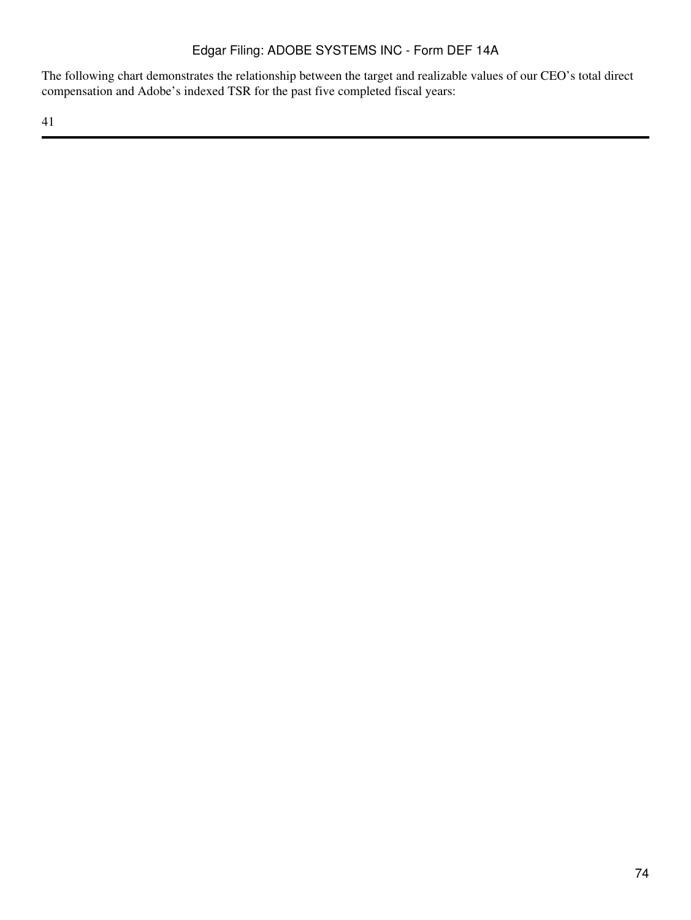The following chart demonstrates the relationship between the target and realizable values of our CEO's total direct compensation and Adobe's indexed TSR for the past five completed fiscal years:

41

---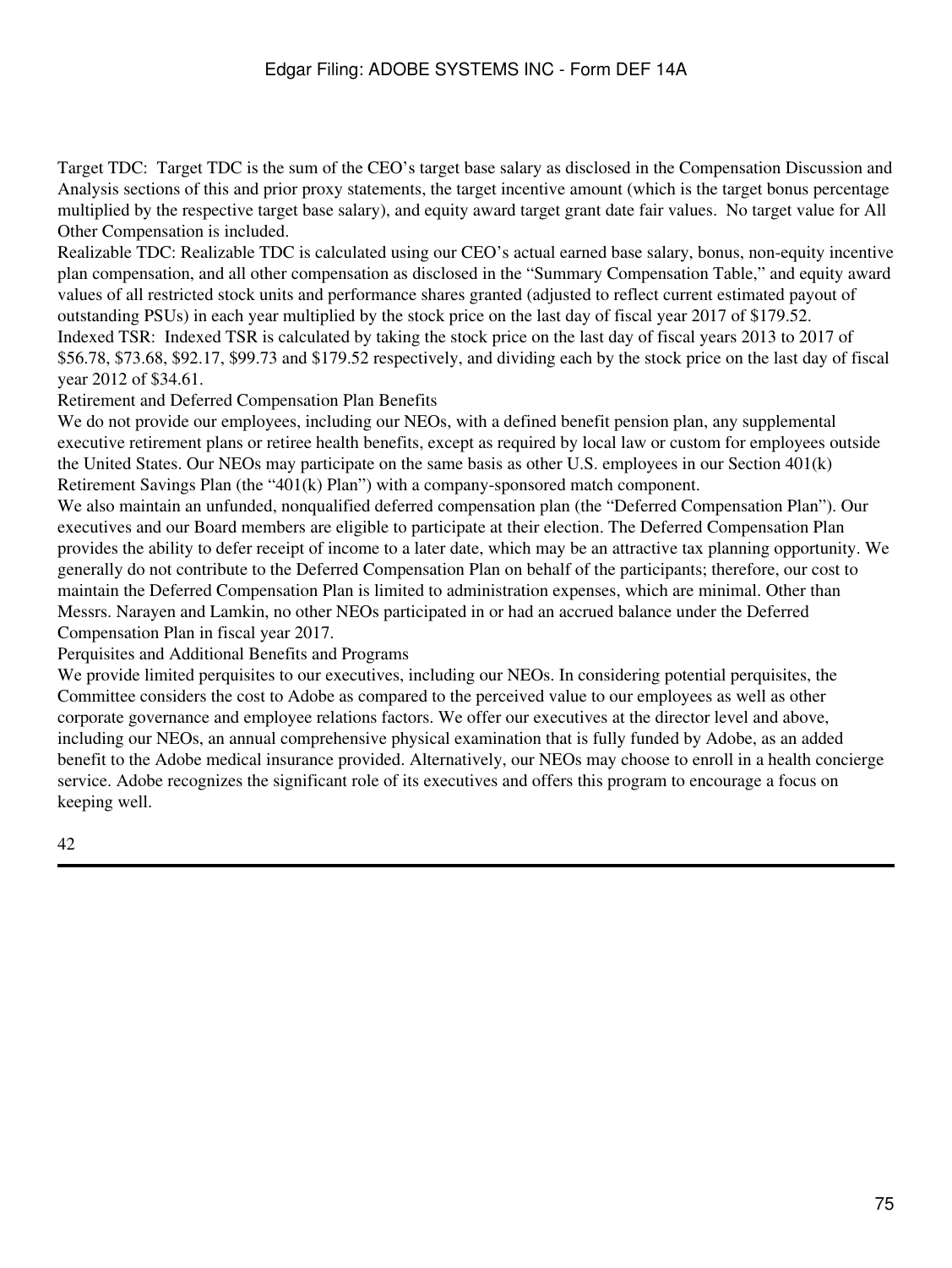Target TDC: Target TDC is the sum of the CEO's target base salary as disclosed in the Compensation Discussion and Analysis sections of this and prior proxy statements, the target incentive amount (which is the target bonus percentage multiplied by the respective target base salary), and equity award target grant date fair values. No target value for All Other Compensation is included.

Realizable TDC: Realizable TDC is calculated using our CEO's actual earned base salary, bonus, non-equity incentive plan compensation, and all other compensation as disclosed in the "Summary Compensation Table," and equity award values of all restricted stock units and performance shares granted (adjusted to reflect current estimated payout of outstanding PSUs) in each year multiplied by the stock price on the last day of fiscal year 2017 of $179.52.

Indexed TSR: Indexed TSR is calculated by taking the stock price on the last day of fiscal years 2013 to 2017 of $56.78, $73.68, $92.17, $99.73 and $179.52 respectively, and dividing each by the stock price on the last day of fiscal year 2012 of $34.61.

## Retirement and Deferred Compensation Plan Benefits

We do not provide our employees, including our NEOs, with a defined benefit pension plan, any supplemental executive retirement plans or retiree health benefits, except as required by local law or custom for employees outside the United States. Our NEOs may participate on the same basis as other U.S. employees in our Section 401(k) Retirement Savings Plan (the "401(k) Plan") with a company-sponsored match component.

We also maintain an unfunded, nonqualified deferred compensation plan (the "Deferred Compensation Plan"). Our executives and our Board members are eligible to participate at their election. The Deferred Compensation Plan provides the ability to defer receipt of income to a later date, which may be an attractive tax planning opportunity. We generally do not contribute to the Deferred Compensation Plan on behalf of the participants; therefore, our cost to maintain the Deferred Compensation Plan is limited to administration expenses, which are minimal. Other than Messrs. Narayen and Lamkin, no other NEOs participated in or had an accrued balance under the Deferred Compensation Plan in fiscal year 2017.

## Perquisites and Additional Benefits and Programs

We provide limited perquisites to our executives, including our NEOs. In considering potential perquisites, the Committee considers the cost to Adobe as compared to the perceived value to our employees as well as other corporate governance and employee relations factors. We offer our executives at the director level and above, including our NEOs, an annual comprehensive physical examination that is fully funded by Adobe, as an added benefit to the Adobe medical insurance provided. Alternatively, our NEOs may choose to enroll in a health concierge service. Adobe recognizes the significant role of its executives and offers this program to encourage a focus on keeping well.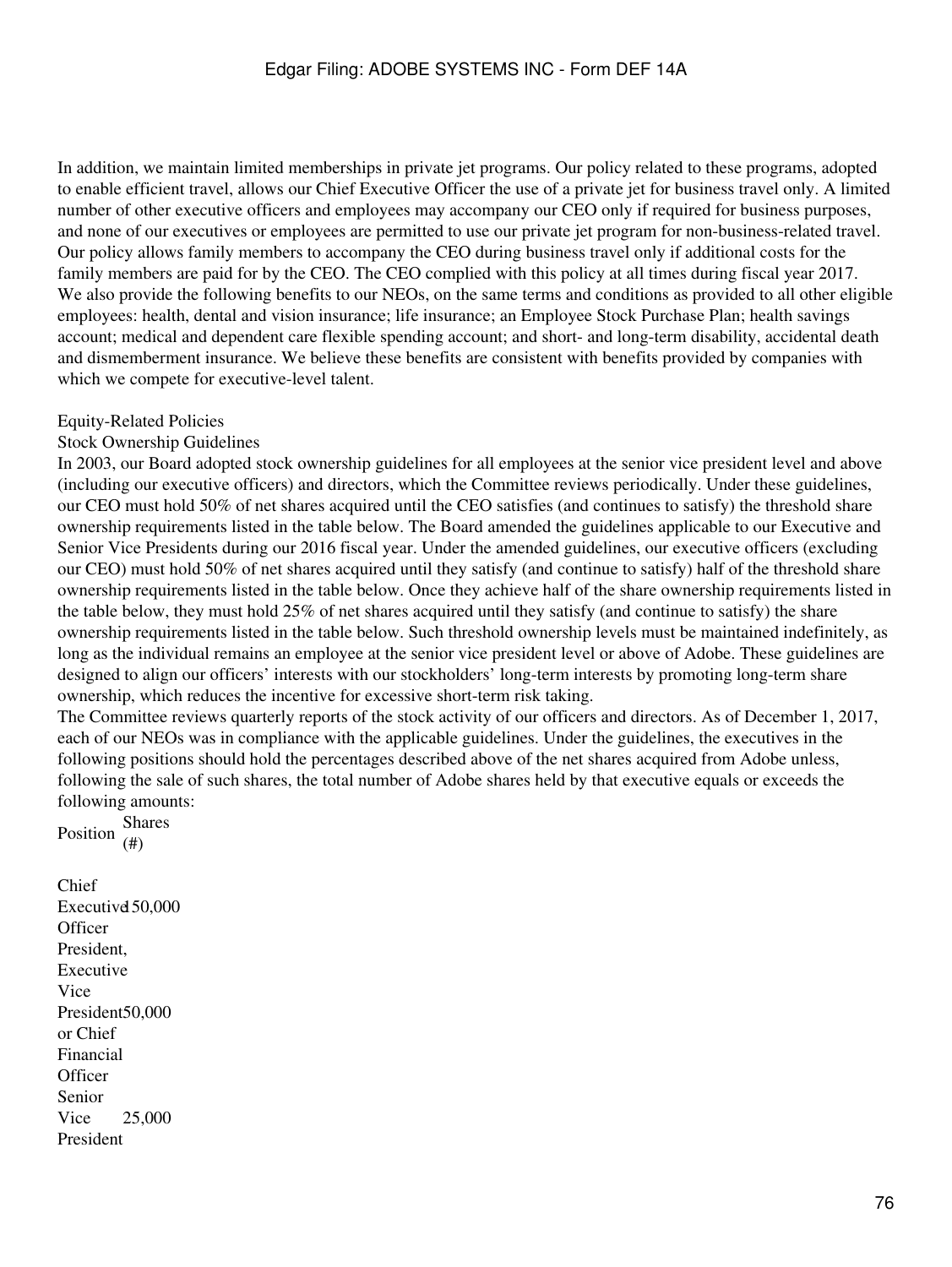In addition, we maintain limited memberships in private jet programs. Our policy related to these programs, adopted to enable efficient travel, allows our Chief Executive Officer the use of a private jet for business travel only. A limited number of other executive officers and employees may accompany our CEO only if required for business purposes, and none of our executives or employees are permitted to use our private jet program for non-business-related travel. Our policy allows family members to accompany the CEO during business travel only if additional costs for the family members are paid for by the CEO. The CEO complied with this policy at all times during fiscal year 2017.
We also provide the following benefits to our NEOs, on the same terms and conditions as provided to all other eligible employees: health, dental and vision insurance; life insurance; an Employee Stock Purchase Plan; health savings account; medical and dependent care flexible spending account; and short- and long-term disability, accidental death and dismemberment insurance. We believe these benefits are consistent with benefits provided by companies with which we compete for executive-level talent.

## Equity-Related Policies

### Stock Ownership Guidelines

In 2003, our Board adopted stock ownership guidelines for all employees at the senior vice president level and above (including our executive officers) and directors, which the Committee reviews periodically. Under these guidelines, our CEO must hold 50% of net shares acquired until the CEO satisfies (and continues to satisfy) the threshold share ownership requirements listed in the table below. The Board amended the guidelines applicable to our Executive and Senior Vice Presidents during our 2016 fiscal year. Under the amended guidelines, our executive officers (excluding our CEO) must hold 50% of net shares acquired until they satisfy (and continue to satisfy) half of the threshold share ownership requirements listed in the table below. Once they achieve half of the share ownership requirements listed in the table below, they must hold 25% of net shares acquired until they satisfy (and continue to satisfy) the share ownership requirements listed in the table below. Such threshold ownership levels must be maintained indefinitely, as long as the individual remains an employee at the senior vice president level or above of Adobe. These guidelines are designed to align our officers' interests with our stockholders' long-term interests by promoting long-term share ownership, which reduces the incentive for excessive short-term risk taking.
The Committee reviews quarterly reports of the stock activity of our officers and directors. As of December 1, 2017, each of our NEOs was in compliance with the applicable guidelines. Under the guidelines, the executives in the following positions should hold the percentages described above of the net shares acquired from Adobe unless, following the sale of such shares, the total number of Adobe shares held by that executive equals or exceeds the following amounts:

| Position | Shares (#) |
|---|---|
| Chief Executive Officer | 150,000 |
| President, Executive Vice President or Chief Financial Officer | 50,000 |
| Senior Vice President | 25,000 |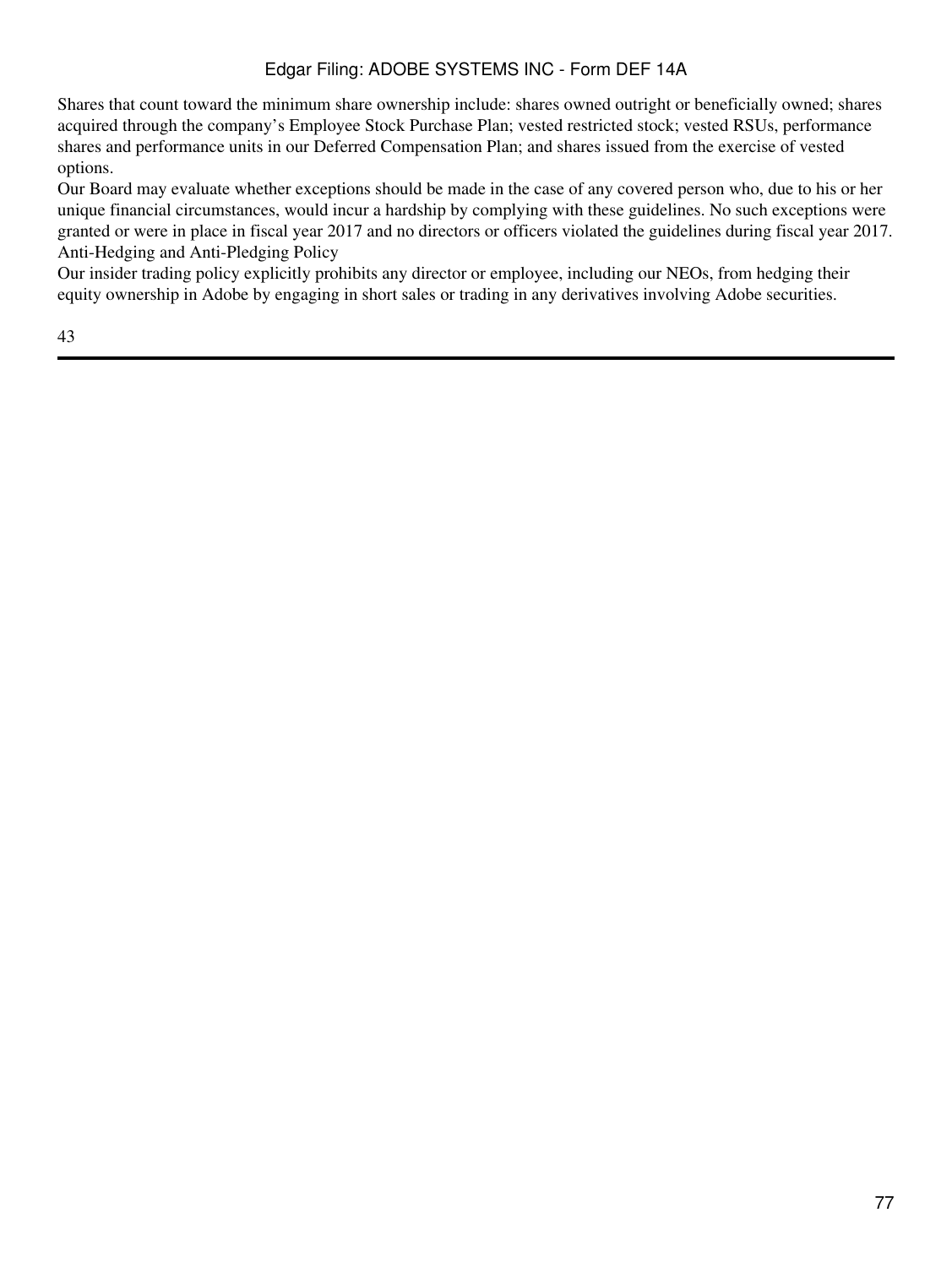Shares that count toward the minimum share ownership include: shares owned outright or beneficially owned; shares acquired through the company's Employee Stock Purchase Plan; vested restricted stock; vested RSUs, performance shares and performance units in our Deferred Compensation Plan; and shares issued from the exercise of vested options.

Our Board may evaluate whether exceptions should be made in the case of any covered person who, due to his or her unique financial circumstances, would incur a hardship by complying with these guidelines. No such exceptions were granted or were in place in fiscal year 2017 and no directors or officers violated the guidelines during fiscal year 2017.

### Anti-Hedging and Anti-Pledging Policy

Our insider trading policy explicitly prohibits any director or employee, including our NEOs, from hedging their equity ownership in Adobe by engaging in short sales or trading in any derivatives involving Adobe securities.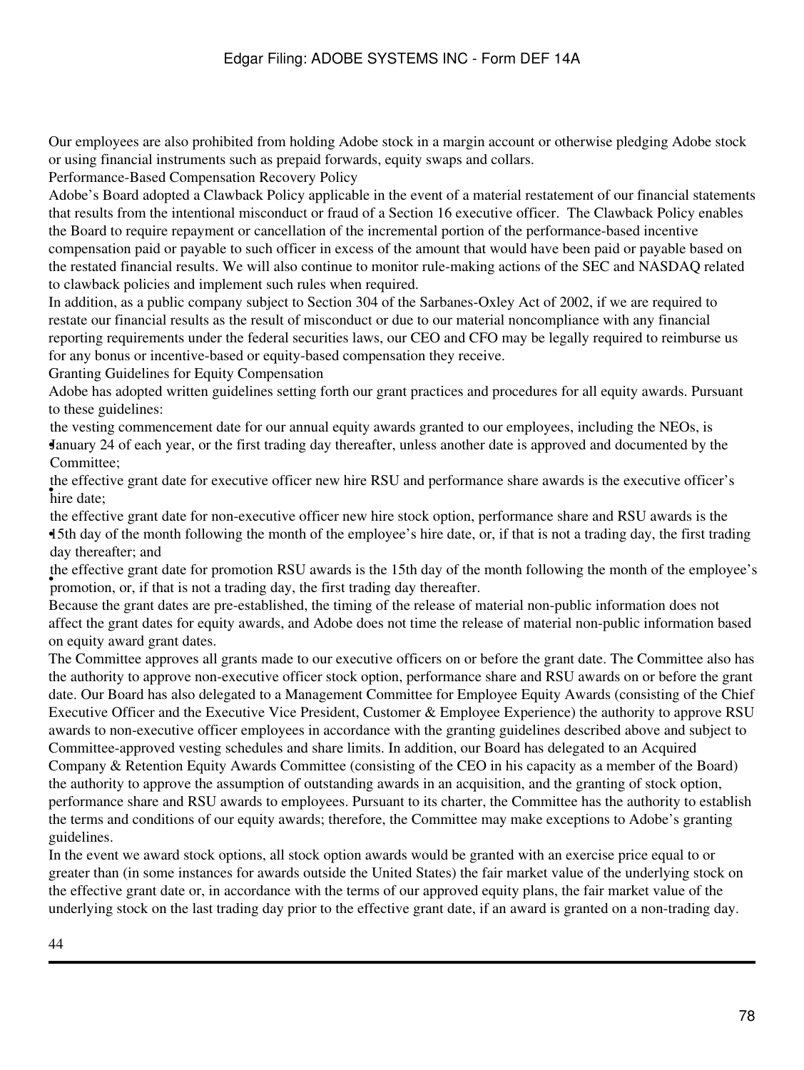Our employees are also prohibited from holding Adobe stock in a margin account or otherwise pledging Adobe stock or using financial instruments such as prepaid forwards, equity swaps and collars.

### Performance-Based Compensation Recovery Policy

Adobe's Board adopted a Clawback Policy applicable in the event of a material restatement of our financial statements that results from the intentional misconduct or fraud of a Section 16 executive officer. The Clawback Policy enables the Board to require repayment or cancellation of the incremental portion of the performance-based incentive compensation paid or payable to such officer in excess of the amount that would have been paid or payable based on the restated financial results. We will also continue to monitor rule-making actions of the SEC and NASDAQ related to clawback policies and implement such rules when required.

In addition, as a public company subject to Section 304 of the Sarbanes-Oxley Act of 2002, if we are required to restate our financial results as the result of misconduct or due to our material noncompliance with any financial reporting requirements under the federal securities laws, our CEO and CFO may be legally required to reimburse us for any bonus or incentive-based or equity-based compensation they receive.

### Granting Guidelines for Equity Compensation

Adobe has adopted written guidelines setting forth our grant practices and procedures for all equity awards. Pursuant to these guidelines:

- the vesting commencement date for our annual equity awards granted to our employees, including the NEOs, is January 24 of each year, or the first trading day thereafter, unless another date is approved and documented by the Committee;
- the effective grant date for executive officer new hire RSU and performance share awards is the executive officer's hire date;
- the effective grant date for non-executive officer new hire stock option, performance share and RSU awards is the 15th day of the month following the month of the employee's hire date, or, if that is not a trading day, the first trading day thereafter; and
- the effective grant date for promotion RSU awards is the 15th day of the month following the month of the employee's promotion, or, if that is not a trading day, the first trading day thereafter.

Because the grant dates are pre-established, the timing of the release of material non-public information does not affect the grant dates for equity awards, and Adobe does not time the release of material non-public information based on equity award grant dates.

The Committee approves all grants made to our executive officers on or before the grant date. The Committee also has the authority to approve non-executive officer stock option, performance share and RSU awards on or before the grant date. Our Board has also delegated to a Management Committee for Employee Equity Awards (consisting of the Chief Executive Officer and the Executive Vice President, Customer & Employee Experience) the authority to approve RSU awards to non-executive officer employees in accordance with the granting guidelines described above and subject to Committee-approved vesting schedules and share limits. In addition, our Board has delegated to an Acquired Company & Retention Equity Awards Committee (consisting of the CEO in his capacity as a member of the Board) the authority to approve the assumption of outstanding awards in an acquisition, and the granting of stock option, performance share and RSU awards to employees. Pursuant to its charter, the Committee has the authority to establish the terms and conditions of our equity awards; therefore, the Committee may make exceptions to Adobe's granting guidelines.

In the event we award stock options, all stock option awards would be granted with an exercise price equal to or greater than (in some instances for awards outside the United States) the fair market value of the underlying stock on the effective grant date or, in accordance with the terms of our approved equity plans, the fair market value of the underlying stock on the last trading day prior to the effective grant date, if an award is granted on a non-trading day.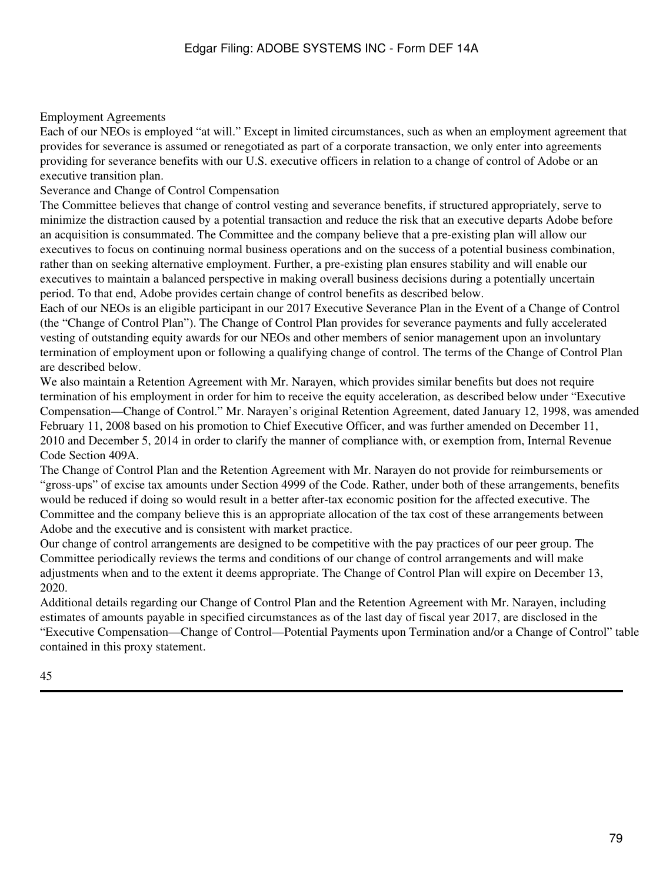### Employment Agreements

Each of our NEOs is employed "at will." Except in limited circumstances, such as when an employment agreement that provides for severance is assumed or renegotiated as part of a corporate transaction, we only enter into agreements providing for severance benefits with our U.S. executive officers in relation to a change of control of Adobe or an executive transition plan.

### Severance and Change of Control Compensation

The Committee believes that change of control vesting and severance benefits, if structured appropriately, serve to minimize the distraction caused by a potential transaction and reduce the risk that an executive departs Adobe before an acquisition is consummated. The Committee and the company believe that a pre-existing plan will allow our executives to focus on continuing normal business operations and on the success of a potential business combination, rather than on seeking alternative employment. Further, a pre-existing plan ensures stability and will enable our executives to maintain a balanced perspective in making overall business decisions during a potentially uncertain period. To that end, Adobe provides certain change of control benefits as described below.

Each of our NEOs is an eligible participant in our 2017 Executive Severance Plan in the Event of a Change of Control (the "Change of Control Plan"). The Change of Control Plan provides for severance payments and fully accelerated vesting of outstanding equity awards for our NEOs and other members of senior management upon an involuntary termination of employment upon or following a qualifying change of control. The terms of the Change of Control Plan are described below.

We also maintain a Retention Agreement with Mr. Narayen, which provides similar benefits but does not require termination of his employment in order for him to receive the equity acceleration, as described below under "Executive Compensation—Change of Control." Mr. Narayen's original Retention Agreement, dated January 12, 1998, was amended February 11, 2008 based on his promotion to Chief Executive Officer, and was further amended on December 11, 2010 and December 5, 2014 in order to clarify the manner of compliance with, or exemption from, Internal Revenue Code Section 409A.

The Change of Control Plan and the Retention Agreement with Mr. Narayen do not provide for reimbursements or "gross-ups" of excise tax amounts under Section 4999 of the Code. Rather, under both of these arrangements, benefits would be reduced if doing so would result in a better after-tax economic position for the affected executive. The Committee and the company believe this is an appropriate allocation of the tax cost of these arrangements between Adobe and the executive and is consistent with market practice.

Our change of control arrangements are designed to be competitive with the pay practices of our peer group. The Committee periodically reviews the terms and conditions of our change of control arrangements and will make adjustments when and to the extent it deems appropriate. The Change of Control Plan will expire on December 13, 2020.

Additional details regarding our Change of Control Plan and the Retention Agreement with Mr. Narayen, including estimates of amounts payable in specified circumstances as of the last day of fiscal year 2017, are disclosed in the "Executive Compensation—Change of Control—Potential Payments upon Termination and/or a Change of Control" table contained in this proxy statement.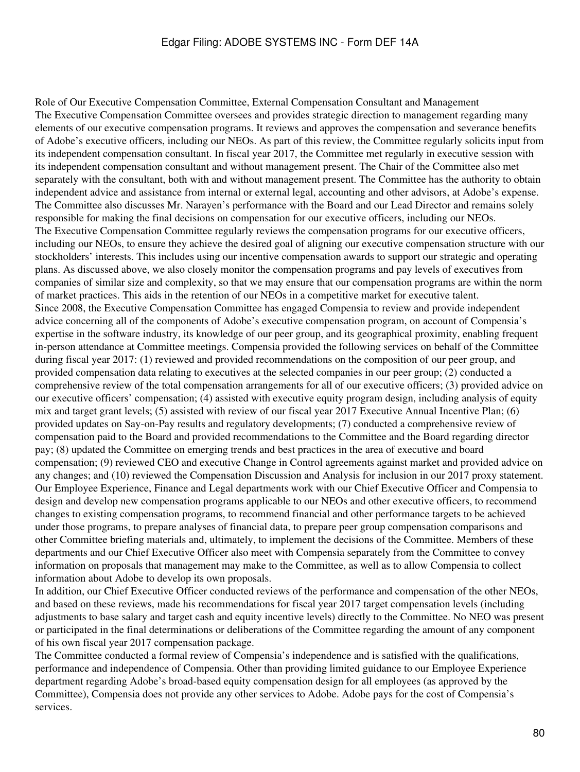### Role of Our Executive Compensation Committee, External Compensation Consultant and Management

The Executive Compensation Committee oversees and provides strategic direction to management regarding many elements of our executive compensation programs. It reviews and approves the compensation and severance benefits of Adobe's executive officers, including our NEOs. As part of this review, the Committee regularly solicits input from its independent compensation consultant. In fiscal year 2017, the Committee met regularly in executive session with its independent compensation consultant and without management present. The Chair of the Committee also met separately with the consultant, both with and without management present. The Committee has the authority to obtain independent advice and assistance from internal or external legal, accounting and other advisors, at Adobe's expense. The Committee also discusses Mr. Narayen's performance with the Board and our Lead Director and remains solely responsible for making the final decisions on compensation for our executive officers, including our NEOs.

The Executive Compensation Committee regularly reviews the compensation programs for our executive officers, including our NEOs, to ensure they achieve the desired goal of aligning our executive compensation structure with our stockholders' interests. This includes using our incentive compensation awards to support our strategic and operating plans. As discussed above, we also closely monitor the compensation programs and pay levels of executives from companies of similar size and complexity, so that we may ensure that our compensation programs are within the norm of market practices. This aids in the retention of our NEOs in a competitive market for executive talent.

Since 2008, the Executive Compensation Committee has engaged Compensia to review and provide independent advice concerning all of the components of Adobe's executive compensation program, on account of Compensia's expertise in the software industry, its knowledge of our peer group, and its geographical proximity, enabling frequent in-person attendance at Committee meetings. Compensia provided the following services on behalf of the Committee during fiscal year 2017: (1) reviewed and provided recommendations on the composition of our peer group, and provided compensation data relating to executives at the selected companies in our peer group; (2) conducted a comprehensive review of the total compensation arrangements for all of our executive officers; (3) provided advice on our executive officers' compensation; (4) assisted with executive equity program design, including analysis of equity mix and target grant levels; (5) assisted with review of our fiscal year 2017 Executive Annual Incentive Plan; (6) provided updates on Say-on-Pay results and regulatory developments; (7) conducted a comprehensive review of compensation paid to the Board and provided recommendations to the Committee and the Board regarding director pay; (8) updated the Committee on emerging trends and best practices in the area of executive and board compensation; (9) reviewed CEO and executive Change in Control agreements against market and provided advice on any changes; and (10) reviewed the Compensation Discussion and Analysis for inclusion in our 2017 proxy statement.

Our Employee Experience, Finance and Legal departments work with our Chief Executive Officer and Compensia to design and develop new compensation programs applicable to our NEOs and other executive officers, to recommend changes to existing compensation programs, to recommend financial and other performance targets to be achieved under those programs, to prepare analyses of financial data, to prepare peer group compensation comparisons and other Committee briefing materials and, ultimately, to implement the decisions of the Committee. Members of these departments and our Chief Executive Officer also meet with Compensia separately from the Committee to convey information on proposals that management may make to the Committee, as well as to allow Compensia to collect information about Adobe to develop its own proposals.

In addition, our Chief Executive Officer conducted reviews of the performance and compensation of the other NEOs, and based on these reviews, made his recommendations for fiscal year 2017 target compensation levels (including adjustments to base salary and target cash and equity incentive levels) directly to the Committee. No NEO was present or participated in the final determinations or deliberations of the Committee regarding the amount of any component of his own fiscal year 2017 compensation package.

The Committee conducted a formal review of Compensia's independence and is satisfied with the qualifications, performance and independence of Compensia. Other than providing limited guidance to our Employee Experience department regarding Adobe's broad-based equity compensation design for all employees (as approved by the Committee), Compensia does not provide any other services to Adobe. Adobe pays for the cost of Compensia's services.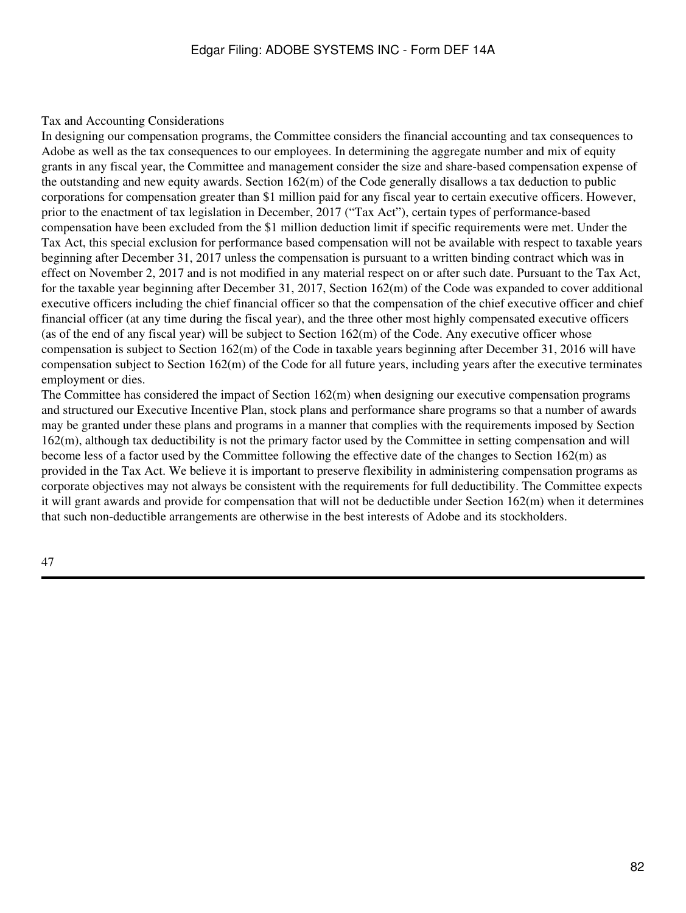### Tax and Accounting Considerations

In designing our compensation programs, the Committee considers the financial accounting and tax consequences to Adobe as well as the tax consequences to our employees. In determining the aggregate number and mix of equity grants in any fiscal year, the Committee and management consider the size and share-based compensation expense of the outstanding and new equity awards. Section 162(m) of the Code generally disallows a tax deduction to public corporations for compensation greater than $1 million paid for any fiscal year to certain executive officers. However, prior to the enactment of tax legislation in December, 2017 ("Tax Act"), certain types of performance-based compensation have been excluded from the $1 million deduction limit if specific requirements were met. Under the Tax Act, this special exclusion for performance based compensation will not be available with respect to taxable years beginning after December 31, 2017 unless the compensation is pursuant to a written binding contract which was in effect on November 2, 2017 and is not modified in any material respect on or after such date. Pursuant to the Tax Act, for the taxable year beginning after December 31, 2017, Section 162(m) of the Code was expanded to cover additional executive officers including the chief financial officer so that the compensation of the chief executive officer and chief financial officer (at any time during the fiscal year), and the three other most highly compensated executive officers (as of the end of any fiscal year) will be subject to Section 162(m) of the Code. Any executive officer whose compensation is subject to Section 162(m) of the Code in taxable years beginning after December 31, 2016 will have compensation subject to Section 162(m) of the Code for all future years, including years after the executive terminates employment or dies.

The Committee has considered the impact of Section 162(m) when designing our executive compensation programs and structured our Executive Incentive Plan, stock plans and performance share programs so that a number of awards may be granted under these plans and programs in a manner that complies with the requirements imposed by Section 162(m), although tax deductibility is not the primary factor used by the Committee in setting compensation and will become less of a factor used by the Committee following the effective date of the changes to Section 162(m) as provided in the Tax Act. We believe it is important to preserve flexibility in administering compensation programs as corporate objectives may not always be consistent with the requirements for full deductibility. The Committee expects it will grant awards and provide for compensation that will not be deductible under Section 162(m) when it determines that such non-deductible arrangements are otherwise in the best interests of Adobe and its stockholders.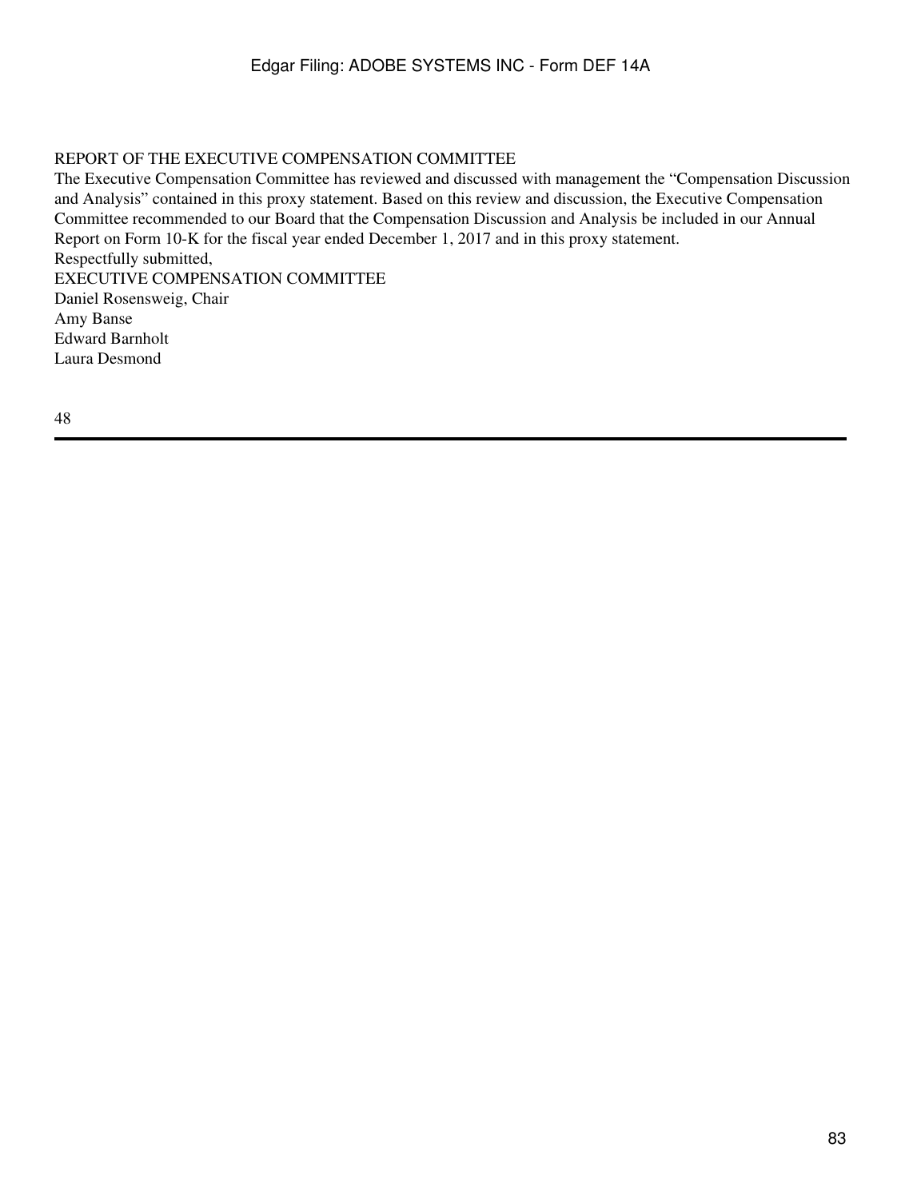## REPORT OF THE EXECUTIVE COMPENSATION COMMITTEE

The Executive Compensation Committee has reviewed and discussed with management the "Compensation Discussion and Analysis" contained in this proxy statement. Based on this review and discussion, the Executive Compensation Committee recommended to our Board that the Compensation Discussion and Analysis be included in our Annual Report on Form 10-K for the fiscal year ended December 1, 2017 and in this proxy statement.

Respectfully submitted,

EXECUTIVE COMPENSATION COMMITTEE

Daniel Rosensweig, Chair
Amy Banse
Edward Barnholt
Laura Desmond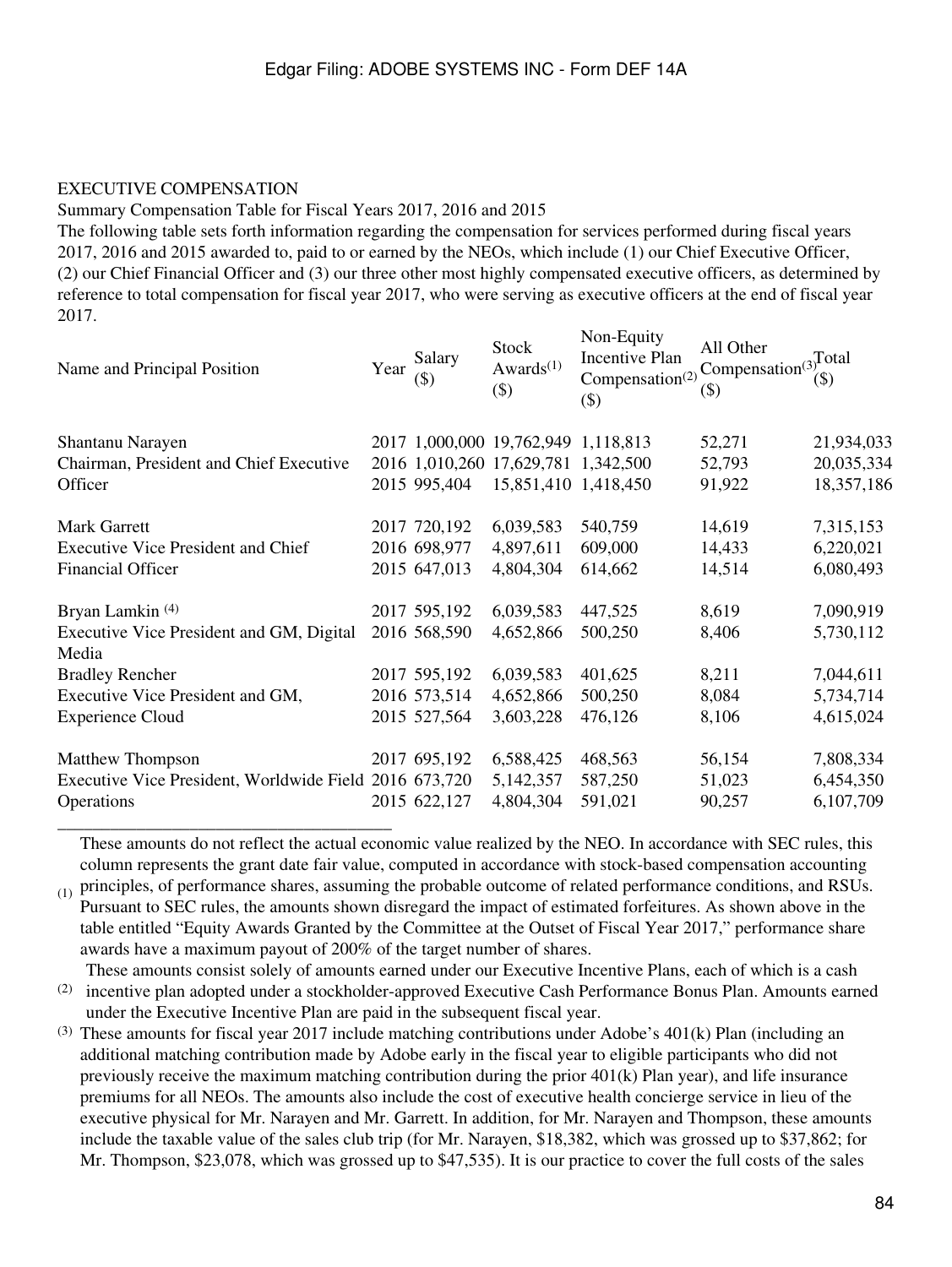EXECUTIVE COMPENSATION

Summary Compensation Table for Fiscal Years 2017, 2016 and 2015

The following table sets forth information regarding the compensation for services performed during fiscal years 2017, 2016 and 2015 awarded to, paid to or earned by the NEOs, which include (1) our Chief Executive Officer, (2) our Chief Financial Officer and (3) our three other most highly compensated executive officers, as determined by reference to total compensation for fiscal year 2017, who were serving as executive officers at the end of fiscal year 2017.

| Name and Principal Position | Year | Salary ($) | Stock Awards[(1)] ($) | Non-Equity Incentive Plan Compensation[(2)] ($) | All Other Compensation[(3)] ($) | Total ($) |
|---|---|---|---|---|---|---|
| Shantanu Narayen | 2017 | 1,000,000 | 19,762,949 | 1,118,813 | 52,271 | 21,934,033 |
| Chairman, President and Chief Executive | 2016 | 1,010,260 | 17,629,781 | 1,342,500 | 52,793 | 20,035,334 |
| Officer | 2015 | 995,404 | 15,851,410 | 1,418,450 | 91,922 | 18,357,186 |
| Mark Garrett | 2017 | 720,192 | 6,039,583 | 540,759 | 14,619 | 7,315,153 |
| Executive Vice President and Chief | 2016 | 698,977 | 4,897,611 | 609,000 | 14,433 | 6,220,021 |
| Financial Officer | 2015 | 647,013 | 4,804,304 | 614,662 | 14,514 | 6,080,493 |
| Bryan Lamkin [(4)] | 2017 | 595,192 | 6,039,583 | 447,525 | 8,619 | 7,090,919 |
| Executive Vice President and GM, Digital Media | 2016 | 568,590 | 4,652,866 | 500,250 | 8,406 | 5,730,112 |
| Bradley Rencher | 2017 | 595,192 | 6,039,583 | 401,625 | 8,211 | 7,044,611 |
| Executive Vice President and GM, | 2016 | 573,514 | 4,652,866 | 500,250 | 8,084 | 5,734,714 |
| Experience Cloud | 2015 | 527,564 | 3,603,228 | 476,126 | 8,106 | 4,615,024 |
| Matthew Thompson | 2017 | 695,192 | 6,588,425 | 468,563 | 56,154 | 7,808,334 |
| Executive Vice President, Worldwide Field | 2016 | 673,720 | 5,142,357 | 587,250 | 51,023 | 6,454,350 |
| Operations | 2015 | 622,127 | 4,804,304 | 591,021 | 90,257 | 6,107,709 |

(1) These amounts do not reflect the actual economic value realized by the NEO. In accordance with SEC rules, this column represents the grant date fair value, computed in accordance with stock-based compensation accounting principles, of performance shares, assuming the probable outcome of related performance conditions, and RSUs. Pursuant to SEC rules, the amounts shown disregard the impact of estimated forfeitures. As shown above in the table entitled "Equity Awards Granted by the Committee at the Outset of Fiscal Year 2017," performance share awards have a maximum payout of 200% of the target number of shares.

(2) These amounts consist solely of amounts earned under our Executive Incentive Plans, each of which is a cash incentive plan adopted under a stockholder-approved Executive Cash Performance Bonus Plan. Amounts earned under the Executive Incentive Plan are paid in the subsequent fiscal year.

(3) These amounts for fiscal year 2017 include matching contributions under Adobe's 401(k) Plan (including an additional matching contribution made by Adobe early in the fiscal year to eligible participants who did not previously receive the maximum matching contribution during the prior 401(k) Plan year), and life insurance premiums for all NEOs. The amounts also include the cost of executive health concierge service in lieu of the executive physical for Mr. Narayen and Mr. Garrett. In addition, for Mr. Narayen and Thompson, these amounts include the taxable value of the sales club trip (for Mr. Narayen, $18,382, which was grossed up to $37,862; for Mr. Thompson, $23,078, which was grossed up to $47,535). It is our practice to cover the full costs of the sales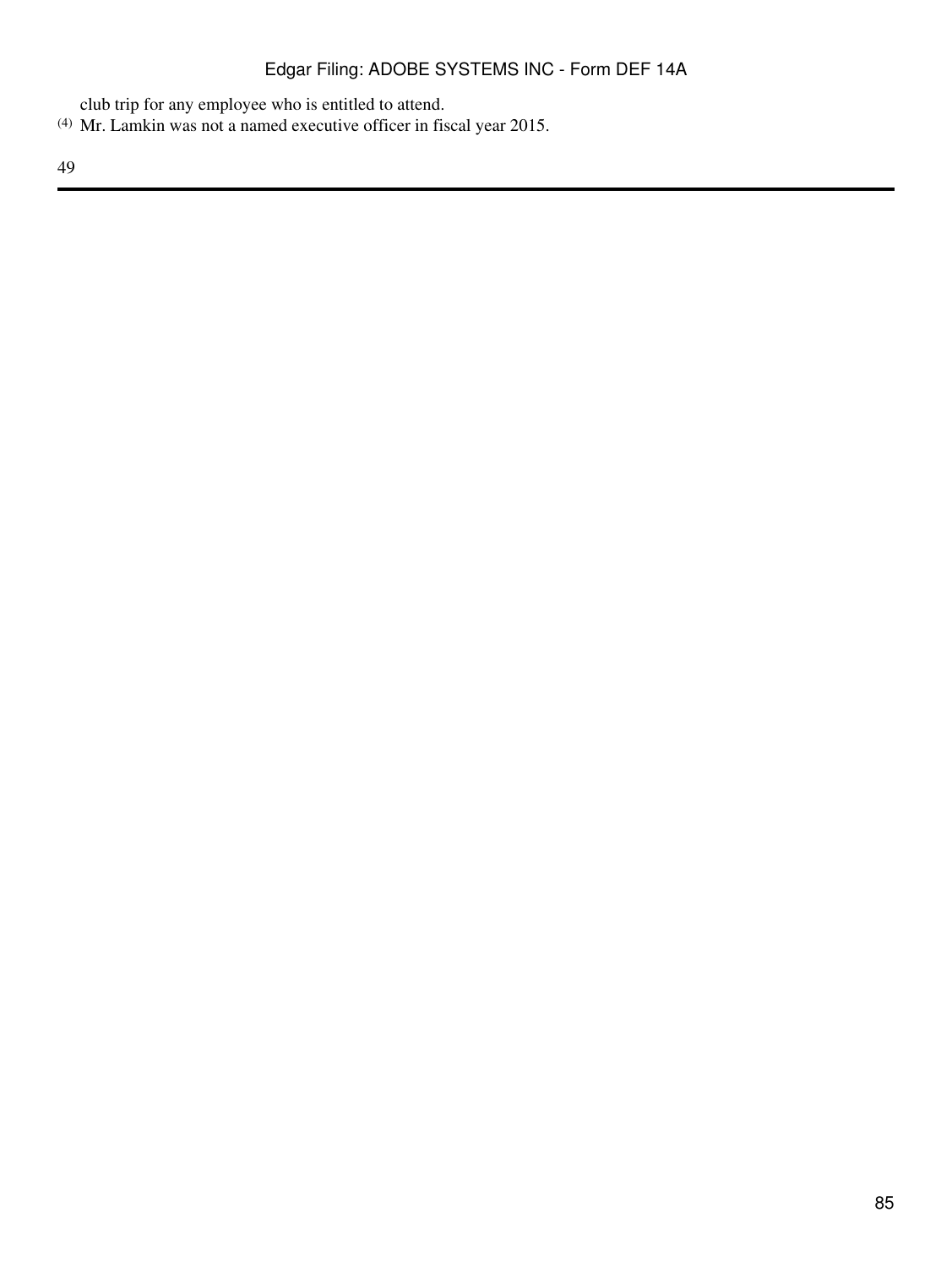club trip for any employee who is entitled to attend.

(4) Mr. Lamkin was not a named executive officer in fiscal year 2015.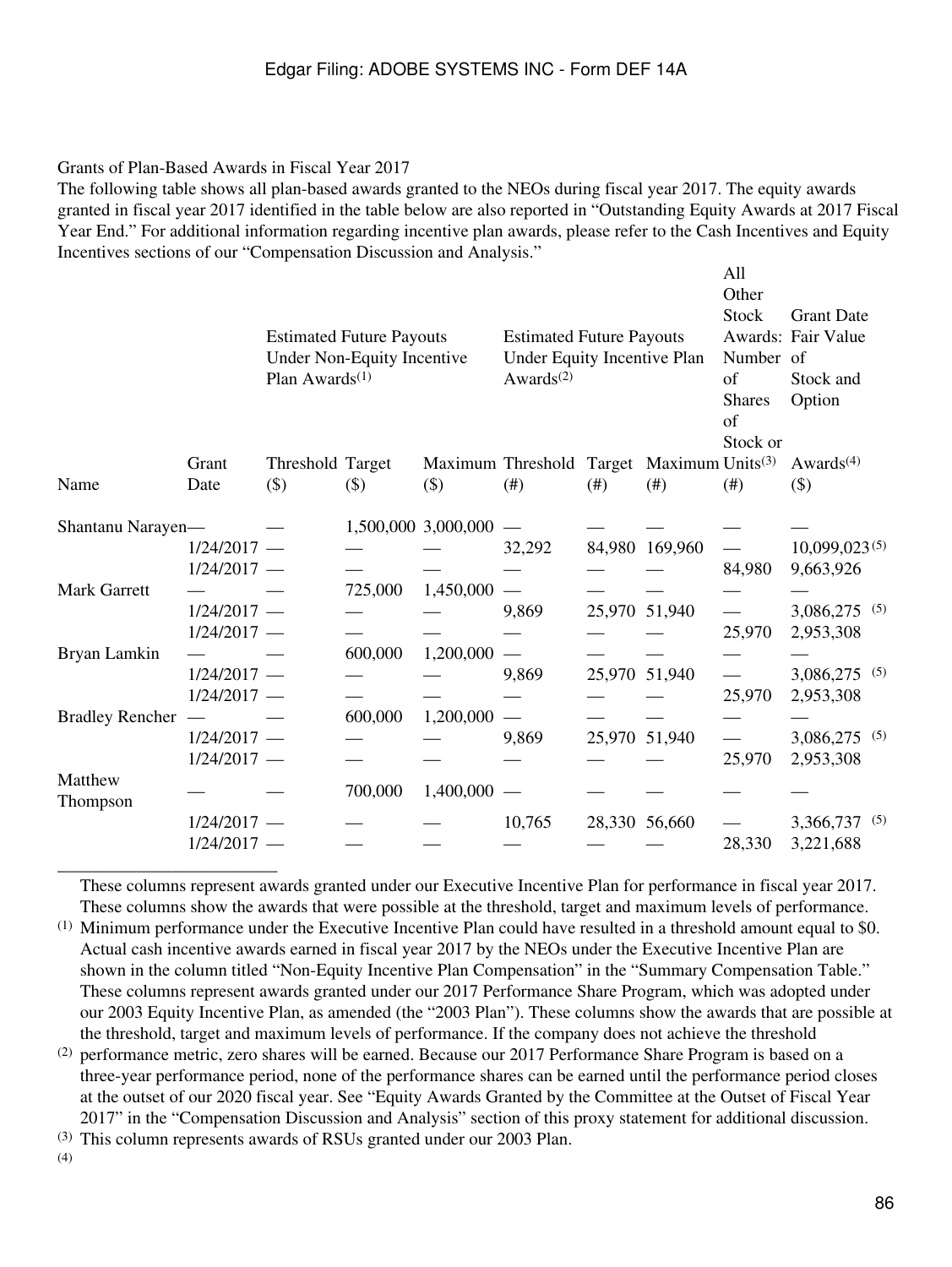Grants of Plan-Based Awards in Fiscal Year 2017

The following table shows all plan-based awards granted to the NEOs during fiscal year 2017. The equity awards granted in fiscal year 2017 identified in the table below are also reported in "Outstanding Equity Awards at 2017 Fiscal Year End." For additional information regarding incentive plan awards, please refer to the Cash Incentives and Equity Incentives sections of our "Compensation Discussion and Analysis."

| Name | Grant Date | Estimated Future Payouts Under Non-Equity Incentive Plan Awards[(1)] Threshold ($) | Target ($) | Maximum ($) | Estimated Future Payouts Under Equity Incentive Plan Awards[(2)] Threshold (#) | Target (#) | Maximum (#) | All Other Stock Awards: Number of Shares of Stock or Units[(3)] (#) | Grant Date Fair Value of Stock and Option Awards[(4)] ($) |
|---|---|---|---|---|---|---|---|---|---|
| Shantanu Narayen | — | — | 1,500,000 | 3,000,000 | — | — | — | — | — |
| | 1/24/2017 | — | — | — | 32,292 | 84,980 | 169,960 | — | 10,099,023[(5)] |
| | 1/24/2017 | — | — | — | — | — | — | 84,980 | 9,663,926 |
| Mark Garrett | — | — | 725,000 | 1,450,000 | — | — | — | — | — |
| | 1/24/2017 | — | — | — | 9,869 | 25,970 | 51,940 | — | 3,086,275 [(5)] |
| | 1/24/2017 | — | — | — | — | — | — | 25,970 | 2,953,308 |
| Bryan Lamkin | — | — | 600,000 | 1,200,000 | — | — | — | — | — |
| | 1/24/2017 | — | — | — | 9,869 | 25,970 | 51,940 | — | 3,086,275 [(5)] |
| | 1/24/2017 | — | — | — | — | — | — | 25,970 | 2,953,308 |
| Bradley Rencher | — | — | 600,000 | 1,200,000 | — | — | — | — | — |
| | 1/24/2017 | — | — | — | 9,869 | 25,970 | 51,940 | — | 3,086,275 [(5)] |
| | 1/24/2017 | — | — | — | — | — | — | 25,970 | 2,953,308 |
| Matthew Thompson | — | — | 700,000 | 1,400,000 | — | — | — | — | — |
| | 1/24/2017 | — | — | — | 10,765 | 28,330 | 56,660 | — | 3,366,737 [(5)] |
| | 1/24/2017 | — | — | — | — | — | — | 28,330 | 3,221,688 |

(1) These columns represent awards granted under our Executive Incentive Plan for performance in fiscal year 2017. These columns show the awards that were possible at the threshold, target and maximum levels of performance. Minimum performance under the Executive Incentive Plan could have resulted in a threshold amount equal to $0. Actual cash incentive awards earned in fiscal year 2017 by the NEOs under the Executive Incentive Plan are shown in the column titled "Non-Equity Incentive Plan Compensation" in the "Summary Compensation Table."

(2) These columns represent awards granted under our 2017 Performance Share Program, which was adopted under our 2003 Equity Incentive Plan, as amended (the "2003 Plan"). These columns show the awards that are possible at the threshold, target and maximum levels of performance. If the company does not achieve the threshold performance metric, zero shares will be earned. Because our 2017 Performance Share Program is based on a three-year performance period, none of the performance shares can be earned until the performance period closes at the outset of our 2020 fiscal year. See "Equity Awards Granted by the Committee at the Outset of Fiscal Year 2017" in the "Compensation Discussion and Analysis" section of this proxy statement for additional discussion.

(3) This column represents awards of RSUs granted under our 2003 Plan.

(4)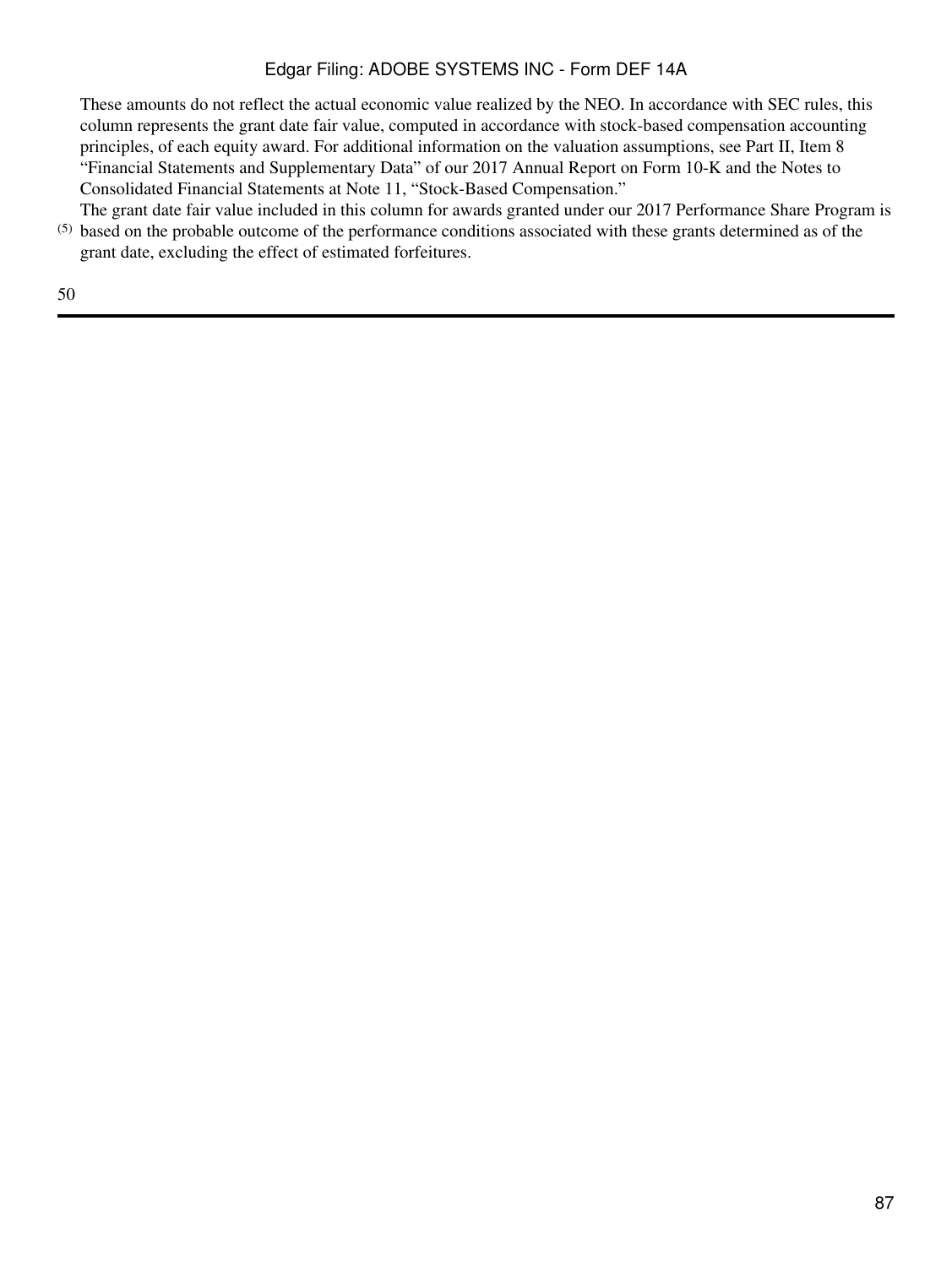These amounts do not reflect the actual economic value realized by the NEO. In accordance with SEC rules, this column represents the grant date fair value, computed in accordance with stock-based compensation accounting principles, of each equity award. For additional information on the valuation assumptions, see Part II, Item 8 "Financial Statements and Supplementary Data" of our 2017 Annual Report on Form 10-K and the Notes to Consolidated Financial Statements at Note 11, "Stock-Based Compensation."

(5) The grant date fair value included in this column for awards granted under our 2017 Performance Share Program is based on the probable outcome of the performance conditions associated with these grants determined as of the grant date, excluding the effect of estimated forfeitures.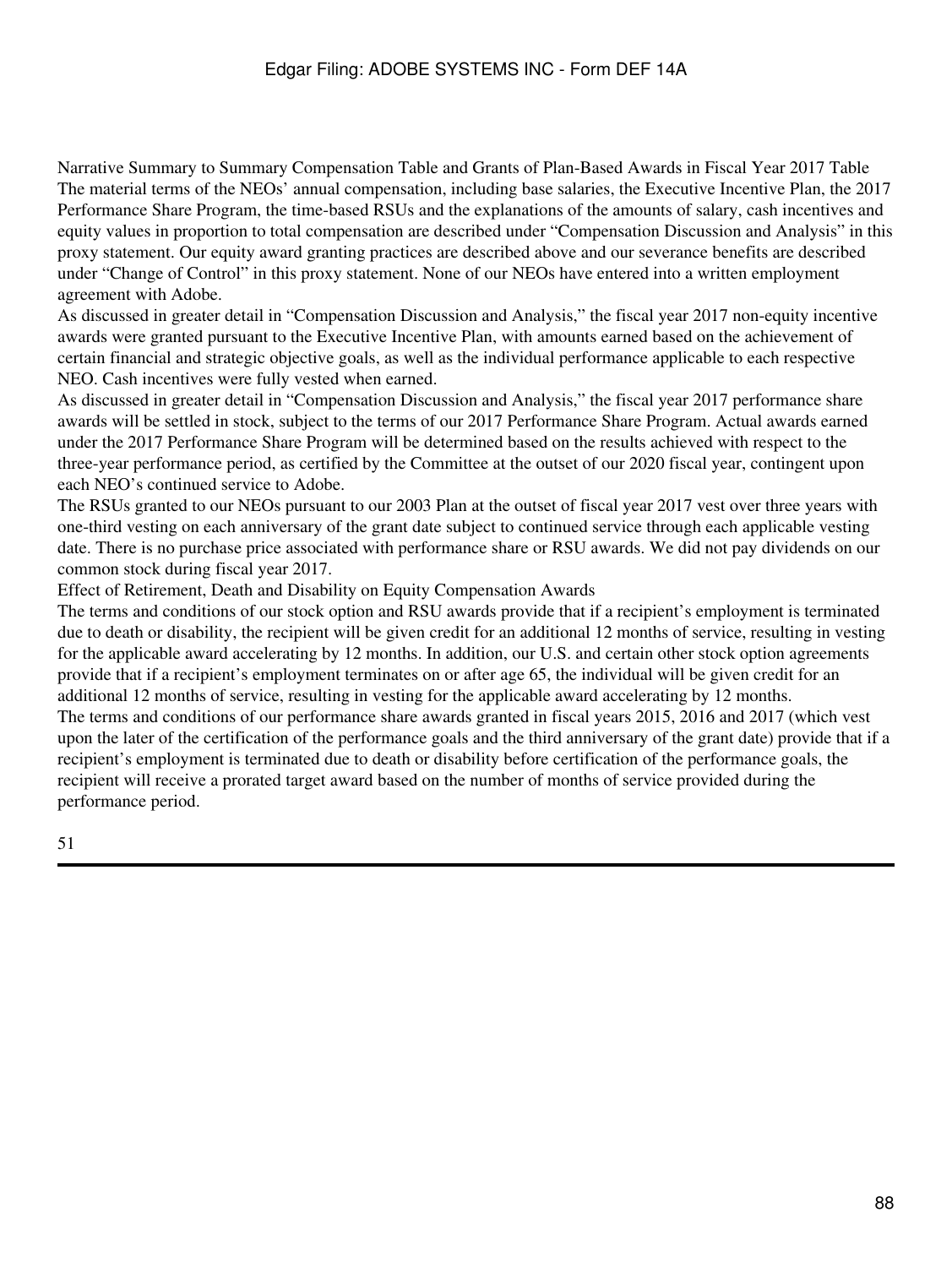### Narrative Summary to Summary Compensation Table and Grants of Plan-Based Awards in Fiscal Year 2017 Table

The material terms of the NEOs' annual compensation, including base salaries, the Executive Incentive Plan, the 2017 Performance Share Program, the time-based RSUs and the explanations of the amounts of salary, cash incentives and equity values in proportion to total compensation are described under "Compensation Discussion and Analysis" in this proxy statement. Our equity award granting practices are described above and our severance benefits are described under "Change of Control" in this proxy statement. None of our NEOs have entered into a written employment agreement with Adobe.

As discussed in greater detail in "Compensation Discussion and Analysis," the fiscal year 2017 non-equity incentive awards were granted pursuant to the Executive Incentive Plan, with amounts earned based on the achievement of certain financial and strategic objective goals, as well as the individual performance applicable to each respective NEO. Cash incentives were fully vested when earned.

As discussed in greater detail in "Compensation Discussion and Analysis," the fiscal year 2017 performance share awards will be settled in stock, subject to the terms of our 2017 Performance Share Program. Actual awards earned under the 2017 Performance Share Program will be determined based on the results achieved with respect to the three-year performance period, as certified by the Committee at the outset of our 2020 fiscal year, contingent upon each NEO's continued service to Adobe.

The RSUs granted to our NEOs pursuant to our 2003 Plan at the outset of fiscal year 2017 vest over three years with one-third vesting on each anniversary of the grant date subject to continued service through each applicable vesting date. There is no purchase price associated with performance share or RSU awards. We did not pay dividends on our common stock during fiscal year 2017.

### Effect of Retirement, Death and Disability on Equity Compensation Awards

The terms and conditions of our stock option and RSU awards provide that if a recipient's employment is terminated due to death or disability, the recipient will be given credit for an additional 12 months of service, resulting in vesting for the applicable award accelerating by 12 months. In addition, our U.S. and certain other stock option agreements provide that if a recipient's employment terminates on or after age 65, the individual will be given credit for an additional 12 months of service, resulting in vesting for the applicable award accelerating by 12 months.

The terms and conditions of our performance share awards granted in fiscal years 2015, 2016 and 2017 (which vest upon the later of the certification of the performance goals and the third anniversary of the grant date) provide that if a recipient's employment is terminated due to death or disability before certification of the performance goals, the recipient will receive a prorated target award based on the number of months of service provided during the performance period.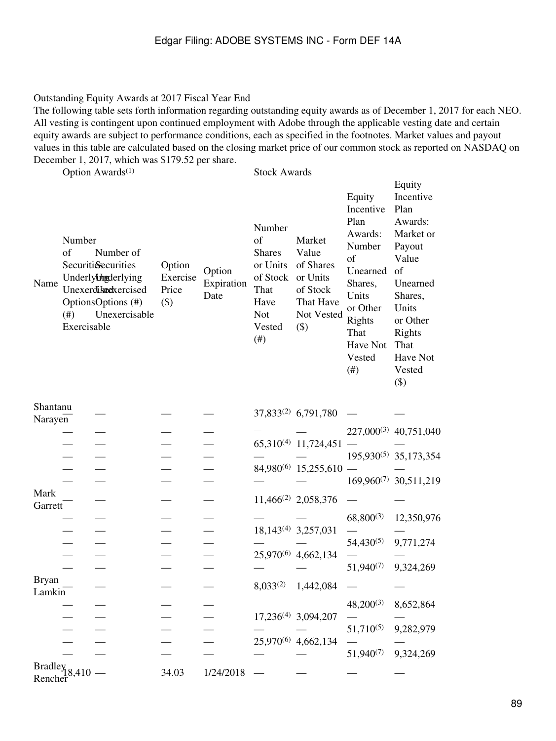Outstanding Equity Awards at 2017 Fiscal Year End

The following table sets forth information regarding outstanding equity awards as of December 1, 2017 for each NEO. All vesting is contingent upon continued employment with Adobe through the applicable vesting date and certain equity awards are subject to performance conditions, each as specified in the footnotes. Market values and payout values in this table are calculated based on the closing market price of our common stock as reported on NASDAQ on December 1, 2017, which was $179.52 per share.

| | Option Awards[1] | | | | Stock Awards | | | |
|---|---|---|---|---|---|---|---|---|
| Name | Number of Securities Underlying Unexercised Options (#) Exercisable | Number of Securities Underlying Unexercised Options (#) Unexercisable | Option Exercise Price ($) | Option Expiration Date | Number of Shares or Units of Stock That Have Not Vested (#) | Market Value of Shares or Units of Stock That Have Not Vested ($) | Equity Incentive Plan Awards: Number of Unearned Shares, Units or Other Rights That Have Not Vested (#) | Equity Incentive Plan Awards: Market or Payout Value of Unearned Shares, Units or Other Rights That Have Not Vested ($) |
| Shantanu Narayen | — | — | — | — | 37,833[2] | 6,791,780 | — | — |
| | — | — | — | — | — | — | 227,000[3] | 40,751,040 |
| | — | — | — | — | 65,310[4] | 11,724,451 | — | — |
| | — | — | — | — | — | — | 195,930[5] | 35,173,354 |
| | — | — | — | — | 84,980[6] | 15,255,610 | — | — |
| | — | — | — | — | — | — | 169,960[7] | 30,511,219 |
| Mark Garrett | — | — | — | — | 11,466[2] | 2,058,376 | — | — |
| | — | — | — | — | — | — | 68,800[3] | 12,350,976 |
| | — | — | — | — | 18,143[4] | 3,257,031 | — | — |
| | — | — | — | — | — | — | 54,430[5] | 9,771,274 |
| | — | — | — | — | 25,970[6] | 4,662,134 | — | — |
| | — | — | — | — | — | — | 51,940[7] | 9,324,269 |
| Bryan Lamkin | — | — | — | — | 8,033[2] | 1,442,084 | — | — |
| | — | — | — | — | | | 48,200[3] | 8,652,864 |
| | — | — | — | — | 17,236[4] | 3,094,207 | — | — |
| | — | — | — | — | — | — | 51,710[5] | 9,282,979 |
| | — | — | — | — | 25,970[6] | 4,662,134 | — | — |
| | — | — | — | — | — | — | 51,940[7] | 9,324,269 |
| Bradley Rencher | 18,410 | — | 34.03 | 1/24/2018 | — | — | — | — |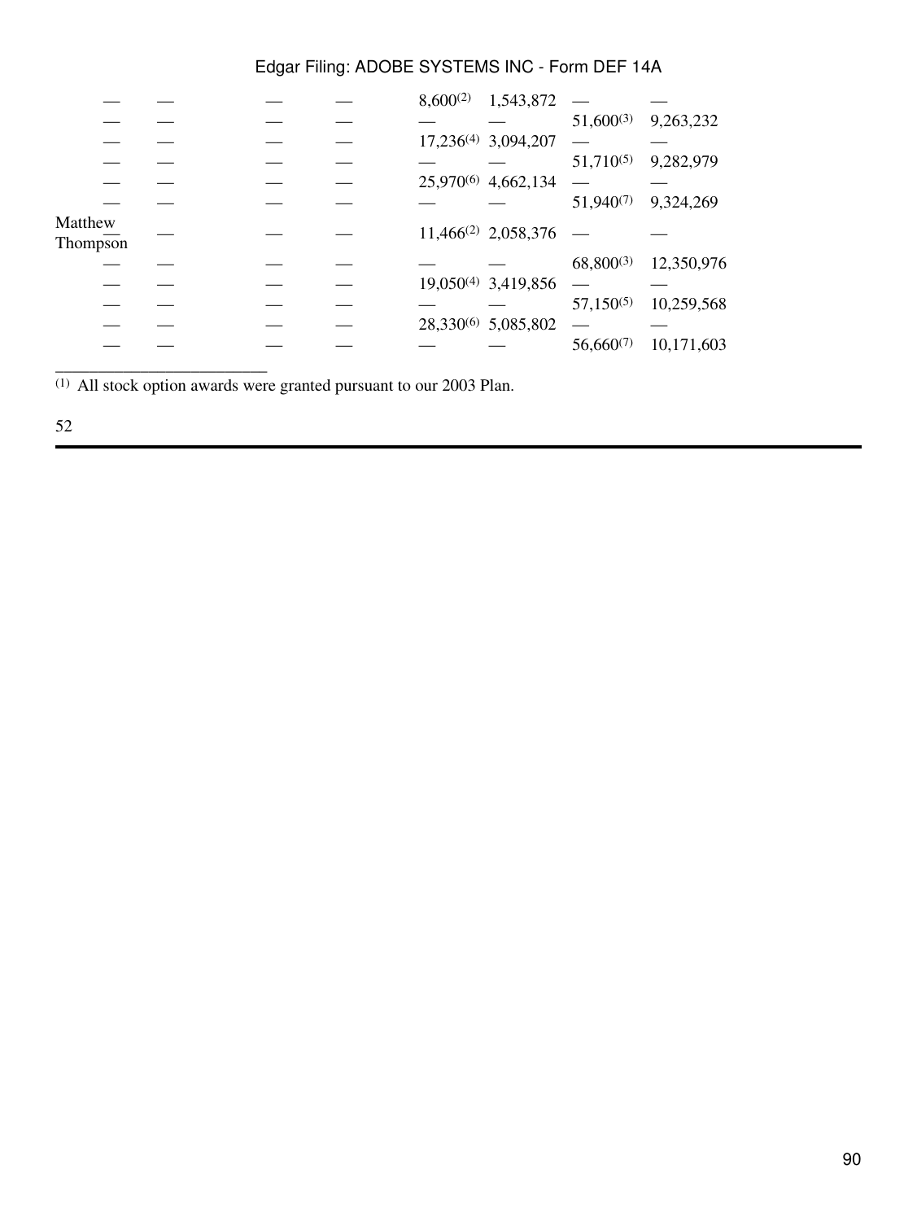|  |  |  |  |  |  |  |  |  |
|---|---|---|---|---|---|---|---|---|
| — | — | — | — | — | 8,600[2] | 1,543,872 | — | — |
| — | — | — | — | — | — | — | 51,600[3] | 9,263,232 |
| — | — | — | — | — | 17,236[4] | 3,094,207 | — | — |
| — | — | — | — | — | — | — | 51,710[5] | 9,282,979 |
| — | — | — | — | — | 25,970[6] | 4,662,134 | — | — |
| — | — | — | — | — | — | — | 51,940[7] | 9,324,269 |
| Matthew Thompson | — | — | — | — | 11,466[2] | 2,058,376 | — | — |
| | — | — | — | — | — | — | 68,800[3] | 12,350,976 |
| | — | — | — | — | 19,050[4] | 3,419,856 | — | — |
| | — | — | — | — | — | — | 57,150[5] | 10,259,568 |
| | — | — | — | — | 28,330[6] | 5,085,802 | — | — |
| | — | — | — | — | — | — | 56,660[7] | 10,171,603 |

(1) All stock option awards were granted pursuant to our 2003 Plan.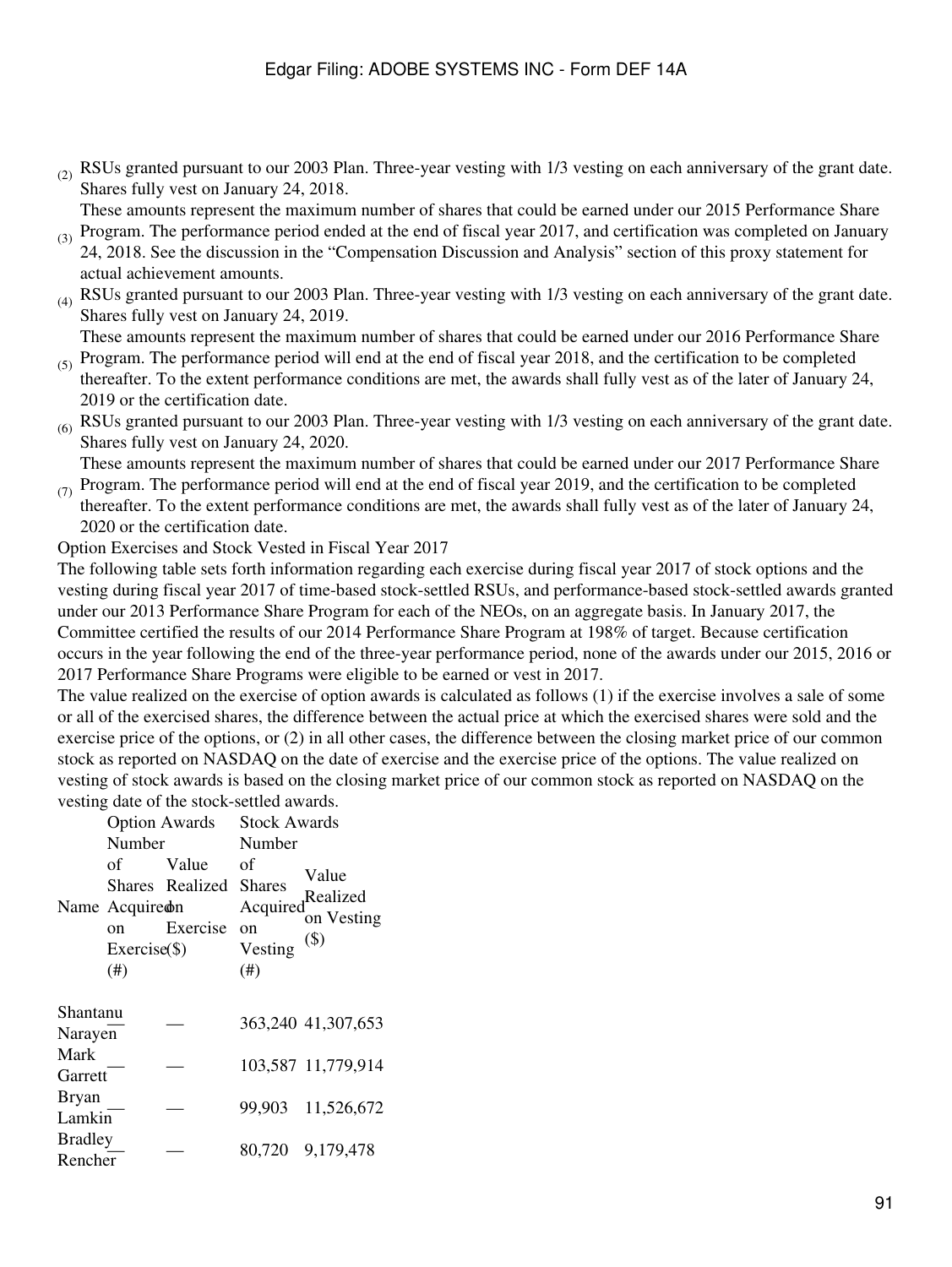(2) RSUs granted pursuant to our 2003 Plan. Three-year vesting with 1/3 vesting on each anniversary of the grant date. Shares fully vest on January 24, 2018.

(3) These amounts represent the maximum number of shares that could be earned under our 2015 Performance Share Program. The performance period ended at the end of fiscal year 2017, and certification was completed on January 24, 2018. See the discussion in the "Compensation Discussion and Analysis" section of this proxy statement for actual achievement amounts.

(4) RSUs granted pursuant to our 2003 Plan. Three-year vesting with 1/3 vesting on each anniversary of the grant date. Shares fully vest on January 24, 2019.

(5) These amounts represent the maximum number of shares that could be earned under our 2016 Performance Share Program. The performance period will end at the end of fiscal year 2018, and the certification to be completed thereafter. To the extent performance conditions are met, the awards shall fully vest as of the later of January 24, 2019 or the certification date.

(6) RSUs granted pursuant to our 2003 Plan. Three-year vesting with 1/3 vesting on each anniversary of the grant date. Shares fully vest on January 24, 2020.

(7) These amounts represent the maximum number of shares that could be earned under our 2017 Performance Share Program. The performance period will end at the end of fiscal year 2019, and the certification to be completed thereafter. To the extent performance conditions are met, the awards shall fully vest as of the later of January 24, 2020 or the certification date.

Option Exercises and Stock Vested in Fiscal Year 2017

The following table sets forth information regarding each exercise during fiscal year 2017 of stock options and the vesting during fiscal year 2017 of time-based stock-settled RSUs, and performance-based stock-settled awards granted under our 2013 Performance Share Program for each of the NEOs, on an aggregate basis. In January 2017, the Committee certified the results of our 2014 Performance Share Program at 198% of target. Because certification occurs in the year following the end of the three-year performance period, none of the awards under our 2015, 2016 or 2017 Performance Share Programs were eligible to be earned or vest in 2017.

The value realized on the exercise of option awards is calculated as follows (1) if the exercise involves a sale of some or all of the exercised shares, the difference between the actual price at which the exercised shares were sold and the exercise price of the options, or (2) in all other cases, the difference between the closing market price of our common stock as reported on NASDAQ on the date of exercise and the exercise price of the options. The value realized on vesting of stock awards is based on the closing market price of our common stock as reported on NASDAQ on the vesting date of the stock-settled awards.

| Name | Option Awards | | Stock Awards | |
|---|---|---|---|---|
| | Number of Shares Acquired on Exercise (#) | Value Realized on Exercise ($) | Number of Shares Acquired on Vesting (#) | Value Realized on Vesting ($) |
| Shantanu Narayen | — | — | 363,240 | 41,307,653 |
| Mark Garrett | — | — | 103,587 | 11,779,914 |
| Bryan Lamkin | — | — | 99,903 | 11,526,672 |
| Bradley Rencher | — | — | 80,720 | 9,179,478 |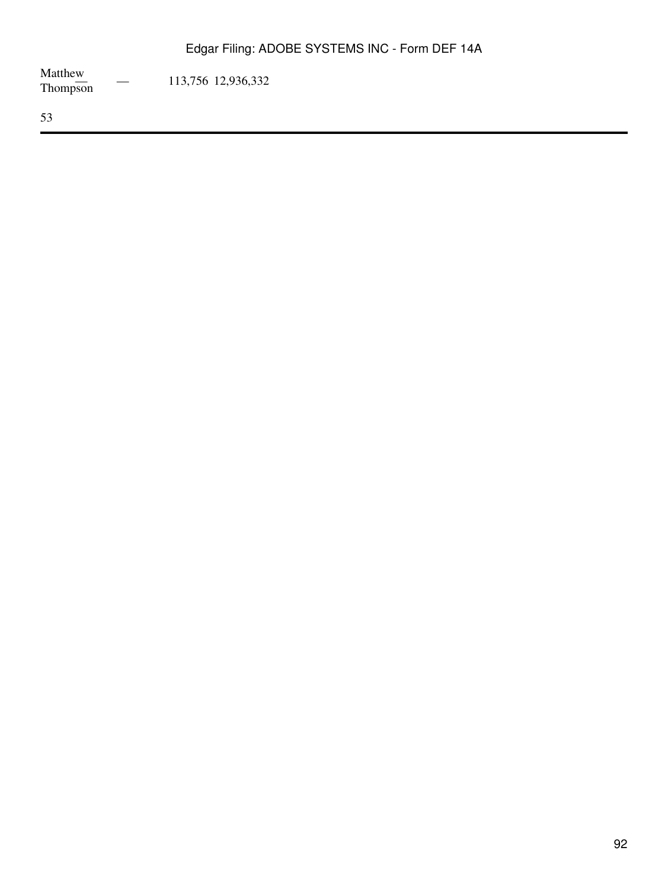| | | | | |
|---|---|---|---|---|
| Matthew Thompson | — | — | 113,756 | 12,936,332 |

53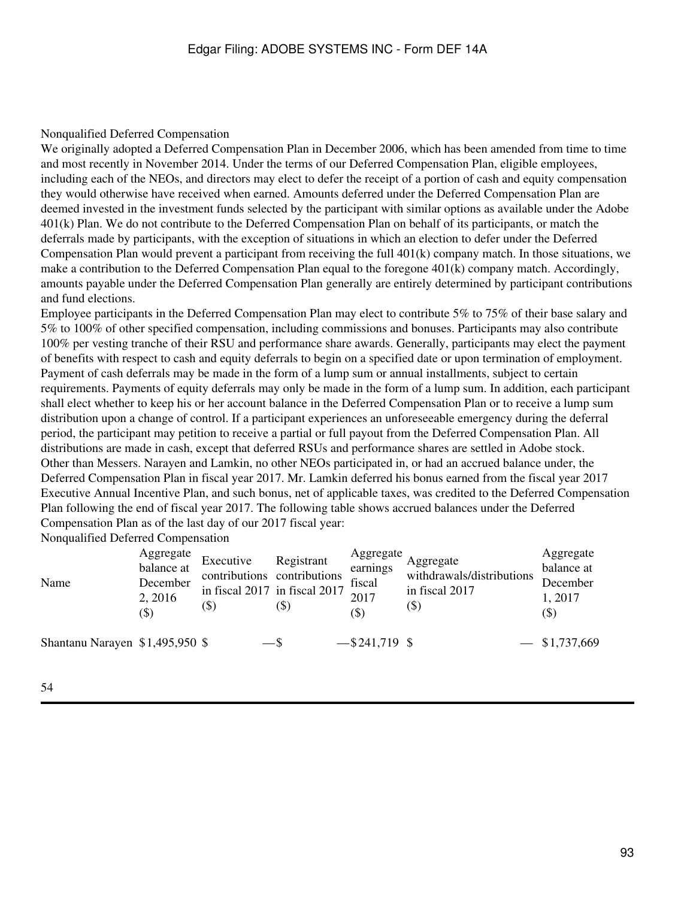## Nonqualified Deferred Compensation

We originally adopted a Deferred Compensation Plan in December 2006, which has been amended from time to time and most recently in November 2014. Under the terms of our Deferred Compensation Plan, eligible employees, including each of the NEOs, and directors may elect to defer the receipt of a portion of cash and equity compensation they would otherwise have received when earned. Amounts deferred under the Deferred Compensation Plan are deemed invested in the investment funds selected by the participant with similar options as available under the Adobe 401(k) Plan. We do not contribute to the Deferred Compensation Plan on behalf of its participants, or match the deferrals made by participants, with the exception of situations in which an election to defer under the Deferred Compensation Plan would prevent a participant from receiving the full 401(k) company match. In those situations, we make a contribution to the Deferred Compensation Plan equal to the foregone 401(k) company match. Accordingly, amounts payable under the Deferred Compensation Plan generally are entirely determined by participant contributions and fund elections.

Employee participants in the Deferred Compensation Plan may elect to contribute 5% to 75% of their base salary and 5% to 100% of other specified compensation, including commissions and bonuses. Participants may also contribute 100% per vesting tranche of their RSU and performance share awards. Generally, participants may elect the payment of benefits with respect to cash and equity deferrals to begin on a specified date or upon termination of employment. Payment of cash deferrals may be made in the form of a lump sum or annual installments, subject to certain requirements. Payments of equity deferrals may only be made in the form of a lump sum. In addition, each participant shall elect whether to keep his or her account balance in the Deferred Compensation Plan or to receive a lump sum distribution upon a change of control. If a participant experiences an unforeseeable emergency during the deferral period, the participant may petition to receive a partial or full payout from the Deferred Compensation Plan. All distributions are made in cash, except that deferred RSUs and performance shares are settled in Adobe stock.

Other than Messers. Narayen and Lamkin, no other NEOs participated in, or had an accrued balance under, the Deferred Compensation Plan in fiscal year 2017. Mr. Lamkin deferred his bonus earned from the fiscal year 2017 Executive Annual Incentive Plan, and such bonus, net of applicable taxes, was credited to the Deferred Compensation Plan following the end of fiscal year 2017. The following table shows accrued balances under the Deferred Compensation Plan as of the last day of our 2017 fiscal year:

Nonqualified Deferred Compensation

| Name | Aggregate balance at December 2, 2016 ($) | Executive contributions in fiscal 2017 ($) | Registrant contributions in fiscal 2017 ($) | Aggregate earnings fiscal 2017 ($) | Aggregate withdrawals/distributions in fiscal 2017 ($) | Aggregate balance at December 1, 2017 ($) |
|---|---|---|---|---|---|---|
| Shantanu Narayen | $1,495,950 | $ — | $ — | $241,719 | $ — | $1,737,669 |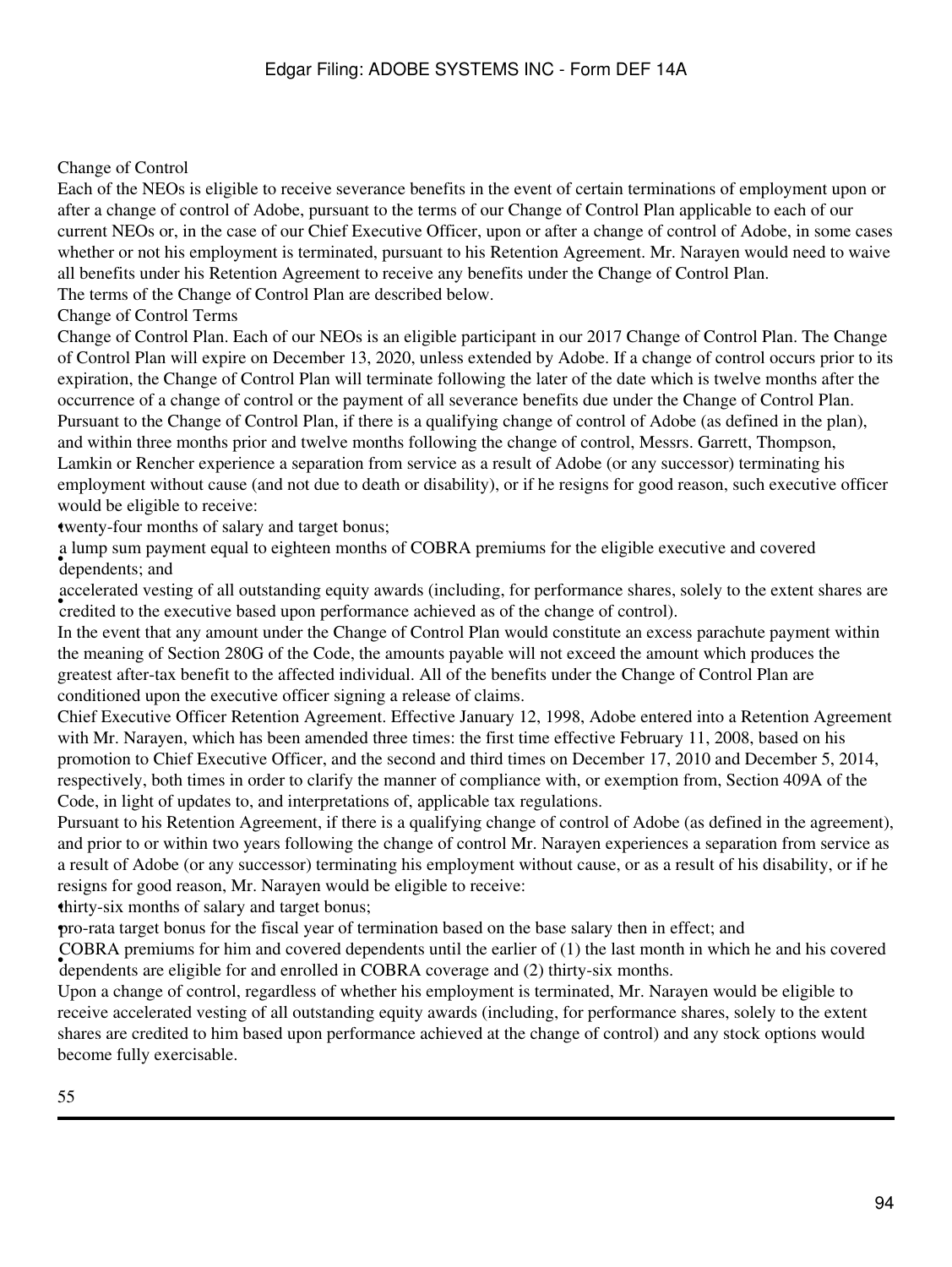## Change of Control

Each of the NEOs is eligible to receive severance benefits in the event of certain terminations of employment upon or after a change of control of Adobe, pursuant to the terms of our Change of Control Plan applicable to each of our current NEOs or, in the case of our Chief Executive Officer, upon or after a change of control of Adobe, in some cases whether or not his employment is terminated, pursuant to his Retention Agreement. Mr. Narayen would need to waive all benefits under his Retention Agreement to receive any benefits under the Change of Control Plan.

The terms of the Change of Control Plan are described below.

### Change of Control Terms

Change of Control Plan. Each of our NEOs is an eligible participant in our 2017 Change of Control Plan. The Change of Control Plan will expire on December 13, 2020, unless extended by Adobe. If a change of control occurs prior to its expiration, the Change of Control Plan will terminate following the later of the date which is twelve months after the occurrence of a change of control or the payment of all severance benefits due under the Change of Control Plan.

Pursuant to the Change of Control Plan, if there is a qualifying change of control of Adobe (as defined in the plan), and within three months prior and twelve months following the change of control, Messrs. Garrett, Thompson, Lamkin or Rencher experience a separation from service as a result of Adobe (or any successor) terminating his employment without cause (and not due to death or disability), or if he resigns for good reason, such executive officer would be eligible to receive:

- twenty-four months of salary and target bonus;
- a lump sum payment equal to eighteen months of COBRA premiums for the eligible executive and covered dependents; and
- accelerated vesting of all outstanding equity awards (including, for performance shares, solely to the extent shares are credited to the executive based upon performance achieved as of the change of control).

In the event that any amount under the Change of Control Plan would constitute an excess parachute payment within the meaning of Section 280G of the Code, the amounts payable will not exceed the amount which produces the greatest after-tax benefit to the affected individual. All of the benefits under the Change of Control Plan are conditioned upon the executive officer signing a release of claims.

Chief Executive Officer Retention Agreement. Effective January 12, 1998, Adobe entered into a Retention Agreement with Mr. Narayen, which has been amended three times: the first time effective February 11, 2008, based on his promotion to Chief Executive Officer, and the second and third times on December 17, 2010 and December 5, 2014, respectively, both times in order to clarify the manner of compliance with, or exemption from, Section 409A of the Code, in light of updates to, and interpretations of, applicable tax regulations.

Pursuant to his Retention Agreement, if there is a qualifying change of control of Adobe (as defined in the agreement), and prior to or within two years following the change of control Mr. Narayen experiences a separation from service as a result of Adobe (or any successor) terminating his employment without cause, or as a result of his disability, or if he resigns for good reason, Mr. Narayen would be eligible to receive:

- thirty-six months of salary and target bonus;
- pro-rata target bonus for the fiscal year of termination based on the base salary then in effect; and
- COBRA premiums for him and covered dependents until the earlier of (1) the last month in which he and his covered dependents are eligible for and enrolled in COBRA coverage and (2) thirty-six months.

Upon a change of control, regardless of whether his employment is terminated, Mr. Narayen would be eligible to receive accelerated vesting of all outstanding equity awards (including, for performance shares, solely to the extent shares are credited to him based upon performance achieved at the change of control) and any stock options would become fully exercisable.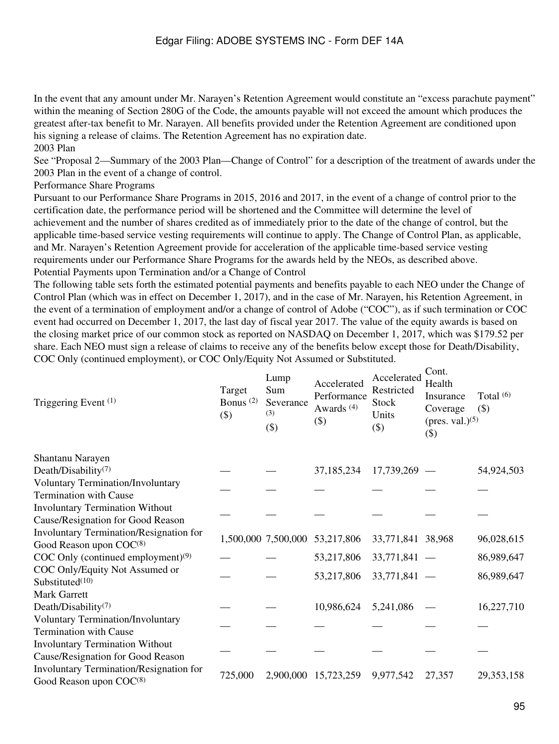In the event that any amount under Mr. Narayen's Retention Agreement would constitute an "excess parachute payment" within the meaning of Section 280G of the Code, the amounts payable will not exceed the amount which produces the greatest after-tax benefit to Mr. Narayen. All benefits provided under the Retention Agreement are conditioned upon his signing a release of claims. The Retention Agreement has no expiration date.

2003 Plan

See "Proposal 2—Summary of the 2003 Plan—Change of Control" for a description of the treatment of awards under the 2003 Plan in the event of a change of control.

Performance Share Programs

Pursuant to our Performance Share Programs in 2015, 2016 and 2017, in the event of a change of control prior to the certification date, the performance period will be shortened and the Committee will determine the level of achievement and the number of shares credited as of immediately prior to the date of the change of control, but the applicable time-based service vesting requirements will continue to apply. The Change of Control Plan, as applicable, and Mr. Narayen's Retention Agreement provide for acceleration of the applicable time-based service vesting requirements under our Performance Share Programs for the awards held by the NEOs, as described above.

Potential Payments upon Termination and/or a Change of Control

The following table sets forth the estimated potential payments and benefits payable to each NEO under the Change of Control Plan (which was in effect on December 1, 2017), and in the case of Mr. Narayen, his Retention Agreement, in the event of a termination of employment and/or a change of control of Adobe ("COC"), as if such termination or COC event had occurred on December 1, 2017, the last day of fiscal year 2017. The value of the equity awards is based on the closing market price of our common stock as reported on NASDAQ on December 1, 2017, which was $179.52 per share. Each NEO must sign a release of claims to receive any of the benefits below except those for Death/Disability, COC Only (continued employment), or COC Only/Equity Not Assumed or Substituted.

| Triggering Event (1) | Target Bonus (2) ($) | Lump Sum Severance (3) ($) | Accelerated Performance Awards (4) ($) | Accelerated Restricted Stock Units ($) | Cont. Health Insurance Coverage (pres. val.)(5) ($) | Total (6) ($) |
|---|---|---|---|---|---|---|
| Shantanu Narayen | | | | | | |
| Death/Disability(7) | — | — | 37,185,234 | 17,739,269 | — | 54,924,503 |
| Voluntary Termination/Involuntary Termination with Cause | — | — | — | — | — | — |
| Involuntary Termination Without Cause/Resignation for Good Reason | — | — | — | — | — | — |
| Involuntary Termination/Resignation for Good Reason upon COC(8) | 1,500,000 | 7,500,000 | 53,217,806 | 33,771,841 | 38,968 | 96,028,615 |
| COC Only (continued employment)(9) | — | — | 53,217,806 | 33,771,841 | — | 86,989,647 |
| COC Only/Equity Not Assumed or Substituted(10) | — | — | 53,217,806 | 33,771,841 | — | 86,989,647 |
| Mark Garrett | | | | | | |
| Death/Disability(7) | — | — | 10,986,624 | 5,241,086 | — | 16,227,710 |
| Voluntary Termination/Involuntary Termination with Cause | — | — | — | — | — | — |
| Involuntary Termination Without Cause/Resignation for Good Reason | — | — | — | — | — | — |
| Involuntary Termination/Resignation for Good Reason upon COC(8) | 725,000 | 2,900,000 | 15,723,259 | 9,977,542 | 27,357 | 29,353,158 |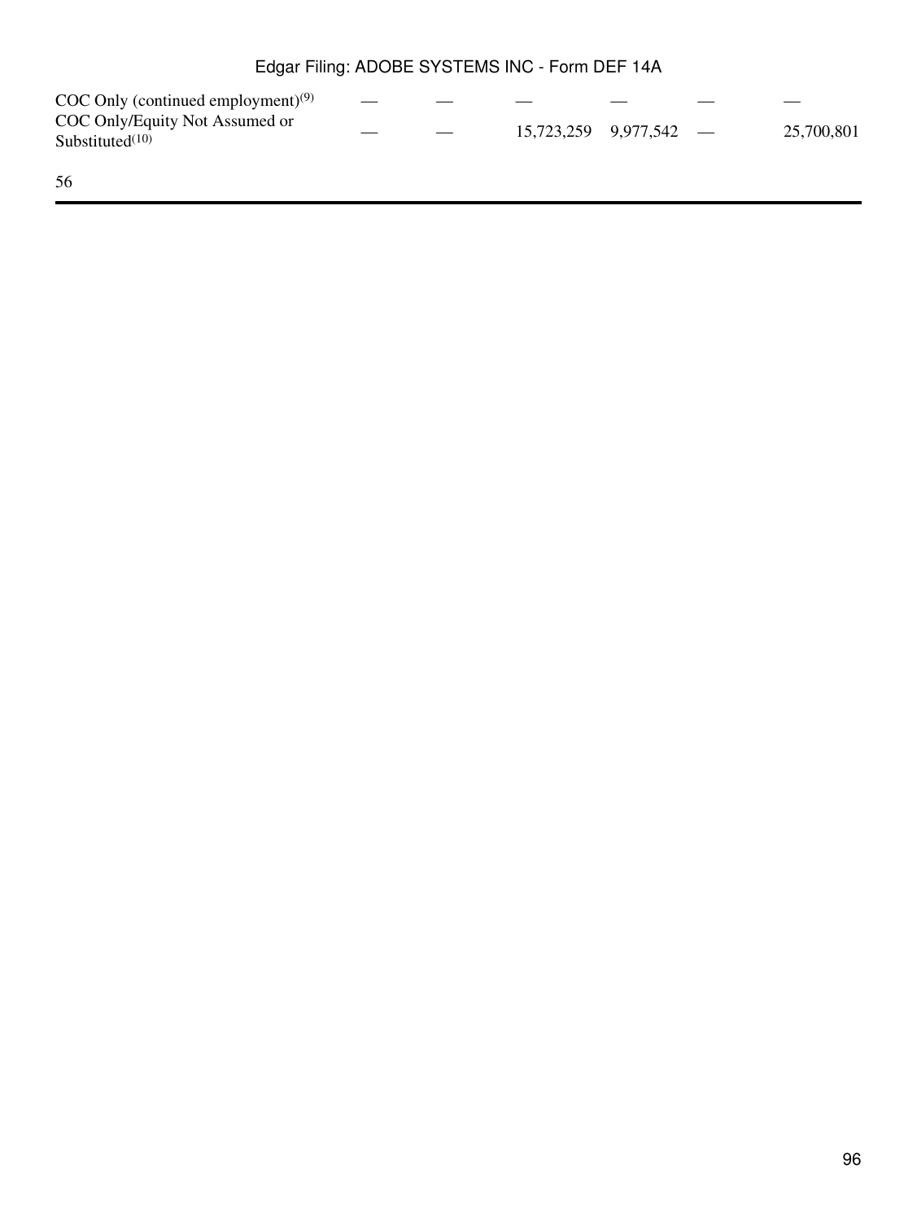| | | | | | | |
|---|---|---|---|---|---|---|
| COC Only (continued employment)[9] | — | — | — | — | — | — |
| COC Only/Equity Not Assumed or Substituted[10] | — | — | 15,723,259 | 9,977,542 | — | 25,700,801 |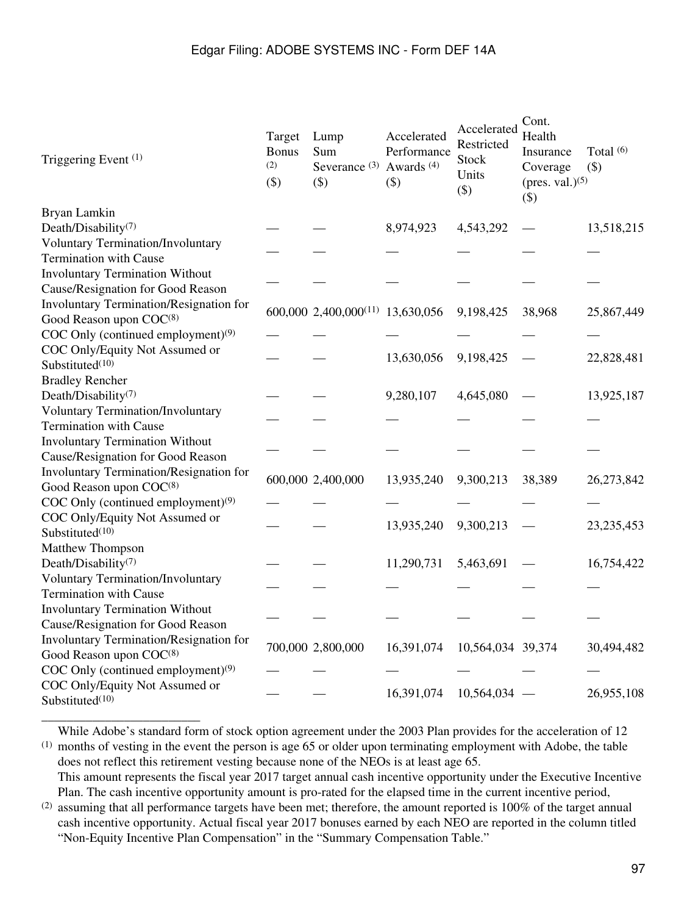| Triggering Event [1] | Target Bonus [2] ($) | Lump Sum Severance [3] ($) | Accelerated Performance Awards [4] ($) | Accelerated Restricted Stock Units ($) | Cont. Health Insurance Coverage (pres. val.)[5] ($) | Total [6] ($) |
|---|---|---|---|---|---|---|
| Bryan Lamkin | | | | | | |
| Death/Disability[7] | — | — | 8,974,923 | 4,543,292 | — | 13,518,215 |
| Voluntary Termination/Involuntary Termination with Cause | — | — | — | — | — | — |
| Involuntary Termination Without Cause/Resignation for Good Reason | — | — | — | — | — | — |
| Involuntary Termination/Resignation for Good Reason upon COC[8] | 600,000 | 2,400,000[11] | 13,630,056 | 9,198,425 | 38,968 | 25,867,449 |
| COC Only (continued employment)[9] | — | — | — | — | — | — |
| COC Only/Equity Not Assumed or Substituted[10] | — | — | 13,630,056 | 9,198,425 | — | 22,828,481 |
| Bradley Rencher | | | | | | |
| Death/Disability[7] | — | — | 9,280,107 | 4,645,080 | — | 13,925,187 |
| Voluntary Termination/Involuntary Termination with Cause | — | — | — | — | — | — |
| Involuntary Termination Without Cause/Resignation for Good Reason | — | — | — | — | — | — |
| Involuntary Termination/Resignation for Good Reason upon COC[8] | 600,000 | 2,400,000 | 13,935,240 | 9,300,213 | 38,389 | 26,273,842 |
| COC Only (continued employment)[9] | — | — | — | — | — | — |
| COC Only/Equity Not Assumed or Substituted[10] | — | — | 13,935,240 | 9,300,213 | — | 23,235,453 |
| Matthew Thompson | | | | | | |
| Death/Disability[7] | — | — | 11,290,731 | 5,463,691 | — | 16,754,422 |
| Voluntary Termination/Involuntary Termination with Cause | — | — | — | — | — | — |
| Involuntary Termination Without Cause/Resignation for Good Reason | — | — | — | — | — | — |
| Involuntary Termination/Resignation for Good Reason upon COC[8] | 700,000 | 2,800,000 | 16,391,074 | 10,564,034 | 39,374 | 30,494,482 |
| COC Only (continued employment)[9] | — | — | — | — | — | — |
| COC Only/Equity Not Assumed or Substituted[10] | — | — | 16,391,074 | 10,564,034 | — | 26,955,108 |

---

(1) While Adobe's standard form of stock option agreement under the 2003 Plan provides for the acceleration of 12 months of vesting in the event the person is age 65 or older upon terminating employment with Adobe, the table does not reflect this retirement vesting because none of the NEOs is at least age 65.

(2) This amount represents the fiscal year 2017 target annual cash incentive opportunity under the Executive Incentive Plan. The cash incentive opportunity amount is pro-rated for the elapsed time in the current incentive period, assuming that all performance targets have been met; therefore, the amount reported is 100% of the target annual cash incentive opportunity. Actual fiscal year 2017 bonuses earned by each NEO are reported in the column titled "Non-Equity Incentive Plan Compensation" in the "Summary Compensation Table."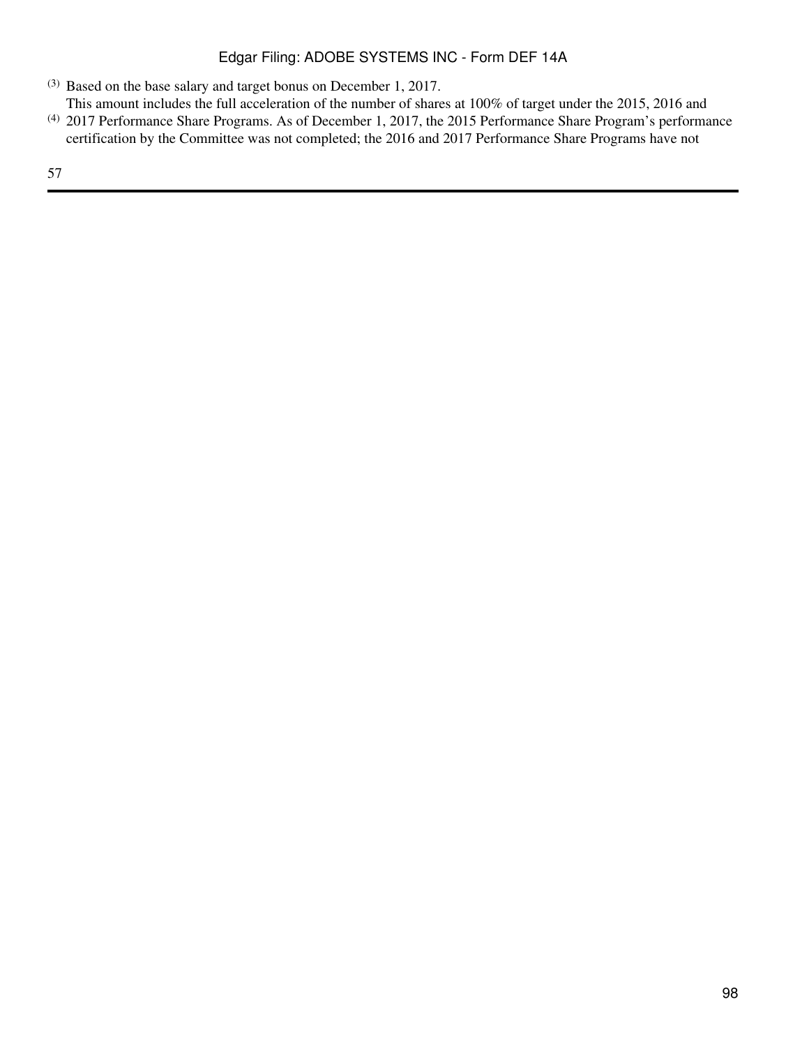(3) Based on the base salary and target bonus on December 1, 2017.

(4) This amount includes the full acceleration of the number of shares at 100% of target under the 2015, 2016 and 2017 Performance Share Programs. As of December 1, 2017, the 2015 Performance Share Program's performance certification by the Committee was not completed; the 2016 and 2017 Performance Share Programs have not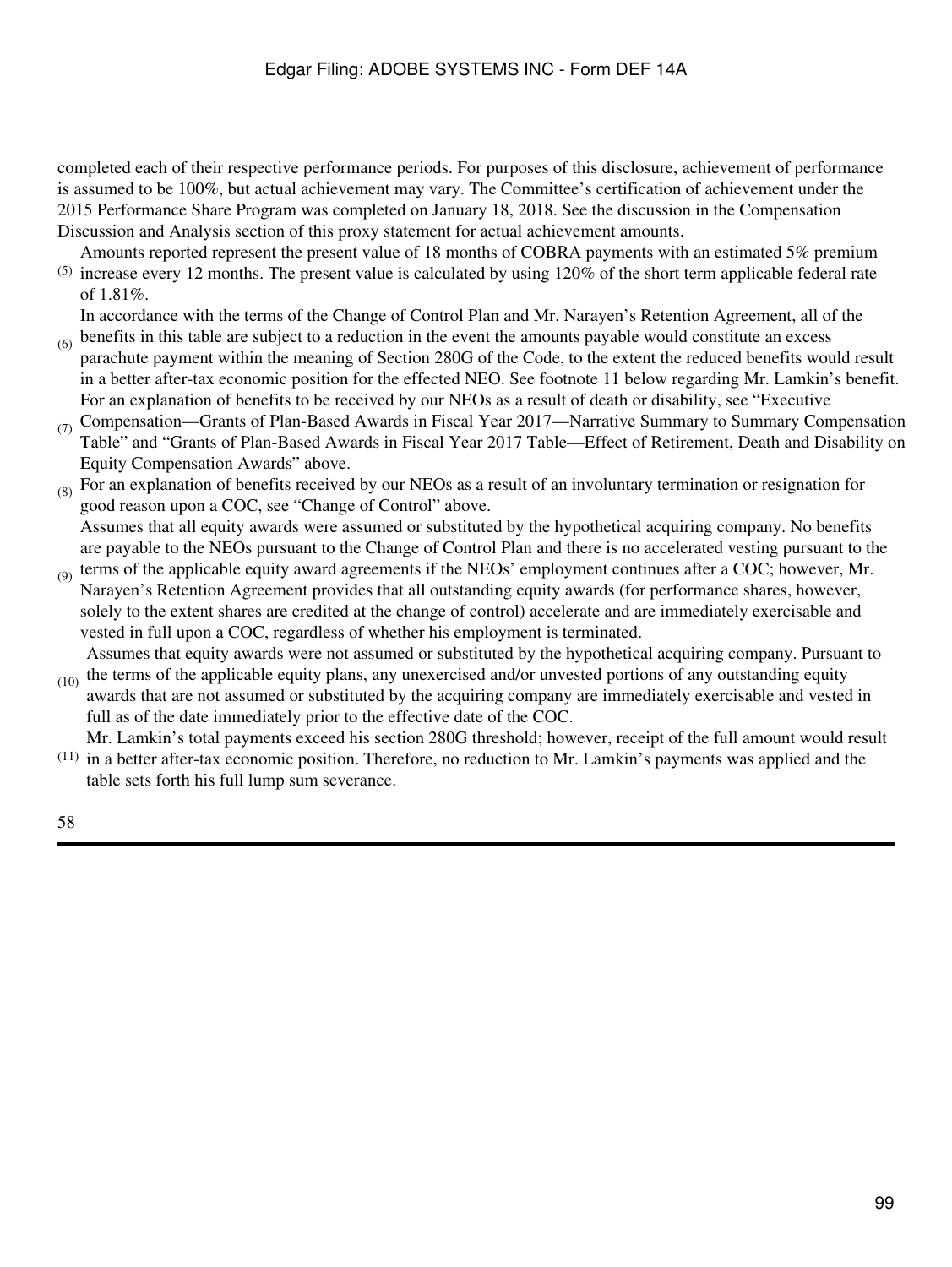completed each of their respective performance periods. For purposes of this disclosure, achievement of performance is assumed to be 100%, but actual achievement may vary. The Committee's certification of achievement under the 2015 Performance Share Program was completed on January 18, 2018. See the discussion in the Compensation Discussion and Analysis section of this proxy statement for actual achievement amounts.

(5) Amounts reported represent the present value of 18 months of COBRA payments with an estimated 5% premium increase every 12 months. The present value is calculated by using 120% of the short term applicable federal rate of 1.81%.

(6) In accordance with the terms of the Change of Control Plan and Mr. Narayen's Retention Agreement, all of the benefits in this table are subject to a reduction in the event the amounts payable would constitute an excess parachute payment within the meaning of Section 280G of the Code, to the extent the reduced benefits would result in a better after-tax economic position for the effected NEO. See footnote 11 below regarding Mr. Lamkin's benefit.

(7) For an explanation of benefits to be received by our NEOs as a result of death or disability, see "Executive Compensation—Grants of Plan-Based Awards in Fiscal Year 2017—Narrative Summary to Summary Compensation Table" and "Grants of Plan-Based Awards in Fiscal Year 2017 Table—Effect of Retirement, Death and Disability on Equity Compensation Awards" above.

(8) For an explanation of benefits received by our NEOs as a result of an involuntary termination or resignation for good reason upon a COC, see "Change of Control" above.

(9) Assumes that all equity awards were assumed or substituted by the hypothetical acquiring company. No benefits are payable to the NEOs pursuant to the Change of Control Plan and there is no accelerated vesting pursuant to the terms of the applicable equity award agreements if the NEOs' employment continues after a COC; however, Mr. Narayen's Retention Agreement provides that all outstanding equity awards (for performance shares, however, solely to the extent shares are credited at the change of control) accelerate and are immediately exercisable and vested in full upon a COC, regardless of whether his employment is terminated.

(10) Assumes that equity awards were not assumed or substituted by the hypothetical acquiring company. Pursuant to the terms of the applicable equity plans, any unexercised and/or unvested portions of any outstanding equity awards that are not assumed or substituted by the acquiring company are immediately exercisable and vested in full as of the date immediately prior to the effective date of the COC.

(11) Mr. Lamkin's total payments exceed his section 280G threshold; however, receipt of the full amount would result in a better after-tax economic position. Therefore, no reduction to Mr. Lamkin's payments was applied and the table sets forth his full lump sum severance.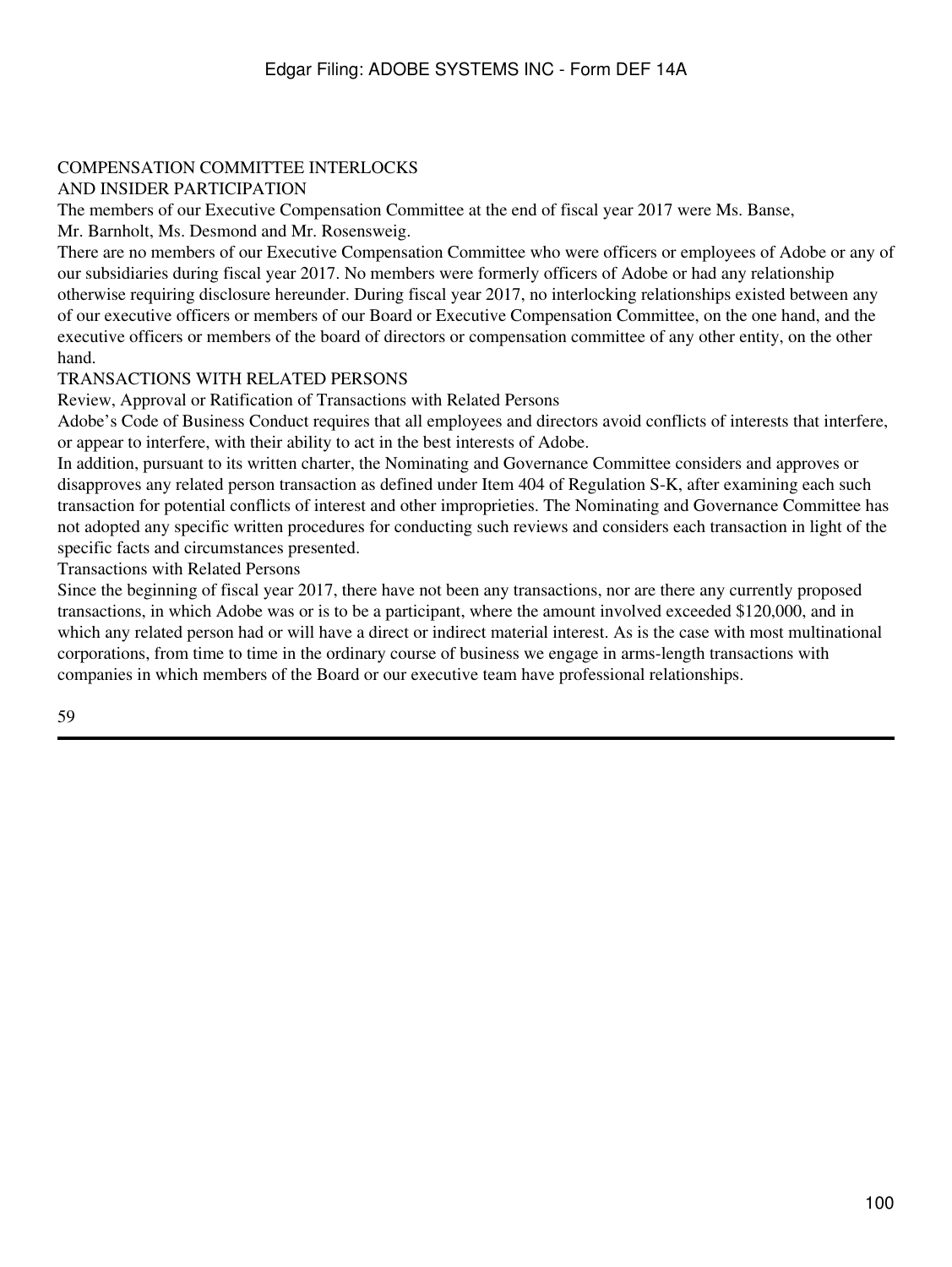## COMPENSATION COMMITTEE INTERLOCKS AND INSIDER PARTICIPATION

The members of our Executive Compensation Committee at the end of fiscal year 2017 were Ms. Banse, Mr. Barnholt, Ms. Desmond and Mr. Rosensweig.

There are no members of our Executive Compensation Committee who were officers or employees of Adobe or any of our subsidiaries during fiscal year 2017. No members were formerly officers of Adobe or had any relationship otherwise requiring disclosure hereunder. During fiscal year 2017, no interlocking relationships existed between any of our executive officers or members of our Board or Executive Compensation Committee, on the one hand, and the executive officers or members of the board of directors or compensation committee of any other entity, on the other hand.

## TRANSACTIONS WITH RELATED PERSONS

### Review, Approval or Ratification of Transactions with Related Persons

Adobe's Code of Business Conduct requires that all employees and directors avoid conflicts of interests that interfere, or appear to interfere, with their ability to act in the best interests of Adobe.

In addition, pursuant to its written charter, the Nominating and Governance Committee considers and approves or disapproves any related person transaction as defined under Item 404 of Regulation S-K, after examining each such transaction for potential conflicts of interest and other improprieties. The Nominating and Governance Committee has not adopted any specific written procedures for conducting such reviews and considers each transaction in light of the specific facts and circumstances presented.

### Transactions with Related Persons

Since the beginning of fiscal year 2017, there have not been any transactions, nor are there any currently proposed transactions, in which Adobe was or is to be a participant, where the amount involved exceeded $120,000, and in which any related person had or will have a direct or indirect material interest. As is the case with most multinational corporations, from time to time in the ordinary course of business we engage in arms-length transactions with companies in which members of the Board or our executive team have professional relationships.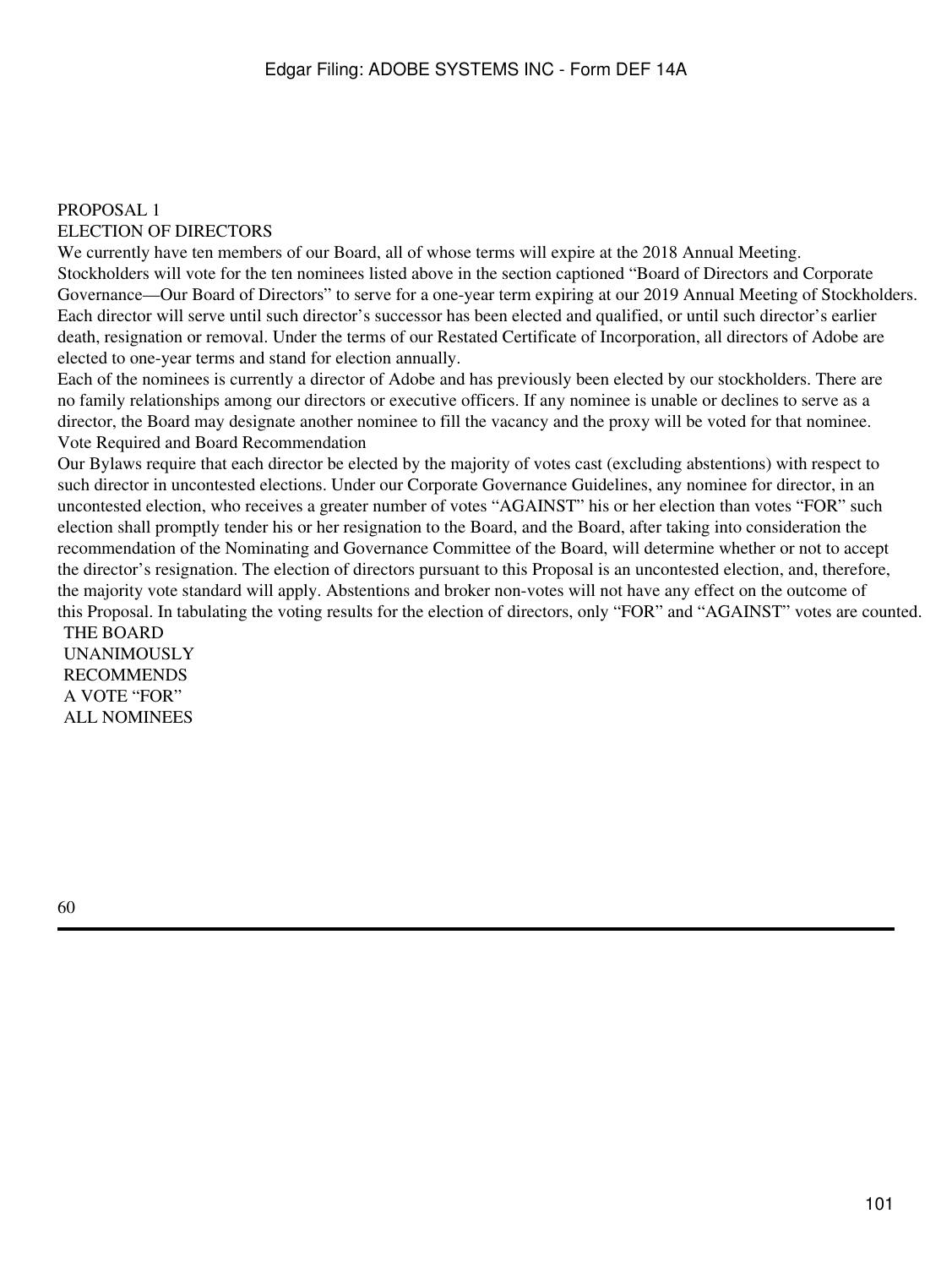## PROPOSAL 1

## ELECTION OF DIRECTORS

We currently have ten members of our Board, all of whose terms will expire at the 2018 Annual Meeting. Stockholders will vote for the ten nominees listed above in the section captioned "Board of Directors and Corporate Governance—Our Board of Directors" to serve for a one-year term expiring at our 2019 Annual Meeting of Stockholders. Each director will serve until such director's successor has been elected and qualified, or until such director's earlier death, resignation or removal. Under the terms of our Restated Certificate of Incorporation, all directors of Adobe are elected to one-year terms and stand for election annually.

Each of the nominees is currently a director of Adobe and has previously been elected by our stockholders. There are no family relationships among our directors or executive officers. If any nominee is unable or declines to serve as a director, the Board may designate another nominee to fill the vacancy and the proxy will be voted for that nominee.

### Vote Required and Board Recommendation

Our Bylaws require that each director be elected by the majority of votes cast (excluding abstentions) with respect to such director in uncontested elections. Under our Corporate Governance Guidelines, any nominee for director, in an uncontested election, who receives a greater number of votes "AGAINST" his or her election than votes "FOR" such election shall promptly tender his or her resignation to the Board, and the Board, after taking into consideration the recommendation of the Nominating and Governance Committee of the Board, will determine whether or not to accept the director's resignation. The election of directors pursuant to this Proposal is an uncontested election, and, therefore, the majority vote standard will apply. Abstentions and broker non-votes will not have any effect on the outcome of this Proposal. In tabulating the voting results for the election of directors, only "FOR" and "AGAINST" votes are counted.

**THE BOARD UNANIMOUSLY RECOMMENDS A VOTE "FOR" ALL NOMINEES**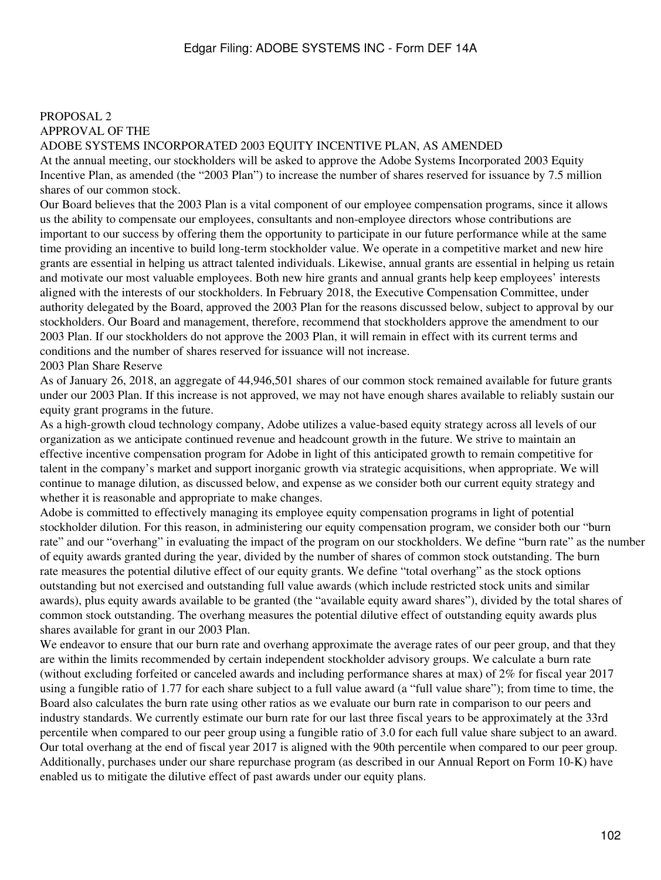# PROPOSAL 2
## APPROVAL OF THE
## ADOBE SYSTEMS INCORPORATED 2003 EQUITY INCENTIVE PLAN, AS AMENDED

At the annual meeting, our stockholders will be asked to approve the Adobe Systems Incorporated 2003 Equity Incentive Plan, as amended (the "2003 Plan") to increase the number of shares reserved for issuance by 7.5 million shares of our common stock.

Our Board believes that the 2003 Plan is a vital component of our employee compensation programs, since it allows us the ability to compensate our employees, consultants and non-employee directors whose contributions are important to our success by offering them the opportunity to participate in our future performance while at the same time providing an incentive to build long-term stockholder value. We operate in a competitive market and new hire grants are essential in helping us attract talented individuals. Likewise, annual grants are essential in helping us retain and motivate our most valuable employees. Both new hire grants and annual grants help keep employees' interests aligned with the interests of our stockholders. In February 2018, the Executive Compensation Committee, under authority delegated by the Board, approved the 2003 Plan for the reasons discussed below, subject to approval by our stockholders. Our Board and management, therefore, recommend that stockholders approve the amendment to our 2003 Plan. If our stockholders do not approve the 2003 Plan, it will remain in effect with its current terms and conditions and the number of shares reserved for issuance will not increase.

### 2003 Plan Share Reserve

As of January 26, 2018, an aggregate of 44,946,501 shares of our common stock remained available for future grants under our 2003 Plan. If this increase is not approved, we may not have enough shares available to reliably sustain our equity grant programs in the future.

As a high-growth cloud technology company, Adobe utilizes a value-based equity strategy across all levels of our organization as we anticipate continued revenue and headcount growth in the future. We strive to maintain an effective incentive compensation program for Adobe in light of this anticipated growth to remain competitive for talent in the company's market and support inorganic growth via strategic acquisitions, when appropriate. We will continue to manage dilution, as discussed below, and expense as we consider both our current equity strategy and whether it is reasonable and appropriate to make changes.

Adobe is committed to effectively managing its employee equity compensation programs in light of potential stockholder dilution. For this reason, in administering our equity compensation program, we consider both our "burn rate" and our "overhang" in evaluating the impact of the program on our stockholders. We define "burn rate" as the number of equity awards granted during the year, divided by the number of shares of common stock outstanding. The burn rate measures the potential dilutive effect of our equity grants. We define "total overhang" as the stock options outstanding but not exercised and outstanding full value awards (which include restricted stock units and similar awards), plus equity awards available to be granted (the "available equity award shares"), divided by the total shares of common stock outstanding. The overhang measures the potential dilutive effect of outstanding equity awards plus shares available for grant in our 2003 Plan.

We endeavor to ensure that our burn rate and overhang approximate the average rates of our peer group, and that they are within the limits recommended by certain independent stockholder advisory groups. We calculate a burn rate (without excluding forfeited or canceled awards and including performance shares at max) of 2% for fiscal year 2017 using a fungible ratio of 1.77 for each share subject to a full value award (a "full value share"); from time to time, the Board also calculates the burn rate using other ratios as we evaluate our burn rate in comparison to our peers and industry standards. We currently estimate our burn rate for our last three fiscal years to be approximately at the 33rd percentile when compared to our peer group using a fungible ratio of 3.0 for each full value share subject to an award. Our total overhang at the end of fiscal year 2017 is aligned with the 90th percentile when compared to our peer group. Additionally, purchases under our share repurchase program (as described in our Annual Report on Form 10-K) have enabled us to mitigate the dilutive effect of past awards under our equity plans.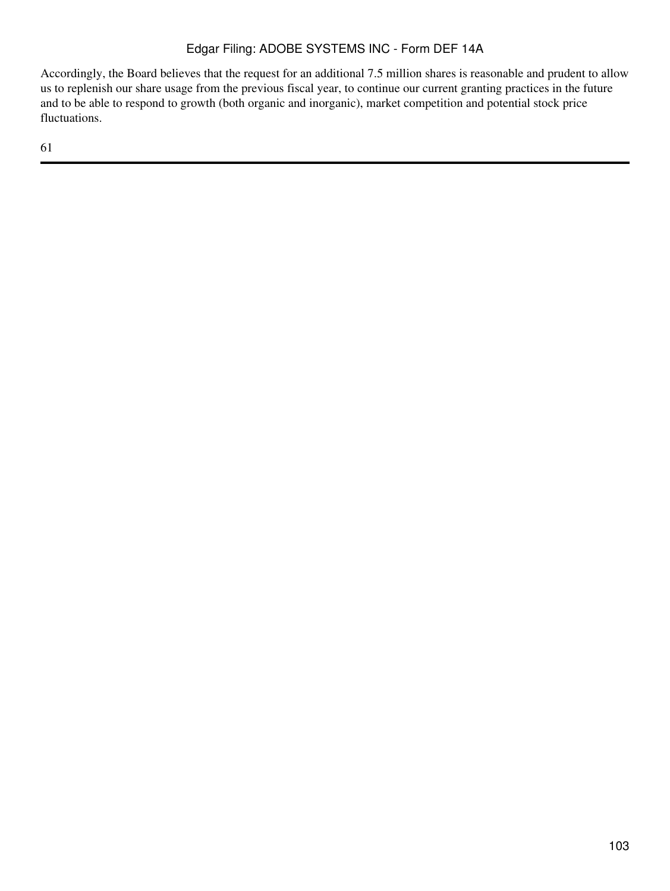Accordingly, the Board believes that the request for an additional 7.5 million shares is reasonable and prudent to allow us to replenish our share usage from the previous fiscal year, to continue our current granting practices in the future and to be able to respond to growth (both organic and inorganic), market competition and potential stock price fluctuations.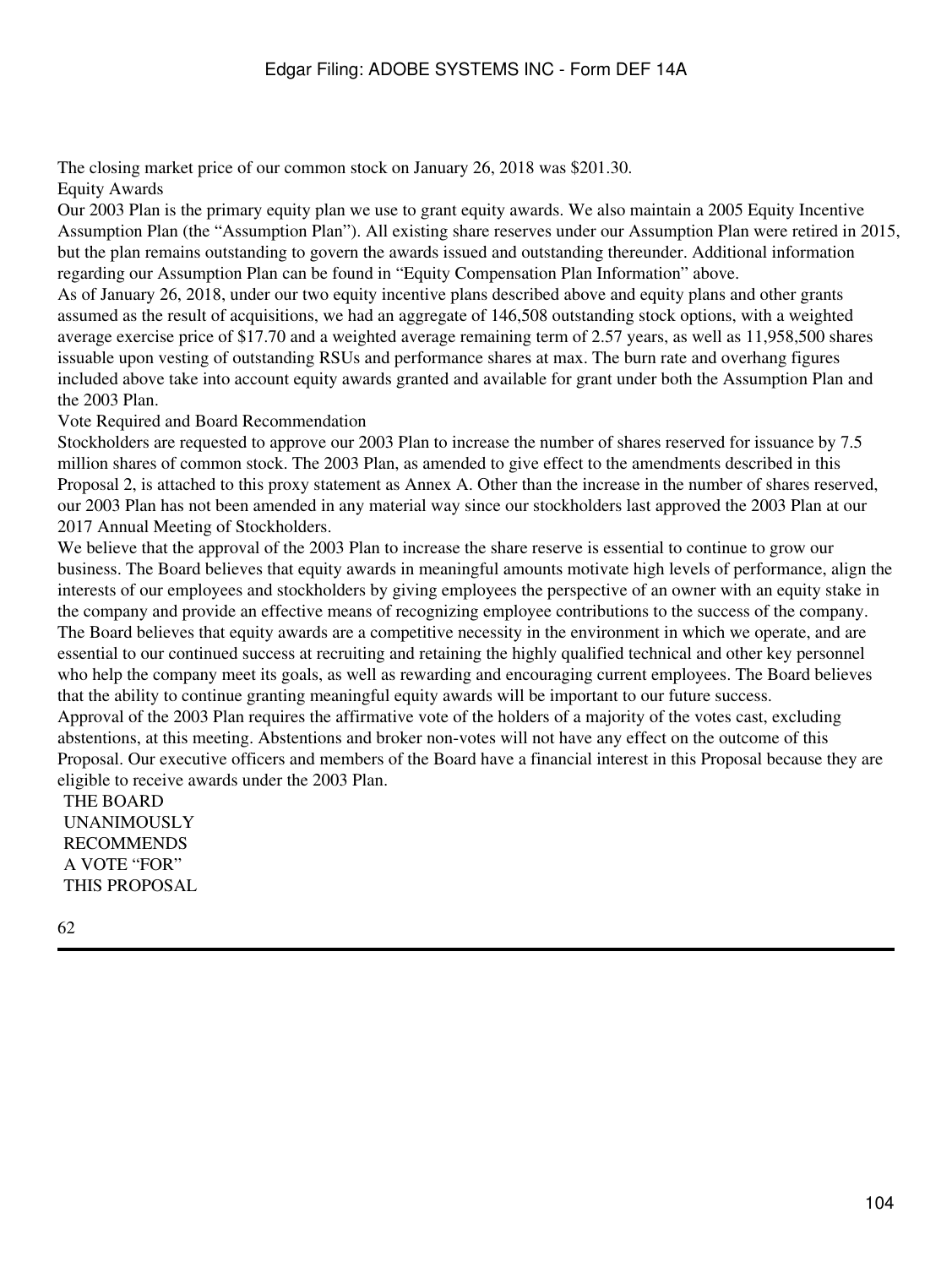The closing market price of our common stock on January 26, 2018 was $201.30.

## Equity Awards

Our 2003 Plan is the primary equity plan we use to grant equity awards. We also maintain a 2005 Equity Incentive Assumption Plan (the "Assumption Plan"). All existing share reserves under our Assumption Plan were retired in 2015, but the plan remains outstanding to govern the awards issued and outstanding thereunder. Additional information regarding our Assumption Plan can be found in "Equity Compensation Plan Information" above.

As of January 26, 2018, under our two equity incentive plans described above and equity plans and other grants assumed as the result of acquisitions, we had an aggregate of 146,508 outstanding stock options, with a weighted average exercise price of $17.70 and a weighted average remaining term of 2.57 years, as well as 11,958,500 shares issuable upon vesting of outstanding RSUs and performance shares at max. The burn rate and overhang figures included above take into account equity awards granted and available for grant under both the Assumption Plan and the 2003 Plan.

## Vote Required and Board Recommendation

Stockholders are requested to approve our 2003 Plan to increase the number of shares reserved for issuance by 7.5 million shares of common stock. The 2003 Plan, as amended to give effect to the amendments described in this Proposal 2, is attached to this proxy statement as Annex A. Other than the increase in the number of shares reserved, our 2003 Plan has not been amended in any material way since our stockholders last approved the 2003 Plan at our 2017 Annual Meeting of Stockholders.

We believe that the approval of the 2003 Plan to increase the share reserve is essential to continue to grow our business. The Board believes that equity awards in meaningful amounts motivate high levels of performance, align the interests of our employees and stockholders by giving employees the perspective of an owner with an equity stake in the company and provide an effective means of recognizing employee contributions to the success of the company. The Board believes that equity awards are a competitive necessity in the environment in which we operate, and are essential to our continued success at recruiting and retaining the highly qualified technical and other key personnel who help the company meet its goals, as well as rewarding and encouraging current employees. The Board believes that the ability to continue granting meaningful equity awards will be important to our future success.

Approval of the 2003 Plan requires the affirmative vote of the holders of a majority of the votes cast, excluding abstentions, at this meeting. Abstentions and broker non-votes will not have any effect on the outcome of this Proposal. Our executive officers and members of the Board have a financial interest in this Proposal because they are eligible to receive awards under the 2003 Plan.

**THE BOARD UNANIMOUSLY RECOMMENDS A VOTE "FOR" THIS PROPOSAL**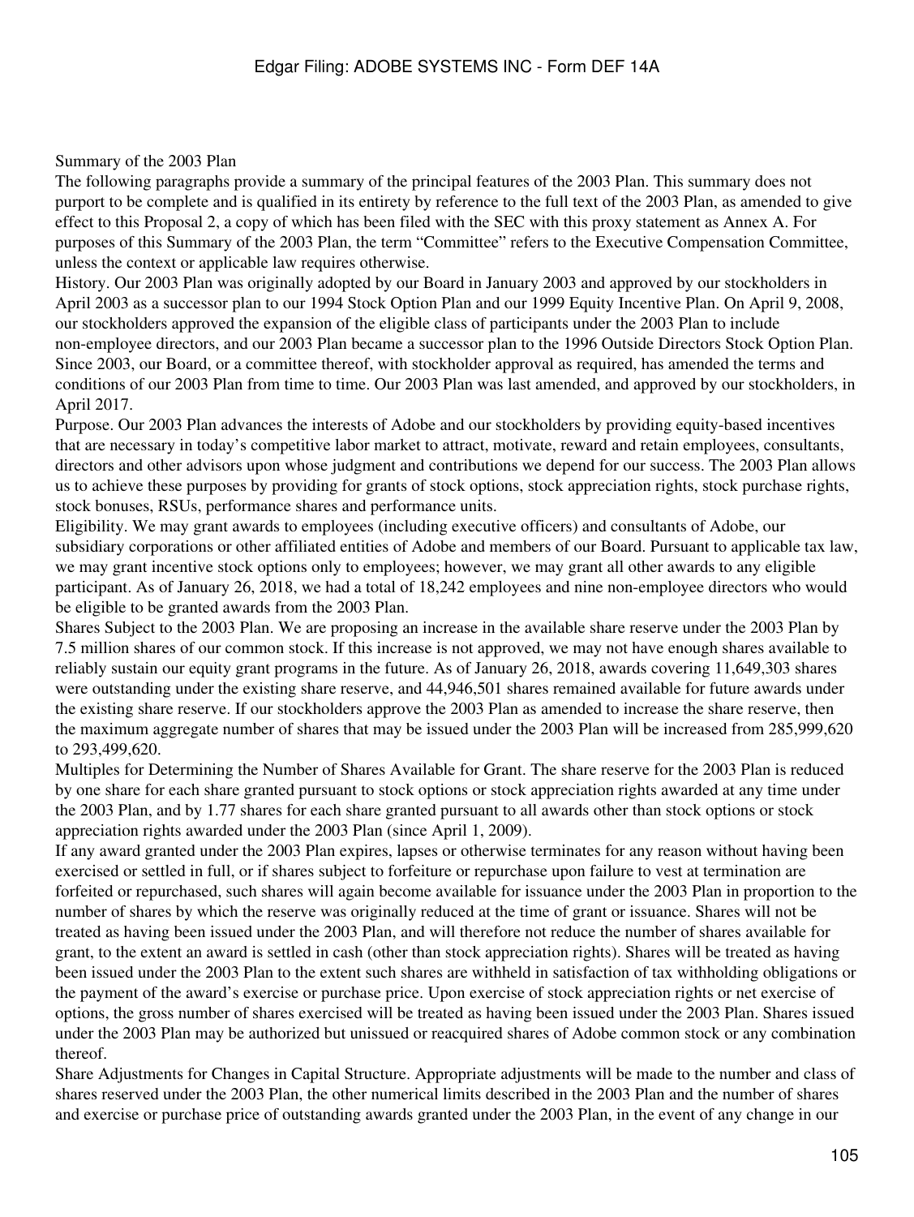## Summary of the 2003 Plan

The following paragraphs provide a summary of the principal features of the 2003 Plan. This summary does not purport to be complete and is qualified in its entirety by reference to the full text of the 2003 Plan, as amended to give effect to this Proposal 2, a copy of which has been filed with the SEC with this proxy statement as Annex A. For purposes of this Summary of the 2003 Plan, the term "Committee" refers to the Executive Compensation Committee, unless the context or applicable law requires otherwise.

History. Our 2003 Plan was originally adopted by our Board in January 2003 and approved by our stockholders in April 2003 as a successor plan to our 1994 Stock Option Plan and our 1999 Equity Incentive Plan. On April 9, 2008, our stockholders approved the expansion of the eligible class of participants under the 2003 Plan to include non-employee directors, and our 2003 Plan became a successor plan to the 1996 Outside Directors Stock Option Plan. Since 2003, our Board, or a committee thereof, with stockholder approval as required, has amended the terms and conditions of our 2003 Plan from time to time. Our 2003 Plan was last amended, and approved by our stockholders, in April 2017.

Purpose. Our 2003 Plan advances the interests of Adobe and our stockholders by providing equity-based incentives that are necessary in today's competitive labor market to attract, motivate, reward and retain employees, consultants, directors and other advisors upon whose judgment and contributions we depend for our success. The 2003 Plan allows us to achieve these purposes by providing for grants of stock options, stock appreciation rights, stock purchase rights, stock bonuses, RSUs, performance shares and performance units.

Eligibility. We may grant awards to employees (including executive officers) and consultants of Adobe, our subsidiary corporations or other affiliated entities of Adobe and members of our Board. Pursuant to applicable tax law, we may grant incentive stock options only to employees; however, we may grant all other awards to any eligible participant. As of January 26, 2018, we had a total of 18,242 employees and nine non-employee directors who would be eligible to be granted awards from the 2003 Plan.

Shares Subject to the 2003 Plan. We are proposing an increase in the available share reserve under the 2003 Plan by 7.5 million shares of our common stock. If this increase is not approved, we may not have enough shares available to reliably sustain our equity grant programs in the future. As of January 26, 2018, awards covering 11,649,303 shares were outstanding under the existing share reserve, and 44,946,501 shares remained available for future awards under the existing share reserve. If our stockholders approve the 2003 Plan as amended to increase the share reserve, then the maximum aggregate number of shares that may be issued under the 2003 Plan will be increased from 285,999,620 to 293,499,620.

Multiples for Determining the Number of Shares Available for Grant. The share reserve for the 2003 Plan is reduced by one share for each share granted pursuant to stock options or stock appreciation rights awarded at any time under the 2003 Plan, and by 1.77 shares for each share granted pursuant to all awards other than stock options or stock appreciation rights awarded under the 2003 Plan (since April 1, 2009).

If any award granted under the 2003 Plan expires, lapses or otherwise terminates for any reason without having been exercised or settled in full, or if shares subject to forfeiture or repurchase upon failure to vest at termination are forfeited or repurchased, such shares will again become available for issuance under the 2003 Plan in proportion to the number of shares by which the reserve was originally reduced at the time of grant or issuance. Shares will not be treated as having been issued under the 2003 Plan, and will therefore not reduce the number of shares available for grant, to the extent an award is settled in cash (other than stock appreciation rights). Shares will be treated as having been issued under the 2003 Plan to the extent such shares are withheld in satisfaction of tax withholding obligations or the payment of the award's exercise or purchase price. Upon exercise of stock appreciation rights or net exercise of options, the gross number of shares exercised will be treated as having been issued under the 2003 Plan. Shares issued under the 2003 Plan may be authorized but unissued or reacquired shares of Adobe common stock or any combination thereof.

Share Adjustments for Changes in Capital Structure. Appropriate adjustments will be made to the number and class of shares reserved under the 2003 Plan, the other numerical limits described in the 2003 Plan and the number of shares and exercise or purchase price of outstanding awards granted under the 2003 Plan, in the event of any change in our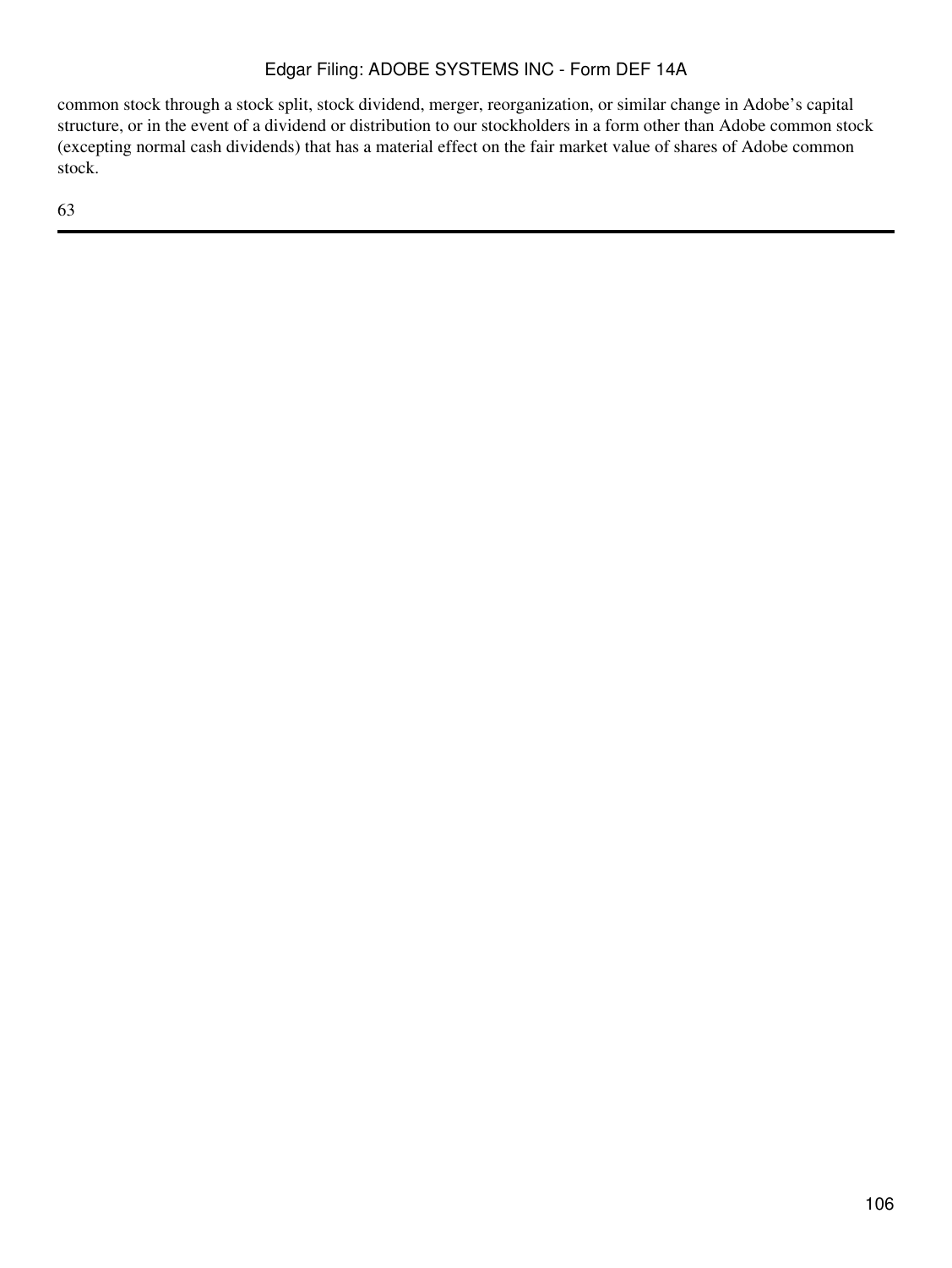common stock through a stock split, stock dividend, merger, reorganization, or similar change in Adobe's capital structure, or in the event of a dividend or distribution to our stockholders in a form other than Adobe common stock (excepting normal cash dividends) that has a material effect on the fair market value of shares of Adobe common stock.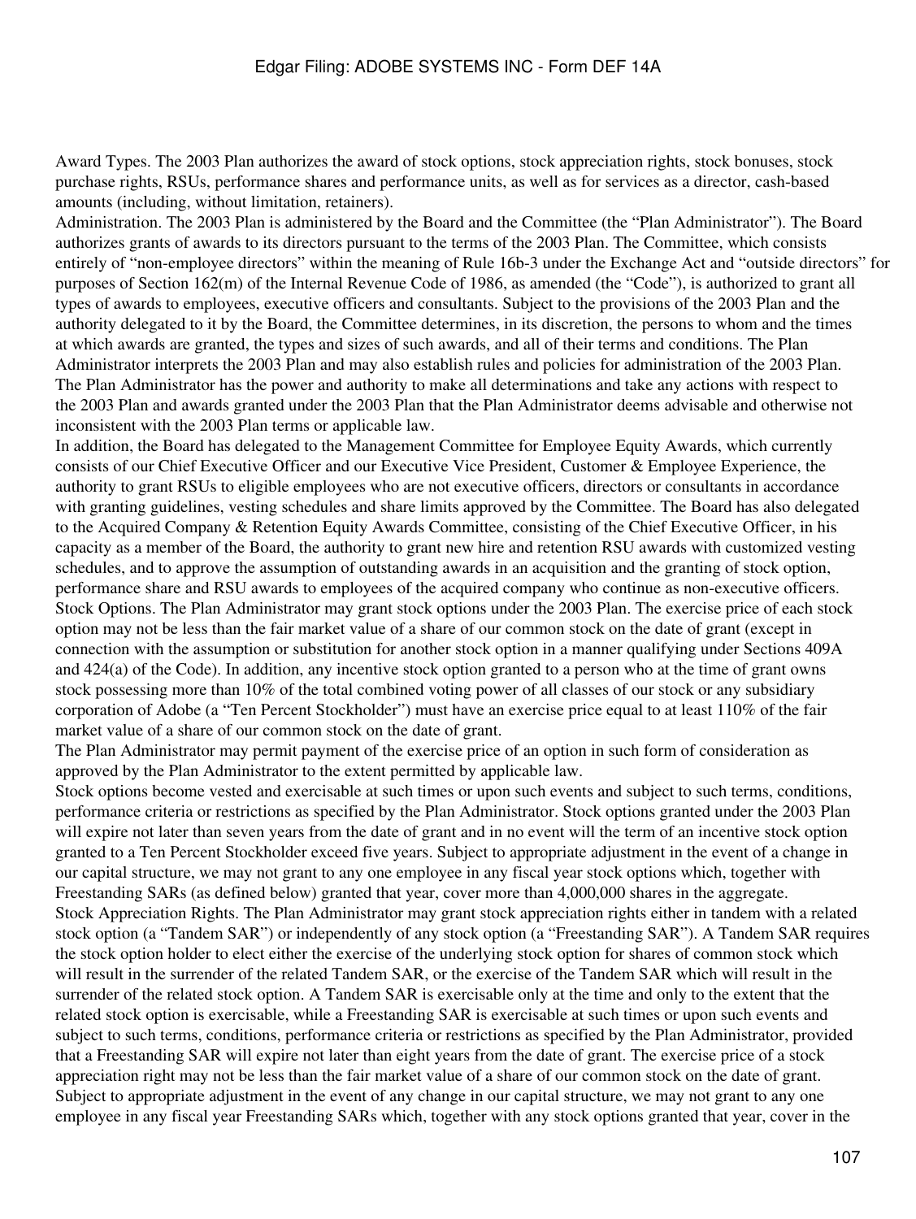Award Types. The 2003 Plan authorizes the award of stock options, stock appreciation rights, stock bonuses, stock purchase rights, RSUs, performance shares and performance units, as well as for services as a director, cash-based amounts (including, without limitation, retainers).

Administration. The 2003 Plan is administered by the Board and the Committee (the "Plan Administrator"). The Board authorizes grants of awards to its directors pursuant to the terms of the 2003 Plan. The Committee, which consists entirely of "non-employee directors" within the meaning of Rule 16b-3 under the Exchange Act and "outside directors" for purposes of Section 162(m) of the Internal Revenue Code of 1986, as amended (the "Code"), is authorized to grant all types of awards to employees, executive officers and consultants. Subject to the provisions of the 2003 Plan and the authority delegated to it by the Board, the Committee determines, in its discretion, the persons to whom and the times at which awards are granted, the types and sizes of such awards, and all of their terms and conditions. The Plan Administrator interprets the 2003 Plan and may also establish rules and policies for administration of the 2003 Plan. The Plan Administrator has the power and authority to make all determinations and take any actions with respect to the 2003 Plan and awards granted under the 2003 Plan that the Plan Administrator deems advisable and otherwise not inconsistent with the 2003 Plan terms or applicable law.

In addition, the Board has delegated to the Management Committee for Employee Equity Awards, which currently consists of our Chief Executive Officer and our Executive Vice President, Customer & Employee Experience, the authority to grant RSUs to eligible employees who are not executive officers, directors or consultants in accordance with granting guidelines, vesting schedules and share limits approved by the Committee. The Board has also delegated to the Acquired Company & Retention Equity Awards Committee, consisting of the Chief Executive Officer, in his capacity as a member of the Board, the authority to grant new hire and retention RSU awards with customized vesting schedules, and to approve the assumption of outstanding awards in an acquisition and the granting of stock option, performance share and RSU awards to employees of the acquired company who continue as non-executive officers.

Stock Options. The Plan Administrator may grant stock options under the 2003 Plan. The exercise price of each stock option may not be less than the fair market value of a share of our common stock on the date of grant (except in connection with the assumption or substitution for another stock option in a manner qualifying under Sections 409A and 424(a) of the Code). In addition, any incentive stock option granted to a person who at the time of grant owns stock possessing more than 10% of the total combined voting power of all classes of our stock or any subsidiary corporation of Adobe (a "Ten Percent Stockholder") must have an exercise price equal to at least 110% of the fair market value of a share of our common stock on the date of grant.

The Plan Administrator may permit payment of the exercise price of an option in such form of consideration as approved by the Plan Administrator to the extent permitted by applicable law.

Stock options become vested and exercisable at such times or upon such events and subject to such terms, conditions, performance criteria or restrictions as specified by the Plan Administrator. Stock options granted under the 2003 Plan will expire not later than seven years from the date of grant and in no event will the term of an incentive stock option granted to a Ten Percent Stockholder exceed five years. Subject to appropriate adjustment in the event of a change in our capital structure, we may not grant to any one employee in any fiscal year stock options which, together with Freestanding SARs (as defined below) granted that year, cover more than 4,000,000 shares in the aggregate.

Stock Appreciation Rights. The Plan Administrator may grant stock appreciation rights either in tandem with a related stock option (a "Tandem SAR") or independently of any stock option (a "Freestanding SAR"). A Tandem SAR requires the stock option holder to elect either the exercise of the underlying stock option for shares of common stock which will result in the surrender of the related Tandem SAR, or the exercise of the Tandem SAR which will result in the surrender of the related stock option. A Tandem SAR is exercisable only at the time and only to the extent that the related stock option is exercisable, while a Freestanding SAR is exercisable at such times or upon such events and subject to such terms, conditions, performance criteria or restrictions as specified by the Plan Administrator, provided that a Freestanding SAR will expire not later than eight years from the date of grant. The exercise price of a stock appreciation right may not be less than the fair market value of a share of our common stock on the date of grant. Subject to appropriate adjustment in the event of any change in our capital structure, we may not grant to any one employee in any fiscal year Freestanding SARs which, together with any stock options granted that year, cover in the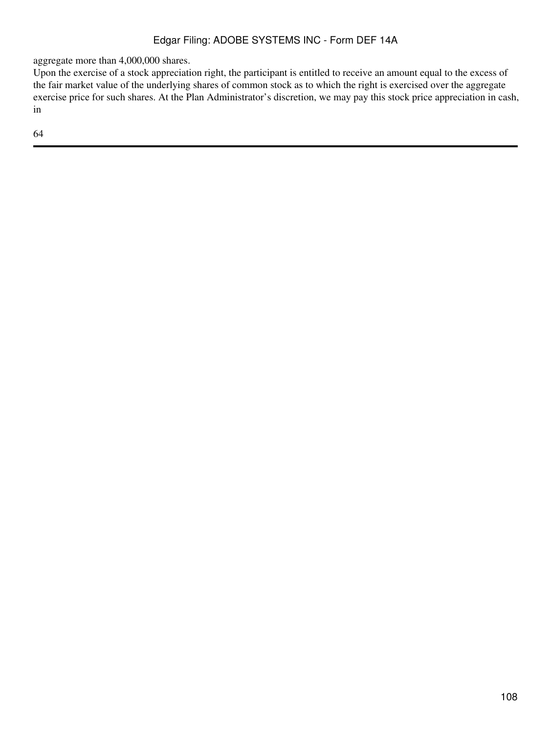aggregate more than 4,000,000 shares.

Upon the exercise of a stock appreciation right, the participant is entitled to receive an amount equal to the excess of the fair market value of the underlying shares of common stock as to which the right is exercised over the aggregate exercise price for such shares. At the Plan Administrator's discretion, we may pay this stock price appreciation in cash, in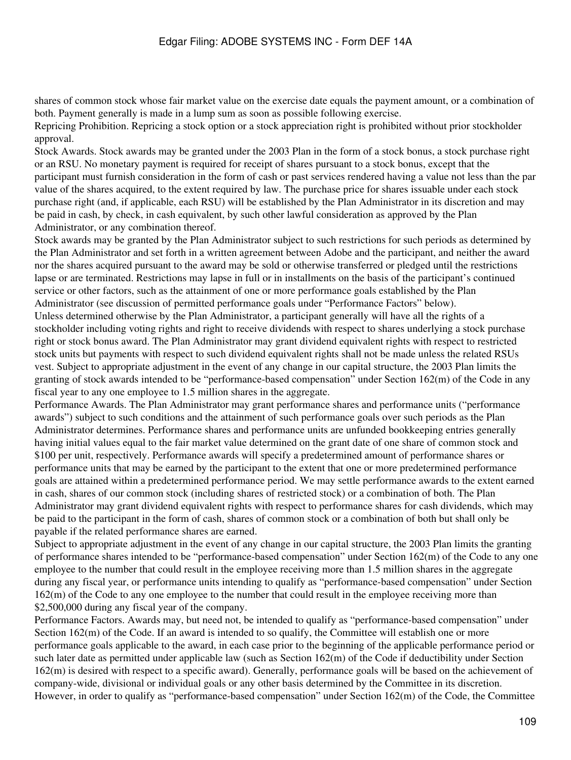shares of common stock whose fair market value on the exercise date equals the payment amount, or a combination of both. Payment generally is made in a lump sum as soon as possible following exercise.

Repricing Prohibition. Repricing a stock option or a stock appreciation right is prohibited without prior stockholder approval.

Stock Awards. Stock awards may be granted under the 2003 Plan in the form of a stock bonus, a stock purchase right or an RSU. No monetary payment is required for receipt of shares pursuant to a stock bonus, except that the participant must furnish consideration in the form of cash or past services rendered having a value not less than the par value of the shares acquired, to the extent required by law. The purchase price for shares issuable under each stock purchase right (and, if applicable, each RSU) will be established by the Plan Administrator in its discretion and may be paid in cash, by check, in cash equivalent, by such other lawful consideration as approved by the Plan Administrator, or any combination thereof.

Stock awards may be granted by the Plan Administrator subject to such restrictions for such periods as determined by the Plan Administrator and set forth in a written agreement between Adobe and the participant, and neither the award nor the shares acquired pursuant to the award may be sold or otherwise transferred or pledged until the restrictions lapse or are terminated. Restrictions may lapse in full or in installments on the basis of the participant's continued service or other factors, such as the attainment of one or more performance goals established by the Plan Administrator (see discussion of permitted performance goals under "Performance Factors" below).

Unless determined otherwise by the Plan Administrator, a participant generally will have all the rights of a stockholder including voting rights and right to receive dividends with respect to shares underlying a stock purchase right or stock bonus award. The Plan Administrator may grant dividend equivalent rights with respect to restricted stock units but payments with respect to such dividend equivalent rights shall not be made unless the related RSUs vest. Subject to appropriate adjustment in the event of any change in our capital structure, the 2003 Plan limits the granting of stock awards intended to be "performance-based compensation" under Section 162(m) of the Code in any fiscal year to any one employee to 1.5 million shares in the aggregate.

Performance Awards. The Plan Administrator may grant performance shares and performance units ("performance awards") subject to such conditions and the attainment of such performance goals over such periods as the Plan Administrator determines. Performance shares and performance units are unfunded bookkeeping entries generally having initial values equal to the fair market value determined on the grant date of one share of common stock and \$100 per unit, respectively. Performance awards will specify a predetermined amount of performance shares or performance units that may be earned by the participant to the extent that one or more predetermined performance goals are attained within a predetermined performance period. We may settle performance awards to the extent earned in cash, shares of our common stock (including shares of restricted stock) or a combination of both. The Plan Administrator may grant dividend equivalent rights with respect to performance shares for cash dividends, which may be paid to the participant in the form of cash, shares of common stock or a combination of both but shall only be payable if the related performance shares are earned.

Subject to appropriate adjustment in the event of any change in our capital structure, the 2003 Plan limits the granting of performance shares intended to be "performance-based compensation" under Section 162(m) of the Code to any one employee to the number that could result in the employee receiving more than 1.5 million shares in the aggregate during any fiscal year, or performance units intending to qualify as "performance-based compensation" under Section 162(m) of the Code to any one employee to the number that could result in the employee receiving more than \$2,500,000 during any fiscal year of the company.

Performance Factors. Awards may, but need not, be intended to qualify as "performance-based compensation" under Section 162(m) of the Code. If an award is intended to so qualify, the Committee will establish one or more performance goals applicable to the award, in each case prior to the beginning of the applicable performance period or such later date as permitted under applicable law (such as Section 162(m) of the Code if deductibility under Section 162(m) is desired with respect to a specific award). Generally, performance goals will be based on the achievement of company-wide, divisional or individual goals or any other basis determined by the Committee in its discretion. However, in order to qualify as "performance-based compensation" under Section 162(m) of the Code, the Committee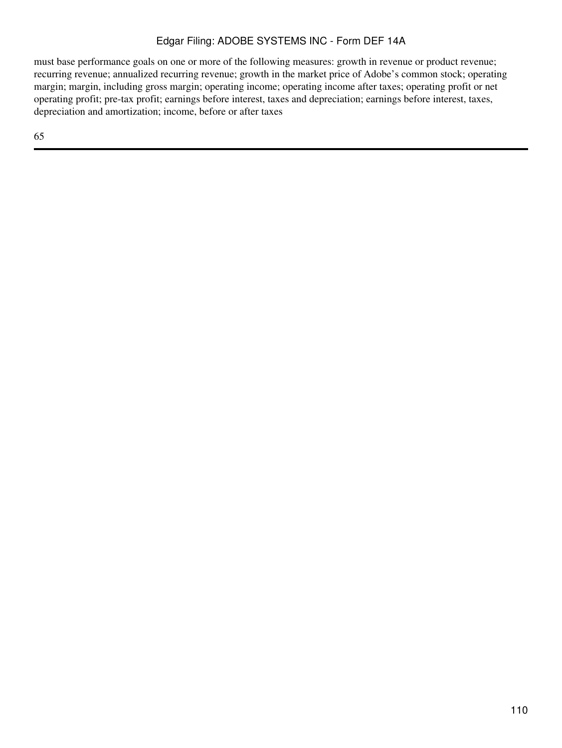must base performance goals on one or more of the following measures: growth in revenue or product revenue; recurring revenue; annualized recurring revenue; growth in the market price of Adobe's common stock; operating margin; margin, including gross margin; operating income; operating income after taxes; operating profit or net operating profit; pre-tax profit; earnings before interest, taxes and depreciation; earnings before interest, taxes, depreciation and amortization; income, before or after taxes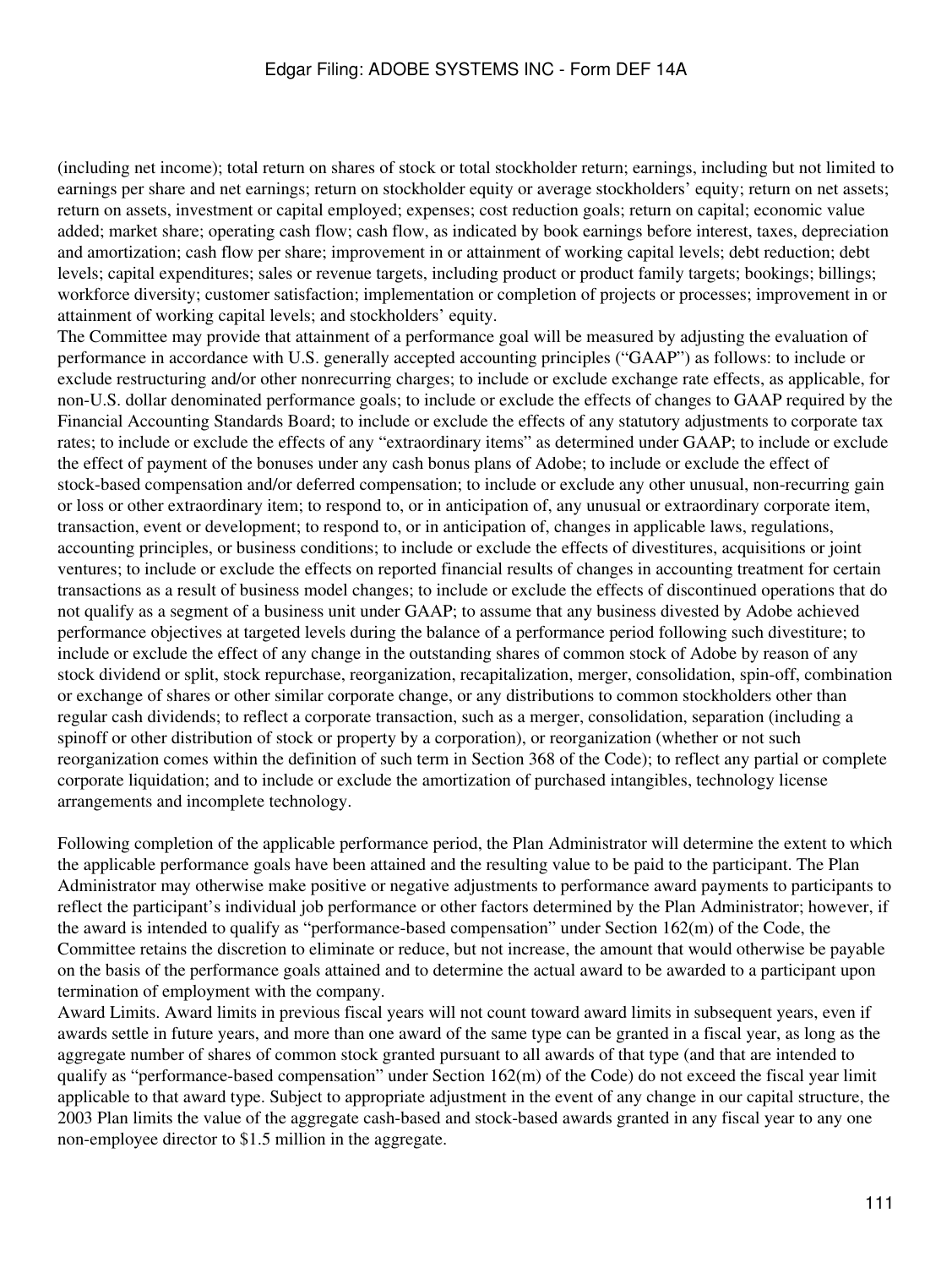(including net income); total return on shares of stock or total stockholder return; earnings, including but not limited to earnings per share and net earnings; return on stockholder equity or average stockholders' equity; return on net assets; return on assets, investment or capital employed; expenses; cost reduction goals; return on capital; economic value added; market share; operating cash flow; cash flow, as indicated by book earnings before interest, taxes, depreciation and amortization; cash flow per share; improvement in or attainment of working capital levels; debt reduction; debt levels; capital expenditures; sales or revenue targets, including product or product family targets; bookings; billings; workforce diversity; customer satisfaction; implementation or completion of projects or processes; improvement in or attainment of working capital levels; and stockholders' equity.

The Committee may provide that attainment of a performance goal will be measured by adjusting the evaluation of performance in accordance with U.S. generally accepted accounting principles ("GAAP") as follows: to include or exclude restructuring and/or other nonrecurring charges; to include or exclude exchange rate effects, as applicable, for non-U.S. dollar denominated performance goals; to include or exclude the effects of changes to GAAP required by the Financial Accounting Standards Board; to include or exclude the effects of any statutory adjustments to corporate tax rates; to include or exclude the effects of any "extraordinary items" as determined under GAAP; to include or exclude the effect of payment of the bonuses under any cash bonus plans of Adobe; to include or exclude the effect of stock-based compensation and/or deferred compensation; to include or exclude any other unusual, non-recurring gain or loss or other extraordinary item; to respond to, or in anticipation of, any unusual or extraordinary corporate item, transaction, event or development; to respond to, or in anticipation of, changes in applicable laws, regulations, accounting principles, or business conditions; to include or exclude the effects of divestitures, acquisitions or joint ventures; to include or exclude the effects on reported financial results of changes in accounting treatment for certain transactions as a result of business model changes; to include or exclude the effects of discontinued operations that do not qualify as a segment of a business unit under GAAP; to assume that any business divested by Adobe achieved performance objectives at targeted levels during the balance of a performance period following such divestiture; to include or exclude the effect of any change in the outstanding shares of common stock of Adobe by reason of any stock dividend or split, stock repurchase, reorganization, recapitalization, merger, consolidation, spin-off, combination or exchange of shares or other similar corporate change, or any distributions to common stockholders other than regular cash dividends; to reflect a corporate transaction, such as a merger, consolidation, separation (including a spinoff or other distribution of stock or property by a corporation), or reorganization (whether or not such reorganization comes within the definition of such term in Section 368 of the Code); to reflect any partial or complete corporate liquidation; and to include or exclude the amortization of purchased intangibles, technology license arrangements and incomplete technology.

Following completion of the applicable performance period, the Plan Administrator will determine the extent to which the applicable performance goals have been attained and the resulting value to be paid to the participant. The Plan Administrator may otherwise make positive or negative adjustments to performance award payments to participants to reflect the participant's individual job performance or other factors determined by the Plan Administrator; however, if the award is intended to qualify as "performance-based compensation" under Section 162(m) of the Code, the Committee retains the discretion to eliminate or reduce, but not increase, the amount that would otherwise be payable on the basis of the performance goals attained and to determine the actual award to be awarded to a participant upon termination of employment with the company.

Award Limits. Award limits in previous fiscal years will not count toward award limits in subsequent years, even if awards settle in future years, and more than one award of the same type can be granted in a fiscal year, as long as the aggregate number of shares of common stock granted pursuant to all awards of that type (and that are intended to qualify as "performance-based compensation" under Section 162(m) of the Code) do not exceed the fiscal year limit applicable to that award type. Subject to appropriate adjustment in the event of any change in our capital structure, the 2003 Plan limits the value of the aggregate cash-based and stock-based awards granted in any fiscal year to any one non-employee director to $1.5 million in the aggregate.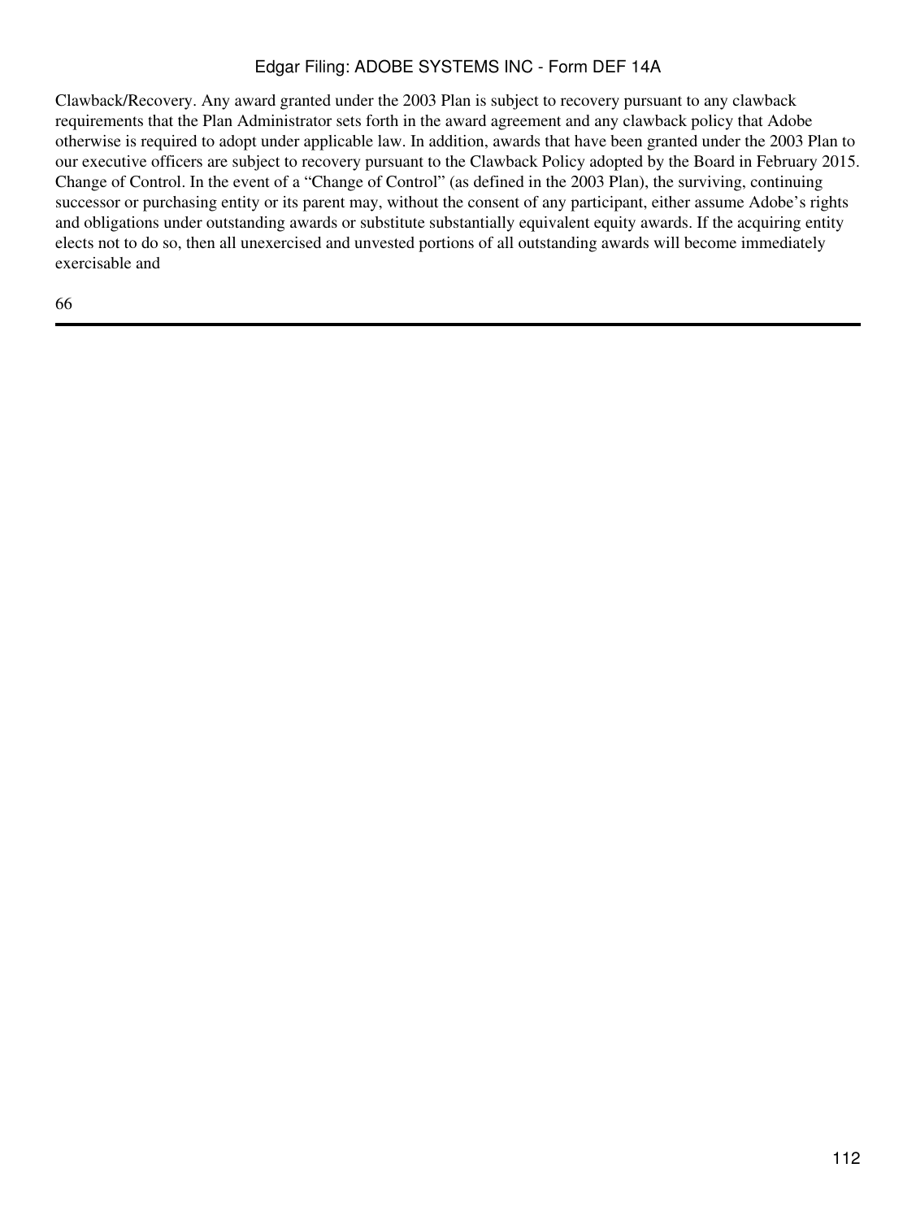Clawback/Recovery. Any award granted under the 2003 Plan is subject to recovery pursuant to any clawback requirements that the Plan Administrator sets forth in the award agreement and any clawback policy that Adobe otherwise is required to adopt under applicable law. In addition, awards that have been granted under the 2003 Plan to our executive officers are subject to recovery pursuant to the Clawback Policy adopted by the Board in February 2015. Change of Control. In the event of a "Change of Control" (as defined in the 2003 Plan), the surviving, continuing successor or purchasing entity or its parent may, without the consent of any participant, either assume Adobe's rights and obligations under outstanding awards or substitute substantially equivalent equity awards. If the acquiring entity elects not to do so, then all unexercised and unvested portions of all outstanding awards will become immediately exercisable and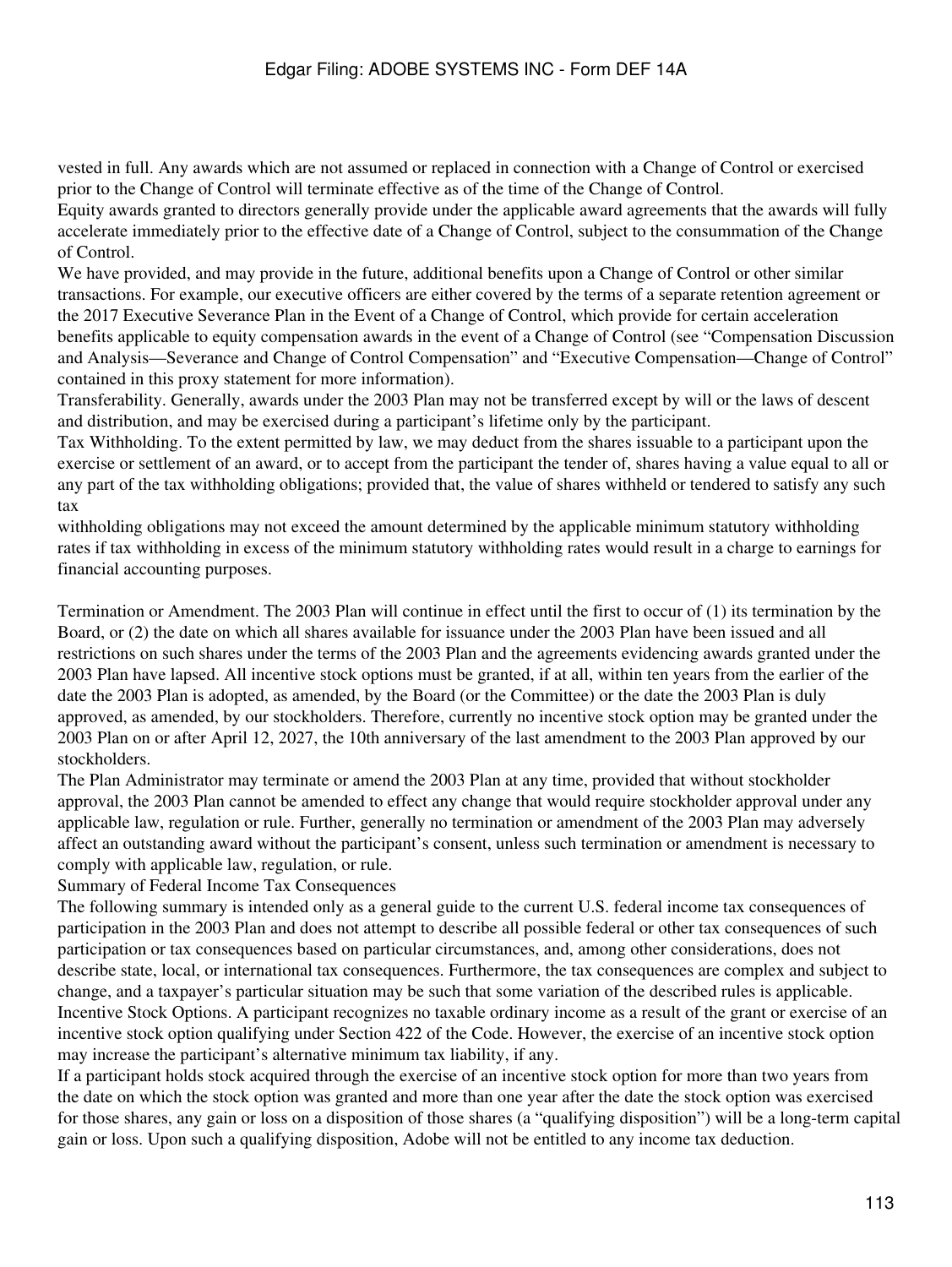vested in full. Any awards which are not assumed or replaced in connection with a Change of Control or exercised prior to the Change of Control will terminate effective as of the time of the Change of Control.

Equity awards granted to directors generally provide under the applicable award agreements that the awards will fully accelerate immediately prior to the effective date of a Change of Control, subject to the consummation of the Change of Control.

We have provided, and may provide in the future, additional benefits upon a Change of Control or other similar transactions. For example, our executive officers are either covered by the terms of a separate retention agreement or the 2017 Executive Severance Plan in the Event of a Change of Control, which provide for certain acceleration benefits applicable to equity compensation awards in the event of a Change of Control (see "Compensation Discussion and Analysis—Severance and Change of Control Compensation" and "Executive Compensation—Change of Control" contained in this proxy statement for more information).

Transferability. Generally, awards under the 2003 Plan may not be transferred except by will or the laws of descent and distribution, and may be exercised during a participant's lifetime only by the participant.

Tax Withholding. To the extent permitted by law, we may deduct from the shares issuable to a participant upon the exercise or settlement of an award, or to accept from the participant the tender of, shares having a value equal to all or any part of the tax withholding obligations; provided that, the value of shares withheld or tendered to satisfy any such tax withholding obligations may not exceed the amount determined by the applicable minimum statutory withholding rates if tax withholding in excess of the minimum statutory withholding rates would result in a charge to earnings for financial accounting purposes.

Termination or Amendment. The 2003 Plan will continue in effect until the first to occur of (1) its termination by the Board, or (2) the date on which all shares available for issuance under the 2003 Plan have been issued and all restrictions on such shares under the terms of the 2003 Plan and the agreements evidencing awards granted under the 2003 Plan have lapsed. All incentive stock options must be granted, if at all, within ten years from the earlier of the date the 2003 Plan is adopted, as amended, by the Board (or the Committee) or the date the 2003 Plan is duly approved, as amended, by our stockholders. Therefore, currently no incentive stock option may be granted under the 2003 Plan on or after April 12, 2027, the 10th anniversary of the last amendment to the 2003 Plan approved by our stockholders.

The Plan Administrator may terminate or amend the 2003 Plan at any time, provided that without stockholder approval, the 2003 Plan cannot be amended to effect any change that would require stockholder approval under any applicable law, regulation or rule. Further, generally no termination or amendment of the 2003 Plan may adversely affect an outstanding award without the participant's consent, unless such termination or amendment is necessary to comply with applicable law, regulation, or rule.

Summary of Federal Income Tax Consequences

The following summary is intended only as a general guide to the current U.S. federal income tax consequences of participation in the 2003 Plan and does not attempt to describe all possible federal or other tax consequences of such participation or tax consequences based on particular circumstances, and, among other considerations, does not describe state, local, or international tax consequences. Furthermore, the tax consequences are complex and subject to change, and a taxpayer's particular situation may be such that some variation of the described rules is applicable.

Incentive Stock Options. A participant recognizes no taxable ordinary income as a result of the grant or exercise of an incentive stock option qualifying under Section 422 of the Code. However, the exercise of an incentive stock option may increase the participant's alternative minimum tax liability, if any.

If a participant holds stock acquired through the exercise of an incentive stock option for more than two years from the date on which the stock option was granted and more than one year after the date the stock option was exercised for those shares, any gain or loss on a disposition of those shares (a "qualifying disposition") will be a long-term capital gain or loss. Upon such a qualifying disposition, Adobe will not be entitled to any income tax deduction.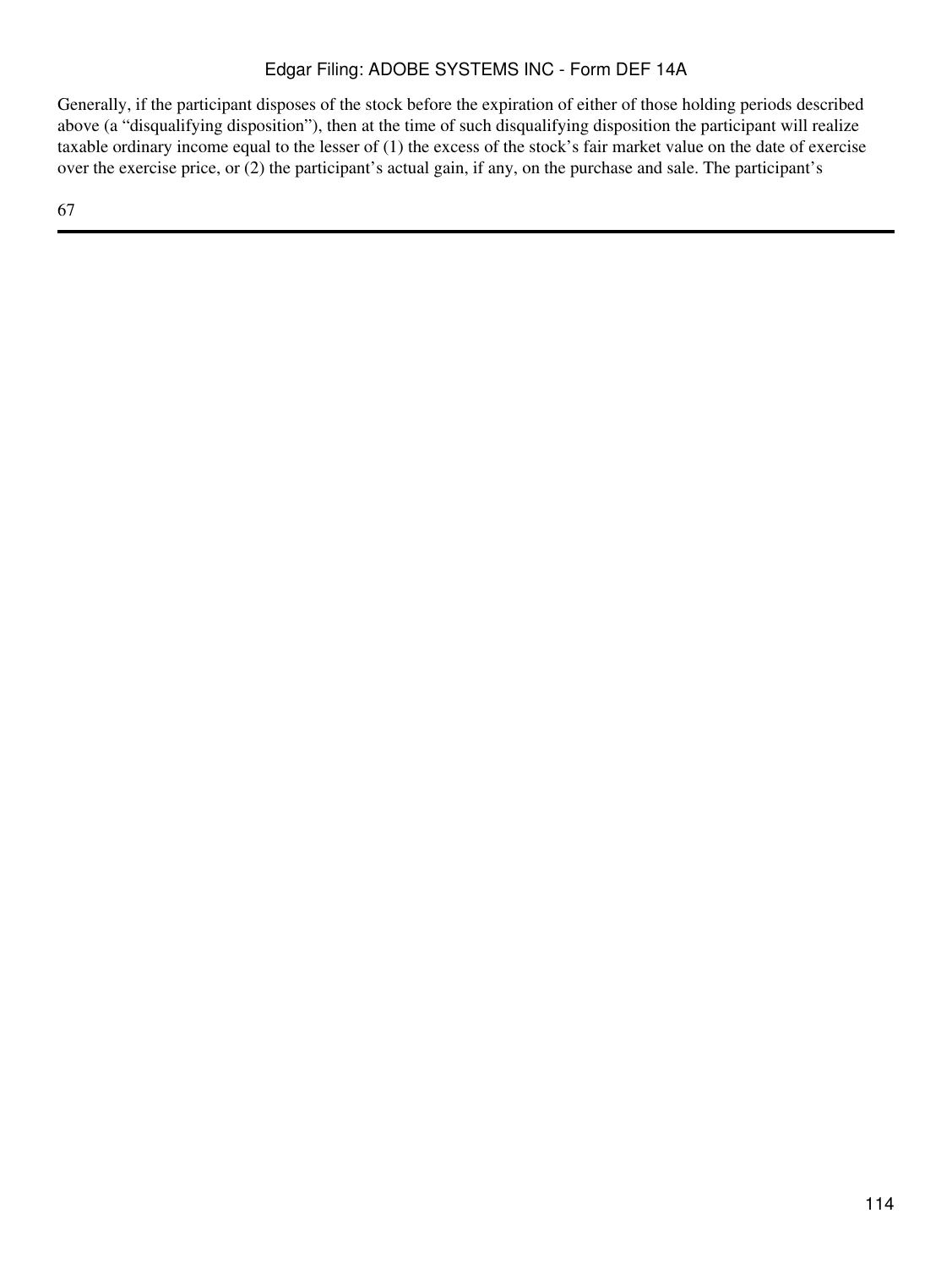Generally, if the participant disposes of the stock before the expiration of either of those holding periods described above (a “disqualifying disposition”), then at the time of such disqualifying disposition the participant will realize taxable ordinary income equal to the lesser of (1) the excess of the stock’s fair market value on the date of exercise over the exercise price, or (2) the participant’s actual gain, if any, on the purchase and sale. The participant’s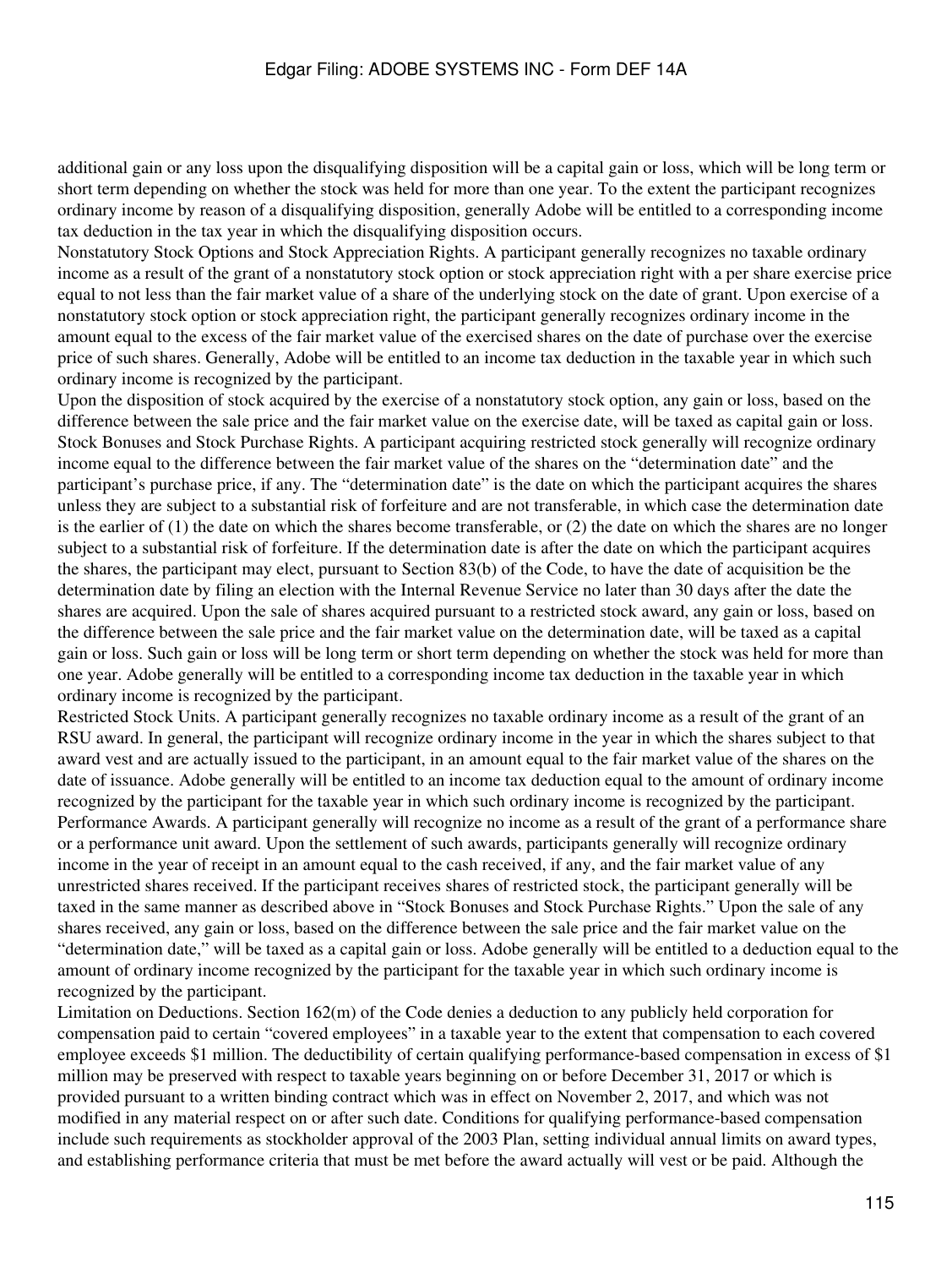additional gain or any loss upon the disqualifying disposition will be a capital gain or loss, which will be long term or short term depending on whether the stock was held for more than one year. To the extent the participant recognizes ordinary income by reason of a disqualifying disposition, generally Adobe will be entitled to a corresponding income tax deduction in the tax year in which the disqualifying disposition occurs.

Nonstatutory Stock Options and Stock Appreciation Rights. A participant generally recognizes no taxable ordinary income as a result of the grant of a nonstatutory stock option or stock appreciation right with a per share exercise price equal to not less than the fair market value of a share of the underlying stock on the date of grant. Upon exercise of a nonstatutory stock option or stock appreciation right, the participant generally recognizes ordinary income in the amount equal to the excess of the fair market value of the exercised shares on the date of purchase over the exercise price of such shares. Generally, Adobe will be entitled to an income tax deduction in the taxable year in which such ordinary income is recognized by the participant.

Upon the disposition of stock acquired by the exercise of a nonstatutory stock option, any gain or loss, based on the difference between the sale price and the fair market value on the exercise date, will be taxed as capital gain or loss.

Stock Bonuses and Stock Purchase Rights. A participant acquiring restricted stock generally will recognize ordinary income equal to the difference between the fair market value of the shares on the "determination date" and the participant's purchase price, if any. The "determination date" is the date on which the participant acquires the shares unless they are subject to a substantial risk of forfeiture and are not transferable, in which case the determination date is the earlier of (1) the date on which the shares become transferable, or (2) the date on which the shares are no longer subject to a substantial risk of forfeiture. If the determination date is after the date on which the participant acquires the shares, the participant may elect, pursuant to Section 83(b) of the Code, to have the date of acquisition be the determination date by filing an election with the Internal Revenue Service no later than 30 days after the date the shares are acquired. Upon the sale of shares acquired pursuant to a restricted stock award, any gain or loss, based on the difference between the sale price and the fair market value on the determination date, will be taxed as a capital gain or loss. Such gain or loss will be long term or short term depending on whether the stock was held for more than one year. Adobe generally will be entitled to a corresponding income tax deduction in the taxable year in which ordinary income is recognized by the participant.

Restricted Stock Units. A participant generally recognizes no taxable ordinary income as a result of the grant of an RSU award. In general, the participant will recognize ordinary income in the year in which the shares subject to that award vest and are actually issued to the participant, in an amount equal to the fair market value of the shares on the date of issuance. Adobe generally will be entitled to an income tax deduction equal to the amount of ordinary income recognized by the participant for the taxable year in which such ordinary income is recognized by the participant.

Performance Awards. A participant generally will recognize no income as a result of the grant of a performance share or a performance unit award. Upon the settlement of such awards, participants generally will recognize ordinary income in the year of receipt in an amount equal to the cash received, if any, and the fair market value of any unrestricted shares received. If the participant receives shares of restricted stock, the participant generally will be taxed in the same manner as described above in "Stock Bonuses and Stock Purchase Rights." Upon the sale of any shares received, any gain or loss, based on the difference between the sale price and the fair market value on the "determination date," will be taxed as a capital gain or loss. Adobe generally will be entitled to a deduction equal to the amount of ordinary income recognized by the participant for the taxable year in which such ordinary income is recognized by the participant.

Limitation on Deductions. Section 162(m) of the Code denies a deduction to any publicly held corporation for compensation paid to certain "covered employees" in a taxable year to the extent that compensation to each covered employee exceeds $1 million. The deductibility of certain qualifying performance-based compensation in excess of $1 million may be preserved with respect to taxable years beginning on or before December 31, 2017 or which is provided pursuant to a written binding contract which was in effect on November 2, 2017, and which was not modified in any material respect on or after such date. Conditions for qualifying performance-based compensation include such requirements as stockholder approval of the 2003 Plan, setting individual annual limits on award types, and establishing performance criteria that must be met before the award actually will vest or be paid. Although the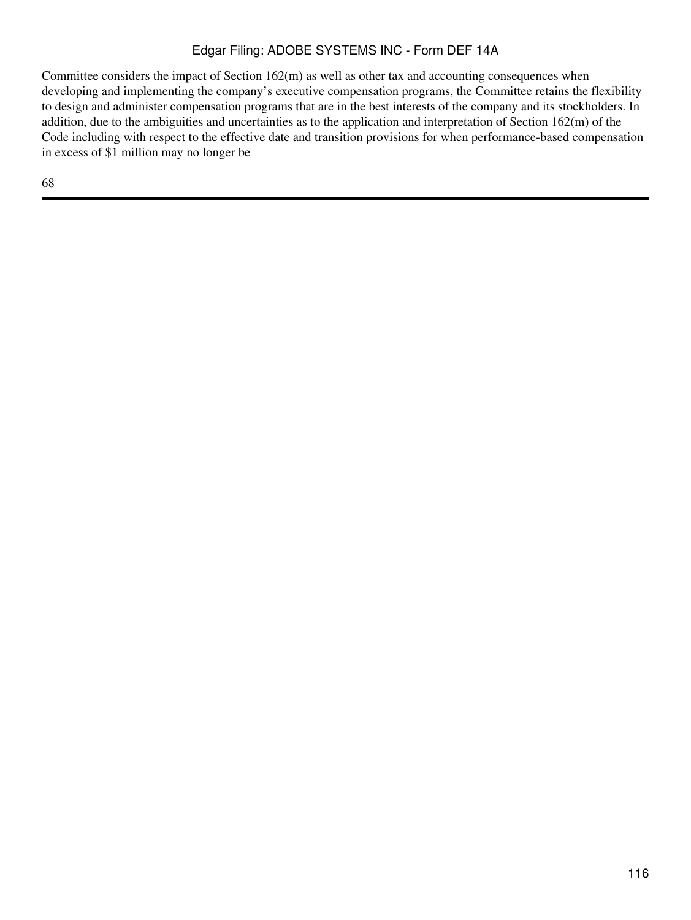Committee considers the impact of Section 162(m) as well as other tax and accounting consequences when developing and implementing the company's executive compensation programs, the Committee retains the flexibility to design and administer compensation programs that are in the best interests of the company and its stockholders. In addition, due to the ambiguities and uncertainties as to the application and interpretation of Section 162(m) of the Code including with respect to the effective date and transition provisions for when performance-based compensation in excess of $1 million may no longer be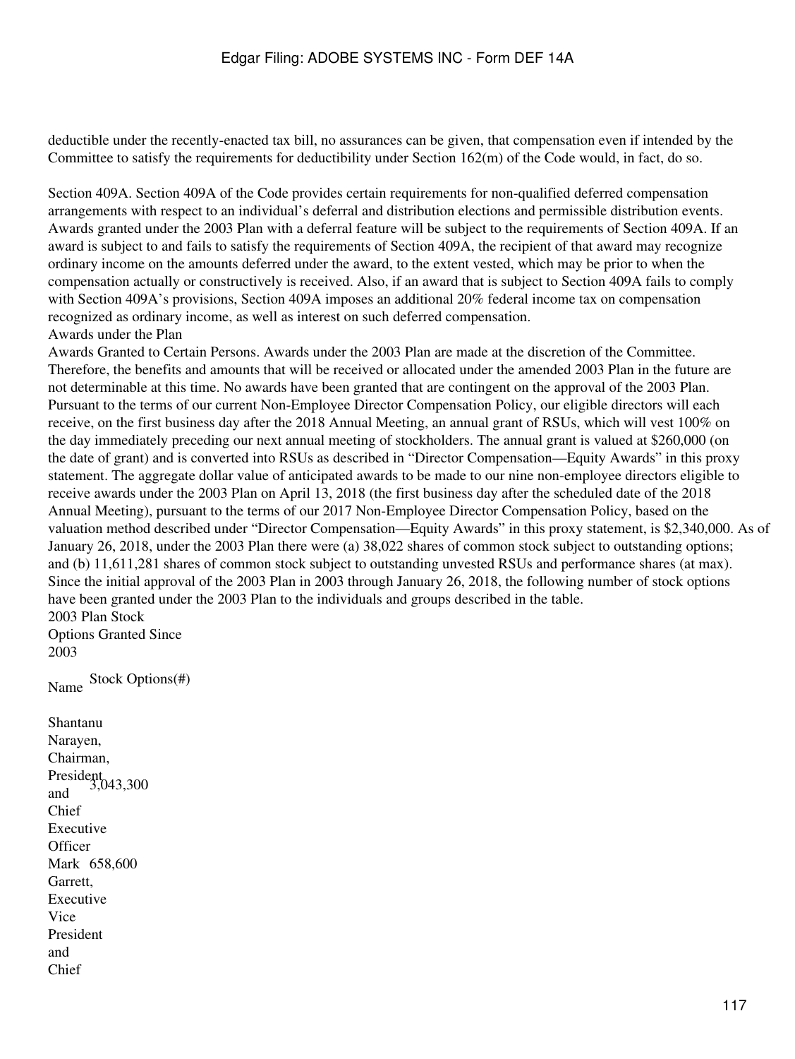deductible under the recently-enacted tax bill, no assurances can be given, that compensation even if intended by the Committee to satisfy the requirements for deductibility under Section 162(m) of the Code would, in fact, do so.

Section 409A. Section 409A of the Code provides certain requirements for non-qualified deferred compensation arrangements with respect to an individual's deferral and distribution elections and permissible distribution events. Awards granted under the 2003 Plan with a deferral feature will be subject to the requirements of Section 409A. If an award is subject to and fails to satisfy the requirements of Section 409A, the recipient of that award may recognize ordinary income on the amounts deferred under the award, to the extent vested, which may be prior to when the compensation actually or constructively is received. Also, if an award that is subject to Section 409A fails to comply with Section 409A's provisions, Section 409A imposes an additional 20% federal income tax on compensation recognized as ordinary income, as well as interest on such deferred compensation.

Awards under the Plan

Awards Granted to Certain Persons. Awards under the 2003 Plan are made at the discretion of the Committee. Therefore, the benefits and amounts that will be received or allocated under the amended 2003 Plan in the future are not determinable at this time. No awards have been granted that are contingent on the approval of the 2003 Plan. Pursuant to the terms of our current Non-Employee Director Compensation Policy, our eligible directors will each receive, on the first business day after the 2018 Annual Meeting, an annual grant of RSUs, which will vest 100% on the day immediately preceding our next annual meeting of stockholders. The annual grant is valued at $260,000 (on the date of grant) and is converted into RSUs as described in "Director Compensation—Equity Awards" in this proxy statement. The aggregate dollar value of anticipated awards to be made to our nine non-employee directors eligible to receive awards under the 2003 Plan on April 13, 2018 (the first business day after the scheduled date of the 2018 Annual Meeting), pursuant to the terms of our 2017 Non-Employee Director Compensation Policy, based on the valuation method described under "Director Compensation—Equity Awards" in this proxy statement, is $2,340,000. As of January 26, 2018, under the 2003 Plan there were (a) 38,022 shares of common stock subject to outstanding options; and (b) 11,611,281 shares of common stock subject to outstanding unvested RSUs and performance shares (at max). Since the initial approval of the 2003 Plan in 2003 through January 26, 2018, the following number of stock options have been granted under the 2003 Plan to the individuals and groups described in the table.

2003 Plan Stock Options Granted Since 2003

| Name | Stock Options(#) |
| --- | --- |
| Shantanu Narayen, Chairman, President and Chief Executive Officer | 3,043,300 |
| Mark Garrett, Executive Vice President and Chief | 658,600 |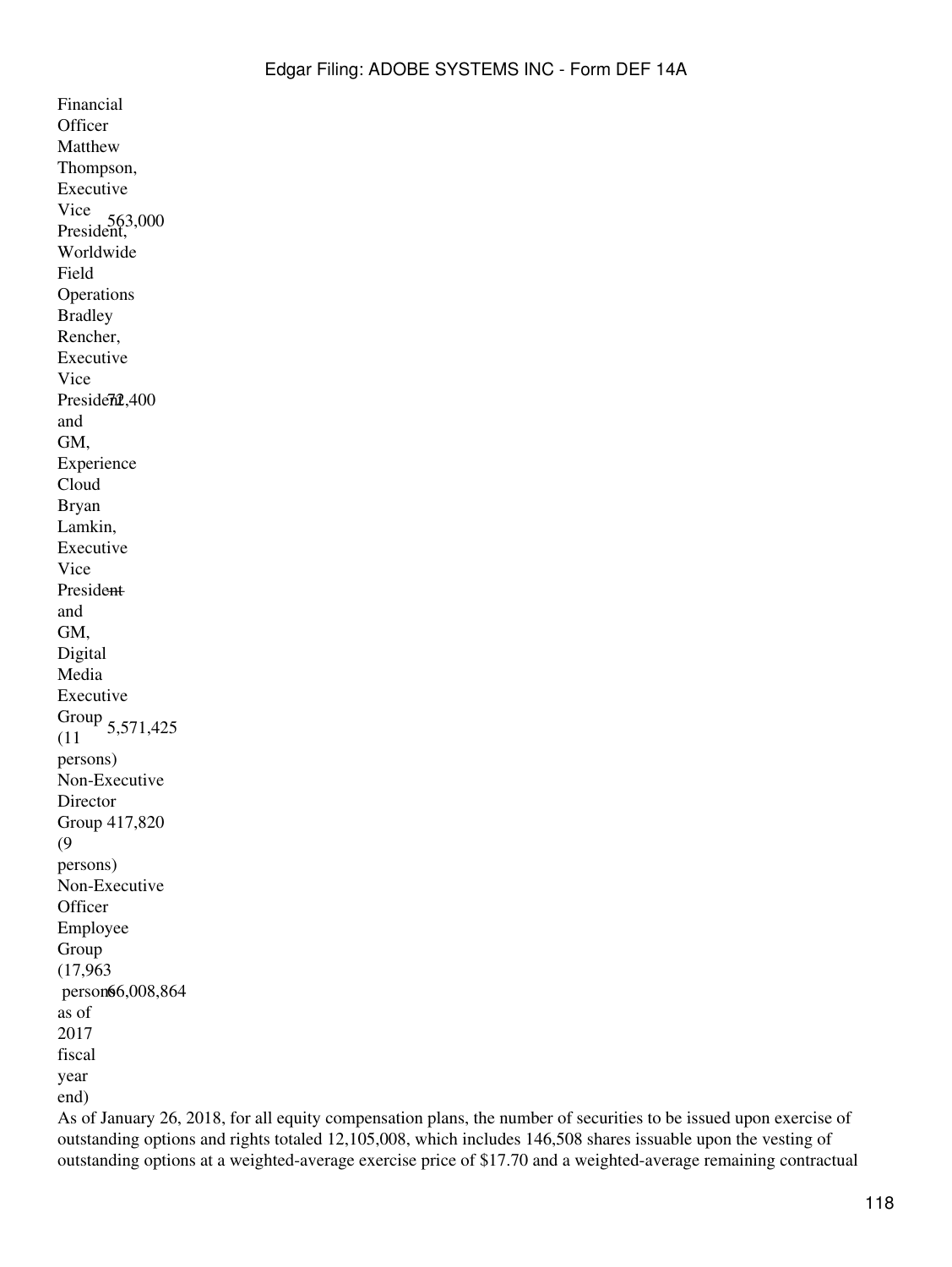| Name and Position | Number of Shares |
| --- | --- |
| Financial Officer | |
| Matthew Thompson, Executive Vice President, Worldwide Field Operations | 563,000 |
| Bradley Rencher, Executive Vice President and GM, Experience Cloud | 72,400 |
| Bryan Lamkin, Executive Vice President and GM, Digital Media | — |
| Executive Group (11 persons) | 5,571,425 |
| Non-Executive Director Group (9 persons) | 417,820 |
| Non-Executive Officer Employee Group (17,963 persons as of 2017 fiscal year end) | 66,008,864 |

As of January 26, 2018, for all equity compensation plans, the number of securities to be issued upon exercise of outstanding options and rights totaled 12,105,008, which includes 146,508 shares issuable upon the vesting of outstanding options at a weighted-average exercise price of $17.70 and a weighted-average remaining contractual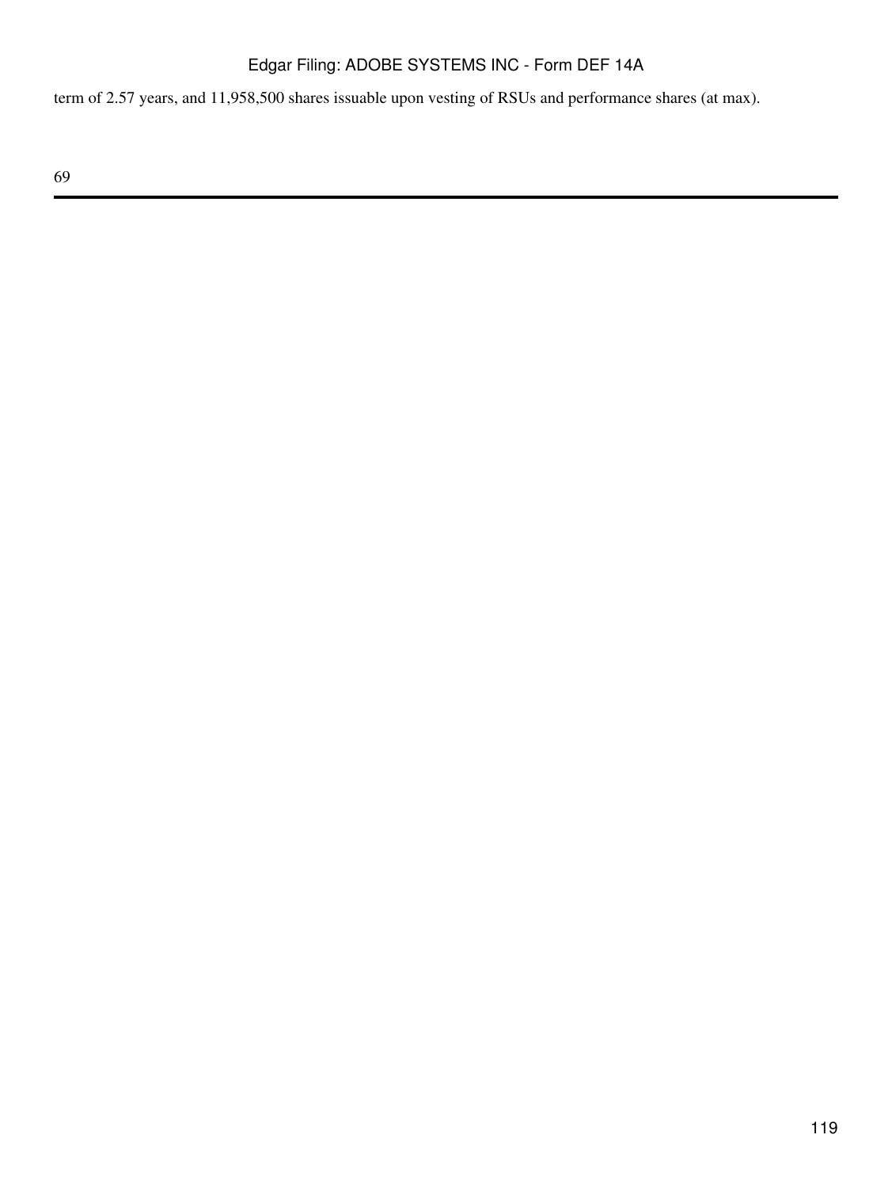term of 2.57 years, and 11,958,500 shares issuable upon vesting of RSUs and performance shares (at max).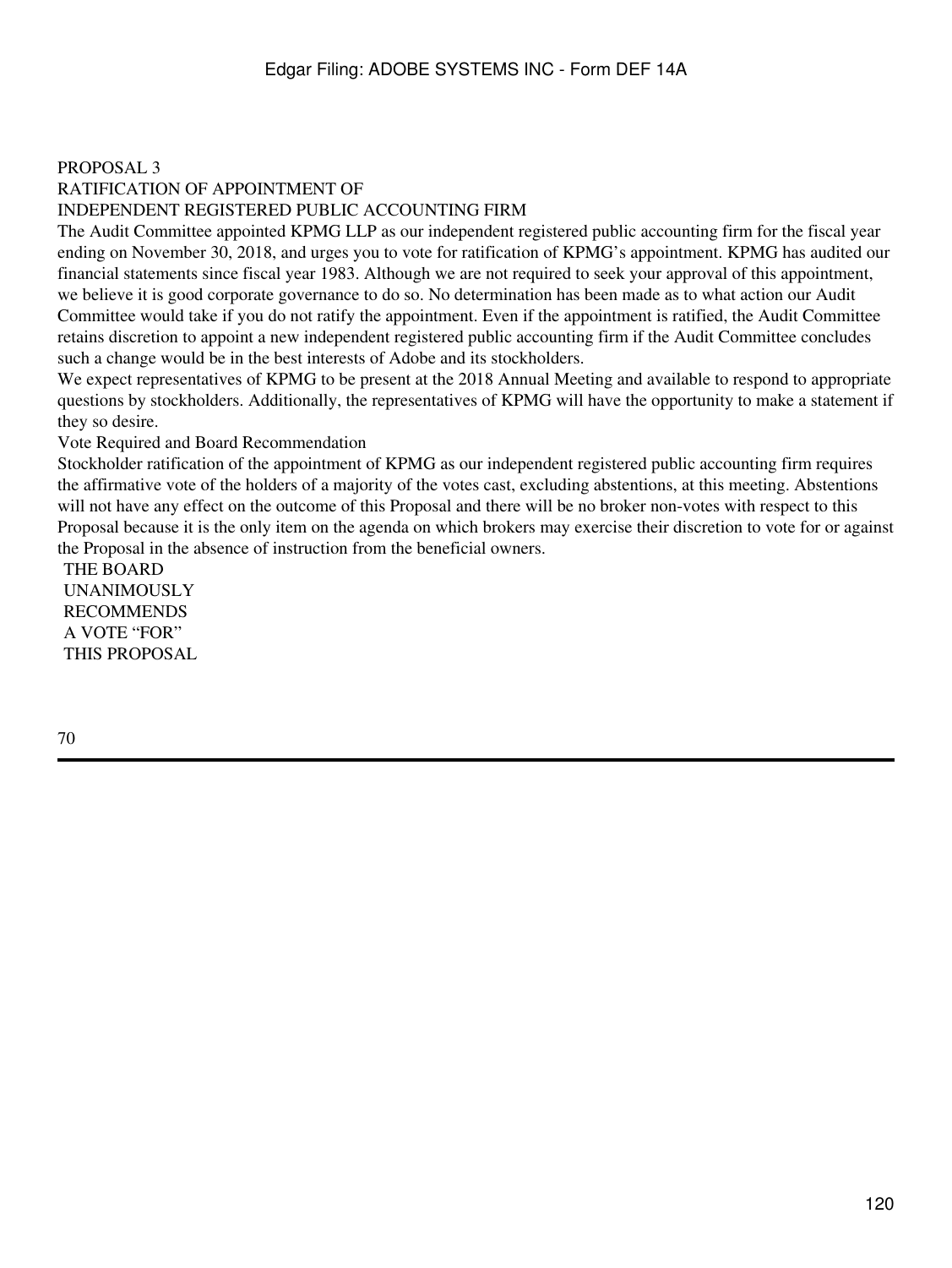## PROPOSAL 3
## RATIFICATION OF APPOINTMENT OF INDEPENDENT REGISTERED PUBLIC ACCOUNTING FIRM

The Audit Committee appointed KPMG LLP as our independent registered public accounting firm for the fiscal year ending on November 30, 2018, and urges you to vote for ratification of KPMG's appointment. KPMG has audited our financial statements since fiscal year 1983. Although we are not required to seek your approval of this appointment, we believe it is good corporate governance to do so. No determination has been made as to what action our Audit Committee would take if you do not ratify the appointment. Even if the appointment is ratified, the Audit Committee retains discretion to appoint a new independent registered public accounting firm if the Audit Committee concludes such a change would be in the best interests of Adobe and its stockholders.

We expect representatives of KPMG to be present at the 2018 Annual Meeting and available to respond to appropriate questions by stockholders. Additionally, the representatives of KPMG will have the opportunity to make a statement if they so desire.

### Vote Required and Board Recommendation

Stockholder ratification of the appointment of KPMG as our independent registered public accounting firm requires the affirmative vote of the holders of a majority of the votes cast, excluding abstentions, at this meeting. Abstentions will not have any effect on the outcome of this Proposal and there will be no broker non-votes with respect to this Proposal because it is the only item on the agenda on which brokers may exercise their discretion to vote for or against the Proposal in the absence of instruction from the beneficial owners.

**THE BOARD UNANIMOUSLY RECOMMENDS A VOTE "FOR" THIS PROPOSAL**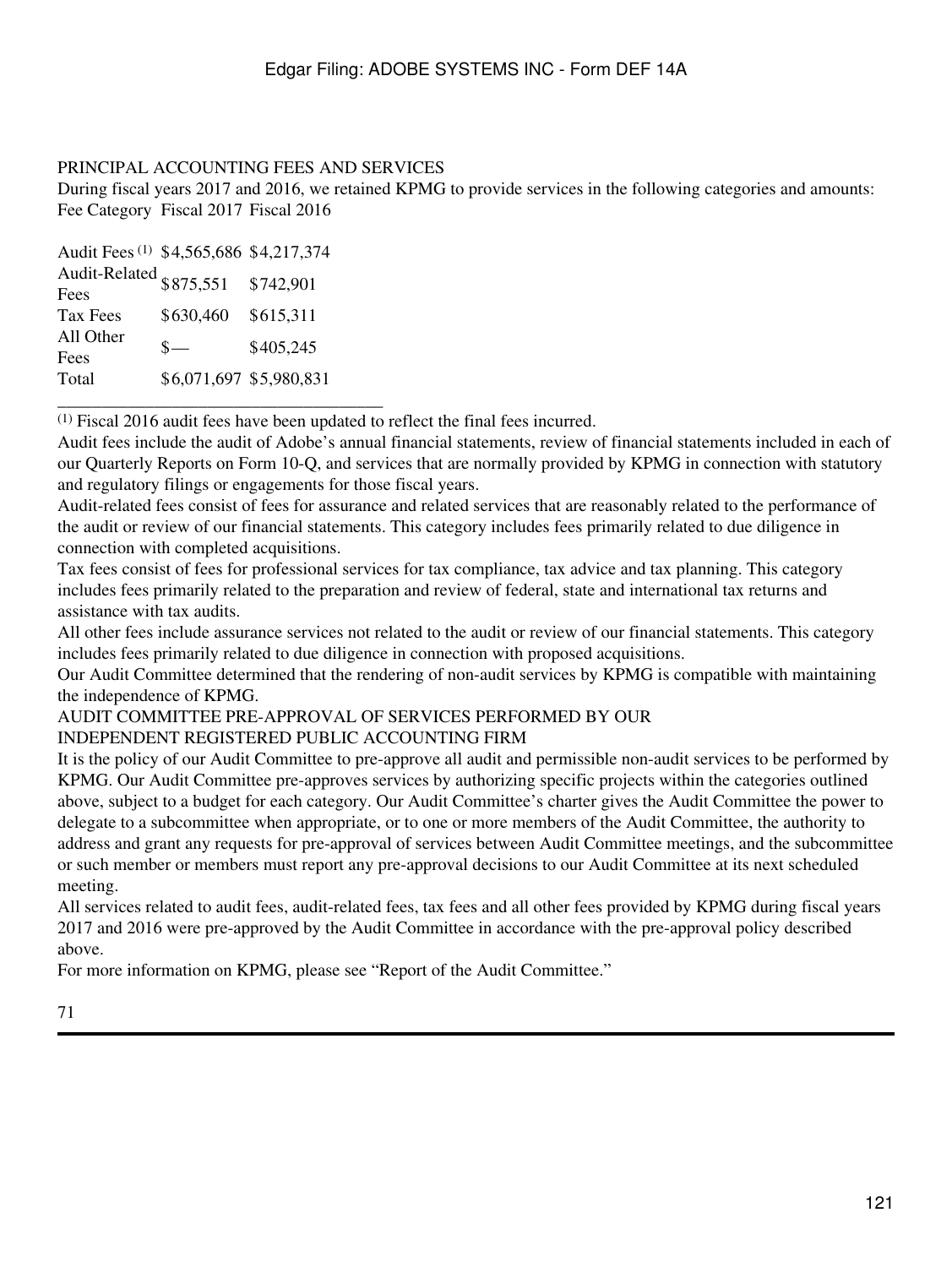PRINCIPAL ACCOUNTING FEES AND SERVICES

During fiscal years 2017 and 2016, we retained KPMG to provide services in the following categories and amounts:

| Fee Category | Fiscal 2017 | Fiscal 2016 |
|---|---|---|
| Audit Fees [(1)] | $4,565,686 | $4,217,374 |
| Audit-Related Fees | $875,551 | $742,901 |
| Tax Fees | $630,460 | $615,311 |
| All Other Fees | $— | $405,245 |
| Total | $6,071,697 | $5,980,831 |

(1) Fiscal 2016 audit fees have been updated to reflect the final fees incurred.

Audit fees include the audit of Adobe's annual financial statements, review of financial statements included in each of our Quarterly Reports on Form 10-Q, and services that are normally provided by KPMG in connection with statutory and regulatory filings or engagements for those fiscal years.

Audit-related fees consist of fees for assurance and related services that are reasonably related to the performance of the audit or review of our financial statements. This category includes fees primarily related to due diligence in connection with completed acquisitions.

Tax fees consist of fees for professional services for tax compliance, tax advice and tax planning. This category includes fees primarily related to the preparation and review of federal, state and international tax returns and assistance with tax audits.

All other fees include assurance services not related to the audit or review of our financial statements. This category includes fees primarily related to due diligence in connection with proposed acquisitions.

Our Audit Committee determined that the rendering of non-audit services by KPMG is compatible with maintaining the independence of KPMG.

AUDIT COMMITTEE PRE-APPROVAL OF SERVICES PERFORMED BY OUR INDEPENDENT REGISTERED PUBLIC ACCOUNTING FIRM

It is the policy of our Audit Committee to pre-approve all audit and permissible non-audit services to be performed by KPMG. Our Audit Committee pre-approves services by authorizing specific projects within the categories outlined above, subject to a budget for each category. Our Audit Committee's charter gives the Audit Committee the power to delegate to a subcommittee when appropriate, or to one or more members of the Audit Committee, the authority to address and grant any requests for pre-approval of services between Audit Committee meetings, and the subcommittee or such member or members must report any pre-approval decisions to our Audit Committee at its next scheduled meeting.

All services related to audit fees, audit-related fees, tax fees and all other fees provided by KPMG during fiscal years 2017 and 2016 were pre-approved by the Audit Committee in accordance with the pre-approval policy described above.

For more information on KPMG, please see "Report of the Audit Committee."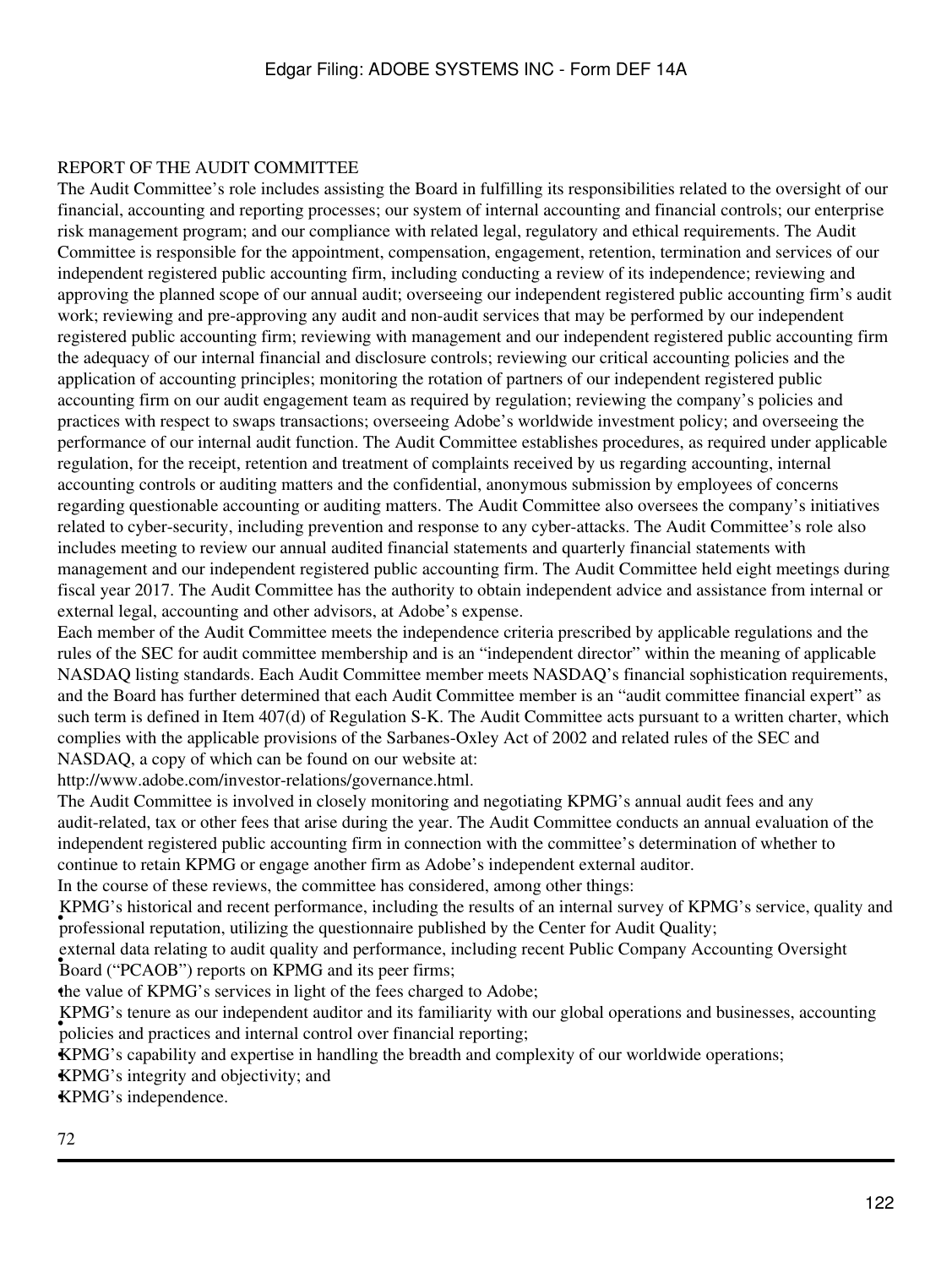## REPORT OF THE AUDIT COMMITTEE

The Audit Committee's role includes assisting the Board in fulfilling its responsibilities related to the oversight of our financial, accounting and reporting processes; our system of internal accounting and financial controls; our enterprise risk management program; and our compliance with related legal, regulatory and ethical requirements. The Audit Committee is responsible for the appointment, compensation, engagement, retention, termination and services of our independent registered public accounting firm, including conducting a review of its independence; reviewing and approving the planned scope of our annual audit; overseeing our independent registered public accounting firm's audit work; reviewing and pre-approving any audit and non-audit services that may be performed by our independent registered public accounting firm; reviewing with management and our independent registered public accounting firm the adequacy of our internal financial and disclosure controls; reviewing our critical accounting policies and the application of accounting principles; monitoring the rotation of partners of our independent registered public accounting firm on our audit engagement team as required by regulation; reviewing the company's policies and practices with respect to swaps transactions; overseeing Adobe's worldwide investment policy; and overseeing the performance of our internal audit function. The Audit Committee establishes procedures, as required under applicable regulation, for the receipt, retention and treatment of complaints received by us regarding accounting, internal accounting controls or auditing matters and the confidential, anonymous submission by employees of concerns regarding questionable accounting or auditing matters. The Audit Committee also oversees the company's initiatives related to cyber-security, including prevention and response to any cyber-attacks. The Audit Committee's role also includes meeting to review our annual audited financial statements and quarterly financial statements with management and our independent registered public accounting firm. The Audit Committee held eight meetings during fiscal year 2017. The Audit Committee has the authority to obtain independent advice and assistance from internal or external legal, accounting and other advisors, at Adobe's expense.

Each member of the Audit Committee meets the independence criteria prescribed by applicable regulations and the rules of the SEC for audit committee membership and is an "independent director" within the meaning of applicable NASDAQ listing standards. Each Audit Committee member meets NASDAQ's financial sophistication requirements, and the Board has further determined that each Audit Committee member is an "audit committee financial expert" as such term is defined in Item 407(d) of Regulation S-K. The Audit Committee acts pursuant to a written charter, which complies with the applicable provisions of the Sarbanes-Oxley Act of 2002 and related rules of the SEC and NASDAQ, a copy of which can be found on our website at:
http://www.adobe.com/investor-relations/governance.html.

The Audit Committee is involved in closely monitoring and negotiating KPMG's annual audit fees and any audit-related, tax or other fees that arise during the year. The Audit Committee conducts an annual evaluation of the independent registered public accounting firm in connection with the committee's determination of whether to continue to retain KPMG or engage another firm as Adobe's independent external auditor.

In the course of these reviews, the committee has considered, among other things:

- KPMG's historical and recent performance, including the results of an internal survey of KPMG's service, quality and professional reputation, utilizing the questionnaire published by the Center for Audit Quality;
- external data relating to audit quality and performance, including recent Public Company Accounting Oversight Board ("PCAOB") reports on KPMG and its peer firms;
- the value of KPMG's services in light of the fees charged to Adobe;
- KPMG's tenure as our independent auditor and its familiarity with our global operations and businesses, accounting policies and practices and internal control over financial reporting;
- KPMG's capability and expertise in handling the breadth and complexity of our worldwide operations;
- KPMG's integrity and objectivity; and
- KPMG's independence.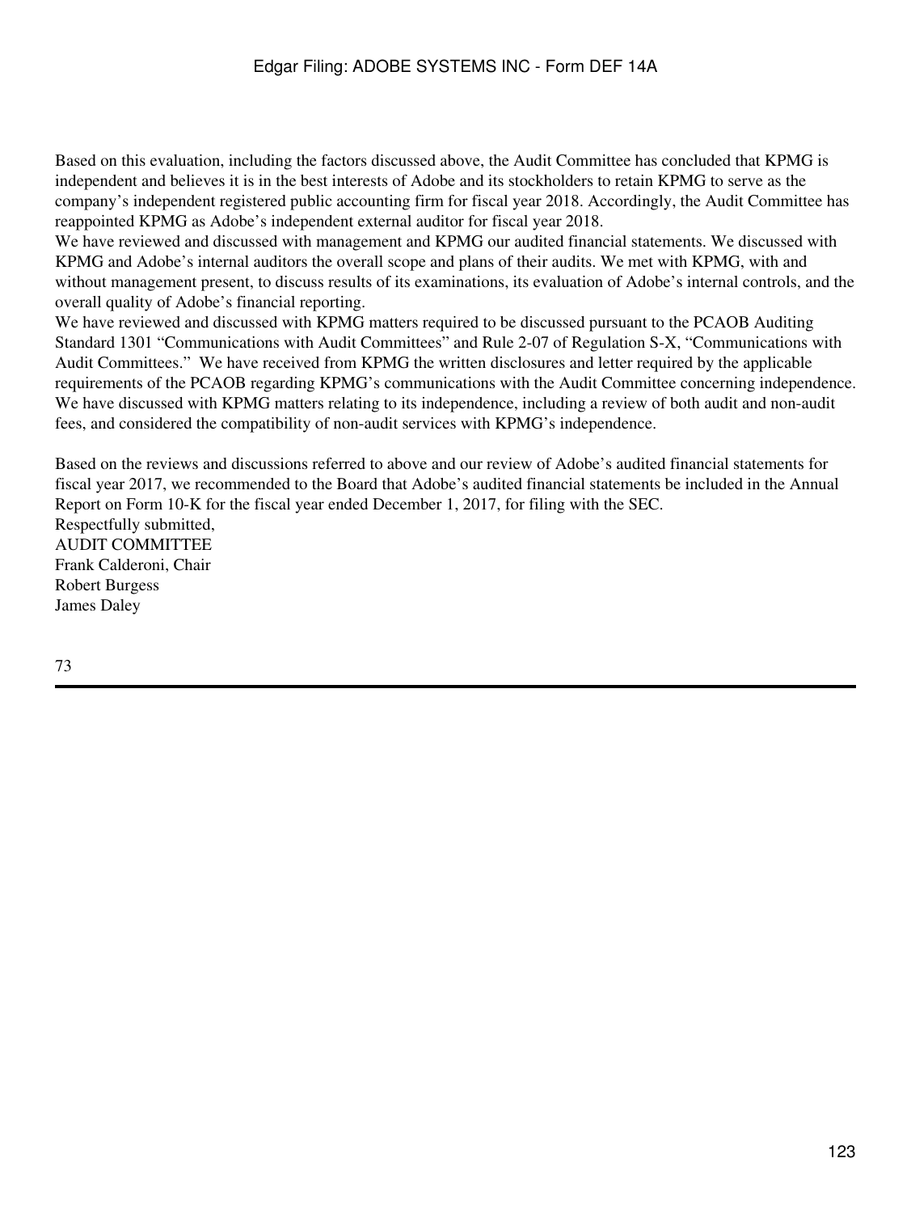Based on this evaluation, including the factors discussed above, the Audit Committee has concluded that KPMG is independent and believes it is in the best interests of Adobe and its stockholders to retain KPMG to serve as the company's independent registered public accounting firm for fiscal year 2018. Accordingly, the Audit Committee has reappointed KPMG as Adobe's independent external auditor for fiscal year 2018.

We have reviewed and discussed with management and KPMG our audited financial statements. We discussed with KPMG and Adobe's internal auditors the overall scope and plans of their audits. We met with KPMG, with and without management present, to discuss results of its examinations, its evaluation of Adobe's internal controls, and the overall quality of Adobe's financial reporting.

We have reviewed and discussed with KPMG matters required to be discussed pursuant to the PCAOB Auditing Standard 1301 "Communications with Audit Committees" and Rule 2-07 of Regulation S-X, "Communications with Audit Committees." We have received from KPMG the written disclosures and letter required by the applicable requirements of the PCAOB regarding KPMG's communications with the Audit Committee concerning independence. We have discussed with KPMG matters relating to its independence, including a review of both audit and non-audit fees, and considered the compatibility of non-audit services with KPMG's independence.

Based on the reviews and discussions referred to above and our review of Adobe's audited financial statements for fiscal year 2017, we recommended to the Board that Adobe's audited financial statements be included in the Annual Report on Form 10-K for the fiscal year ended December 1, 2017, for filing with the SEC.

Respectfully submitted,
AUDIT COMMITTEE
Frank Calderoni, Chair
Robert Burgess
James Daley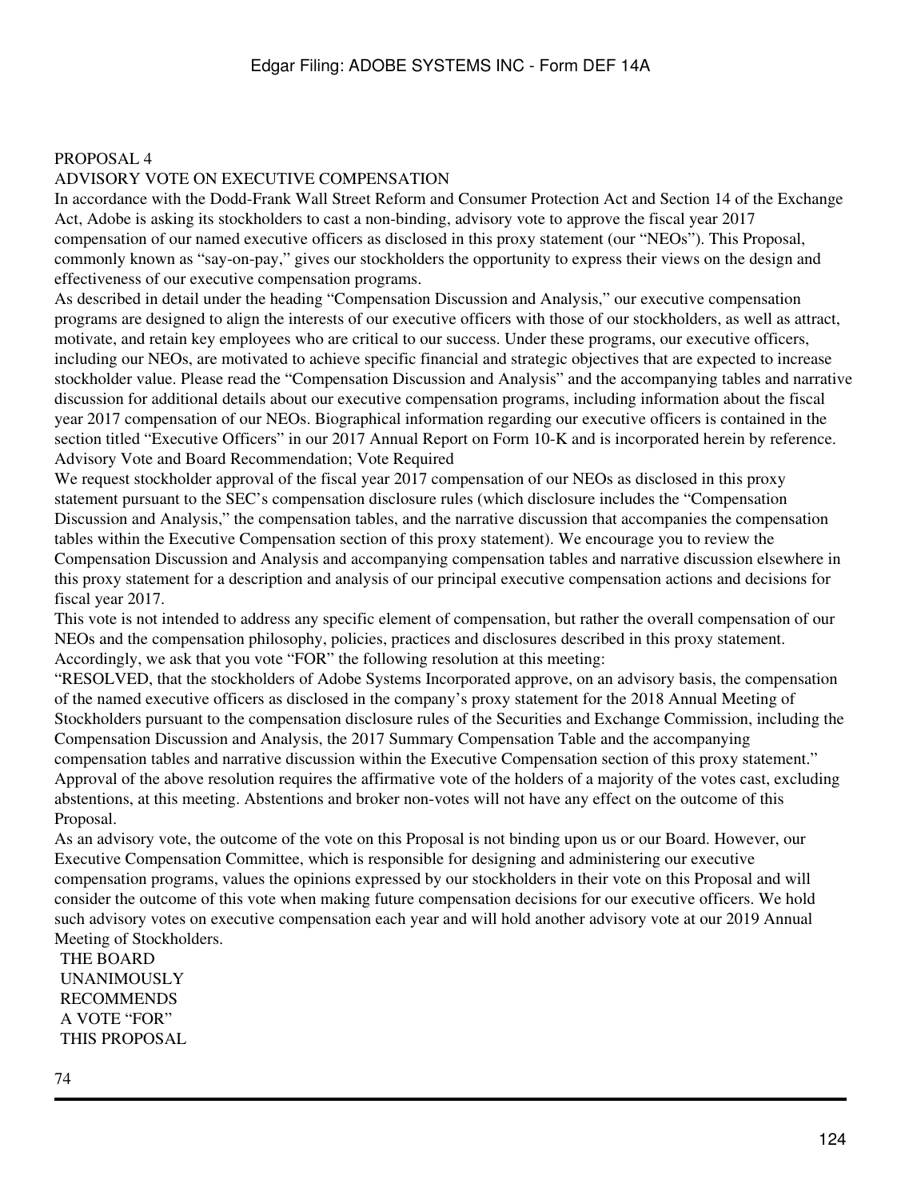# PROPOSAL 4

## ADVISORY VOTE ON EXECUTIVE COMPENSATION

In accordance with the Dodd-Frank Wall Street Reform and Consumer Protection Act and Section 14 of the Exchange Act, Adobe is asking its stockholders to cast a non-binding, advisory vote to approve the fiscal year 2017 compensation of our named executive officers as disclosed in this proxy statement (our "NEOs"). This Proposal, commonly known as "say-on-pay," gives our stockholders the opportunity to express their views on the design and effectiveness of our executive compensation programs.

As described in detail under the heading "Compensation Discussion and Analysis," our executive compensation programs are designed to align the interests of our executive officers with those of our stockholders, as well as attract, motivate, and retain key employees who are critical to our success. Under these programs, our executive officers, including our NEOs, are motivated to achieve specific financial and strategic objectives that are expected to increase stockholder value. Please read the "Compensation Discussion and Analysis" and the accompanying tables and narrative discussion for additional details about our executive compensation programs, including information about the fiscal year 2017 compensation of our NEOs. Biographical information regarding our executive officers is contained in the section titled "Executive Officers" in our 2017 Annual Report on Form 10-K and is incorporated herein by reference.

### Advisory Vote and Board Recommendation; Vote Required

We request stockholder approval of the fiscal year 2017 compensation of our NEOs as disclosed in this proxy statement pursuant to the SEC's compensation disclosure rules (which disclosure includes the "Compensation Discussion and Analysis," the compensation tables, and the narrative discussion that accompanies the compensation tables within the Executive Compensation section of this proxy statement). We encourage you to review the Compensation Discussion and Analysis and accompanying compensation tables and narrative discussion elsewhere in this proxy statement for a description and analysis of our principal executive compensation actions and decisions for fiscal year 2017.

This vote is not intended to address any specific element of compensation, but rather the overall compensation of our NEOs and the compensation philosophy, policies, practices and disclosures described in this proxy statement. Accordingly, we ask that you vote "FOR" the following resolution at this meeting:

"RESOLVED, that the stockholders of Adobe Systems Incorporated approve, on an advisory basis, the compensation of the named executive officers as disclosed in the company's proxy statement for the 2018 Annual Meeting of Stockholders pursuant to the compensation disclosure rules of the Securities and Exchange Commission, including the Compensation Discussion and Analysis, the 2017 Summary Compensation Table and the accompanying compensation tables and narrative discussion within the Executive Compensation section of this proxy statement."

Approval of the above resolution requires the affirmative vote of the holders of a majority of the votes cast, excluding abstentions, at this meeting. Abstentions and broker non-votes will not have any effect on the outcome of this Proposal.

As an advisory vote, the outcome of the vote on this Proposal is not binding upon us or our Board. However, our Executive Compensation Committee, which is responsible for designing and administering our executive compensation programs, values the opinions expressed by our stockholders in their vote on this Proposal and will consider the outcome of this vote when making future compensation decisions for our executive officers. We hold such advisory votes on executive compensation each year and will hold another advisory vote at our 2019 Annual Meeting of Stockholders.

**THE BOARD UNANIMOUSLY RECOMMENDS A VOTE "FOR" THIS PROPOSAL**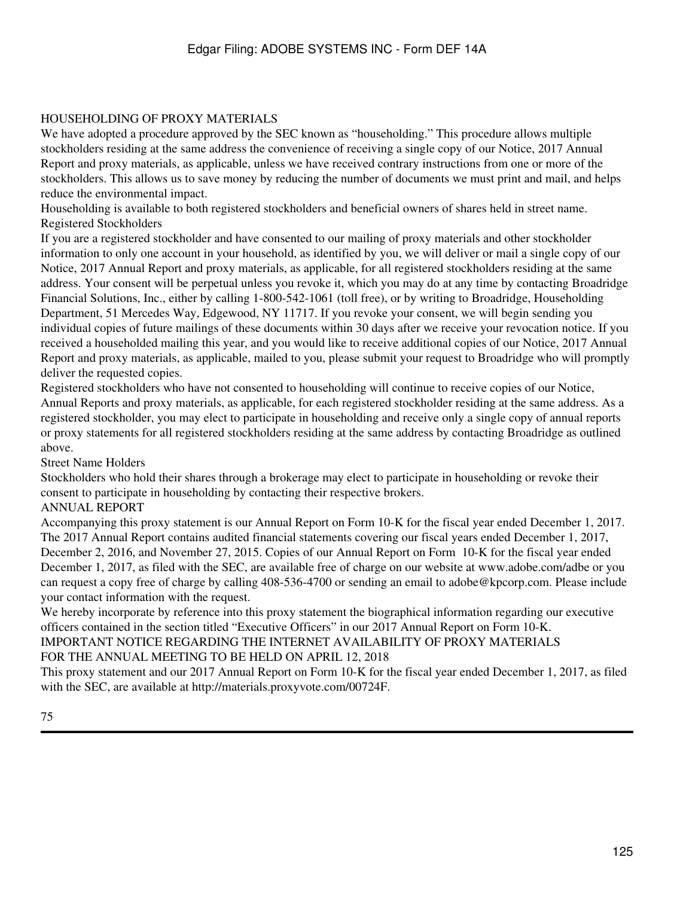## HOUSEHOLDING OF PROXY MATERIALS

We have adopted a procedure approved by the SEC known as "householding." This procedure allows multiple stockholders residing at the same address the convenience of receiving a single copy of our Notice, 2017 Annual Report and proxy materials, as applicable, unless we have received contrary instructions from one or more of the stockholders. This allows us to save money by reducing the number of documents we must print and mail, and helps reduce the environmental impact.

Householding is available to both registered stockholders and beneficial owners of shares held in street name.

### Registered Stockholders

If you are a registered stockholder and have consented to our mailing of proxy materials and other stockholder information to only one account in your household, as identified by you, we will deliver or mail a single copy of our Notice, 2017 Annual Report and proxy materials, as applicable, for all registered stockholders residing at the same address. Your consent will be perpetual unless you revoke it, which you may do at any time by contacting Broadridge Financial Solutions, Inc., either by calling 1-800-542-1061 (toll free), or by writing to Broadridge, Householding Department, 51 Mercedes Way, Edgewood, NY 11717. If you revoke your consent, we will begin sending you individual copies of future mailings of these documents within 30 days after we receive your revocation notice. If you received a householded mailing this year, and you would like to receive additional copies of our Notice, 2017 Annual Report and proxy materials, as applicable, mailed to you, please submit your request to Broadridge who will promptly deliver the requested copies.

Registered stockholders who have not consented to householding will continue to receive copies of our Notice, Annual Reports and proxy materials, as applicable, for each registered stockholder residing at the same address. As a registered stockholder, you may elect to participate in householding and receive only a single copy of annual reports or proxy statements for all registered stockholders residing at the same address by contacting Broadridge as outlined above.

### Street Name Holders

Stockholders who hold their shares through a brokerage may elect to participate in householding or revoke their consent to participate in householding by contacting their respective brokers.

## ANNUAL REPORT

Accompanying this proxy statement is our Annual Report on Form 10-K for the fiscal year ended December 1, 2017. The 2017 Annual Report contains audited financial statements covering our fiscal years ended December 1, 2017, December 2, 2016, and November 27, 2015. Copies of our Annual Report on Form 10-K for the fiscal year ended December 1, 2017, as filed with the SEC, are available free of charge on our website at www.adobe.com/adbe or you can request a copy free of charge by calling 408-536-4700 or sending an email to adobe@kpcorp.com. Please include your contact information with the request.

We hereby incorporate by reference into this proxy statement the biographical information regarding our executive officers contained in the section titled "Executive Officers" in our 2017 Annual Report on Form 10-K.

## IMPORTANT NOTICE REGARDING THE INTERNET AVAILABILITY OF PROXY MATERIALS FOR THE ANNUAL MEETING TO BE HELD ON APRIL 12, 2018

This proxy statement and our 2017 Annual Report on Form 10-K for the fiscal year ended December 1, 2017, as filed with the SEC, are available at http://materials.proxyvote.com/00724F.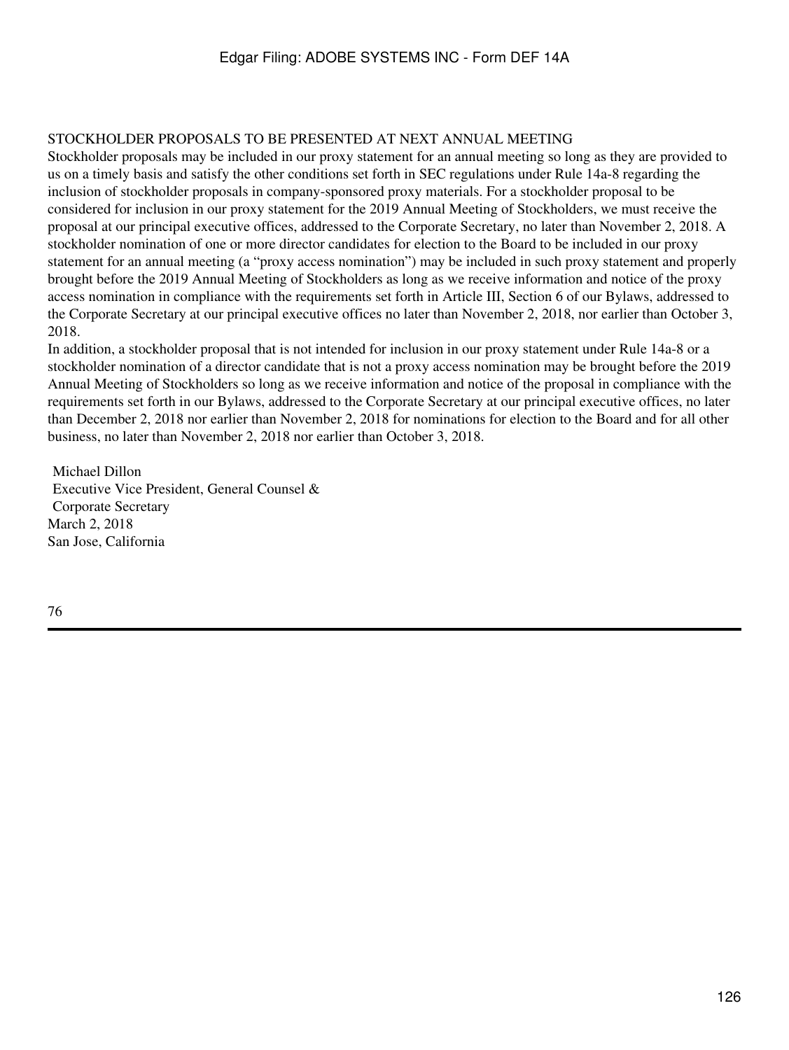## STOCKHOLDER PROPOSALS TO BE PRESENTED AT NEXT ANNUAL MEETING

Stockholder proposals may be included in our proxy statement for an annual meeting so long as they are provided to us on a timely basis and satisfy the other conditions set forth in SEC regulations under Rule 14a-8 regarding the inclusion of stockholder proposals in company-sponsored proxy materials. For a stockholder proposal to be considered for inclusion in our proxy statement for the 2019 Annual Meeting of Stockholders, we must receive the proposal at our principal executive offices, addressed to the Corporate Secretary, no later than November 2, 2018. A stockholder nomination of one or more director candidates for election to the Board to be included in our proxy statement for an annual meeting (a "proxy access nomination") may be included in such proxy statement and properly brought before the 2019 Annual Meeting of Stockholders as long as we receive information and notice of the proxy access nomination in compliance with the requirements set forth in Article III, Section 6 of our Bylaws, addressed to the Corporate Secretary at our principal executive offices no later than November 2, 2018, nor earlier than October 3, 2018.

In addition, a stockholder proposal that is not intended for inclusion in our proxy statement under Rule 14a-8 or a stockholder nomination of a director candidate that is not a proxy access nomination may be brought before the 2019 Annual Meeting of Stockholders so long as we receive information and notice of the proposal in compliance with the requirements set forth in our Bylaws, addressed to the Corporate Secretary at our principal executive offices, no later than December 2, 2018 nor earlier than November 2, 2018 for nominations for election to the Board and for all other business, no later than November 2, 2018 nor earlier than October 3, 2018.

Michael Dillon
Executive Vice President, General Counsel &
Corporate Secretary
March 2, 2018
San Jose, California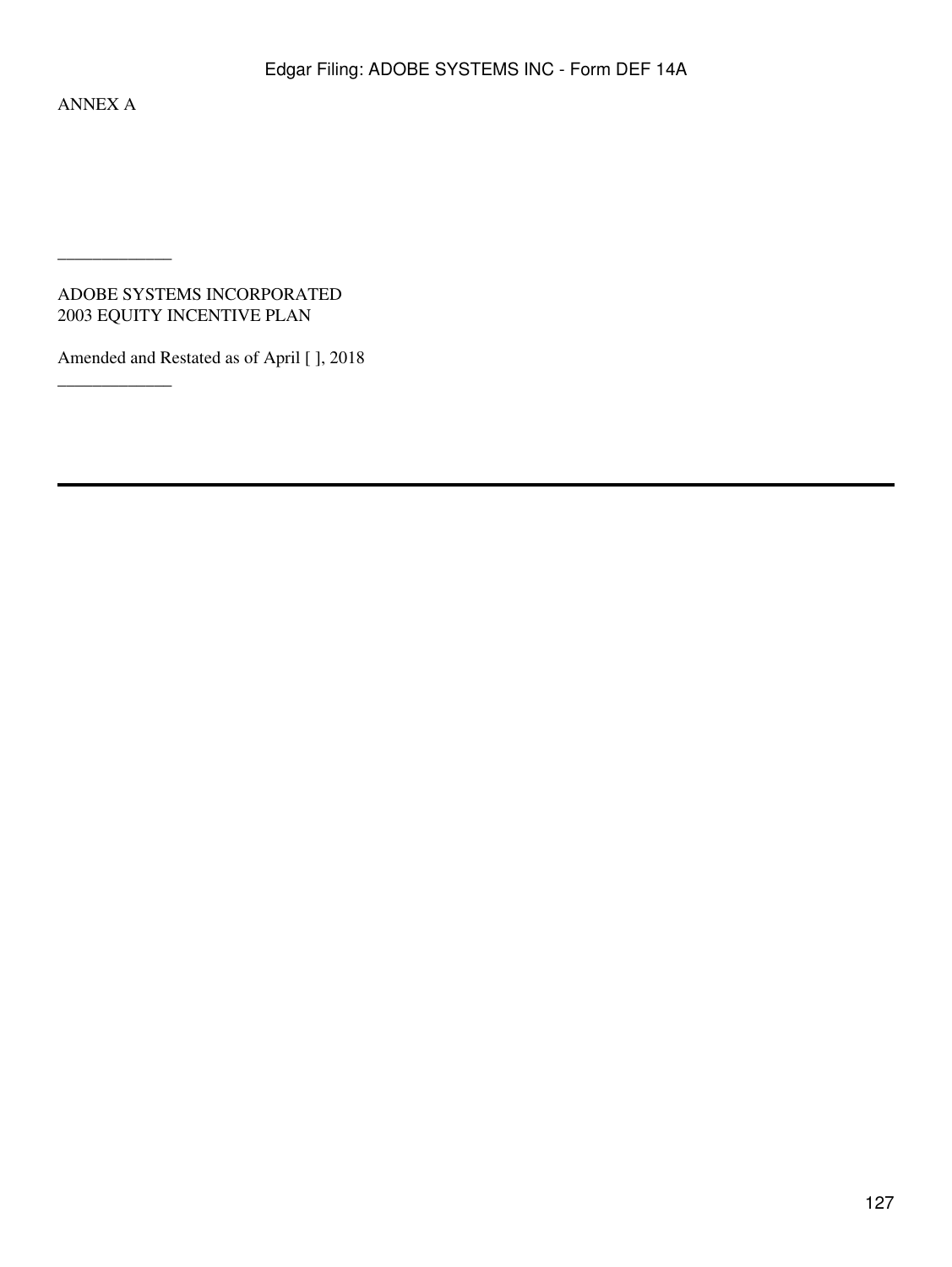ANNEX A

_____________

ADOBE SYSTEMS INCORPORATED
2003 EQUITY INCENTIVE PLAN

Amended and Restated as of April [ ], 2018

_____________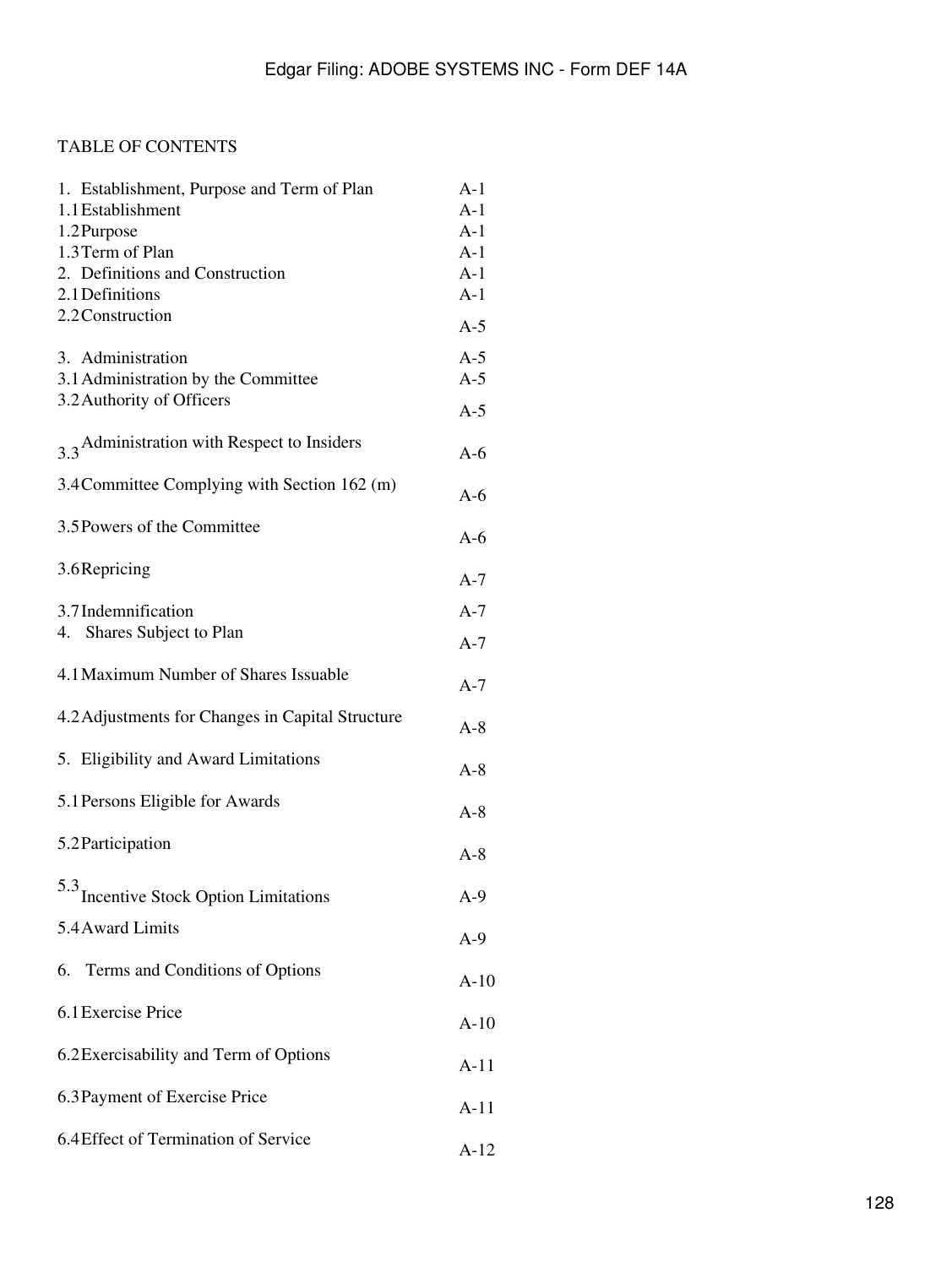TABLE OF CONTENTS

| | |
|---|---|
| 1. Establishment, Purpose and Term of Plan | A-1 |
| 1.1 Establishment | A-1 |
| 1.2 Purpose | A-1 |
| 1.3 Term of Plan | A-1 |
| 2. Definitions and Construction | A-1 |
| 2.1 Definitions | A-1 |
| 2.2 Construction | A-5 |
| 3. Administration | A-5 |
| 3.1 Administration by the Committee | A-5 |
| 3.2 Authority of Officers | A-5 |
| 3.3 Administration with Respect to Insiders | A-6 |
| 3.4 Committee Complying with Section 162 (m) | A-6 |
| 3.5 Powers of the Committee | A-6 |
| 3.6 Repricing | A-7 |
| 3.7 Indemnification | A-7 |
| 4. Shares Subject to Plan | A-7 |
| 4.1 Maximum Number of Shares Issuable | A-7 |
| 4.2 Adjustments for Changes in Capital Structure | A-8 |
| 5. Eligibility and Award Limitations | A-8 |
| 5.1 Persons Eligible for Awards | A-8 |
| 5.2 Participation | A-8 |
| 5.3 Incentive Stock Option Limitations | A-9 |
| 5.4 Award Limits | A-9 |
| 6. Terms and Conditions of Options | A-10 |
| 6.1 Exercise Price | A-10 |
| 6.2 Exercisability and Term of Options | A-11 |
| 6.3 Payment of Exercise Price | A-11 |
| 6.4 Effect of Termination of Service | A-12 |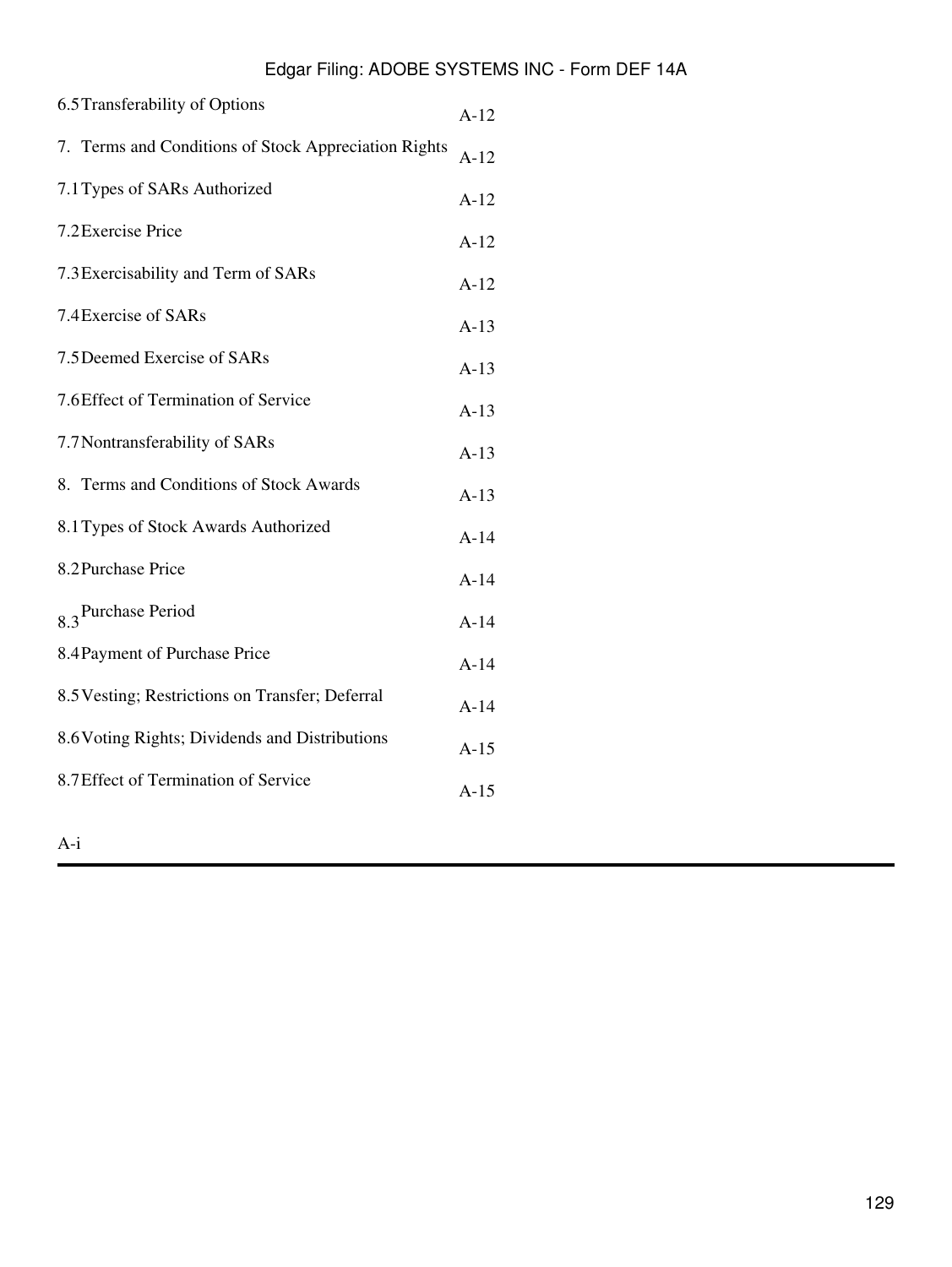| | |
|---|---|
| 6.5 Transferability of Options | A-12 |
| 7. Terms and Conditions of Stock Appreciation Rights | A-12 |
| 7.1 Types of SARs Authorized | A-12 |
| 7.2 Exercise Price | A-12 |
| 7.3 Exercisability and Term of SARs | A-12 |
| 7.4 Exercise of SARs | A-13 |
| 7.5 Deemed Exercise of SARs | A-13 |
| 7.6 Effect of Termination of Service | A-13 |
| 7.7 Nontransferability of SARs | A-13 |
| 8. Terms and Conditions of Stock Awards | A-13 |
| 8.1 Types of Stock Awards Authorized | A-14 |
| 8.2 Purchase Price | A-14 |
| 8.3 Purchase Period | A-14 |
| 8.4 Payment of Purchase Price | A-14 |
| 8.5 Vesting; Restrictions on Transfer; Deferral | A-14 |
| 8.6 Voting Rights; Dividends and Distributions | A-15 |
| 8.7 Effect of Termination of Service | A-15 |

A-i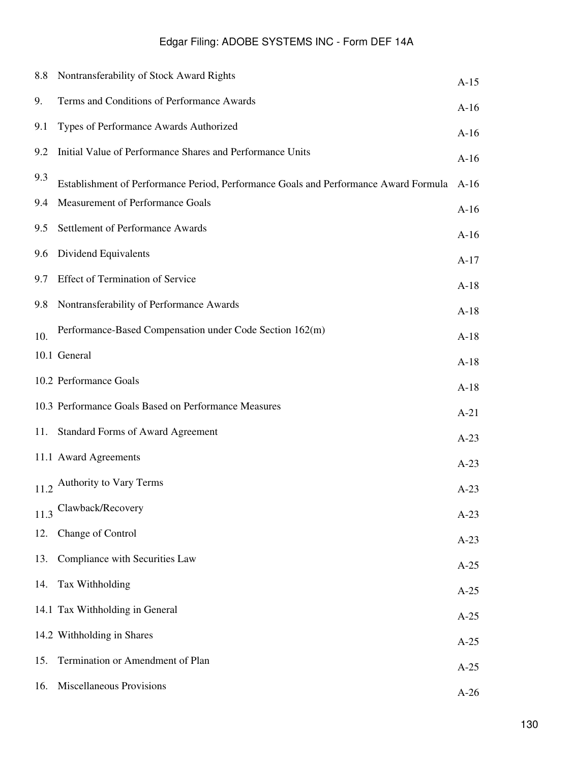| | | |
|---|---|---|
| 8.8 | Nontransferability of Stock Award Rights | A-15 |
| 9. | Terms and Conditions of Performance Awards | A-16 |
| 9.1 | Types of Performance Awards Authorized | A-16 |
| 9.2 | Initial Value of Performance Shares and Performance Units | A-16 |
| 9.3 | Establishment of Performance Period, Performance Goals and Performance Award Formula | A-16 |
| 9.4 | Measurement of Performance Goals | A-16 |
| 9.5 | Settlement of Performance Awards | A-16 |
| 9.6 | Dividend Equivalents | A-17 |
| 9.7 | Effect of Termination of Service | A-18 |
| 9.8 | Nontransferability of Performance Awards | A-18 |
| 10. | Performance-Based Compensation under Code Section 162(m) | A-18 |
| 10.1 | General | A-18 |
| 10.2 | Performance Goals | A-18 |
| 10.3 | Performance Goals Based on Performance Measures | A-21 |
| 11. | Standard Forms of Award Agreement | A-23 |
| 11.1 | Award Agreements | A-23 |
| 11.2 | Authority to Vary Terms | A-23 |
| 11.3 | Clawback/Recovery | A-23 |
| 12. | Change of Control | A-23 |
| 13. | Compliance with Securities Law | A-25 |
| 14. | Tax Withholding | A-25 |
| 14.1 | Tax Withholding in General | A-25 |
| 14.2 | Withholding in Shares | A-25 |
| 15. | Termination or Amendment of Plan | A-25 |
| 16. | Miscellaneous Provisions | A-26 |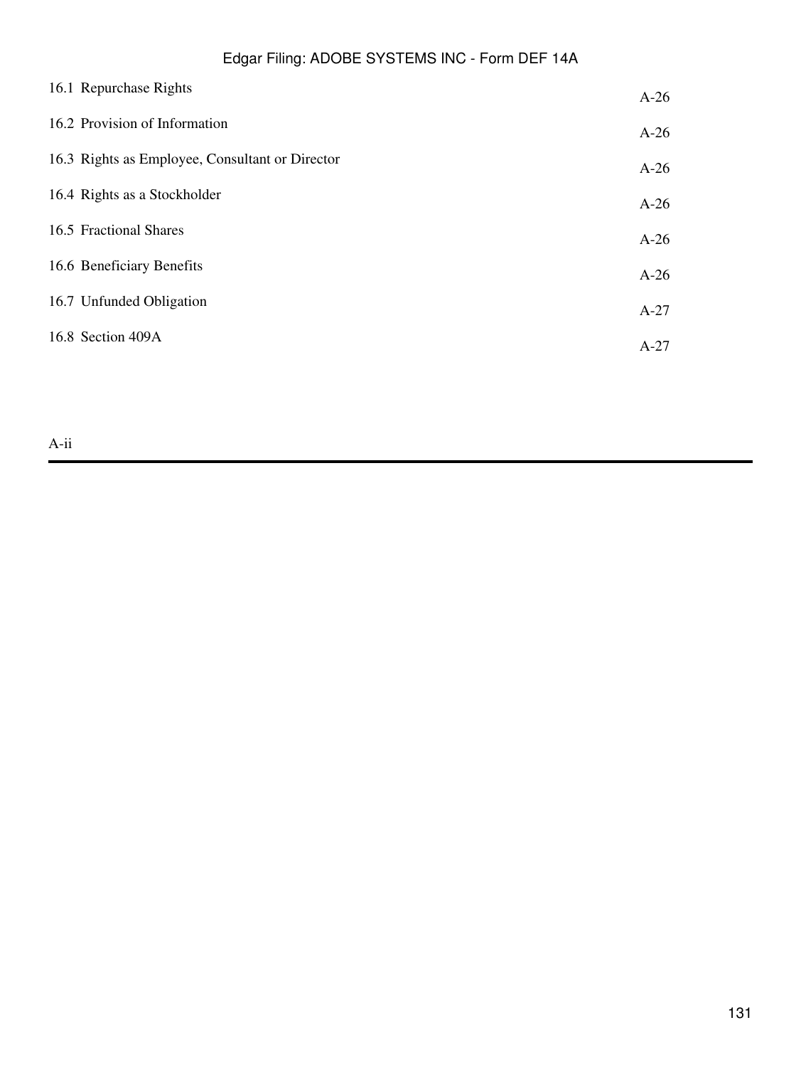| | |
|---|---|
| 16.1 Repurchase Rights | A-26 |
| 16.2 Provision of Information | A-26 |
| 16.3 Rights as Employee, Consultant or Director | A-26 |
| 16.4 Rights as a Stockholder | A-26 |
| 16.5 Fractional Shares | A-26 |
| 16.6 Beneficiary Benefits | A-26 |
| 16.7 Unfunded Obligation | A-27 |
| 16.8 Section 409A | A-27 |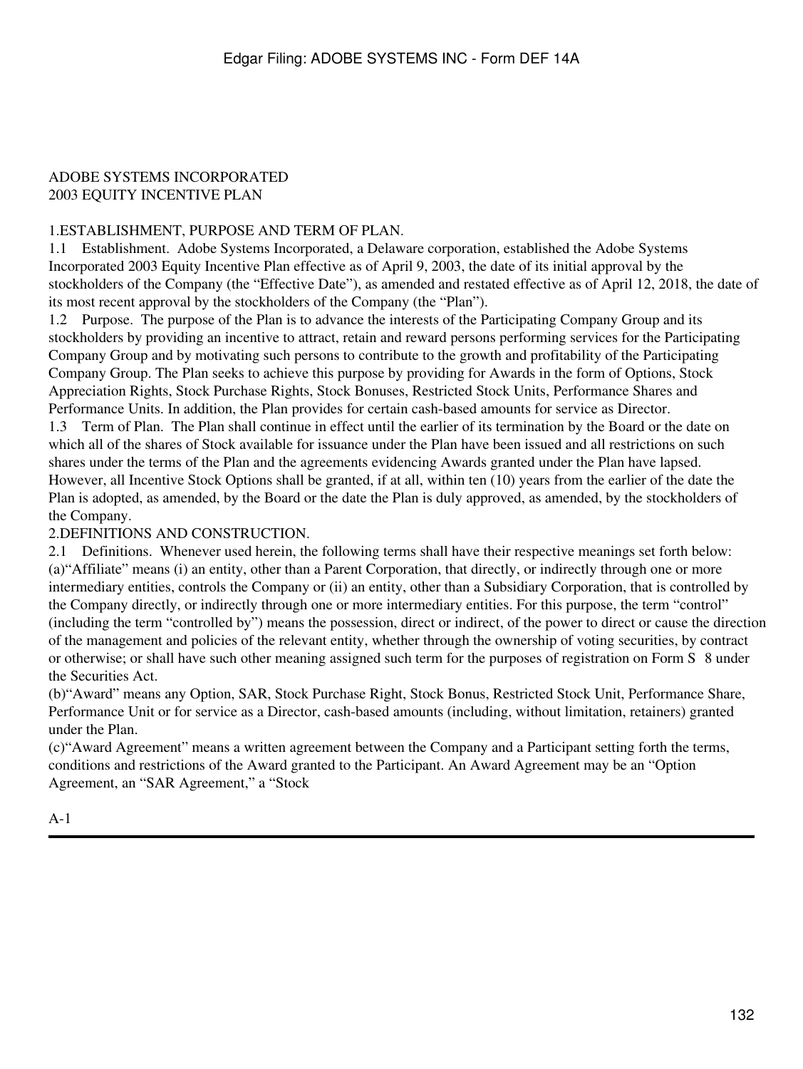ADOBE SYSTEMS INCORPORATED
2003 EQUITY INCENTIVE PLAN

1.ESTABLISHMENT, PURPOSE AND TERM OF PLAN.

1.1 Establishment. Adobe Systems Incorporated, a Delaware corporation, established the Adobe Systems Incorporated 2003 Equity Incentive Plan effective as of April 9, 2003, the date of its initial approval by the stockholders of the Company (the "Effective Date"), as amended and restated effective as of April 12, 2018, the date of its most recent approval by the stockholders of the Company (the "Plan").

1.2 Purpose. The purpose of the Plan is to advance the interests of the Participating Company Group and its stockholders by providing an incentive to attract, retain and reward persons performing services for the Participating Company Group and by motivating such persons to contribute to the growth and profitability of the Participating Company Group. The Plan seeks to achieve this purpose by providing for Awards in the form of Options, Stock Appreciation Rights, Stock Purchase Rights, Stock Bonuses, Restricted Stock Units, Performance Shares and Performance Units. In addition, the Plan provides for certain cash-based amounts for service as Director.

1.3 Term of Plan. The Plan shall continue in effect until the earlier of its termination by the Board or the date on which all of the shares of Stock available for issuance under the Plan have been issued and all restrictions on such shares under the terms of the Plan and the agreements evidencing Awards granted under the Plan have lapsed. However, all Incentive Stock Options shall be granted, if at all, within ten (10) years from the earlier of the date the Plan is adopted, as amended, by the Board or the date the Plan is duly approved, as amended, by the stockholders of the Company.

2.DEFINITIONS AND CONSTRUCTION.

2.1 Definitions. Whenever used herein, the following terms shall have their respective meanings set forth below:

(a)"Affiliate" means (i) an entity, other than a Parent Corporation, that directly, or indirectly through one or more intermediary entities, controls the Company or (ii) an entity, other than a Subsidiary Corporation, that is controlled by the Company directly, or indirectly through one or more intermediary entities. For this purpose, the term "control" (including the term "controlled by") means the possession, direct or indirect, of the power to direct or cause the direction of the management and policies of the relevant entity, whether through the ownership of voting securities, by contract or otherwise; or shall have such other meaning assigned such term for the purposes of registration on Form S 8 under the Securities Act.

(b)"Award" means any Option, SAR, Stock Purchase Right, Stock Bonus, Restricted Stock Unit, Performance Share, Performance Unit or for service as a Director, cash-based amounts (including, without limitation, retainers) granted under the Plan.

(c)"Award Agreement" means a written agreement between the Company and a Participant setting forth the terms, conditions and restrictions of the Award granted to the Participant. An Award Agreement may be an "Option Agreement, an "SAR Agreement," a "Stock

A-1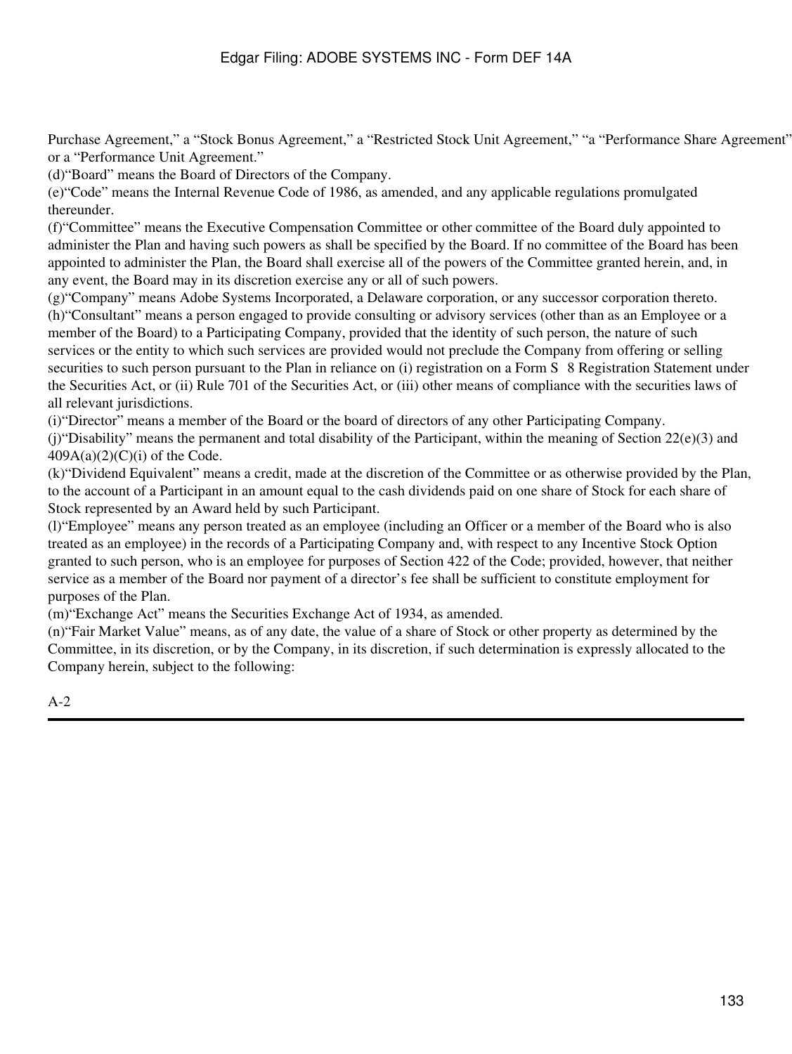Purchase Agreement," a "Stock Bonus Agreement," a "Restricted Stock Unit Agreement," "a "Performance Share Agreement" or a "Performance Unit Agreement."

(d)"Board" means the Board of Directors of the Company.

(e)"Code" means the Internal Revenue Code of 1986, as amended, and any applicable regulations promulgated thereunder.

(f)"Committee" means the Executive Compensation Committee or other committee of the Board duly appointed to administer the Plan and having such powers as shall be specified by the Board. If no committee of the Board has been appointed to administer the Plan, the Board shall exercise all of the powers of the Committee granted herein, and, in any event, the Board may in its discretion exercise any or all of such powers.

(g)"Company" means Adobe Systems Incorporated, a Delaware corporation, or any successor corporation thereto.

(h)"Consultant" means a person engaged to provide consulting or advisory services (other than as an Employee or a member of the Board) to a Participating Company, provided that the identity of such person, the nature of such services or the entity to which such services are provided would not preclude the Company from offering or selling securities to such person pursuant to the Plan in reliance on (i) registration on a Form S 8 Registration Statement under the Securities Act, or (ii) Rule 701 of the Securities Act, or (iii) other means of compliance with the securities laws of all relevant jurisdictions.

(i)"Director" means a member of the Board or the board of directors of any other Participating Company.

(j)"Disability" means the permanent and total disability of the Participant, within the meaning of Section 22(e)(3) and 409A(a)(2)(C)(i) of the Code.

(k)"Dividend Equivalent" means a credit, made at the discretion of the Committee or as otherwise provided by the Plan, to the account of a Participant in an amount equal to the cash dividends paid on one share of Stock for each share of Stock represented by an Award held by such Participant.

(l)"Employee" means any person treated as an employee (including an Officer or a member of the Board who is also treated as an employee) in the records of a Participating Company and, with respect to any Incentive Stock Option granted to such person, who is an employee for purposes of Section 422 of the Code; provided, however, that neither service as a member of the Board nor payment of a director's fee shall be sufficient to constitute employment for purposes of the Plan.

(m)"Exchange Act" means the Securities Exchange Act of 1934, as amended.

(n)"Fair Market Value" means, as of any date, the value of a share of Stock or other property as determined by the Committee, in its discretion, or by the Company, in its discretion, if such determination is expressly allocated to the Company herein, subject to the following:

A-2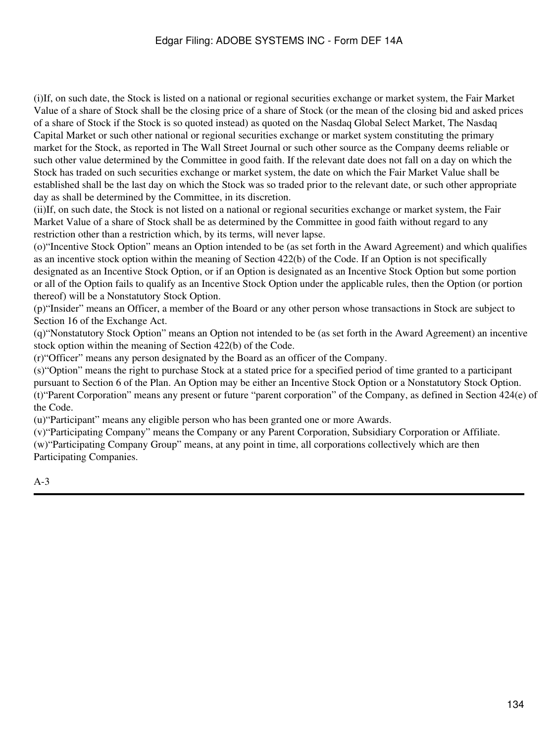(i)If, on such date, the Stock is listed on a national or regional securities exchange or market system, the Fair Market Value of a share of Stock shall be the closing price of a share of Stock (or the mean of the closing bid and asked prices of a share of Stock if the Stock is so quoted instead) as quoted on the Nasdaq Global Select Market, The Nasdaq Capital Market or such other national or regional securities exchange or market system constituting the primary market for the Stock, as reported in The Wall Street Journal or such other source as the Company deems reliable or such other value determined by the Committee in good faith. If the relevant date does not fall on a day on which the Stock has traded on such securities exchange or market system, the date on which the Fair Market Value shall be established shall be the last day on which the Stock was so traded prior to the relevant date, or such other appropriate day as shall be determined by the Committee, in its discretion.

(ii)If, on such date, the Stock is not listed on a national or regional securities exchange or market system, the Fair Market Value of a share of Stock shall be as determined by the Committee in good faith without regard to any restriction other than a restriction which, by its terms, will never lapse.

(o)"Incentive Stock Option" means an Option intended to be (as set forth in the Award Agreement) and which qualifies as an incentive stock option within the meaning of Section 422(b) of the Code. If an Option is not specifically designated as an Incentive Stock Option, or if an Option is designated as an Incentive Stock Option but some portion or all of the Option fails to qualify as an Incentive Stock Option under the applicable rules, then the Option (or portion thereof) will be a Nonstatutory Stock Option.

(p)"Insider" means an Officer, a member of the Board or any other person whose transactions in Stock are subject to Section 16 of the Exchange Act.

(q)"Nonstatutory Stock Option" means an Option not intended to be (as set forth in the Award Agreement) an incentive stock option within the meaning of Section 422(b) of the Code.

(r)"Officer" means any person designated by the Board as an officer of the Company.

(s)"Option" means the right to purchase Stock at a stated price for a specified period of time granted to a participant pursuant to Section 6 of the Plan. An Option may be either an Incentive Stock Option or a Nonstatutory Stock Option.

(t)"Parent Corporation" means any present or future "parent corporation" of the Company, as defined in Section 424(e) of the Code.

(u)"Participant" means any eligible person who has been granted one or more Awards.

(v)"Participating Company" means the Company or any Parent Corporation, Subsidiary Corporation or Affiliate.

(w)"Participating Company Group" means, at any point in time, all corporations collectively which are then Participating Companies.

A-3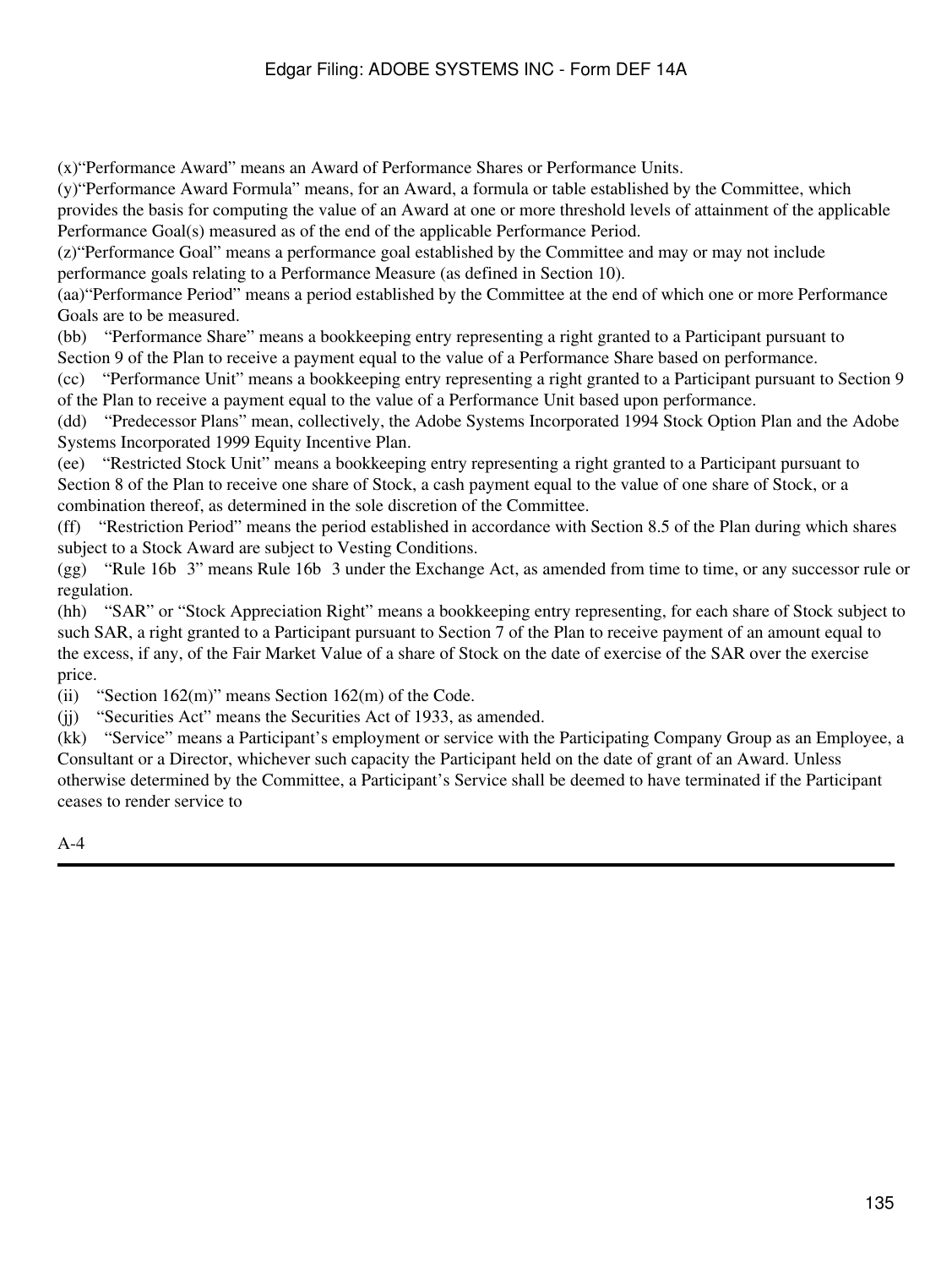(x)“Performance Award” means an Award of Performance Shares or Performance Units.

(y)“Performance Award Formula” means, for an Award, a formula or table established by the Committee, which provides the basis for computing the value of an Award at one or more threshold levels of attainment of the applicable Performance Goal(s) measured as of the end of the applicable Performance Period.

(z)“Performance Goal” means a performance goal established by the Committee and may or may not include performance goals relating to a Performance Measure (as defined in Section 10).

(aa)“Performance Period” means a period established by the Committee at the end of which one or more Performance Goals are to be measured.

(bb) “Performance Share” means a bookkeeping entry representing a right granted to a Participant pursuant to Section 9 of the Plan to receive a payment equal to the value of a Performance Share based on performance.

(cc) “Performance Unit” means a bookkeeping entry representing a right granted to a Participant pursuant to Section 9 of the Plan to receive a payment equal to the value of a Performance Unit based upon performance.

(dd) “Predecessor Plans” mean, collectively, the Adobe Systems Incorporated 1994 Stock Option Plan and the Adobe Systems Incorporated 1999 Equity Incentive Plan.

(ee) “Restricted Stock Unit” means a bookkeeping entry representing a right granted to a Participant pursuant to Section 8 of the Plan to receive one share of Stock, a cash payment equal to the value of one share of Stock, or a combination thereof, as determined in the sole discretion of the Committee.

(ff) “Restriction Period” means the period established in accordance with Section 8.5 of the Plan during which shares subject to a Stock Award are subject to Vesting Conditions.

(gg) “Rule 16b 3” means Rule 16b 3 under the Exchange Act, as amended from time to time, or any successor rule or regulation.

(hh) “SAR” or “Stock Appreciation Right” means a bookkeeping entry representing, for each share of Stock subject to such SAR, a right granted to a Participant pursuant to Section 7 of the Plan to receive payment of an amount equal to the excess, if any, of the Fair Market Value of a share of Stock on the date of exercise of the SAR over the exercise price.

(ii) “Section 162(m)” means Section 162(m) of the Code.

(jj) “Securities Act” means the Securities Act of 1933, as amended.

(kk) “Service” means a Participant’s employment or service with the Participating Company Group as an Employee, a Consultant or a Director, whichever such capacity the Participant held on the date of grant of an Award. Unless otherwise determined by the Committee, a Participant’s Service shall be deemed to have terminated if the Participant ceases to render service to

A-4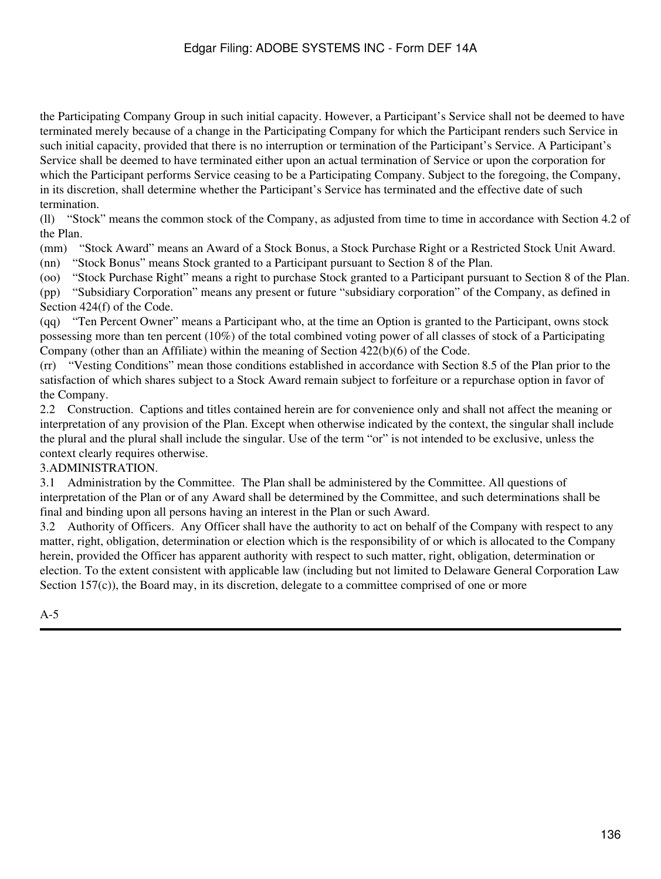the Participating Company Group in such initial capacity. However, a Participant's Service shall not be deemed to have terminated merely because of a change in the Participating Company for which the Participant renders such Service in such initial capacity, provided that there is no interruption or termination of the Participant's Service. A Participant's Service shall be deemed to have terminated either upon an actual termination of Service or upon the corporation for which the Participant performs Service ceasing to be a Participating Company. Subject to the foregoing, the Company, in its discretion, shall determine whether the Participant's Service has terminated and the effective date of such termination.

(ll) "Stock" means the common stock of the Company, as adjusted from time to time in accordance with Section 4.2 of the Plan.

(mm) "Stock Award" means an Award of a Stock Bonus, a Stock Purchase Right or a Restricted Stock Unit Award.

(nn) "Stock Bonus" means Stock granted to a Participant pursuant to Section 8 of the Plan.

(oo) "Stock Purchase Right" means a right to purchase Stock granted to a Participant pursuant to Section 8 of the Plan.

(pp) "Subsidiary Corporation" means any present or future "subsidiary corporation" of the Company, as defined in Section 424(f) of the Code.

(qq) "Ten Percent Owner" means a Participant who, at the time an Option is granted to the Participant, owns stock possessing more than ten percent (10%) of the total combined voting power of all classes of stock of a Participating Company (other than an Affiliate) within the meaning of Section 422(b)(6) of the Code.

(rr) "Vesting Conditions" mean those conditions established in accordance with Section 8.5 of the Plan prior to the satisfaction of which shares subject to a Stock Award remain subject to forfeiture or a repurchase option in favor of the Company.

2.2 Construction. Captions and titles contained herein are for convenience only and shall not affect the meaning or interpretation of any provision of the Plan. Except when otherwise indicated by the context, the singular shall include the plural and the plural shall include the singular. Use of the term "or" is not intended to be exclusive, unless the context clearly requires otherwise.

3.ADMINISTRATION.

3.1 Administration by the Committee. The Plan shall be administered by the Committee. All questions of interpretation of the Plan or of any Award shall be determined by the Committee, and such determinations shall be final and binding upon all persons having an interest in the Plan or such Award.

3.2 Authority of Officers. Any Officer shall have the authority to act on behalf of the Company with respect to any matter, right, obligation, determination or election which is the responsibility of or which is allocated to the Company herein, provided the Officer has apparent authority with respect to such matter, right, obligation, determination or election. To the extent consistent with applicable law (including but not limited to Delaware General Corporation Law Section 157(c)), the Board may, in its discretion, delegate to a committee comprised of one or more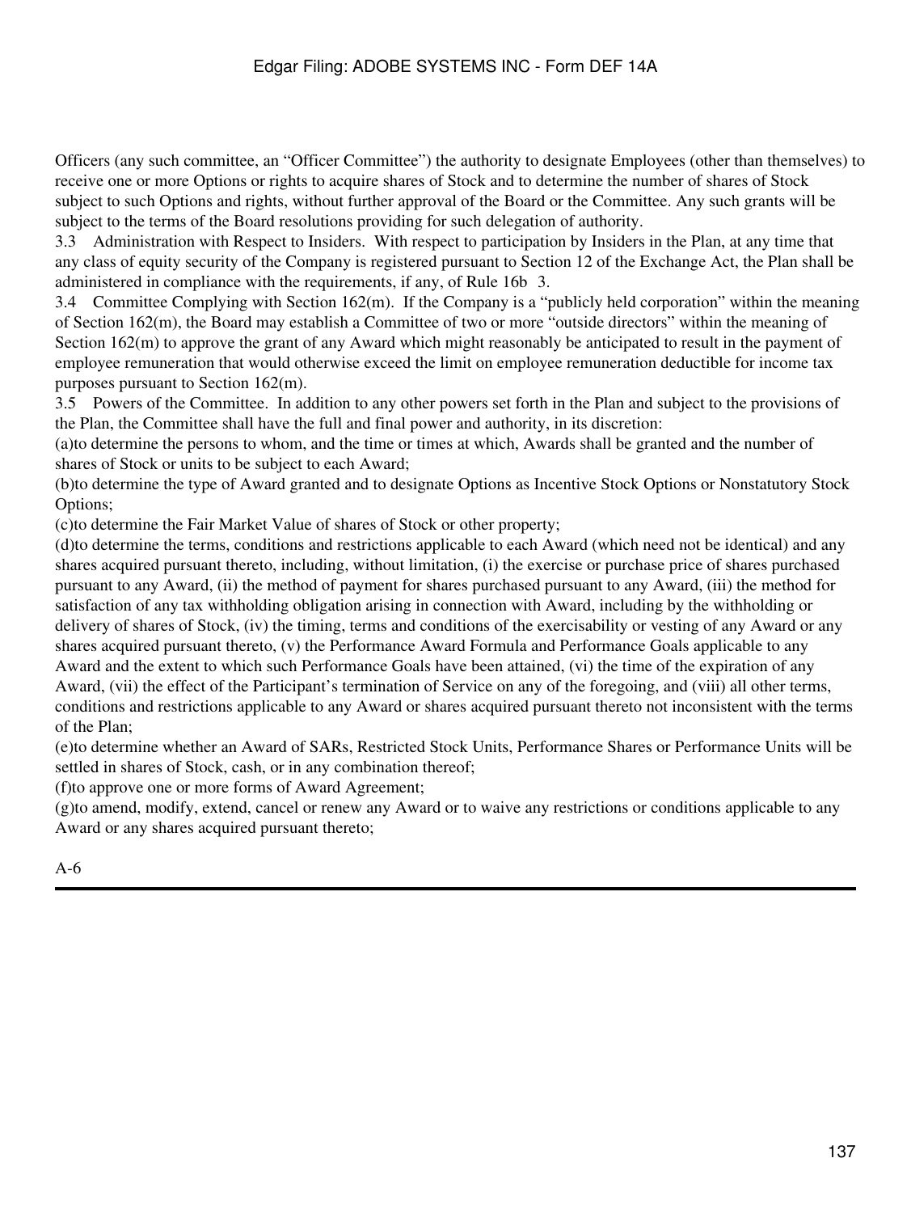Officers (any such committee, an "Officer Committee") the authority to designate Employees (other than themselves) to receive one or more Options or rights to acquire shares of Stock and to determine the number of shares of Stock subject to such Options and rights, without further approval of the Board or the Committee. Any such grants will be subject to the terms of the Board resolutions providing for such delegation of authority.

3.3 Administration with Respect to Insiders. With respect to participation by Insiders in the Plan, at any time that any class of equity security of the Company is registered pursuant to Section 12 of the Exchange Act, the Plan shall be administered in compliance with the requirements, if any, of Rule 16b 3.

3.4 Committee Complying with Section 162(m). If the Company is a "publicly held corporation" within the meaning of Section 162(m), the Board may establish a Committee of two or more "outside directors" within the meaning of Section 162(m) to approve the grant of any Award which might reasonably be anticipated to result in the payment of employee remuneration that would otherwise exceed the limit on employee remuneration deductible for income tax purposes pursuant to Section 162(m).

3.5 Powers of the Committee. In addition to any other powers set forth in the Plan and subject to the provisions of the Plan, the Committee shall have the full and final power and authority, in its discretion:

(a)to determine the persons to whom, and the time or times at which, Awards shall be granted and the number of shares of Stock or units to be subject to each Award;

(b)to determine the type of Award granted and to designate Options as Incentive Stock Options or Nonstatutory Stock Options;

(c)to determine the Fair Market Value of shares of Stock or other property;

(d)to determine the terms, conditions and restrictions applicable to each Award (which need not be identical) and any shares acquired pursuant thereto, including, without limitation, (i) the exercise or purchase price of shares purchased pursuant to any Award, (ii) the method of payment for shares purchased pursuant to any Award, (iii) the method for satisfaction of any tax withholding obligation arising in connection with Award, including by the withholding or delivery of shares of Stock, (iv) the timing, terms and conditions of the exercisability or vesting of any Award or any shares acquired pursuant thereto, (v) the Performance Award Formula and Performance Goals applicable to any Award and the extent to which such Performance Goals have been attained, (vi) the time of the expiration of any Award, (vii) the effect of the Participant's termination of Service on any of the foregoing, and (viii) all other terms, conditions and restrictions applicable to any Award or shares acquired pursuant thereto not inconsistent with the terms of the Plan;

(e)to determine whether an Award of SARs, Restricted Stock Units, Performance Shares or Performance Units will be settled in shares of Stock, cash, or in any combination thereof;

(f)to approve one or more forms of Award Agreement;

(g)to amend, modify, extend, cancel or renew any Award or to waive any restrictions or conditions applicable to any Award or any shares acquired pursuant thereto;

A-6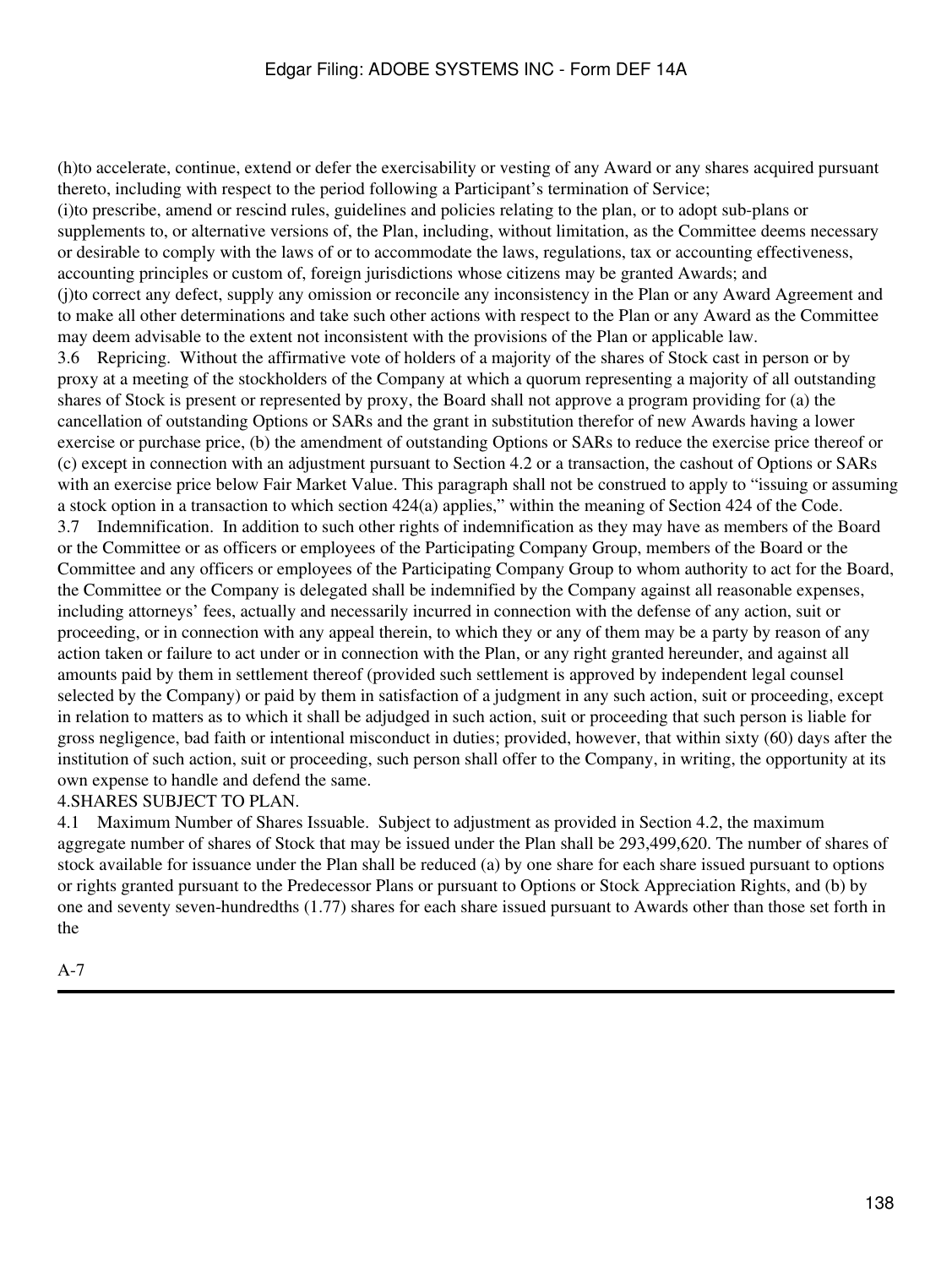(h)to accelerate, continue, extend or defer the exercisability or vesting of any Award or any shares acquired pursuant thereto, including with respect to the period following a Participant's termination of Service;

(i)to prescribe, amend or rescind rules, guidelines and policies relating to the plan, or to adopt sub-plans or supplements to, or alternative versions of, the Plan, including, without limitation, as the Committee deems necessary or desirable to comply with the laws of or to accommodate the laws, regulations, tax or accounting effectiveness, accounting principles or custom of, foreign jurisdictions whose citizens may be granted Awards; and

(j)to correct any defect, supply any omission or reconcile any inconsistency in the Plan or any Award Agreement and to make all other determinations and take such other actions with respect to the Plan or any Award as the Committee may deem advisable to the extent not inconsistent with the provisions of the Plan or applicable law.

3.6 Repricing. Without the affirmative vote of holders of a majority of the shares of Stock cast in person or by proxy at a meeting of the stockholders of the Company at which a quorum representing a majority of all outstanding shares of Stock is present or represented by proxy, the Board shall not approve a program providing for (a) the cancellation of outstanding Options or SARs and the grant in substitution therefor of new Awards having a lower exercise or purchase price, (b) the amendment of outstanding Options or SARs to reduce the exercise price thereof or (c) except in connection with an adjustment pursuant to Section 4.2 or a transaction, the cashout of Options or SARs with an exercise price below Fair Market Value. This paragraph shall not be construed to apply to "issuing or assuming a stock option in a transaction to which section 424(a) applies," within the meaning of Section 424 of the Code.

3.7 Indemnification. In addition to such other rights of indemnification as they may have as members of the Board or the Committee or as officers or employees of the Participating Company Group, members of the Board or the Committee and any officers or employees of the Participating Company Group to whom authority to act for the Board, the Committee or the Company is delegated shall be indemnified by the Company against all reasonable expenses, including attorneys' fees, actually and necessarily incurred in connection with the defense of any action, suit or proceeding, or in connection with any appeal therein, to which they or any of them may be a party by reason of any action taken or failure to act under or in connection with the Plan, or any right granted hereunder, and against all amounts paid by them in settlement thereof (provided such settlement is approved by independent legal counsel selected by the Company) or paid by them in satisfaction of a judgment in any such action, suit or proceeding, except in relation to matters as to which it shall be adjudged in such action, suit or proceeding that such person is liable for gross negligence, bad faith or intentional misconduct in duties; provided, however, that within sixty (60) days after the institution of such action, suit or proceeding, such person shall offer to the Company, in writing, the opportunity at its own expense to handle and defend the same.

4.SHARES SUBJECT TO PLAN.

4.1 Maximum Number of Shares Issuable. Subject to adjustment as provided in Section 4.2, the maximum aggregate number of shares of Stock that may be issued under the Plan shall be 293,499,620. The number of shares of stock available for issuance under the Plan shall be reduced (a) by one share for each share issued pursuant to options or rights granted pursuant to the Predecessor Plans or pursuant to Options or Stock Appreciation Rights, and (b) by one and seventy seven-hundredths (1.77) shares for each share issued pursuant to Awards other than those set forth in the

A-7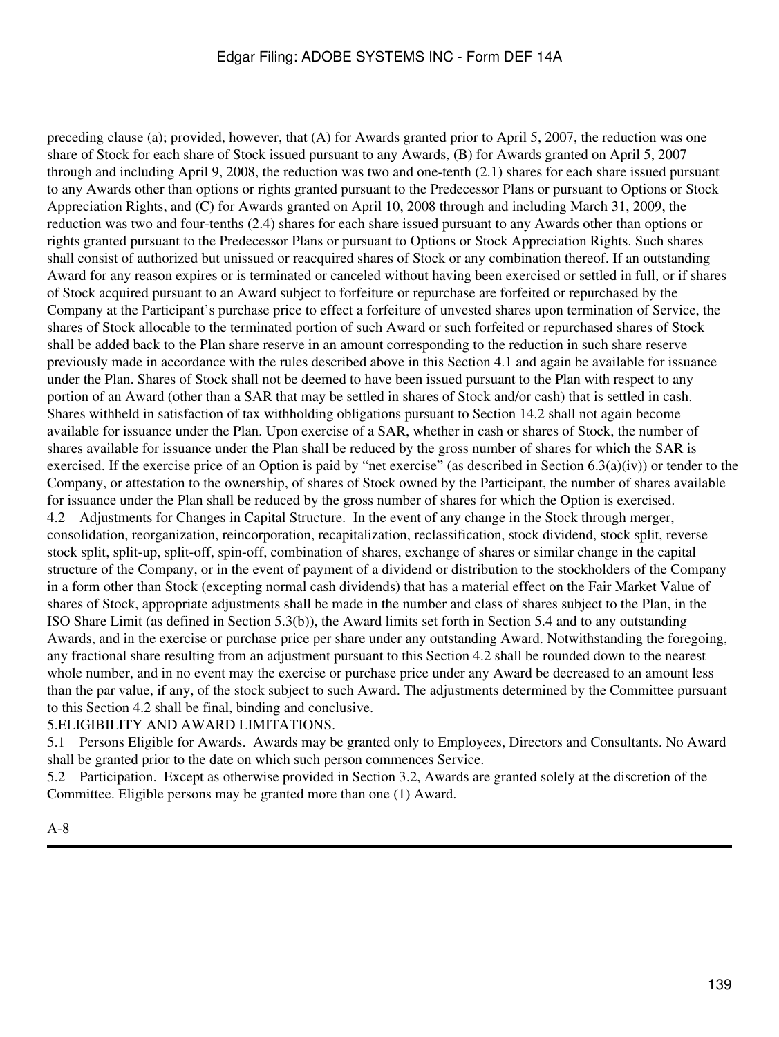preceding clause (a); provided, however, that (A) for Awards granted prior to April 5, 2007, the reduction was one share of Stock for each share of Stock issued pursuant to any Awards, (B) for Awards granted on April 5, 2007 through and including April 9, 2008, the reduction was two and one-tenth (2.1) shares for each share issued pursuant to any Awards other than options or rights granted pursuant to the Predecessor Plans or pursuant to Options or Stock Appreciation Rights, and (C) for Awards granted on April 10, 2008 through and including March 31, 2009, the reduction was two and four-tenths (2.4) shares for each share issued pursuant to any Awards other than options or rights granted pursuant to the Predecessor Plans or pursuant to Options or Stock Appreciation Rights. Such shares shall consist of authorized but unissued or reacquired shares of Stock or any combination thereof. If an outstanding Award for any reason expires or is terminated or canceled without having been exercised or settled in full, or if shares of Stock acquired pursuant to an Award subject to forfeiture or repurchase are forfeited or repurchased by the Company at the Participant's purchase price to effect a forfeiture of unvested shares upon termination of Service, the shares of Stock allocable to the terminated portion of such Award or such forfeited or repurchased shares of Stock shall be added back to the Plan share reserve in an amount corresponding to the reduction in such share reserve previously made in accordance with the rules described above in this Section 4.1 and again be available for issuance under the Plan. Shares of Stock shall not be deemed to have been issued pursuant to the Plan with respect to any portion of an Award (other than a SAR that may be settled in shares of Stock and/or cash) that is settled in cash. Shares withheld in satisfaction of tax withholding obligations pursuant to Section 14.2 shall not again become available for issuance under the Plan. Upon exercise of a SAR, whether in cash or shares of Stock, the number of shares available for issuance under the Plan shall be reduced by the gross number of shares for which the SAR is exercised. If the exercise price of an Option is paid by "net exercise" (as described in Section 6.3(a)(iv)) or tender to the Company, or attestation to the ownership, of shares of Stock owned by the Participant, the number of shares available for issuance under the Plan shall be reduced by the gross number of shares for which the Option is exercised.

4.2 Adjustments for Changes in Capital Structure. In the event of any change in the Stock through merger, consolidation, reorganization, reincorporation, recapitalization, reclassification, stock dividend, stock split, reverse stock split, split-up, split-off, spin-off, combination of shares, exchange of shares or similar change in the capital structure of the Company, or in the event of payment of a dividend or distribution to the stockholders of the Company in a form other than Stock (excepting normal cash dividends) that has a material effect on the Fair Market Value of shares of Stock, appropriate adjustments shall be made in the number and class of shares subject to the Plan, in the ISO Share Limit (as defined in Section 5.3(b)), the Award limits set forth in Section 5.4 and to any outstanding Awards, and in the exercise or purchase price per share under any outstanding Award. Notwithstanding the foregoing, any fractional share resulting from an adjustment pursuant to this Section 4.2 shall be rounded down to the nearest whole number, and in no event may the exercise or purchase price under any Award be decreased to an amount less than the par value, if any, of the stock subject to such Award. The adjustments determined by the Committee pursuant to this Section 4.2 shall be final, binding and conclusive.

5. ELIGIBILITY AND AWARD LIMITATIONS.

5.1 Persons Eligible for Awards. Awards may be granted only to Employees, Directors and Consultants. No Award shall be granted prior to the date on which such person commences Service.

5.2 Participation. Except as otherwise provided in Section 3.2, Awards are granted solely at the discretion of the Committee. Eligible persons may be granted more than one (1) Award.

A-8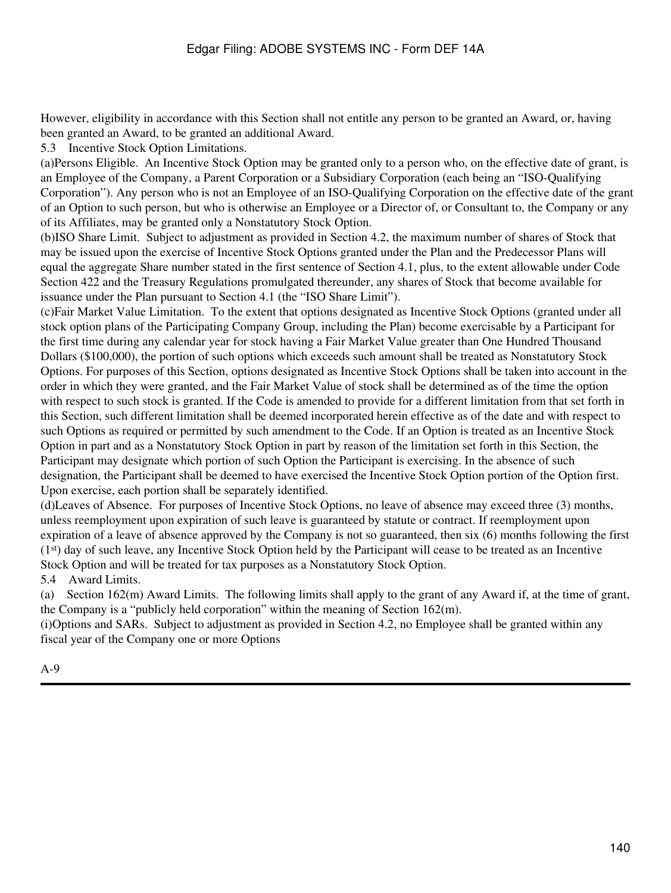However, eligibility in accordance with this Section shall not entitle any person to be granted an Award, or, having been granted an Award, to be granted an additional Award.

5.3 Incentive Stock Option Limitations.

(a) Persons Eligible. An Incentive Stock Option may be granted only to a person who, on the effective date of grant, is an Employee of the Company, a Parent Corporation or a Subsidiary Corporation (each being an "ISO-Qualifying Corporation"). Any person who is not an Employee of an ISO-Qualifying Corporation on the effective date of the grant of an Option to such person, but who is otherwise an Employee or a Director of, or Consultant to, the Company or any of its Affiliates, may be granted only a Nonstatutory Stock Option.

(b) ISO Share Limit. Subject to adjustment as provided in Section 4.2, the maximum number of shares of Stock that may be issued upon the exercise of Incentive Stock Options granted under the Plan and the Predecessor Plans will equal the aggregate Share number stated in the first sentence of Section 4.1, plus, to the extent allowable under Code Section 422 and the Treasury Regulations promulgated thereunder, any shares of Stock that become available for issuance under the Plan pursuant to Section 4.1 (the "ISO Share Limit").

(c) Fair Market Value Limitation. To the extent that options designated as Incentive Stock Options (granted under all stock option plans of the Participating Company Group, including the Plan) become exercisable by a Participant for the first time during any calendar year for stock having a Fair Market Value greater than One Hundred Thousand Dollars ($100,000), the portion of such options which exceeds such amount shall be treated as Nonstatutory Stock Options. For purposes of this Section, options designated as Incentive Stock Options shall be taken into account in the order in which they were granted, and the Fair Market Value of stock shall be determined as of the time the option with respect to such stock is granted. If the Code is amended to provide for a different limitation from that set forth in this Section, such different limitation shall be deemed incorporated herein effective as of the date and with respect to such Options as required or permitted by such amendment to the Code. If an Option is treated as an Incentive Stock Option in part and as a Nonstatutory Stock Option in part by reason of the limitation set forth in this Section, the Participant may designate which portion of such Option the Participant is exercising. In the absence of such designation, the Participant shall be deemed to have exercised the Incentive Stock Option portion of the Option first. Upon exercise, each portion shall be separately identified.

(d) Leaves of Absence. For purposes of Incentive Stock Options, no leave of absence may exceed three (3) months, unless reemployment upon expiration of such leave is guaranteed by statute or contract. If reemployment upon expiration of a leave of absence approved by the Company is not so guaranteed, then six (6) months following the first (1st) day of such leave, any Incentive Stock Option held by the Participant will cease to be treated as an Incentive Stock Option and will be treated for tax purposes as a Nonstatutory Stock Option.

5.4 Award Limits.

(a) Section 162(m) Award Limits. The following limits shall apply to the grant of any Award if, at the time of grant, the Company is a "publicly held corporation" within the meaning of Section 162(m).

(i) Options and SARs. Subject to adjustment as provided in Section 4.2, no Employee shall be granted within any fiscal year of the Company one or more Options

A-9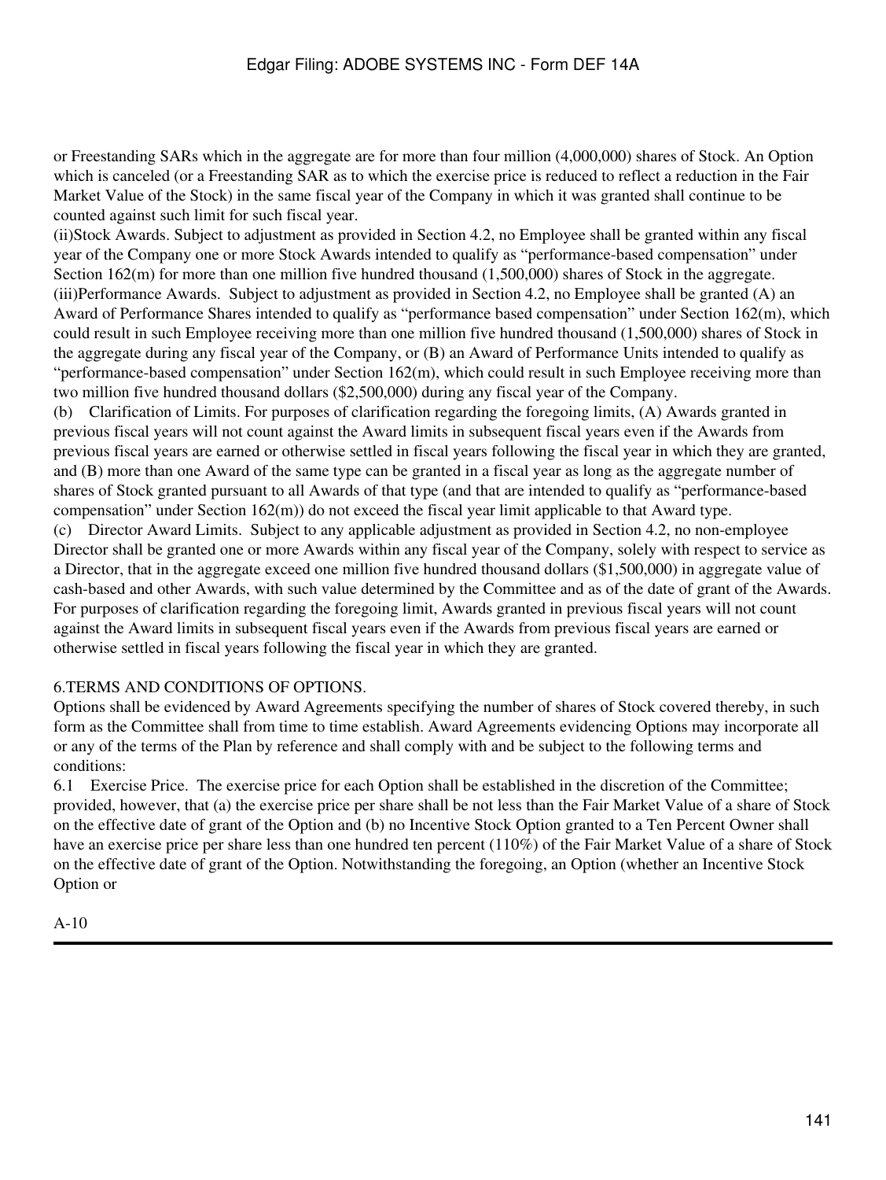or Freestanding SARs which in the aggregate are for more than four million (4,000,000) shares of Stock. An Option which is canceled (or a Freestanding SAR as to which the exercise price is reduced to reflect a reduction in the Fair Market Value of the Stock) in the same fiscal year of the Company in which it was granted shall continue to be counted against such limit for such fiscal year.

(ii)Stock Awards. Subject to adjustment as provided in Section 4.2, no Employee shall be granted within any fiscal year of the Company one or more Stock Awards intended to qualify as "performance-based compensation" under Section 162(m) for more than one million five hundred thousand (1,500,000) shares of Stock in the aggregate.

(iii)Performance Awards. Subject to adjustment as provided in Section 4.2, no Employee shall be granted (A) an Award of Performance Shares intended to qualify as "performance based compensation" under Section 162(m), which could result in such Employee receiving more than one million five hundred thousand (1,500,000) shares of Stock in the aggregate during any fiscal year of the Company, or (B) an Award of Performance Units intended to qualify as "performance-based compensation" under Section 162(m), which could result in such Employee receiving more than two million five hundred thousand dollars ($2,500,000) during any fiscal year of the Company.

(b) Clarification of Limits. For purposes of clarification regarding the foregoing limits, (A) Awards granted in previous fiscal years will not count against the Award limits in subsequent fiscal years even if the Awards from previous fiscal years are earned or otherwise settled in fiscal years following the fiscal year in which they are granted, and (B) more than one Award of the same type can be granted in a fiscal year as long as the aggregate number of shares of Stock granted pursuant to all Awards of that type (and that are intended to qualify as "performance-based compensation" under Section 162(m)) do not exceed the fiscal year limit applicable to that Award type.

(c) Director Award Limits. Subject to any applicable adjustment as provided in Section 4.2, no non-employee Director shall be granted one or more Awards within any fiscal year of the Company, solely with respect to service as a Director, that in the aggregate exceed one million five hundred thousand dollars ($1,500,000) in aggregate value of cash-based and other Awards, with such value determined by the Committee and as of the date of grant of the Awards. For purposes of clarification regarding the foregoing limit, Awards granted in previous fiscal years will not count against the Award limits in subsequent fiscal years even if the Awards from previous fiscal years are earned or otherwise settled in fiscal years following the fiscal year in which they are granted.

6.TERMS AND CONDITIONS OF OPTIONS.

Options shall be evidenced by Award Agreements specifying the number of shares of Stock covered thereby, in such form as the Committee shall from time to time establish. Award Agreements evidencing Options may incorporate all or any of the terms of the Plan by reference and shall comply with and be subject to the following terms and conditions:

6.1 Exercise Price. The exercise price for each Option shall be established in the discretion of the Committee; provided, however, that (a) the exercise price per share shall be not less than the Fair Market Value of a share of Stock on the effective date of grant of the Option and (b) no Incentive Stock Option granted to a Ten Percent Owner shall have an exercise price per share less than one hundred ten percent (110%) of the Fair Market Value of a share of Stock on the effective date of grant of the Option. Notwithstanding the foregoing, an Option (whether an Incentive Stock Option or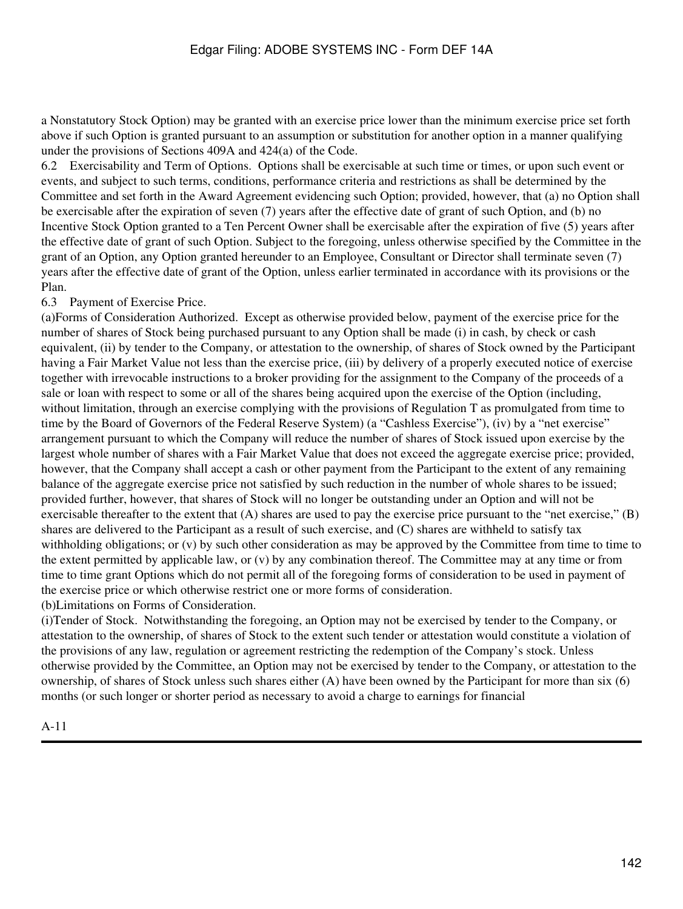a Nonstatutory Stock Option) may be granted with an exercise price lower than the minimum exercise price set forth above if such Option is granted pursuant to an assumption or substitution for another option in a manner qualifying under the provisions of Sections 409A and 424(a) of the Code.

6.2 Exercisability and Term of Options. Options shall be exercisable at such time or times, or upon such event or events, and subject to such terms, conditions, performance criteria and restrictions as shall be determined by the Committee and set forth in the Award Agreement evidencing such Option; provided, however, that (a) no Option shall be exercisable after the expiration of seven (7) years after the effective date of grant of such Option, and (b) no Incentive Stock Option granted to a Ten Percent Owner shall be exercisable after the expiration of five (5) years after the effective date of grant of such Option. Subject to the foregoing, unless otherwise specified by the Committee in the grant of an Option, any Option granted hereunder to an Employee, Consultant or Director shall terminate seven (7) years after the effective date of grant of the Option, unless earlier terminated in accordance with its provisions or the Plan.

6.3 Payment of Exercise Price.

(a)Forms of Consideration Authorized. Except as otherwise provided below, payment of the exercise price for the number of shares of Stock being purchased pursuant to any Option shall be made (i) in cash, by check or cash equivalent, (ii) by tender to the Company, or attestation to the ownership, of shares of Stock owned by the Participant having a Fair Market Value not less than the exercise price, (iii) by delivery of a properly executed notice of exercise together with irrevocable instructions to a broker providing for the assignment to the Company of the proceeds of a sale or loan with respect to some or all of the shares being acquired upon the exercise of the Option (including, without limitation, through an exercise complying with the provisions of Regulation T as promulgated from time to time by the Board of Governors of the Federal Reserve System) (a "Cashless Exercise"), (iv) by a "net exercise" arrangement pursuant to which the Company will reduce the number of shares of Stock issued upon exercise by the largest whole number of shares with a Fair Market Value that does not exceed the aggregate exercise price; provided, however, that the Company shall accept a cash or other payment from the Participant to the extent of any remaining balance of the aggregate exercise price not satisfied by such reduction in the number of whole shares to be issued; provided further, however, that shares of Stock will no longer be outstanding under an Option and will not be exercisable thereafter to the extent that (A) shares are used to pay the exercise price pursuant to the "net exercise," (B) shares are delivered to the Participant as a result of such exercise, and (C) shares are withheld to satisfy tax withholding obligations; or (v) by such other consideration as may be approved by the Committee from time to time to the extent permitted by applicable law, or (v) by any combination thereof. The Committee may at any time or from time to time grant Options which do not permit all of the foregoing forms of consideration to be used in payment of the exercise price or which otherwise restrict one or more forms of consideration.

(b)Limitations on Forms of Consideration.

(i)Tender of Stock. Notwithstanding the foregoing, an Option may not be exercised by tender to the Company, or attestation to the ownership, of shares of Stock to the extent such tender or attestation would constitute a violation of the provisions of any law, regulation or agreement restricting the redemption of the Company's stock. Unless otherwise provided by the Committee, an Option may not be exercised by tender to the Company, or attestation to the ownership, of shares of Stock unless such shares either (A) have been owned by the Participant for more than six (6) months (or such longer or shorter period as necessary to avoid a charge to earnings for financial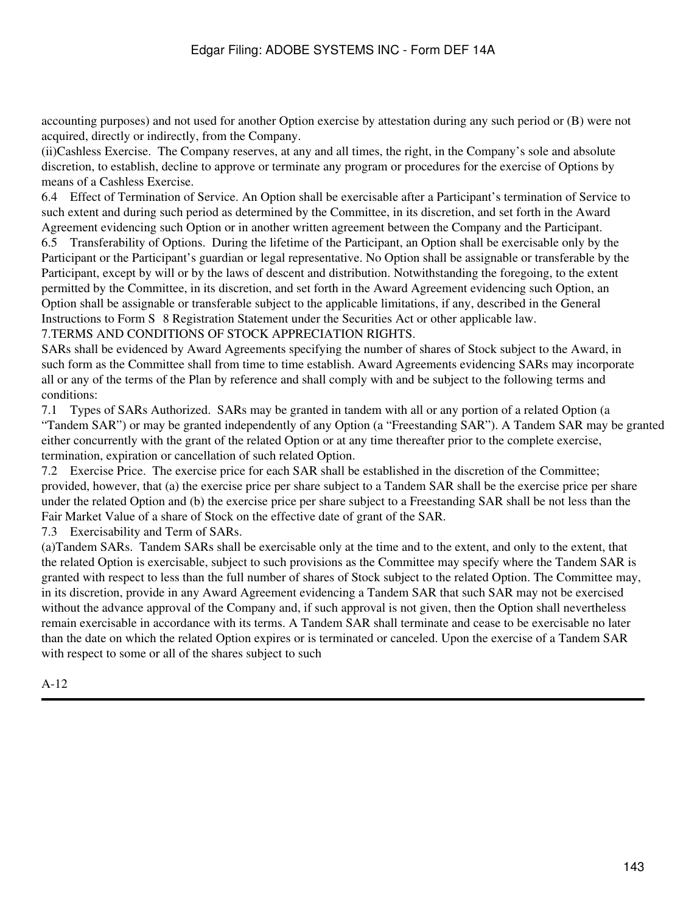accounting purposes) and not used for another Option exercise by attestation during any such period or (B) were not acquired, directly or indirectly, from the Company.

(ii)Cashless Exercise. The Company reserves, at any and all times, the right, in the Company's sole and absolute discretion, to establish, decline to approve or terminate any program or procedures for the exercise of Options by means of a Cashless Exercise.

6.4 Effect of Termination of Service. An Option shall be exercisable after a Participant's termination of Service to such extent and during such period as determined by the Committee, in its discretion, and set forth in the Award Agreement evidencing such Option or in another written agreement between the Company and the Participant.

6.5 Transferability of Options. During the lifetime of the Participant, an Option shall be exercisable only by the Participant or the Participant's guardian or legal representative. No Option shall be assignable or transferable by the Participant, except by will or by the laws of descent and distribution. Notwithstanding the foregoing, to the extent permitted by the Committee, in its discretion, and set forth in the Award Agreement evidencing such Option, an Option shall be assignable or transferable subject to the applicable limitations, if any, described in the General Instructions to Form S 8 Registration Statement under the Securities Act or other applicable law.

7.TERMS AND CONDITIONS OF STOCK APPRECIATION RIGHTS.

SARs shall be evidenced by Award Agreements specifying the number of shares of Stock subject to the Award, in such form as the Committee shall from time to time establish. Award Agreements evidencing SARs may incorporate all or any of the terms of the Plan by reference and shall comply with and be subject to the following terms and conditions:

7.1 Types of SARs Authorized. SARs may be granted in tandem with all or any portion of a related Option (a "Tandem SAR") or may be granted independently of any Option (a "Freestanding SAR"). A Tandem SAR may be granted either concurrently with the grant of the related Option or at any time thereafter prior to the complete exercise, termination, expiration or cancellation of such related Option.

7.2 Exercise Price. The exercise price for each SAR shall be established in the discretion of the Committee; provided, however, that (a) the exercise price per share subject to a Tandem SAR shall be the exercise price per share under the related Option and (b) the exercise price per share subject to a Freestanding SAR shall be not less than the Fair Market Value of a share of Stock on the effective date of grant of the SAR.

7.3 Exercisability and Term of SARs.

(a)Tandem SARs. Tandem SARs shall be exercisable only at the time and to the extent, and only to the extent, that the related Option is exercisable, subject to such provisions as the Committee may specify where the Tandem SAR is granted with respect to less than the full number of shares of Stock subject to the related Option. The Committee may, in its discretion, provide in any Award Agreement evidencing a Tandem SAR that such SAR may not be exercised without the advance approval of the Company and, if such approval is not given, then the Option shall nevertheless remain exercisable in accordance with its terms. A Tandem SAR shall terminate and cease to be exercisable no later than the date on which the related Option expires or is terminated or canceled. Upon the exercise of a Tandem SAR with respect to some or all of the shares subject to such

A-12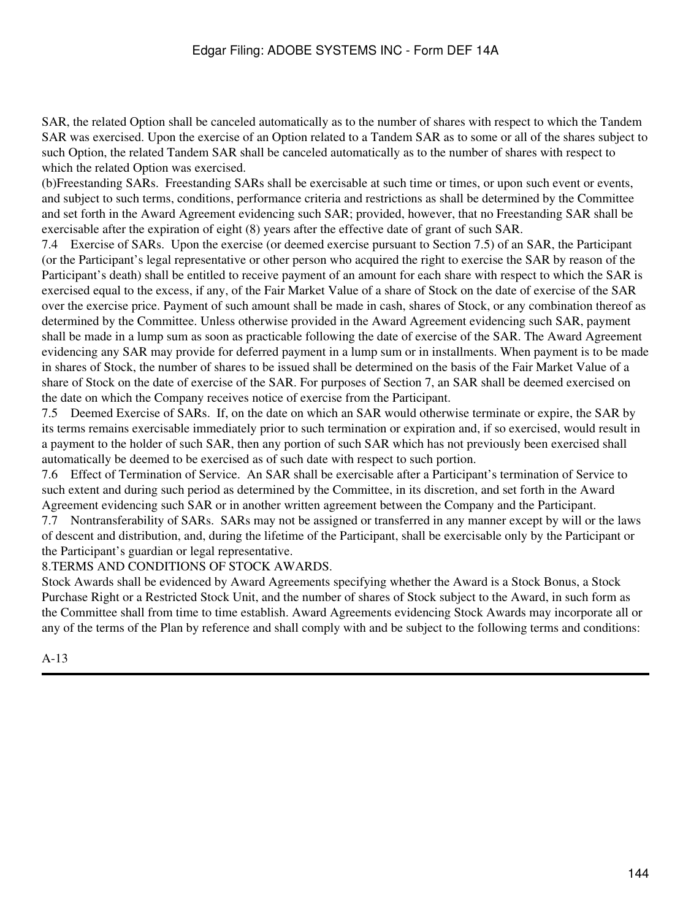SAR, the related Option shall be canceled automatically as to the number of shares with respect to which the Tandem SAR was exercised. Upon the exercise of an Option related to a Tandem SAR as to some or all of the shares subject to such Option, the related Tandem SAR shall be canceled automatically as to the number of shares with respect to which the related Option was exercised.

(b)Freestanding SARs. Freestanding SARs shall be exercisable at such time or times, or upon such event or events, and subject to such terms, conditions, performance criteria and restrictions as shall be determined by the Committee and set forth in the Award Agreement evidencing such SAR; provided, however, that no Freestanding SAR shall be exercisable after the expiration of eight (8) years after the effective date of grant of such SAR.

7.4 Exercise of SARs. Upon the exercise (or deemed exercise pursuant to Section 7.5) of an SAR, the Participant (or the Participant's legal representative or other person who acquired the right to exercise the SAR by reason of the Participant's death) shall be entitled to receive payment of an amount for each share with respect to which the SAR is exercised equal to the excess, if any, of the Fair Market Value of a share of Stock on the date of exercise of the SAR over the exercise price. Payment of such amount shall be made in cash, shares of Stock, or any combination thereof as determined by the Committee. Unless otherwise provided in the Award Agreement evidencing such SAR, payment shall be made in a lump sum as soon as practicable following the date of exercise of the SAR. The Award Agreement evidencing any SAR may provide for deferred payment in a lump sum or in installments. When payment is to be made in shares of Stock, the number of shares to be issued shall be determined on the basis of the Fair Market Value of a share of Stock on the date of exercise of the SAR. For purposes of Section 7, an SAR shall be deemed exercised on the date on which the Company receives notice of exercise from the Participant.

7.5 Deemed Exercise of SARs. If, on the date on which an SAR would otherwise terminate or expire, the SAR by its terms remains exercisable immediately prior to such termination or expiration and, if so exercised, would result in a payment to the holder of such SAR, then any portion of such SAR which has not previously been exercised shall automatically be deemed to be exercised as of such date with respect to such portion.

7.6 Effect of Termination of Service. An SAR shall be exercisable after a Participant's termination of Service to such extent and during such period as determined by the Committee, in its discretion, and set forth in the Award Agreement evidencing such SAR or in another written agreement between the Company and the Participant.

7.7 Nontransferability of SARs. SARs may not be assigned or transferred in any manner except by will or the laws of descent and distribution, and, during the lifetime of the Participant, shall be exercisable only by the Participant or the Participant's guardian or legal representative.

8.TERMS AND CONDITIONS OF STOCK AWARDS.

Stock Awards shall be evidenced by Award Agreements specifying whether the Award is a Stock Bonus, a Stock Purchase Right or a Restricted Stock Unit, and the number of shares of Stock subject to the Award, in such form as the Committee shall from time to time establish. Award Agreements evidencing Stock Awards may incorporate all or any of the terms of the Plan by reference and shall comply with and be subject to the following terms and conditions:

A-13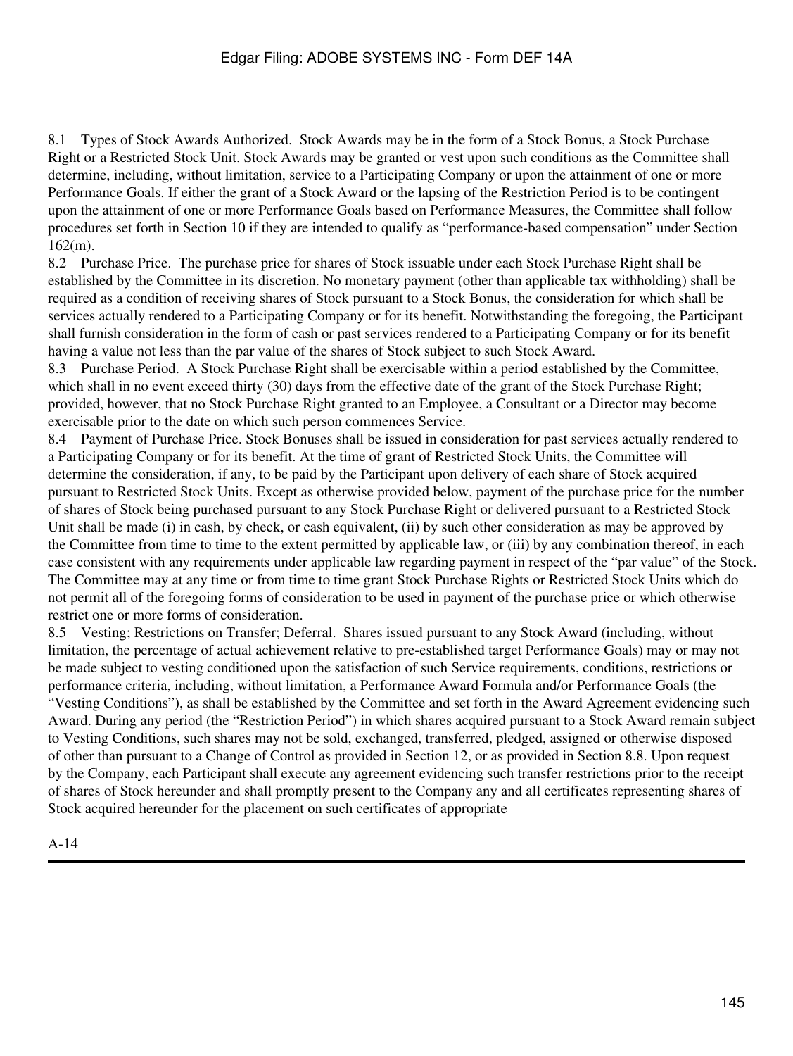8.1 Types of Stock Awards Authorized. Stock Awards may be in the form of a Stock Bonus, a Stock Purchase Right or a Restricted Stock Unit. Stock Awards may be granted or vest upon such conditions as the Committee shall determine, including, without limitation, service to a Participating Company or upon the attainment of one or more Performance Goals. If either the grant of a Stock Award or the lapsing of the Restriction Period is to be contingent upon the attainment of one or more Performance Goals based on Performance Measures, the Committee shall follow procedures set forth in Section 10 if they are intended to qualify as "performance-based compensation" under Section 162(m).

8.2 Purchase Price. The purchase price for shares of Stock issuable under each Stock Purchase Right shall be established by the Committee in its discretion. No monetary payment (other than applicable tax withholding) shall be required as a condition of receiving shares of Stock pursuant to a Stock Bonus, the consideration for which shall be services actually rendered to a Participating Company or for its benefit. Notwithstanding the foregoing, the Participant shall furnish consideration in the form of cash or past services rendered to a Participating Company or for its benefit having a value not less than the par value of the shares of Stock subject to such Stock Award.

8.3 Purchase Period. A Stock Purchase Right shall be exercisable within a period established by the Committee, which shall in no event exceed thirty (30) days from the effective date of the grant of the Stock Purchase Right; provided, however, that no Stock Purchase Right granted to an Employee, a Consultant or a Director may become exercisable prior to the date on which such person commences Service.

8.4 Payment of Purchase Price. Stock Bonuses shall be issued in consideration for past services actually rendered to a Participating Company or for its benefit. At the time of grant of Restricted Stock Units, the Committee will determine the consideration, if any, to be paid by the Participant upon delivery of each share of Stock acquired pursuant to Restricted Stock Units. Except as otherwise provided below, payment of the purchase price for the number of shares of Stock being purchased pursuant to any Stock Purchase Right or delivered pursuant to a Restricted Stock Unit shall be made (i) in cash, by check, or cash equivalent, (ii) by such other consideration as may be approved by the Committee from time to time to the extent permitted by applicable law, or (iii) by any combination thereof, in each case consistent with any requirements under applicable law regarding payment in respect of the "par value" of the Stock. The Committee may at any time or from time to time grant Stock Purchase Rights or Restricted Stock Units which do not permit all of the foregoing forms of consideration to be used in payment of the purchase price or which otherwise restrict one or more forms of consideration.

8.5 Vesting; Restrictions on Transfer; Deferral. Shares issued pursuant to any Stock Award (including, without limitation, the percentage of actual achievement relative to pre-established target Performance Goals) may or may not be made subject to vesting conditioned upon the satisfaction of such Service requirements, conditions, restrictions or performance criteria, including, without limitation, a Performance Award Formula and/or Performance Goals (the "Vesting Conditions"), as shall be established by the Committee and set forth in the Award Agreement evidencing such Award. During any period (the "Restriction Period") in which shares acquired pursuant to a Stock Award remain subject to Vesting Conditions, such shares may not be sold, exchanged, transferred, pledged, assigned or otherwise disposed of other than pursuant to a Change of Control as provided in Section 12, or as provided in Section 8.8. Upon request by the Company, each Participant shall execute any agreement evidencing such transfer restrictions prior to the receipt of shares of Stock hereunder and shall promptly present to the Company any and all certificates representing shares of Stock acquired hereunder for the placement on such certificates of appropriate

A-14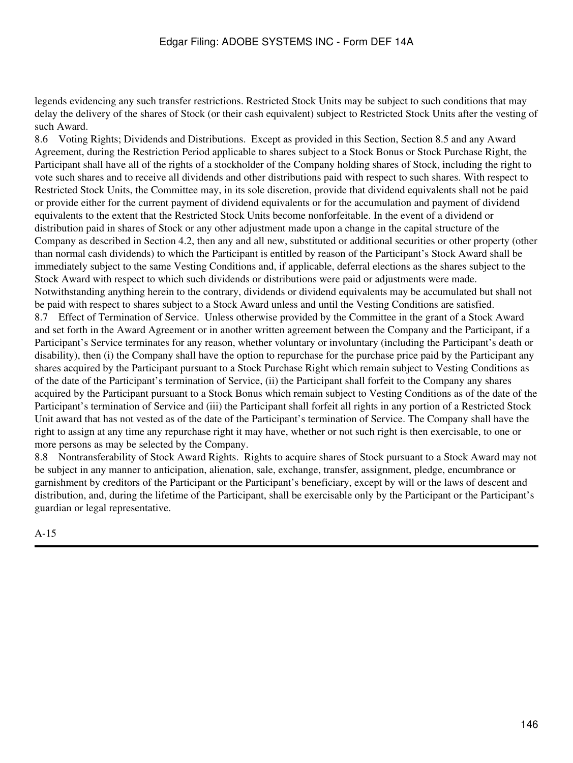legends evidencing any such transfer restrictions. Restricted Stock Units may be subject to such conditions that may delay the delivery of the shares of Stock (or their cash equivalent) subject to Restricted Stock Units after the vesting of such Award.

8.6 Voting Rights; Dividends and Distributions. Except as provided in this Section, Section 8.5 and any Award Agreement, during the Restriction Period applicable to shares subject to a Stock Bonus or Stock Purchase Right, the Participant shall have all of the rights of a stockholder of the Company holding shares of Stock, including the right to vote such shares and to receive all dividends and other distributions paid with respect to such shares. With respect to Restricted Stock Units, the Committee may, in its sole discretion, provide that dividend equivalents shall not be paid or provide either for the current payment of dividend equivalents or for the accumulation and payment of dividend equivalents to the extent that the Restricted Stock Units become nonforfeitable. In the event of a dividend or distribution paid in shares of Stock or any other adjustment made upon a change in the capital structure of the Company as described in Section 4.2, then any and all new, substituted or additional securities or other property (other than normal cash dividends) to which the Participant is entitled by reason of the Participant's Stock Award shall be immediately subject to the same Vesting Conditions and, if applicable, deferral elections as the shares subject to the Stock Award with respect to which such dividends or distributions were paid or adjustments were made. Notwithstanding anything herein to the contrary, dividends or dividend equivalents may be accumulated but shall not be paid with respect to shares subject to a Stock Award unless and until the Vesting Conditions are satisfied.

8.7 Effect of Termination of Service. Unless otherwise provided by the Committee in the grant of a Stock Award and set forth in the Award Agreement or in another written agreement between the Company and the Participant, if a Participant's Service terminates for any reason, whether voluntary or involuntary (including the Participant's death or disability), then (i) the Company shall have the option to repurchase for the purchase price paid by the Participant any shares acquired by the Participant pursuant to a Stock Purchase Right which remain subject to Vesting Conditions as of the date of the Participant's termination of Service, (ii) the Participant shall forfeit to the Company any shares acquired by the Participant pursuant to a Stock Bonus which remain subject to Vesting Conditions as of the date of the Participant's termination of Service and (iii) the Participant shall forfeit all rights in any portion of a Restricted Stock Unit award that has not vested as of the date of the Participant's termination of Service. The Company shall have the right to assign at any time any repurchase right it may have, whether or not such right is then exercisable, to one or more persons as may be selected by the Company.

8.8 Nontransferability of Stock Award Rights. Rights to acquire shares of Stock pursuant to a Stock Award may not be subject in any manner to anticipation, alienation, sale, exchange, transfer, assignment, pledge, encumbrance or garnishment by creditors of the Participant or the Participant's beneficiary, except by will or the laws of descent and distribution, and, during the lifetime of the Participant, shall be exercisable only by the Participant or the Participant's guardian or legal representative.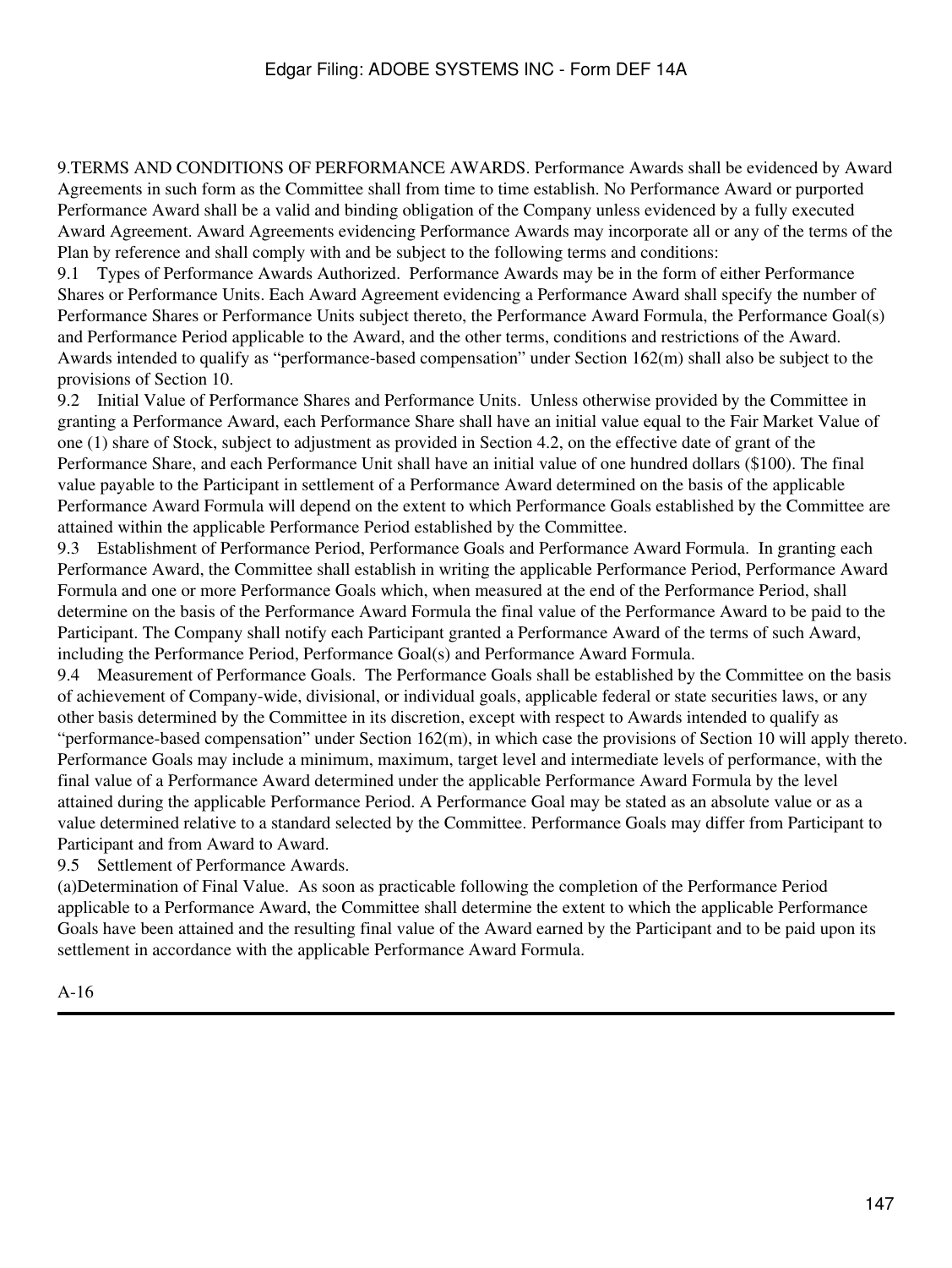9.TERMS AND CONDITIONS OF PERFORMANCE AWARDS. Performance Awards shall be evidenced by Award Agreements in such form as the Committee shall from time to time establish. No Performance Award or purported Performance Award shall be a valid and binding obligation of the Company unless evidenced by a fully executed Award Agreement. Award Agreements evidencing Performance Awards may incorporate all or any of the terms of the Plan by reference and shall comply with and be subject to the following terms and conditions:

9.1 Types of Performance Awards Authorized. Performance Awards may be in the form of either Performance Shares or Performance Units. Each Award Agreement evidencing a Performance Award shall specify the number of Performance Shares or Performance Units subject thereto, the Performance Award Formula, the Performance Goal(s) and Performance Period applicable to the Award, and the other terms, conditions and restrictions of the Award. Awards intended to qualify as "performance-based compensation" under Section 162(m) shall also be subject to the provisions of Section 10.

9.2 Initial Value of Performance Shares and Performance Units. Unless otherwise provided by the Committee in granting a Performance Award, each Performance Share shall have an initial value equal to the Fair Market Value of one (1) share of Stock, subject to adjustment as provided in Section 4.2, on the effective date of grant of the Performance Share, and each Performance Unit shall have an initial value of one hundred dollars ($100). The final value payable to the Participant in settlement of a Performance Award determined on the basis of the applicable Performance Award Formula will depend on the extent to which Performance Goals established by the Committee are attained within the applicable Performance Period established by the Committee.

9.3 Establishment of Performance Period, Performance Goals and Performance Award Formula. In granting each Performance Award, the Committee shall establish in writing the applicable Performance Period, Performance Award Formula and one or more Performance Goals which, when measured at the end of the Performance Period, shall determine on the basis of the Performance Award Formula the final value of the Performance Award to be paid to the Participant. The Company shall notify each Participant granted a Performance Award of the terms of such Award, including the Performance Period, Performance Goal(s) and Performance Award Formula.

9.4 Measurement of Performance Goals. The Performance Goals shall be established by the Committee on the basis of achievement of Company-wide, divisional, or individual goals, applicable federal or state securities laws, or any other basis determined by the Committee in its discretion, except with respect to Awards intended to qualify as "performance-based compensation" under Section 162(m), in which case the provisions of Section 10 will apply thereto. Performance Goals may include a minimum, maximum, target level and intermediate levels of performance, with the final value of a Performance Award determined under the applicable Performance Award Formula by the level attained during the applicable Performance Period. A Performance Goal may be stated as an absolute value or as a value determined relative to a standard selected by the Committee. Performance Goals may differ from Participant to Participant and from Award to Award.

9.5 Settlement of Performance Awards.

(a)Determination of Final Value. As soon as practicable following the completion of the Performance Period applicable to a Performance Award, the Committee shall determine the extent to which the applicable Performance Goals have been attained and the resulting final value of the Award earned by the Participant and to be paid upon its settlement in accordance with the applicable Performance Award Formula.

A-16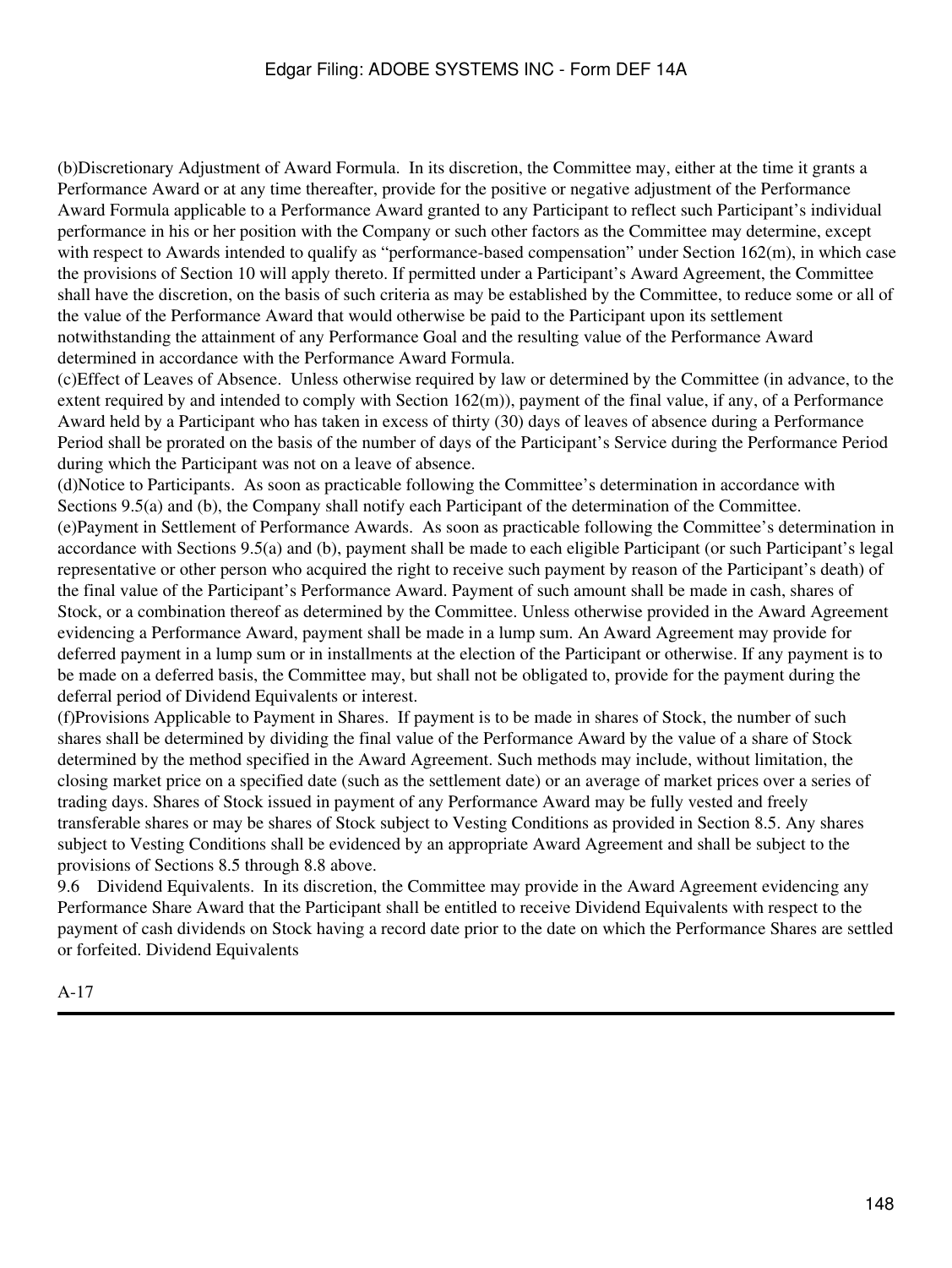(b)Discretionary Adjustment of Award Formula. In its discretion, the Committee may, either at the time it grants a Performance Award or at any time thereafter, provide for the positive or negative adjustment of the Performance Award Formula applicable to a Performance Award granted to any Participant to reflect such Participant's individual performance in his or her position with the Company or such other factors as the Committee may determine, except with respect to Awards intended to qualify as "performance-based compensation" under Section 162(m), in which case the provisions of Section 10 will apply thereto. If permitted under a Participant's Award Agreement, the Committee shall have the discretion, on the basis of such criteria as may be established by the Committee, to reduce some or all of the value of the Performance Award that would otherwise be paid to the Participant upon its settlement notwithstanding the attainment of any Performance Goal and the resulting value of the Performance Award determined in accordance with the Performance Award Formula.

(c)Effect of Leaves of Absence. Unless otherwise required by law or determined by the Committee (in advance, to the extent required by and intended to comply with Section 162(m)), payment of the final value, if any, of a Performance Award held by a Participant who has taken in excess of thirty (30) days of leaves of absence during a Performance Period shall be prorated on the basis of the number of days of the Participant's Service during the Performance Period during which the Participant was not on a leave of absence.

(d)Notice to Participants. As soon as practicable following the Committee's determination in accordance with Sections 9.5(a) and (b), the Company shall notify each Participant of the determination of the Committee.

(e)Payment in Settlement of Performance Awards. As soon as practicable following the Committee's determination in accordance with Sections 9.5(a) and (b), payment shall be made to each eligible Participant (or such Participant's legal representative or other person who acquired the right to receive such payment by reason of the Participant's death) of the final value of the Participant's Performance Award. Payment of such amount shall be made in cash, shares of Stock, or a combination thereof as determined by the Committee. Unless otherwise provided in the Award Agreement evidencing a Performance Award, payment shall be made in a lump sum. An Award Agreement may provide for deferred payment in a lump sum or in installments at the election of the Participant or otherwise. If any payment is to be made on a deferred basis, the Committee may, but shall not be obligated to, provide for the payment during the deferral period of Dividend Equivalents or interest.

(f)Provisions Applicable to Payment in Shares. If payment is to be made in shares of Stock, the number of such shares shall be determined by dividing the final value of the Performance Award by the value of a share of Stock determined by the method specified in the Award Agreement. Such methods may include, without limitation, the closing market price on a specified date (such as the settlement date) or an average of market prices over a series of trading days. Shares of Stock issued in payment of any Performance Award may be fully vested and freely transferable shares or may be shares of Stock subject to Vesting Conditions as provided in Section 8.5. Any shares subject to Vesting Conditions shall be evidenced by an appropriate Award Agreement and shall be subject to the provisions of Sections 8.5 through 8.8 above.

9.6 Dividend Equivalents. In its discretion, the Committee may provide in the Award Agreement evidencing any Performance Share Award that the Participant shall be entitled to receive Dividend Equivalents with respect to the payment of cash dividends on Stock having a record date prior to the date on which the Performance Shares are settled or forfeited. Dividend Equivalents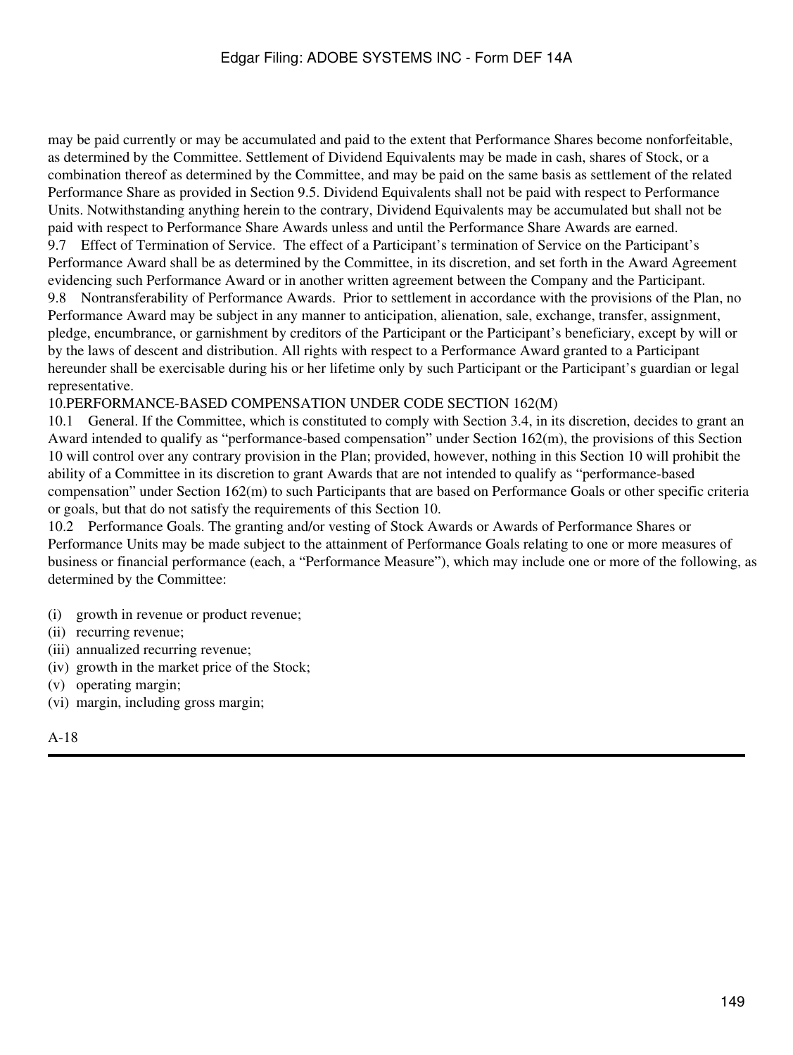may be paid currently or may be accumulated and paid to the extent that Performance Shares become nonforfeitable, as determined by the Committee. Settlement of Dividend Equivalents may be made in cash, shares of Stock, or a combination thereof as determined by the Committee, and may be paid on the same basis as settlement of the related Performance Share as provided in Section 9.5. Dividend Equivalents shall not be paid with respect to Performance Units. Notwithstanding anything herein to the contrary, Dividend Equivalents may be accumulated but shall not be paid with respect to Performance Share Awards unless and until the Performance Share Awards are earned.

9.7 Effect of Termination of Service. The effect of a Participant's termination of Service on the Participant's Performance Award shall be as determined by the Committee, in its discretion, and set forth in the Award Agreement evidencing such Performance Award or in another written agreement between the Company and the Participant.

9.8 Nontransferability of Performance Awards. Prior to settlement in accordance with the provisions of the Plan, no Performance Award may be subject in any manner to anticipation, alienation, sale, exchange, transfer, assignment, pledge, encumbrance, or garnishment by creditors of the Participant or the Participant's beneficiary, except by will or by the laws of descent and distribution. All rights with respect to a Performance Award granted to a Participant hereunder shall be exercisable during his or her lifetime only by such Participant or the Participant's guardian or legal representative.

10.PERFORMANCE-BASED COMPENSATION UNDER CODE SECTION 162(M)

10.1 General. If the Committee, which is constituted to comply with Section 3.4, in its discretion, decides to grant an Award intended to qualify as "performance-based compensation" under Section 162(m), the provisions of this Section 10 will control over any contrary provision in the Plan; provided, however, nothing in this Section 10 will prohibit the ability of a Committee in its discretion to grant Awards that are not intended to qualify as "performance-based compensation" under Section 162(m) to such Participants that are based on Performance Goals or other specific criteria or goals, but that do not satisfy the requirements of this Section 10.

10.2 Performance Goals. The granting and/or vesting of Stock Awards or Awards of Performance Shares or Performance Units may be made subject to the attainment of Performance Goals relating to one or more measures of business or financial performance (each, a "Performance Measure"), which may include one or more of the following, as determined by the Committee:

(i) growth in revenue or product revenue;
(ii) recurring revenue;
(iii) annualized recurring revenue;
(iv) growth in the market price of the Stock;
(v) operating margin;
(vi) margin, including gross margin;

A-18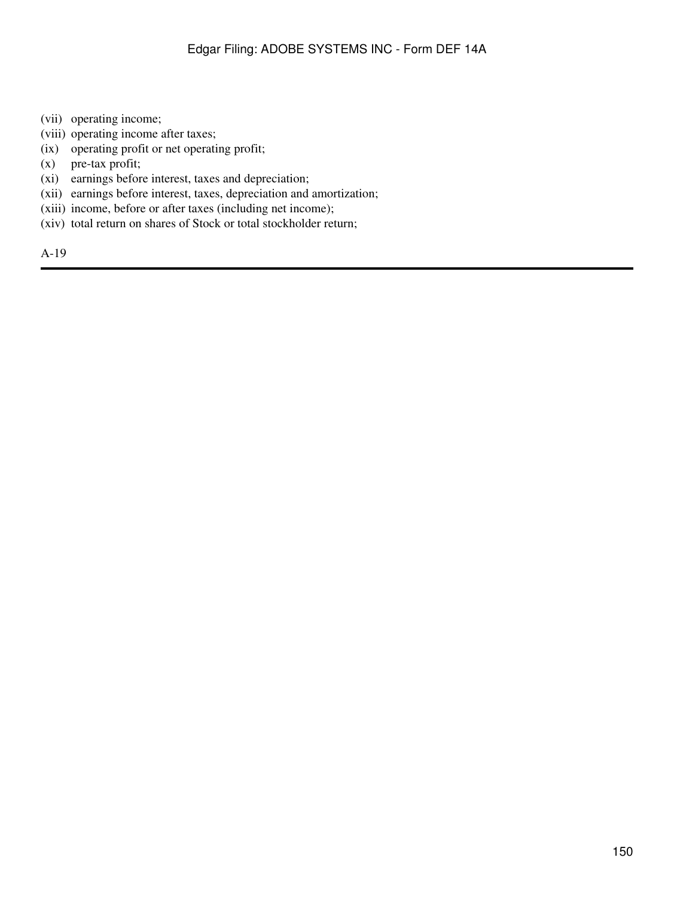(vii) operating income;
(viii) operating income after taxes;
(ix) operating profit or net operating profit;
(x) pre-tax profit;
(xi) earnings before interest, taxes and depreciation;
(xii) earnings before interest, taxes, depreciation and amortization;
(xiii) income, before or after taxes (including net income);
(xiv) total return on shares of Stock or total stockholder return;

A-19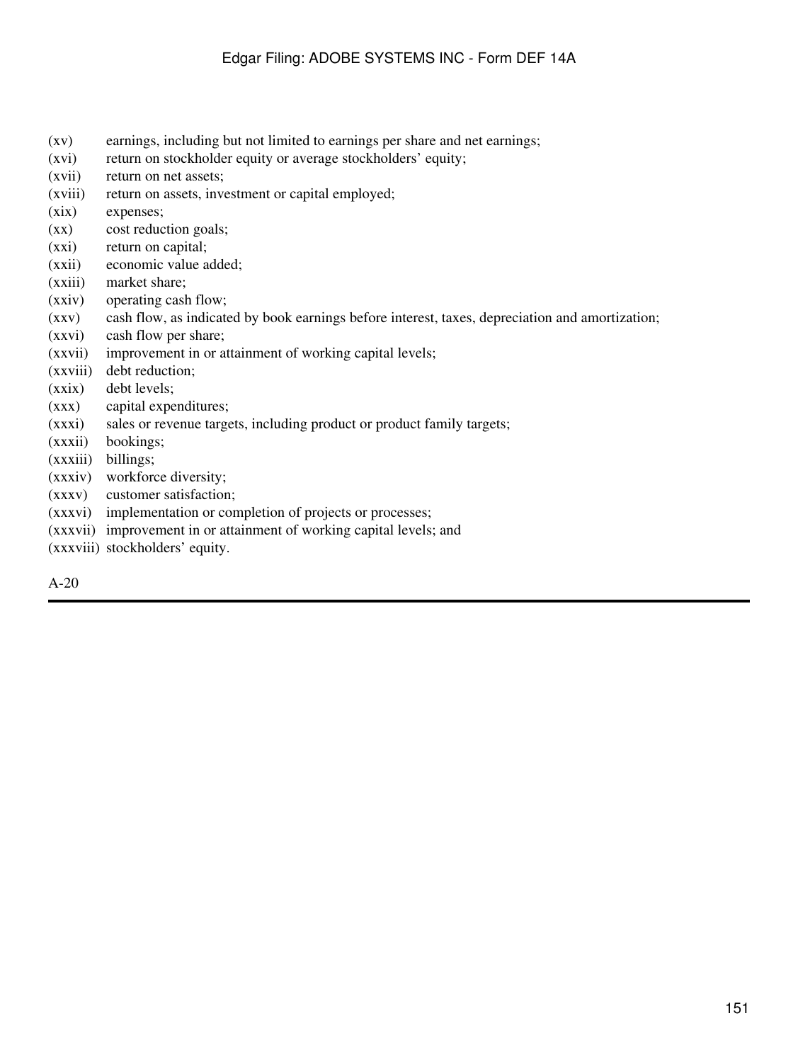(xv) earnings, including but not limited to earnings per share and net earnings;
(xvi) return on stockholder equity or average stockholders' equity;
(xvii) return on net assets;
(xviii) return on assets, investment or capital employed;
(xix) expenses;
(xx) cost reduction goals;
(xxi) return on capital;
(xxii) economic value added;
(xxiii) market share;
(xxiv) operating cash flow;
(xxv) cash flow, as indicated by book earnings before interest, taxes, depreciation and amortization;
(xxvi) cash flow per share;
(xxvii) improvement in or attainment of working capital levels;
(xxviii) debt reduction;
(xxix) debt levels;
(xxx) capital expenditures;
(xxxi) sales or revenue targets, including product or product family targets;
(xxxii) bookings;
(xxxiii) billings;
(xxxiv) workforce diversity;
(xxxv) customer satisfaction;
(xxxvi) implementation or completion of projects or processes;
(xxxvii) improvement in or attainment of working capital levels; and
(xxxviii) stockholders' equity.

A-20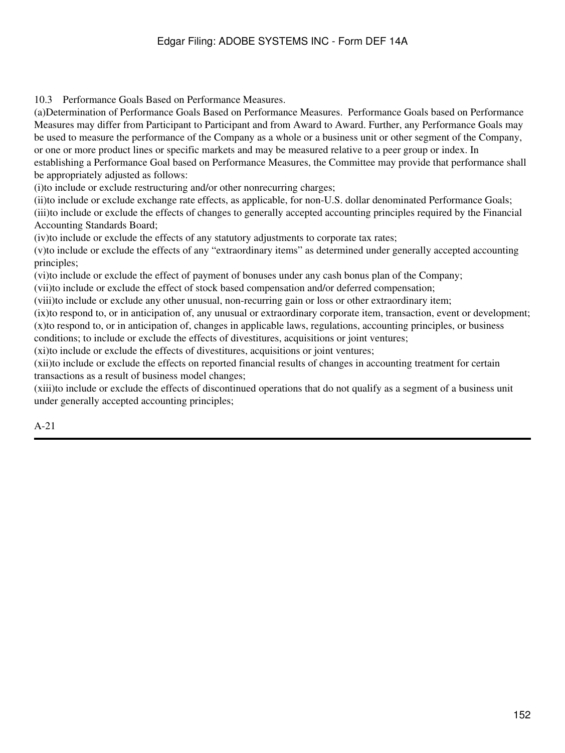10.3 Performance Goals Based on Performance Measures.

(a)Determination of Performance Goals Based on Performance Measures. Performance Goals based on Performance Measures may differ from Participant to Participant and from Award to Award. Further, any Performance Goals may be used to measure the performance of the Company as a whole or a business unit or other segment of the Company, or one or more product lines or specific markets and may be measured relative to a peer group or index. In establishing a Performance Goal based on Performance Measures, the Committee may provide that performance shall be appropriately adjusted as follows:

(i)to include or exclude restructuring and/or other nonrecurring charges;

(ii)to include or exclude exchange rate effects, as applicable, for non-U.S. dollar denominated Performance Goals;

(iii)to include or exclude the effects of changes to generally accepted accounting principles required by the Financial Accounting Standards Board;

(iv)to include or exclude the effects of any statutory adjustments to corporate tax rates;

(v)to include or exclude the effects of any "extraordinary items" as determined under generally accepted accounting principles;

(vi)to include or exclude the effect of payment of bonuses under any cash bonus plan of the Company;

(vii)to include or exclude the effect of stock based compensation and/or deferred compensation;

(viii)to include or exclude any other unusual, non-recurring gain or loss or other extraordinary item;

(ix)to respond to, or in anticipation of, any unusual or extraordinary corporate item, transaction, event or development;

(x)to respond to, or in anticipation of, changes in applicable laws, regulations, accounting principles, or business conditions; to include or exclude the effects of divestitures, acquisitions or joint ventures;

(xi)to include or exclude the effects of divestitures, acquisitions or joint ventures;

(xii)to include or exclude the effects on reported financial results of changes in accounting treatment for certain transactions as a result of business model changes;

(xiii)to include or exclude the effects of discontinued operations that do not qualify as a segment of a business unit under generally accepted accounting principles;

A-21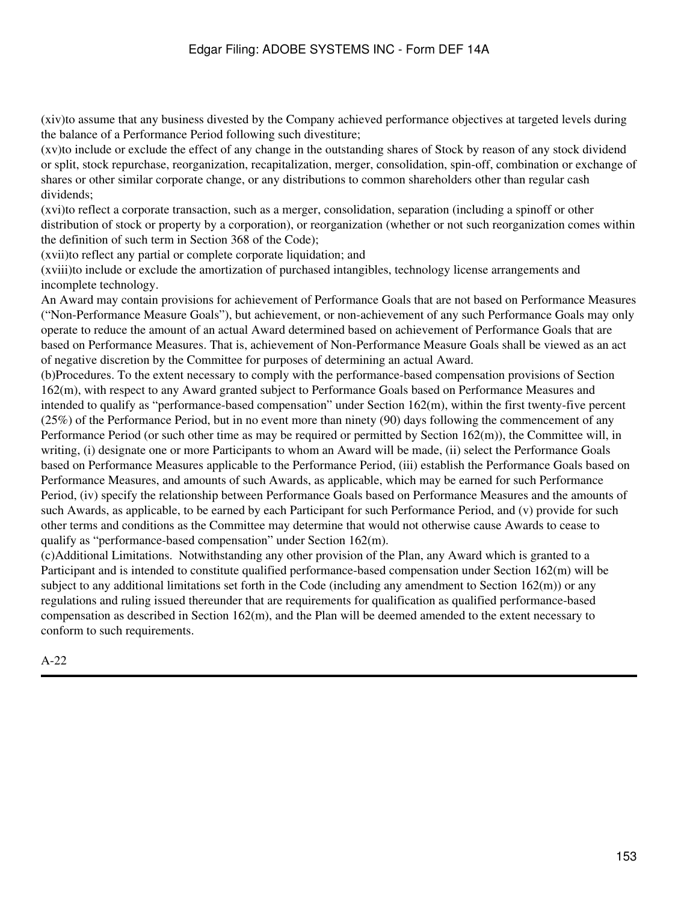(xiv)to assume that any business divested by the Company achieved performance objectives at targeted levels during the balance of a Performance Period following such divestiture;

(xv)to include or exclude the effect of any change in the outstanding shares of Stock by reason of any stock dividend or split, stock repurchase, reorganization, recapitalization, merger, consolidation, spin-off, combination or exchange of shares or other similar corporate change, or any distributions to common shareholders other than regular cash dividends;

(xvi)to reflect a corporate transaction, such as a merger, consolidation, separation (including a spinoff or other distribution of stock or property by a corporation), or reorganization (whether or not such reorganization comes within the definition of such term in Section 368 of the Code);

(xvii)to reflect any partial or complete corporate liquidation; and

(xviii)to include or exclude the amortization of purchased intangibles, technology license arrangements and incomplete technology.

An Award may contain provisions for achievement of Performance Goals that are not based on Performance Measures ("Non-Performance Measure Goals"), but achievement, or non-achievement of any such Performance Goals may only operate to reduce the amount of an actual Award determined based on achievement of Performance Goals that are based on Performance Measures. That is, achievement of Non-Performance Measure Goals shall be viewed as an act of negative discretion by the Committee for purposes of determining an actual Award.

(b)Procedures. To the extent necessary to comply with the performance-based compensation provisions of Section 162(m), with respect to any Award granted subject to Performance Goals based on Performance Measures and intended to qualify as "performance-based compensation" under Section 162(m), within the first twenty-five percent (25%) of the Performance Period, but in no event more than ninety (90) days following the commencement of any Performance Period (or such other time as may be required or permitted by Section 162(m)), the Committee will, in writing, (i) designate one or more Participants to whom an Award will be made, (ii) select the Performance Goals based on Performance Measures applicable to the Performance Period, (iii) establish the Performance Goals based on Performance Measures, and amounts of such Awards, as applicable, which may be earned for such Performance Period, (iv) specify the relationship between Performance Goals based on Performance Measures and the amounts of such Awards, as applicable, to be earned by each Participant for such Performance Period, and (v) provide for such other terms and conditions as the Committee may determine that would not otherwise cause Awards to cease to qualify as "performance-based compensation" under Section 162(m).

(c)Additional Limitations. Notwithstanding any other provision of the Plan, any Award which is granted to a Participant and is intended to constitute qualified performance-based compensation under Section 162(m) will be subject to any additional limitations set forth in the Code (including any amendment to Section 162(m)) or any regulations and ruling issued thereunder that are requirements for qualification as qualified performance-based compensation as described in Section 162(m), and the Plan will be deemed amended to the extent necessary to conform to such requirements.

A-22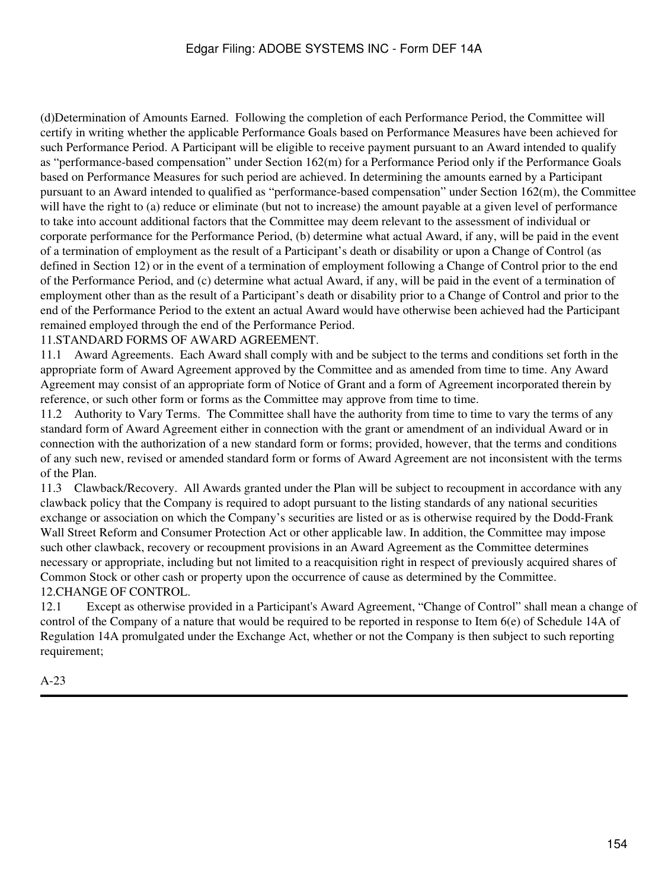(d)Determination of Amounts Earned. Following the completion of each Performance Period, the Committee will certify in writing whether the applicable Performance Goals based on Performance Measures have been achieved for such Performance Period. A Participant will be eligible to receive payment pursuant to an Award intended to qualify as "performance-based compensation" under Section 162(m) for a Performance Period only if the Performance Goals based on Performance Measures for such period are achieved. In determining the amounts earned by a Participant pursuant to an Award intended to qualified as "performance-based compensation" under Section 162(m), the Committee will have the right to (a) reduce or eliminate (but not to increase) the amount payable at a given level of performance to take into account additional factors that the Committee may deem relevant to the assessment of individual or corporate performance for the Performance Period, (b) determine what actual Award, if any, will be paid in the event of a termination of employment as the result of a Participant's death or disability or upon a Change of Control (as defined in Section 12) or in the event of a termination of employment following a Change of Control prior to the end of the Performance Period, and (c) determine what actual Award, if any, will be paid in the event of a termination of employment other than as the result of a Participant's death or disability prior to a Change of Control and prior to the end of the Performance Period to the extent an actual Award would have otherwise been achieved had the Participant remained employed through the end of the Performance Period.

11.STANDARD FORMS OF AWARD AGREEMENT.

11.1 Award Agreements. Each Award shall comply with and be subject to the terms and conditions set forth in the appropriate form of Award Agreement approved by the Committee and as amended from time to time. Any Award Agreement may consist of an appropriate form of Notice of Grant and a form of Agreement incorporated therein by reference, or such other form or forms as the Committee may approve from time to time.

11.2 Authority to Vary Terms. The Committee shall have the authority from time to time to vary the terms of any standard form of Award Agreement either in connection with the grant or amendment of an individual Award or in connection with the authorization of a new standard form or forms; provided, however, that the terms and conditions of any such new, revised or amended standard form or forms of Award Agreement are not inconsistent with the terms of the Plan.

11.3 Clawback/Recovery. All Awards granted under the Plan will be subject to recoupment in accordance with any clawback policy that the Company is required to adopt pursuant to the listing standards of any national securities exchange or association on which the Company's securities are listed or as is otherwise required by the Dodd-Frank Wall Street Reform and Consumer Protection Act or other applicable law. In addition, the Committee may impose such other clawback, recovery or recoupment provisions in an Award Agreement as the Committee determines necessary or appropriate, including but not limited to a reacquisition right in respect of previously acquired shares of Common Stock or other cash or property upon the occurrence of cause as determined by the Committee.

12.CHANGE OF CONTROL.

12.1 Except as otherwise provided in a Participant's Award Agreement, "Change of Control" shall mean a change of control of the Company of a nature that would be required to be reported in response to Item 6(e) of Schedule 14A of Regulation 14A promulgated under the Exchange Act, whether or not the Company is then subject to such reporting requirement;

A-23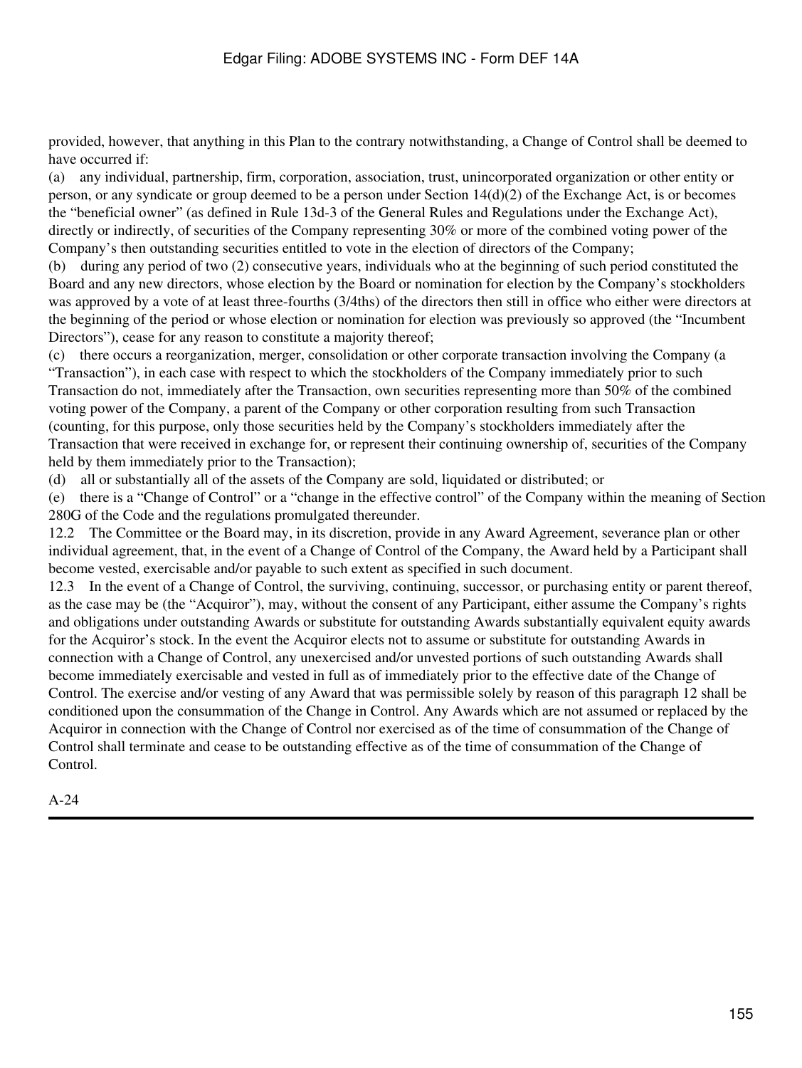provided, however, that anything in this Plan to the contrary notwithstanding, a Change of Control shall be deemed to have occurred if:

(a) any individual, partnership, firm, corporation, association, trust, unincorporated organization or other entity or person, or any syndicate or group deemed to be a person under Section 14(d)(2) of the Exchange Act, is or becomes the "beneficial owner" (as defined in Rule 13d-3 of the General Rules and Regulations under the Exchange Act), directly or indirectly, of securities of the Company representing 30% or more of the combined voting power of the Company's then outstanding securities entitled to vote in the election of directors of the Company;

(b) during any period of two (2) consecutive years, individuals who at the beginning of such period constituted the Board and any new directors, whose election by the Board or nomination for election by the Company's stockholders was approved by a vote of at least three-fourths (3/4ths) of the directors then still in office who either were directors at the beginning of the period or whose election or nomination for election was previously so approved (the "Incumbent Directors"), cease for any reason to constitute a majority thereof;

(c) there occurs a reorganization, merger, consolidation or other corporate transaction involving the Company (a "Transaction"), in each case with respect to which the stockholders of the Company immediately prior to such Transaction do not, immediately after the Transaction, own securities representing more than 50% of the combined voting power of the Company, a parent of the Company or other corporation resulting from such Transaction (counting, for this purpose, only those securities held by the Company's stockholders immediately after the Transaction that were received in exchange for, or represent their continuing ownership of, securities of the Company held by them immediately prior to the Transaction);

(d) all or substantially all of the assets of the Company are sold, liquidated or distributed; or

(e) there is a "Change of Control" or a "change in the effective control" of the Company within the meaning of Section 280G of the Code and the regulations promulgated thereunder.

12.2 The Committee or the Board may, in its discretion, provide in any Award Agreement, severance plan or other individual agreement, that, in the event of a Change of Control of the Company, the Award held by a Participant shall become vested, exercisable and/or payable to such extent as specified in such document.

12.3 In the event of a Change of Control, the surviving, continuing, successor, or purchasing entity or parent thereof, as the case may be (the "Acquiror"), may, without the consent of any Participant, either assume the Company's rights and obligations under outstanding Awards or substitute for outstanding Awards substantially equivalent equity awards for the Acquiror's stock. In the event the Acquiror elects not to assume or substitute for outstanding Awards in connection with a Change of Control, any unexercised and/or unvested portions of such outstanding Awards shall become immediately exercisable and vested in full as of immediately prior to the effective date of the Change of Control. The exercise and/or vesting of any Award that was permissible solely by reason of this paragraph 12 shall be conditioned upon the consummation of the Change in Control. Any Awards which are not assumed or replaced by the Acquiror in connection with the Change of Control nor exercised as of the time of consummation of the Change of Control shall terminate and cease to be outstanding effective as of the time of consummation of the Change of Control.

A-24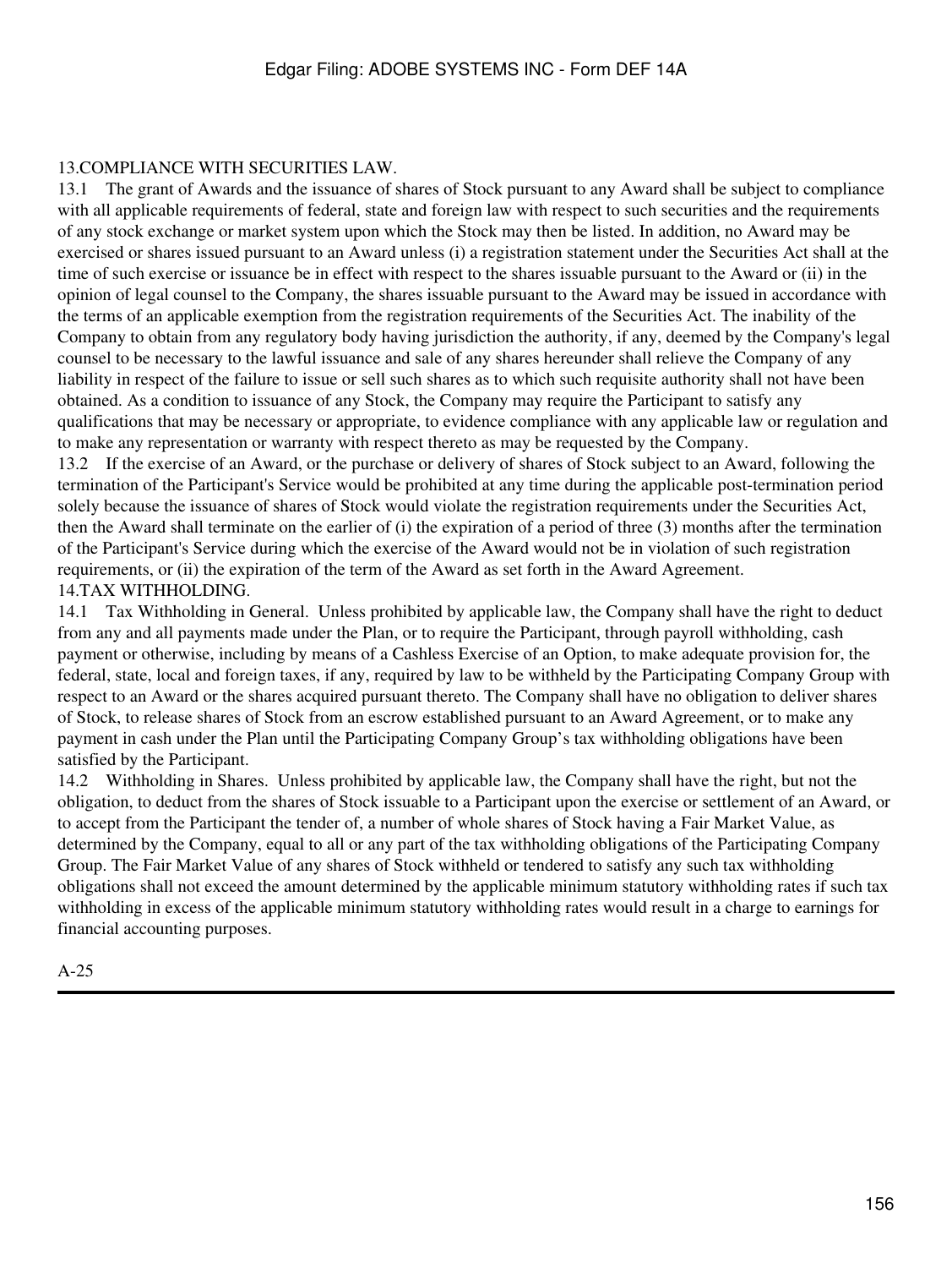## 13. COMPLIANCE WITH SECURITIES LAW.

13.1 The grant of Awards and the issuance of shares of Stock pursuant to any Award shall be subject to compliance with all applicable requirements of federal, state and foreign law with respect to such securities and the requirements of any stock exchange or market system upon which the Stock may then be listed. In addition, no Award may be exercised or shares issued pursuant to an Award unless (i) a registration statement under the Securities Act shall at the time of such exercise or issuance be in effect with respect to the shares issuable pursuant to the Award or (ii) in the opinion of legal counsel to the Company, the shares issuable pursuant to the Award may be issued in accordance with the terms of an applicable exemption from the registration requirements of the Securities Act. The inability of the Company to obtain from any regulatory body having jurisdiction the authority, if any, deemed by the Company's legal counsel to be necessary to the lawful issuance and sale of any shares hereunder shall relieve the Company of any liability in respect of the failure to issue or sell such shares as to which such requisite authority shall not have been obtained. As a condition to issuance of any Stock, the Company may require the Participant to satisfy any qualifications that may be necessary or appropriate, to evidence compliance with any applicable law or regulation and to make any representation or warranty with respect thereto as may be requested by the Company.

13.2 If the exercise of an Award, or the purchase or delivery of shares of Stock subject to an Award, following the termination of the Participant's Service would be prohibited at any time during the applicable post-termination period solely because the issuance of shares of Stock would violate the registration requirements under the Securities Act, then the Award shall terminate on the earlier of (i) the expiration of a period of three (3) months after the termination of the Participant's Service during which the exercise of the Award would not be in violation of such registration requirements, or (ii) the expiration of the term of the Award as set forth in the Award Agreement.

## 14. TAX WITHHOLDING.

14.1 Tax Withholding in General. Unless prohibited by applicable law, the Company shall have the right to deduct from any and all payments made under the Plan, or to require the Participant, through payroll withholding, cash payment or otherwise, including by means of a Cashless Exercise of an Option, to make adequate provision for, the federal, state, local and foreign taxes, if any, required by law to be withheld by the Participating Company Group with respect to an Award or the shares acquired pursuant thereto. The Company shall have no obligation to deliver shares of Stock, to release shares of Stock from an escrow established pursuant to an Award Agreement, or to make any payment in cash under the Plan until the Participating Company Group's tax withholding obligations have been satisfied by the Participant.

14.2 Withholding in Shares. Unless prohibited by applicable law, the Company shall have the right, but not the obligation, to deduct from the shares of Stock issuable to a Participant upon the exercise or settlement of an Award, or to accept from the Participant the tender of, a number of whole shares of Stock having a Fair Market Value, as determined by the Company, equal to all or any part of the tax withholding obligations of the Participating Company Group. The Fair Market Value of any shares of Stock withheld or tendered to satisfy any such tax withholding obligations shall not exceed the amount determined by the applicable minimum statutory withholding rates if such tax withholding in excess of the applicable minimum statutory withholding rates would result in a charge to earnings for financial accounting purposes.

A-25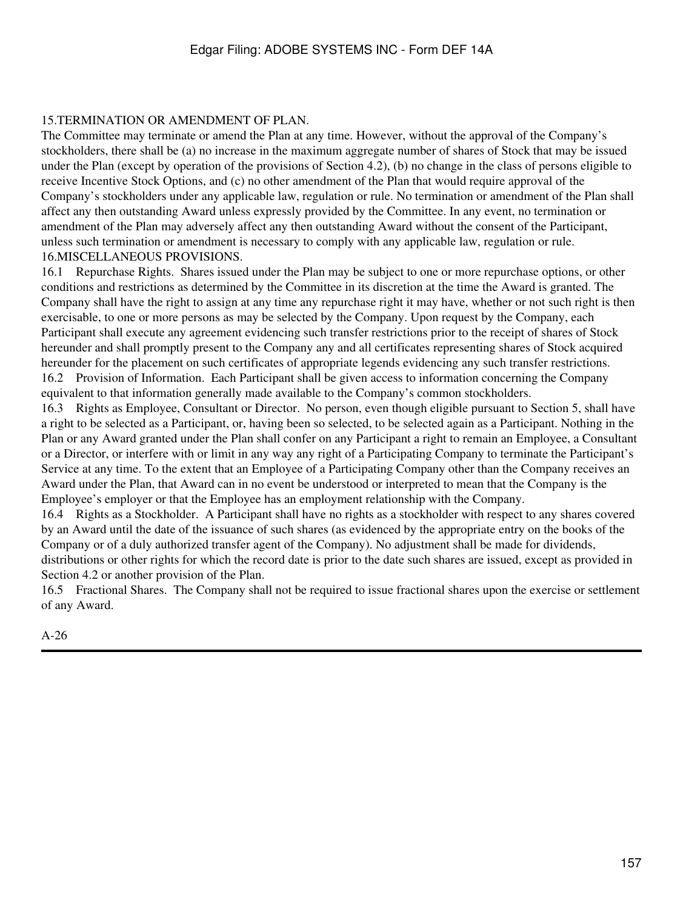## 15.TERMINATION OR AMENDMENT OF PLAN.

The Committee may terminate or amend the Plan at any time. However, without the approval of the Company's stockholders, there shall be (a) no increase in the maximum aggregate number of shares of Stock that may be issued under the Plan (except by operation of the provisions of Section 4.2), (b) no change in the class of persons eligible to receive Incentive Stock Options, and (c) no other amendment of the Plan that would require approval of the Company's stockholders under any applicable law, regulation or rule. No termination or amendment of the Plan shall affect any then outstanding Award unless expressly provided by the Committee. In any event, no termination or amendment of the Plan may adversely affect any then outstanding Award without the consent of the Participant, unless such termination or amendment is necessary to comply with any applicable law, regulation or rule.

## 16.MISCELLANEOUS PROVISIONS.

16.1 Repurchase Rights. Shares issued under the Plan may be subject to one or more repurchase options, or other conditions and restrictions as determined by the Committee in its discretion at the time the Award is granted. The Company shall have the right to assign at any time any repurchase right it may have, whether or not such right is then exercisable, to one or more persons as may be selected by the Company. Upon request by the Company, each Participant shall execute any agreement evidencing such transfer restrictions prior to the receipt of shares of Stock hereunder and shall promptly present to the Company any and all certificates representing shares of Stock acquired hereunder for the placement on such certificates of appropriate legends evidencing any such transfer restrictions.

16.2 Provision of Information. Each Participant shall be given access to information concerning the Company equivalent to that information generally made available to the Company's common stockholders.

16.3 Rights as Employee, Consultant or Director. No person, even though eligible pursuant to Section 5, shall have a right to be selected as a Participant, or, having been so selected, to be selected again as a Participant. Nothing in the Plan or any Award granted under the Plan shall confer on any Participant a right to remain an Employee, a Consultant or a Director, or interfere with or limit in any way any right of a Participating Company to terminate the Participant's Service at any time. To the extent that an Employee of a Participating Company other than the Company receives an Award under the Plan, that Award can in no event be understood or interpreted to mean that the Company is the Employee's employer or that the Employee has an employment relationship with the Company.

16.4 Rights as a Stockholder. A Participant shall have no rights as a stockholder with respect to any shares covered by an Award until the date of the issuance of such shares (as evidenced by the appropriate entry on the books of the Company or of a duly authorized transfer agent of the Company). No adjustment shall be made for dividends, distributions or other rights for which the record date is prior to the date such shares are issued, except as provided in Section 4.2 or another provision of the Plan.

16.5 Fractional Shares. The Company shall not be required to issue fractional shares upon the exercise or settlement of any Award.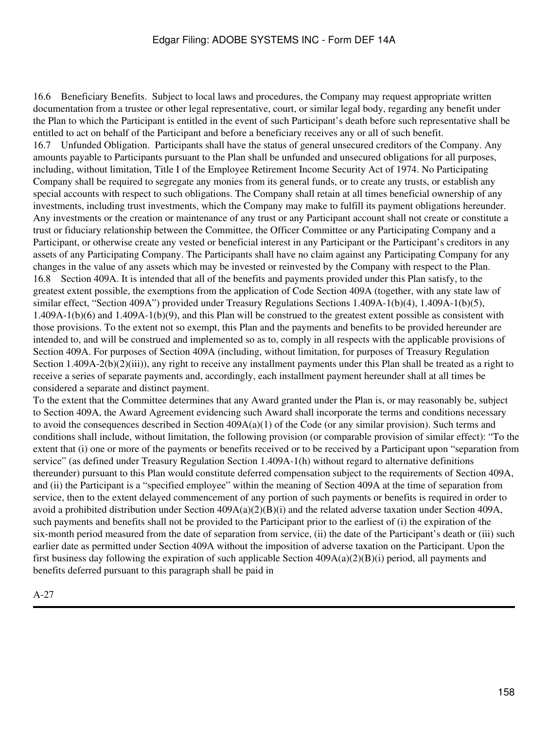16.6 Beneficiary Benefits. Subject to local laws and procedures, the Company may request appropriate written documentation from a trustee or other legal representative, court, or similar legal body, regarding any benefit under the Plan to which the Participant is entitled in the event of such Participant's death before such representative shall be entitled to act on behalf of the Participant and before a beneficiary receives any or all of such benefit.

16.7 Unfunded Obligation. Participants shall have the status of general unsecured creditors of the Company. Any amounts payable to Participants pursuant to the Plan shall be unfunded and unsecured obligations for all purposes, including, without limitation, Title I of the Employee Retirement Income Security Act of 1974. No Participating Company shall be required to segregate any monies from its general funds, or to create any trusts, or establish any special accounts with respect to such obligations. The Company shall retain at all times beneficial ownership of any investments, including trust investments, which the Company may make to fulfill its payment obligations hereunder. Any investments or the creation or maintenance of any trust or any Participant account shall not create or constitute a trust or fiduciary relationship between the Committee, the Officer Committee or any Participating Company and a Participant, or otherwise create any vested or beneficial interest in any Participant or the Participant's creditors in any assets of any Participating Company. The Participants shall have no claim against any Participating Company for any changes in the value of any assets which may be invested or reinvested by the Company with respect to the Plan.

16.8 Section 409A. It is intended that all of the benefits and payments provided under this Plan satisfy, to the greatest extent possible, the exemptions from the application of Code Section 409A (together, with any state law of similar effect, "Section 409A") provided under Treasury Regulations Sections 1.409A-1(b)(4), 1.409A-1(b)(5), 1.409A-1(b)(6) and 1.409A-1(b)(9), and this Plan will be construed to the greatest extent possible as consistent with those provisions. To the extent not so exempt, this Plan and the payments and benefits to be provided hereunder are intended to, and will be construed and implemented so as to, comply in all respects with the applicable provisions of Section 409A. For purposes of Section 409A (including, without limitation, for purposes of Treasury Regulation Section 1.409A-2(b)(2)(iii)), any right to receive any installment payments under this Plan shall be treated as a right to receive a series of separate payments and, accordingly, each installment payment hereunder shall at all times be considered a separate and distinct payment.

To the extent that the Committee determines that any Award granted under the Plan is, or may reasonably be, subject to Section 409A, the Award Agreement evidencing such Award shall incorporate the terms and conditions necessary to avoid the consequences described in Section 409A(a)(1) of the Code (or any similar provision). Such terms and conditions shall include, without limitation, the following provision (or comparable provision of similar effect): "To the extent that (i) one or more of the payments or benefits received or to be received by a Participant upon "separation from service" (as defined under Treasury Regulation Section 1.409A-1(h) without regard to alternative definitions thereunder) pursuant to this Plan would constitute deferred compensation subject to the requirements of Section 409A, and (ii) the Participant is a "specified employee" within the meaning of Section 409A at the time of separation from service, then to the extent delayed commencement of any portion of such payments or benefits is required in order to avoid a prohibited distribution under Section 409A(a)(2)(B)(i) and the related adverse taxation under Section 409A, such payments and benefits shall not be provided to the Participant prior to the earliest of (i) the expiration of the six-month period measured from the date of separation from service, (ii) the date of the Participant's death or (iii) such earlier date as permitted under Section 409A without the imposition of adverse taxation on the Participant. Upon the first business day following the expiration of such applicable Section 409A(a)(2)(B)(i) period, all payments and benefits deferred pursuant to this paragraph shall be paid in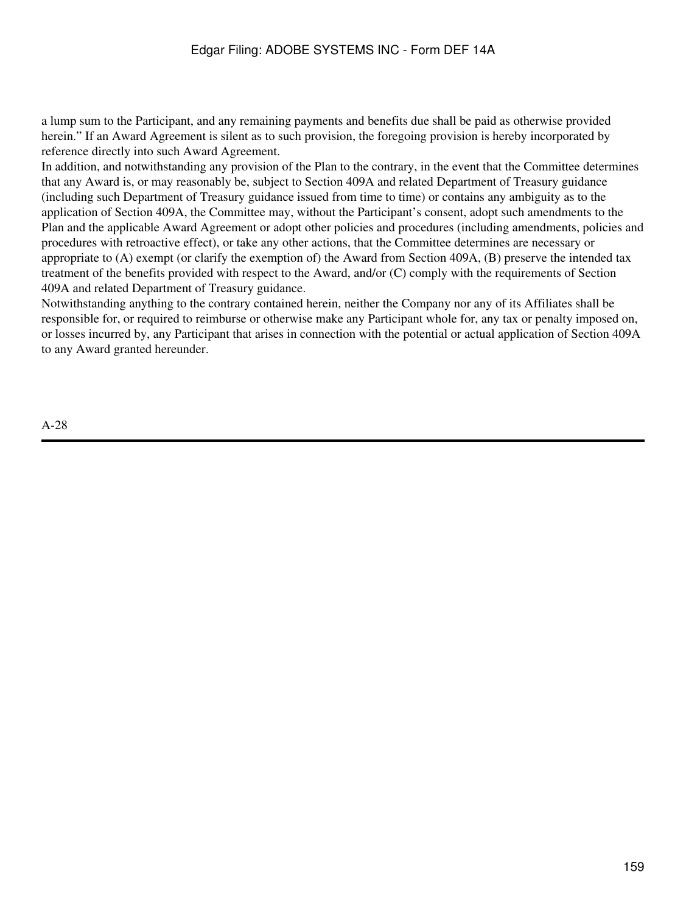a lump sum to the Participant, and any remaining payments and benefits due shall be paid as otherwise provided herein." If an Award Agreement is silent as to such provision, the foregoing provision is hereby incorporated by reference directly into such Award Agreement.

In addition, and notwithstanding any provision of the Plan to the contrary, in the event that the Committee determines that any Award is, or may reasonably be, subject to Section 409A and related Department of Treasury guidance (including such Department of Treasury guidance issued from time to time) or contains any ambiguity as to the application of Section 409A, the Committee may, without the Participant's consent, adopt such amendments to the Plan and the applicable Award Agreement or adopt other policies and procedures (including amendments, policies and procedures with retroactive effect), or take any other actions, that the Committee determines are necessary or appropriate to (A) exempt (or clarify the exemption of) the Award from Section 409A, (B) preserve the intended tax treatment of the benefits provided with respect to the Award, and/or (C) comply with the requirements of Section 409A and related Department of Treasury guidance.

Notwithstanding anything to the contrary contained herein, neither the Company nor any of its Affiliates shall be responsible for, or required to reimburse or otherwise make any Participant whole for, any tax or penalty imposed on, or losses incurred by, any Participant that arises in connection with the potential or actual application of Section 409A to any Award granted hereunder.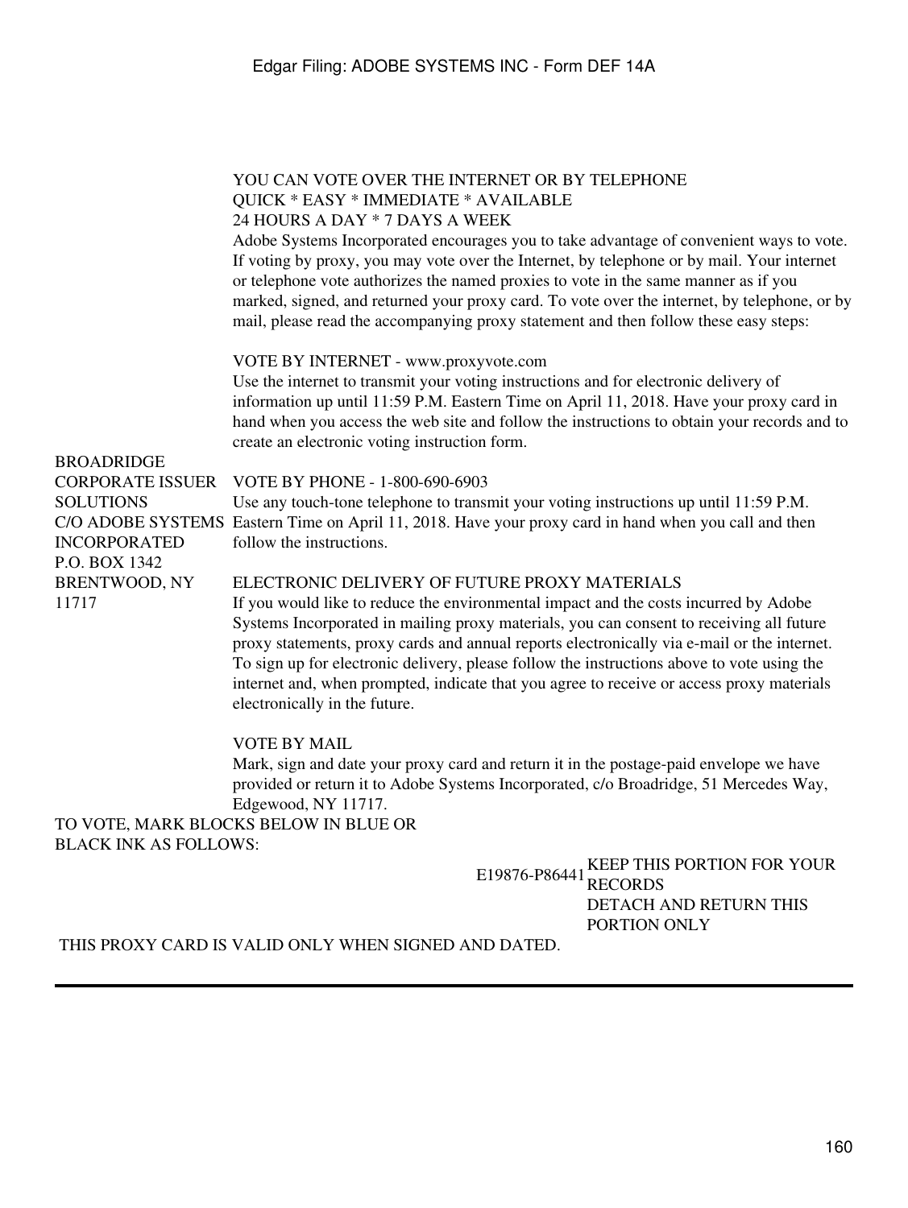BROADRIDGE
CORPORATE ISSUER
SOLUTIONS
C/O ADOBE SYSTEMS
INCORPORATED
P.O. BOX 1342
BRENTWOOD, NY
11717

YOU CAN VOTE OVER THE INTERNET OR BY TELEPHONE
QUICK * EASY * IMMEDIATE * AVAILABLE
24 HOURS A DAY * 7 DAYS A WEEK

Adobe Systems Incorporated encourages you to take advantage of convenient ways to vote. If voting by proxy, you may vote over the Internet, by telephone or by mail. Your internet or telephone vote authorizes the named proxies to vote in the same manner as if you marked, signed, and returned your proxy card. To vote over the internet, by telephone, or by mail, please read the accompanying proxy statement and then follow these easy steps:

VOTE BY INTERNET - www.proxyvote.com
Use the internet to transmit your voting instructions and for electronic delivery of information up until 11:59 P.M. Eastern Time on April 11, 2018. Have your proxy card in hand when you access the web site and follow the instructions to obtain your records and to create an electronic voting instruction form.

VOTE BY PHONE - 1-800-690-6903
Use any touch-tone telephone to transmit your voting instructions up until 11:59 P.M. Eastern Time on April 11, 2018. Have your proxy card in hand when you call and then follow the instructions.

ELECTRONIC DELIVERY OF FUTURE PROXY MATERIALS
If you would like to reduce the environmental impact and the costs incurred by Adobe Systems Incorporated in mailing proxy materials, you can consent to receiving all future proxy statements, proxy cards and annual reports electronically via e-mail or the internet. To sign up for electronic delivery, please follow the instructions above to vote using the internet and, when prompted, indicate that you agree to receive or access proxy materials electronically in the future.

VOTE BY MAIL
Mark, sign and date your proxy card and return it in the postage-paid envelope we have provided or return it to Adobe Systems Incorporated, c/o Broadridge, 51 Mercedes Way, Edgewood, NY 11717.

TO VOTE, MARK BLOCKS BELOW IN BLUE OR BLACK INK AS FOLLOWS:

E19876-P86441

KEEP THIS PORTION FOR YOUR RECORDS
DETACH AND RETURN THIS PORTION ONLY

THIS PROXY CARD IS VALID ONLY WHEN SIGNED AND DATED.

---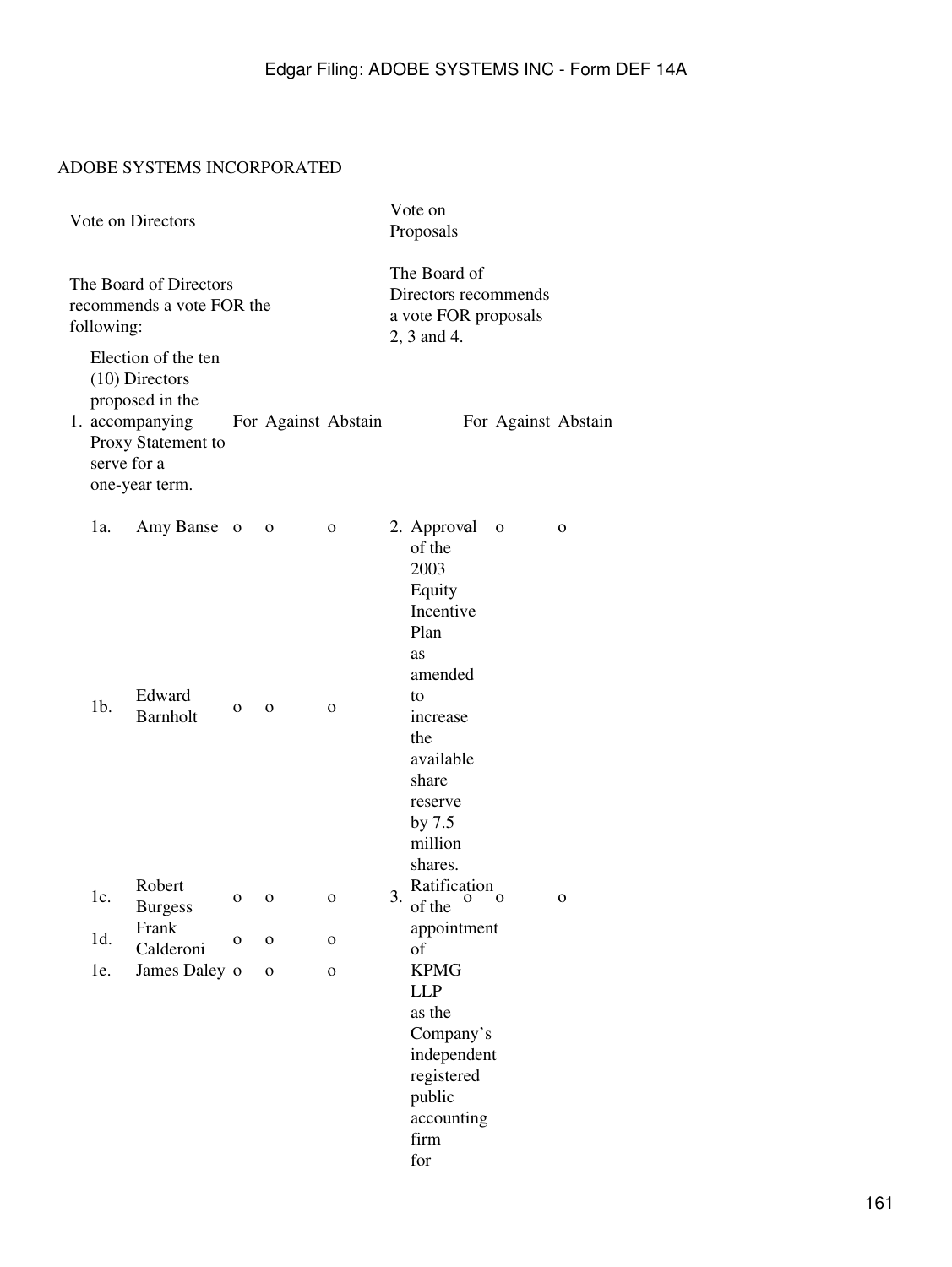ADOBE SYSTEMS INCORPORATED

| Vote on Directors | | | | | Vote on Proposals | | | |
|---|---|---|---|---|---|---|---|---|
| The Board of Directors recommends a vote FOR the following: | | | | | The Board of Directors recommends a vote FOR proposals 2, 3 and 4. | | | |
| 1. | Election of the ten (10) Directors proposed in the accompanying Proxy Statement to serve for a one-year term. | For | Against | Abstain | | For | Against | Abstain |
| 1a. | Amy Banse | o | o | o | 2. Approval of the 2003 Equity Incentive Plan as amended to increase the available share reserve by 7.5 million shares. | o | o | o |
| 1b. | Edward Barnholt | o | o | o | | | | |
| 1c. | Robert Burgess | o | o | o | 3. Ratification of the appointment of KPMG LLP as the Company's independent registered public accounting firm for | o | o | o |
| 1d. | Frank Calderoni | o | o | o | | | | |
| 1e. | James Daley | o | o | o | | | | |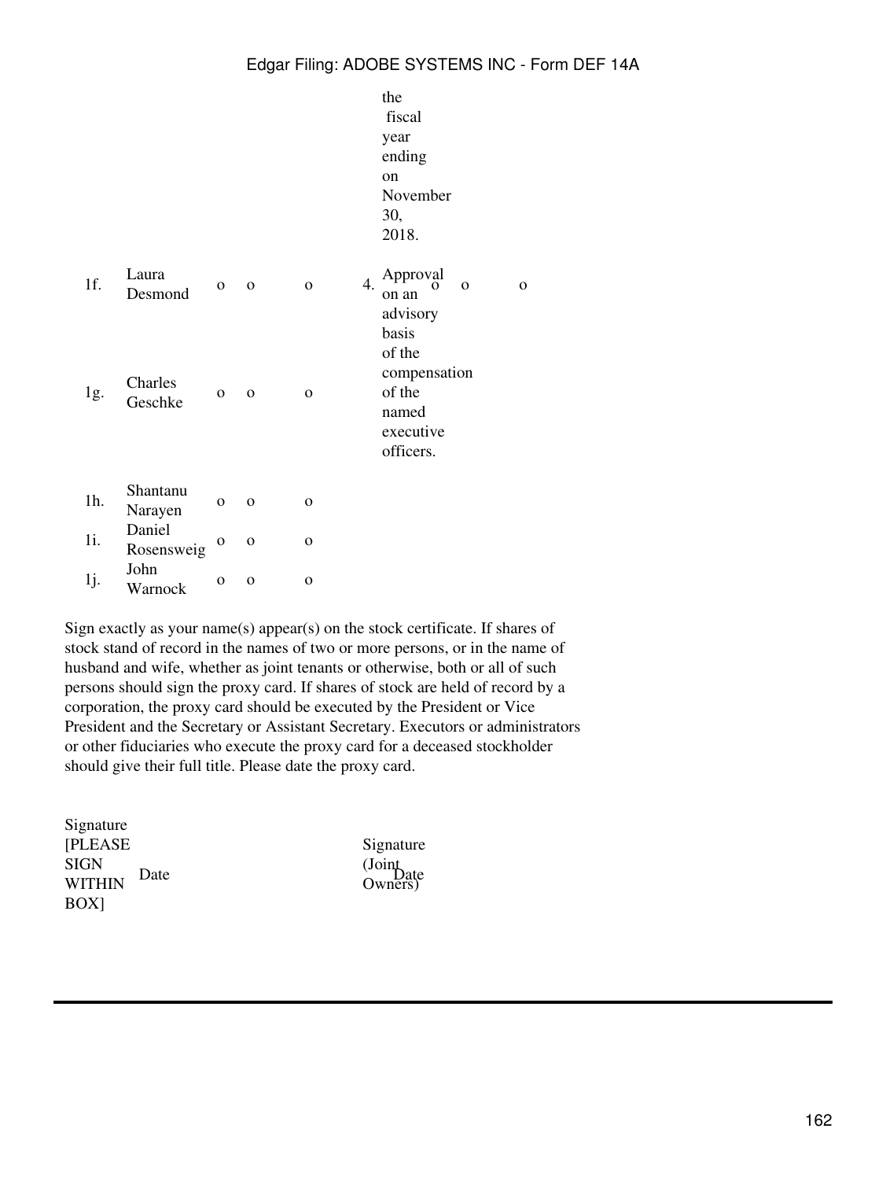the fiscal year ending on November 30, 2018.

| | | | | | | | | |
|---|---|---|---|---|---|---|---|---|
| 1f. | Laura Desmond | o | o | o | 4. | Approval on an advisory basis of the compensation of the named executive officers. | o | o | o |
| 1g. | Charles Geschke | o | o | o | | | | | |
| 1h. | Shantanu Narayen | o | o | o | | | | | |
| 1i. | Daniel Rosensweig | o | o | o | | | | | |
| 1j. | John Warnock | o | o | o | | | | | |

Sign exactly as your name(s) appear(s) on the stock certificate. If shares of stock stand of record in the names of two or more persons, or in the name of husband and wife, whether as joint tenants or otherwise, both or all of such persons should sign the proxy card. If shares of stock are held of record by a corporation, the proxy card should be executed by the President or Vice President and the Secretary or Assistant Secretary. Executors or administrators or other fiduciaries who execute the proxy card for a deceased stockholder should give their full title. Please date the proxy card.

| | | | |
|---|---|---|---|
| Signature [PLEASE SIGN WITHIN BOX] | Date | Signature (Joint Owners) | Date |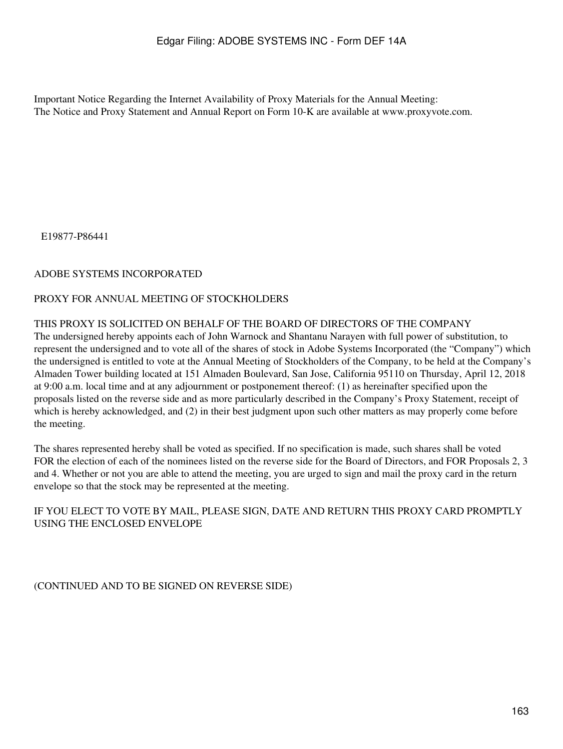Important Notice Regarding the Internet Availability of Proxy Materials for the Annual Meeting:
The Notice and Proxy Statement and Annual Report on Form 10-K are available at www.proxyvote.com.

E19877-P86441

ADOBE SYSTEMS INCORPORATED

PROXY FOR ANNUAL MEETING OF STOCKHOLDERS

THIS PROXY IS SOLICITED ON BEHALF OF THE BOARD OF DIRECTORS OF THE COMPANY
The undersigned hereby appoints each of John Warnock and Shantanu Narayen with full power of substitution, to represent the undersigned and to vote all of the shares of stock in Adobe Systems Incorporated (the "Company") which the undersigned is entitled to vote at the Annual Meeting of Stockholders of the Company, to be held at the Company's Almaden Tower building located at 151 Almaden Boulevard, San Jose, California 95110 on Thursday, April 12, 2018 at 9:00 a.m. local time and at any adjournment or postponement thereof: (1) as hereinafter specified upon the proposals listed on the reverse side and as more particularly described in the Company's Proxy Statement, receipt of which is hereby acknowledged, and (2) in their best judgment upon such other matters as may properly come before the meeting.

The shares represented hereby shall be voted as specified. If no specification is made, such shares shall be voted FOR the election of each of the nominees listed on the reverse side for the Board of Directors, and FOR Proposals 2, 3 and 4. Whether or not you are able to attend the meeting, you are urged to sign and mail the proxy card in the return envelope so that the stock may be represented at the meeting.

IF YOU ELECT TO VOTE BY MAIL, PLEASE SIGN, DATE AND RETURN THIS PROXY CARD PROMPTLY USING THE ENCLOSED ENVELOPE

(CONTINUED AND TO BE SIGNED ON REVERSE SIDE)